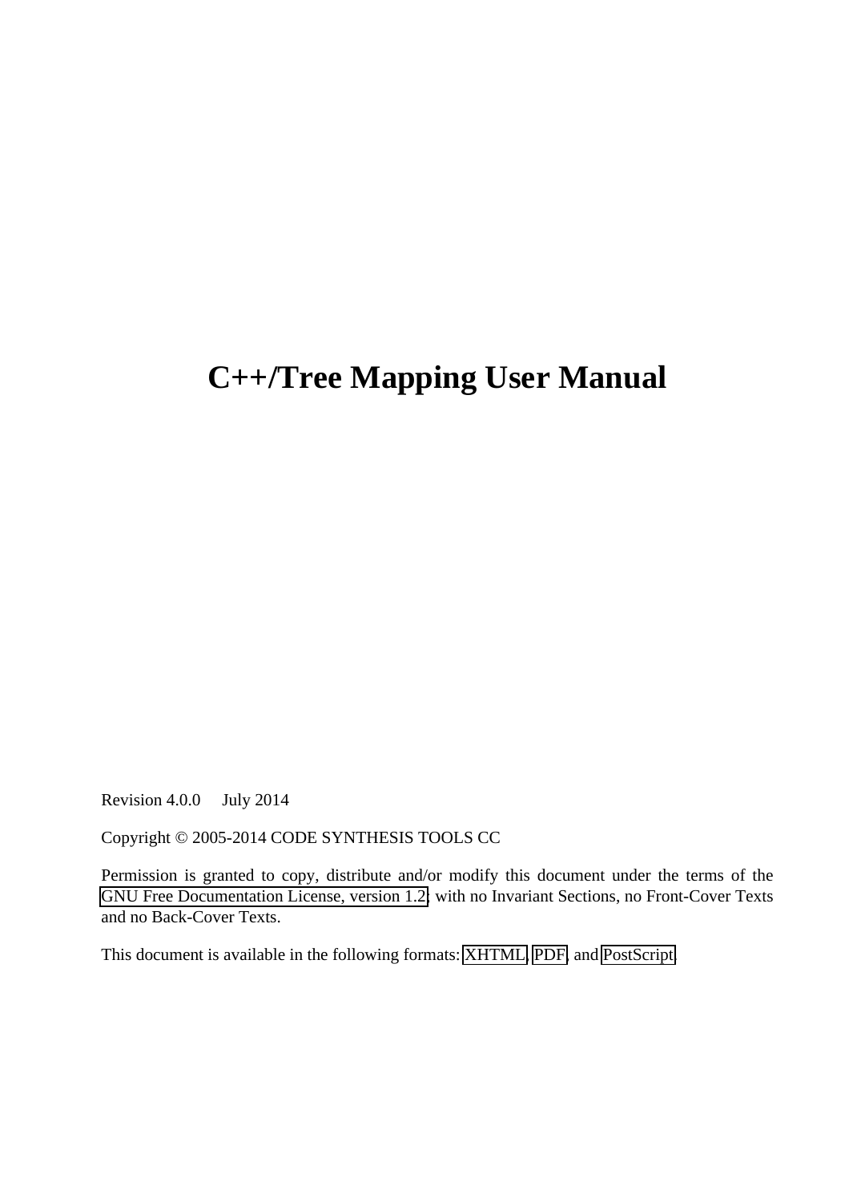# C++/Tree Mapping User Manual

Revision 4.0.0     July 2014

Copyright © 2005-2014 CODE SYNTHESIS TOOLS CC

Permission is granted to copy, distribute and/or modify this document under the terms of the GNU Free Documentation License, version 1.2; with no Invariant Sections, no Front-Cover Texts and no Back-Cover Texts.

This document is available in the following formats: XHTML, PDF, and PostScript.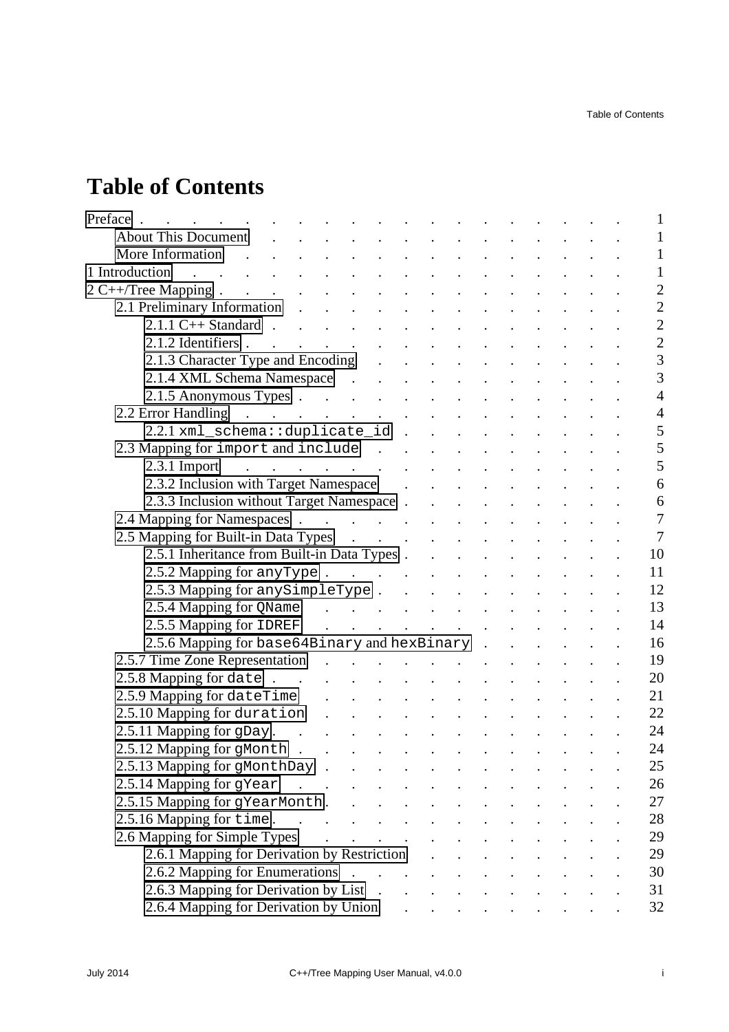# Table of Contents

- Preface . . . 1
  - About This Document . . . 1
  - More Information . . . 1
- 1 Introduction . . . 1
- 2 C++/Tree Mapping . . . 2
  - 2.1 Preliminary Information . . . 2
    - 2.1.1 C++ Standard . . . 2
    - 2.1.2 Identifiers . . . 2
    - 2.1.3 Character Type and Encoding . . . 3
    - 2.1.4 XML Schema Namespace . . . 3
    - 2.1.5 Anonymous Types . . . 4
  - 2.2 Error Handling . . . 4
    - 2.2.1 `xml_schema::duplicate_id` . . . 5
  - 2.3 Mapping for `import` and `include` . . . 5
    - 2.3.1 Import . . . 5
    - 2.3.2 Inclusion with Target Namespace . . . 6
    - 2.3.3 Inclusion without Target Namespace . . . 6
  - 2.4 Mapping for Namespaces . . . 7
  - 2.5 Mapping for Built-in Data Types . . . 7
    - 2.5.1 Inheritance from Built-in Data Types . . . 10
    - 2.5.2 Mapping for `anyType` . . . 11
    - 2.5.3 Mapping for `anySimpleType` . . . 12
    - 2.5.4 Mapping for `QName` . . . 13
    - 2.5.5 Mapping for `IDREF` . . . 14
    - 2.5.6 Mapping for `base64Binary` and `hexBinary` . . . 16
  - 2.5.7 Time Zone Representation . . . 19
  - 2.5.8 Mapping for `date` . . . 20
  - 2.5.9 Mapping for `dateTime` . . . 21
  - 2.5.10 Mapping for `duration` . . . 22
  - 2.5.11 Mapping for `gDay` . . . 24
  - 2.5.12 Mapping for `gMonth` . . . 24
  - 2.5.13 Mapping for `gMonthDay` . . . 25
  - 2.5.14 Mapping for `gYear` . . . 26
  - 2.5.15 Mapping for `gYearMonth` . . . 27
  - 2.5.16 Mapping for `time` . . . 28
  - 2.6 Mapping for Simple Types . . . 29
    - 2.6.1 Mapping for Derivation by Restriction . . . 29
    - 2.6.2 Mapping for Enumerations . . . 30
    - 2.6.3 Mapping for Derivation by List . . . 31
    - 2.6.4 Mapping for Derivation by Union . . . 32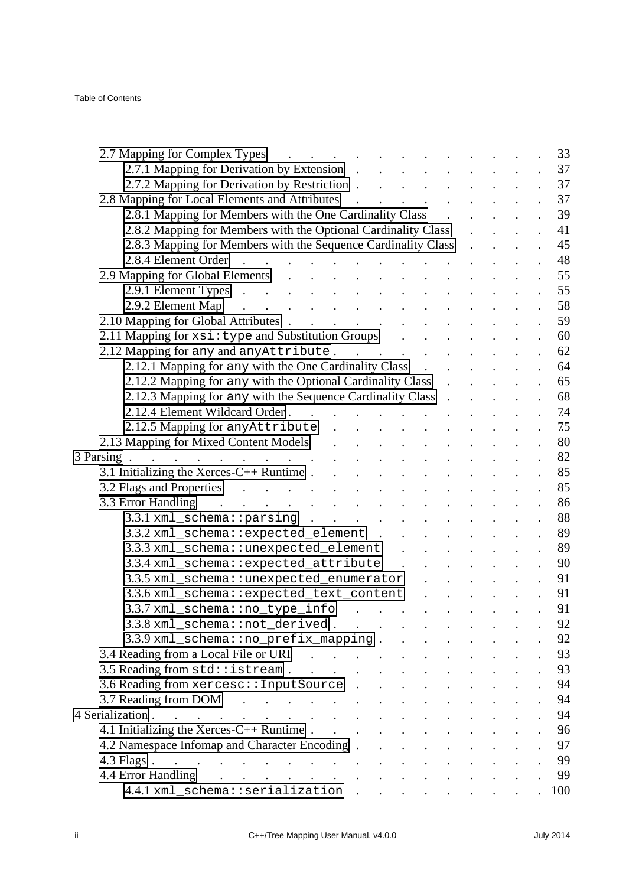- 2.7 Mapping for Complex Types . . . 33
  - 2.7.1 Mapping for Derivation by Extension . . . 37
  - 2.7.2 Mapping for Derivation by Restriction . . . 37
- 2.8 Mapping for Local Elements and Attributes . . . 37
  - 2.8.1 Mapping for Members with the One Cardinality Class . . . 39
  - 2.8.2 Mapping for Members with the Optional Cardinality Class . . . 41
  - 2.8.3 Mapping for Members with the Sequence Cardinality Class . . . 45
  - 2.8.4 Element Order . . . 48
- 2.9 Mapping for Global Elements . . . 55
  - 2.9.1 Element Types . . . 55
  - 2.9.2 Element Map . . . 58
- 2.10 Mapping for Global Attributes . . . 59
- 2.11 Mapping for `xsi:type` and Substitution Groups . . . 60
- 2.12 Mapping for `any` and `anyAttribute` . . . 62
  - 2.12.1 Mapping for `any` with the One Cardinality Class . . . 64
  - 2.12.2 Mapping for `any` with the Optional Cardinality Class . . . 65
  - 2.12.3 Mapping for `any` with the Sequence Cardinality Class . . . 68
  - 2.12.4 Element Wildcard Order . . . 74
  - 2.12.5 Mapping for `anyAttribute` . . . 75
- 2.13 Mapping for Mixed Content Models . . . 80

3 Parsing . . . 82
- 3.1 Initializing the Xerces-C++ Runtime . . . 85
- 3.2 Flags and Properties . . . 85
- 3.3 Error Handling . . . 86
  - 3.3.1 `xml_schema::parsing` . . . 88
  - 3.3.2 `xml_schema::expected_element` . . . 89
  - 3.3.3 `xml_schema::unexpected_element` . . . 89
  - 3.3.4 `xml_schema::expected_attribute` . . . 90
  - 3.3.5 `xml_schema::unexpected_enumerator` . . . 91
  - 3.3.6 `xml_schema::expected_text_content` . . . 91
  - 3.3.7 `xml_schema::no_type_info` . . . 91
  - 3.3.8 `xml_schema::not_derived` . . . 92
  - 3.3.9 `xml_schema::no_prefix_mapping` . . . 92
- 3.4 Reading from a Local File or URI . . . 93
- 3.5 Reading from `std::istream` . . . 93
- 3.6 Reading from `xercesc::InputSource` . . . 94
- 3.7 Reading from DOM . . . 94

4 Serialization . . . 94
- 4.1 Initializing the Xerces-C++ Runtime . . . 96
- 4.2 Namespace Infomap and Character Encoding . . . 97
- 4.3 Flags . . . 99
- 4.4 Error Handling . . . 99
  - 4.4.1 `xml_schema::serialization` . . . 100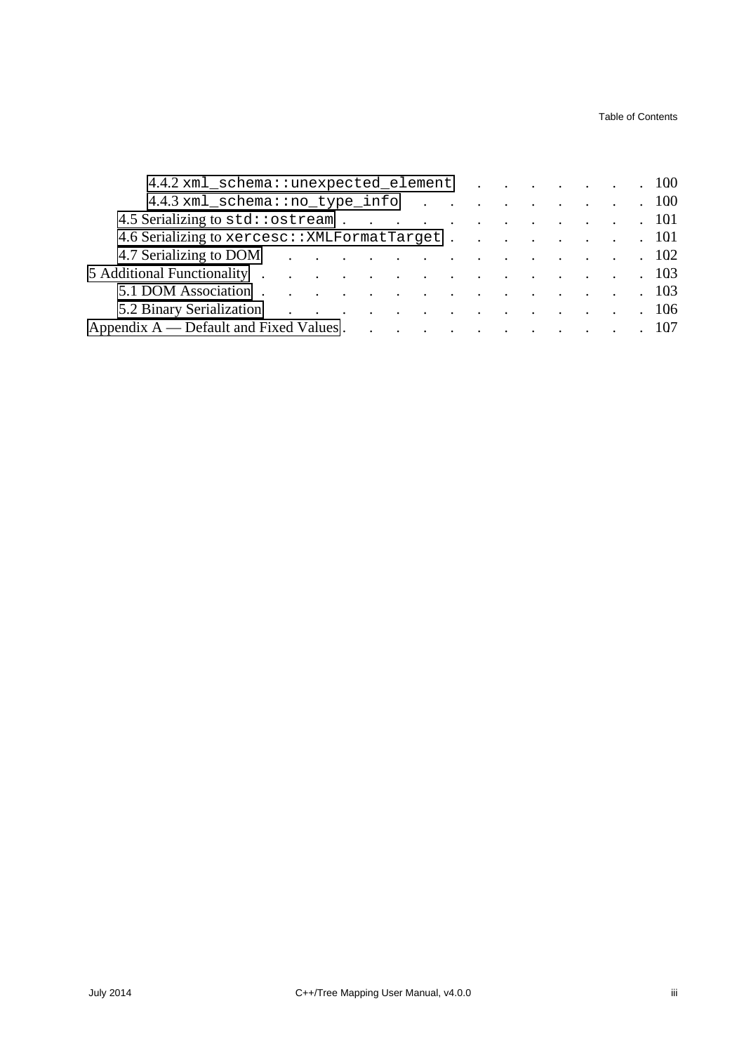- 4.4.2 `xml_schema::unexpected_element` . . . . . . . . 100
- 4.4.3 `xml_schema::no_type_info` . . . . . . . . . . 100
- 4.5 Serializing to `std::ostream` . . . . . . . . . . . . 101
- 4.6 Serializing to `xercesc::XMLFormatTarget` . . . . . . . . 101
- 4.7 Serializing to DOM . . . . . . . . . . . . . . . 102

5 Additional Functionality . . . . . . . . . . . . . . . . 103

- 5.1 DOM Association . . . . . . . . . . . . . . . . 103
- 5.2 Binary Serialization . . . . . . . . . . . . . . . 106

Appendix A — Default and Fixed Values . . . . . . . . . . . . 107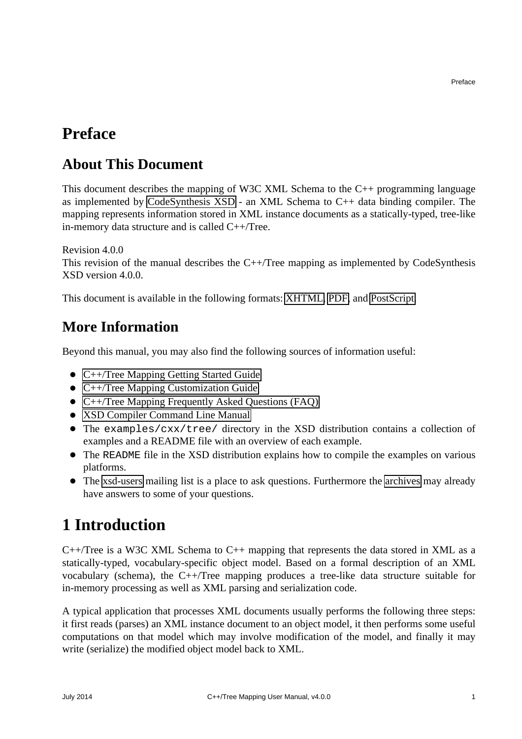# Preface

## About This Document

This document describes the mapping of W3C XML Schema to the C++ programming language as implemented by CodeSynthesis XSD - an XML Schema to C++ data binding compiler. The mapping represents information stored in XML instance documents as a statically-typed, tree-like in-memory data structure and is called C++/Tree.

Revision 4.0.0
This revision of the manual describes the C++/Tree mapping as implemented by CodeSynthesis XSD version 4.0.0.

This document is available in the following formats: XHTML, PDF, and PostScript.

## More Information

Beyond this manual, you may also find the following sources of information useful:

- C++/Tree Mapping Getting Started Guide
- C++/Tree Mapping Customization Guide
- C++/Tree Mapping Frequently Asked Questions (FAQ)
- XSD Compiler Command Line Manual
- The `examples/cxx/tree/` directory in the XSD distribution contains a collection of examples and a README file with an overview of each example.
- The `README` file in the XSD distribution explains how to compile the examples on various platforms.
- The xsd-users mailing list is a place to ask questions. Furthermore the archives may already have answers to some of your questions.

# 1 Introduction

C++/Tree is a W3C XML Schema to C++ mapping that represents the data stored in XML as a statically-typed, vocabulary-specific object model. Based on a formal description of an XML vocabulary (schema), the C++/Tree mapping produces a tree-like data structure suitable for in-memory processing as well as XML parsing and serialization code.

A typical application that processes XML documents usually performs the following three steps: it first reads (parses) an XML instance document to an object model, it then performs some useful computations on that model which may involve modification of the model, and finally it may write (serialize) the modified object model back to XML.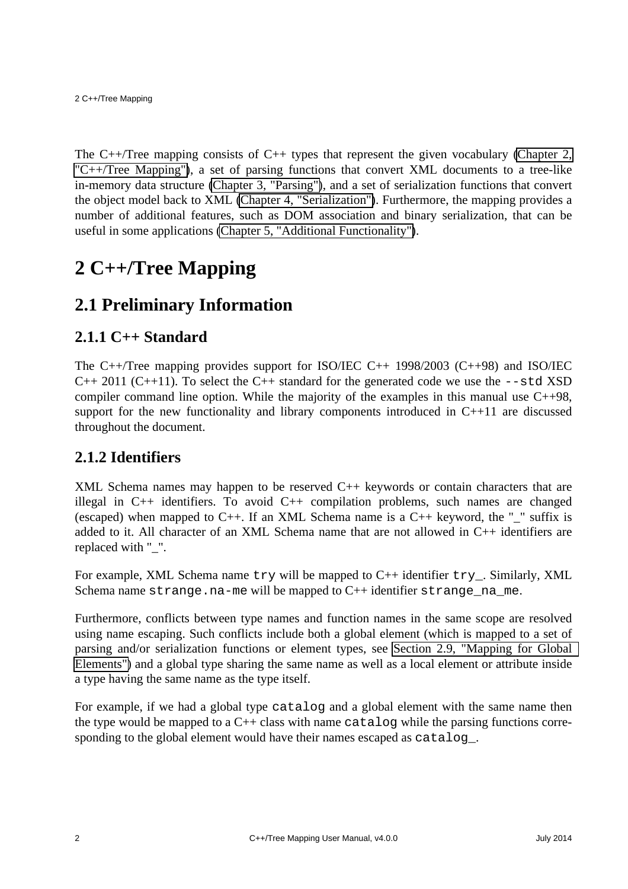The C++/Tree mapping consists of C++ types that represent the given vocabulary (Chapter 2, "C++/Tree Mapping"), a set of parsing functions that convert XML documents to a tree-like in-memory data structure (Chapter 3, "Parsing"), and a set of serialization functions that convert the object model back to XML (Chapter 4, "Serialization"). Furthermore, the mapping provides a number of additional features, such as DOM association and binary serialization, that can be useful in some applications (Chapter 5, "Additional Functionality").

# 2 C++/Tree Mapping

## 2.1 Preliminary Information

### 2.1.1 C++ Standard

The C++/Tree mapping provides support for ISO/IEC C++ 1998/2003 (C++98) and ISO/IEC C++ 2011 (C++11). To select the C++ standard for the generated code we use the `--std` XSD compiler command line option. While the majority of the examples in this manual use C++98, support for the new functionality and library components introduced in C++11 are discussed throughout the document.

### 2.1.2 Identifiers

XML Schema names may happen to be reserved C++ keywords or contain characters that are illegal in C++ identifiers. To avoid C++ compilation problems, such names are changed (escaped) when mapped to C++. If an XML Schema name is a C++ keyword, the "_" suffix is added to it. All character of an XML Schema name that are not allowed in C++ identifiers are replaced with "_".

For example, XML Schema name `try` will be mapped to C++ identifier `try_`. Similarly, XML Schema name `strange.na-me` will be mapped to C++ identifier `strange_na_me`.

Furthermore, conflicts between type names and function names in the same scope are resolved using name escaping. Such conflicts include both a global element (which is mapped to a set of parsing and/or serialization functions or element types, see Section 2.9, "Mapping for Global Elements") and a global type sharing the same name as well as a local element or attribute inside a type having the same name as the type itself.

For example, if we had a global type `catalog` and a global element with the same name then the type would be mapped to a C++ class with name `catalog` while the parsing functions corresponding to the global element would have their names escaped as `catalog_`.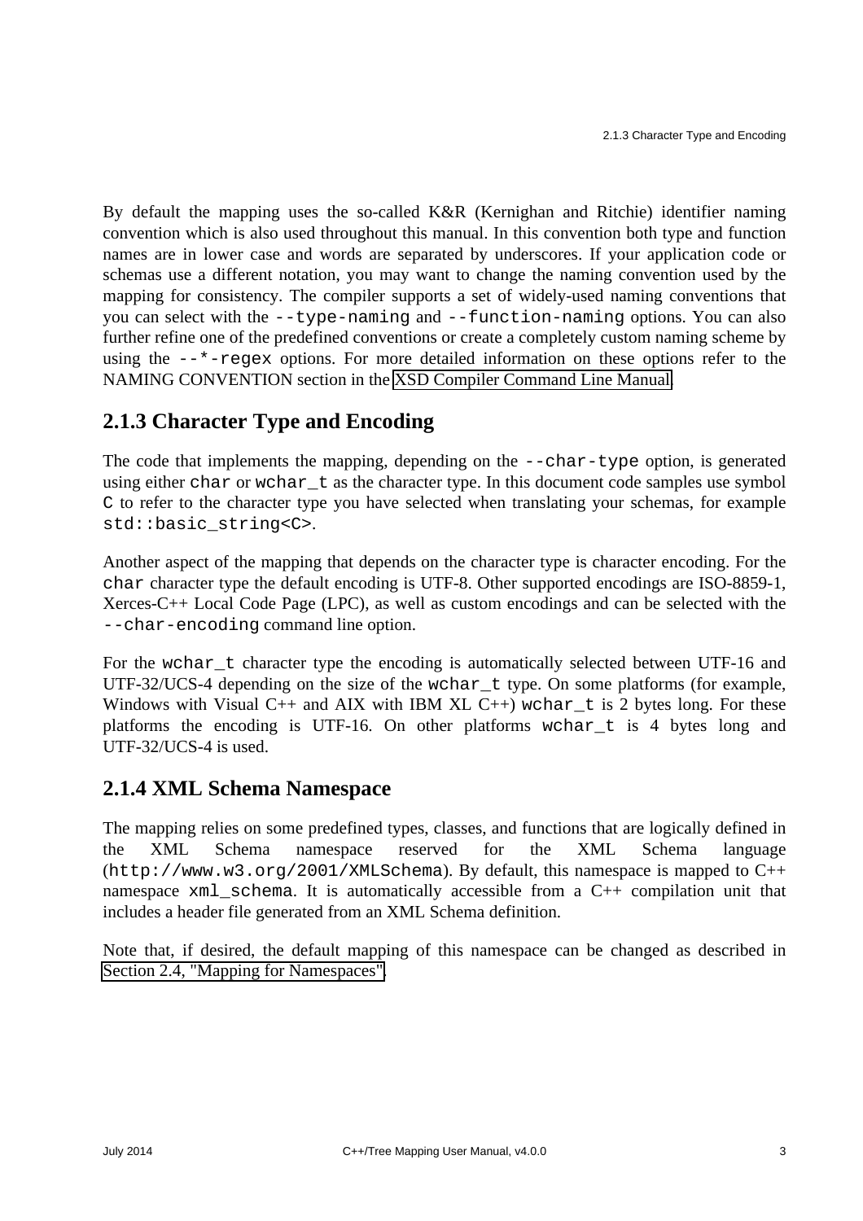By default the mapping uses the so-called K&R (Kernighan and Ritchie) identifier naming convention which is also used throughout this manual. In this convention both type and function names are in lower case and words are separated by underscores. If your application code or schemas use a different notation, you may want to change the naming convention used by the mapping for consistency. The compiler supports a set of widely-used naming conventions that you can select with the `--type-naming` and `--function-naming` options. You can also further refine one of the predefined conventions or create a completely custom naming scheme by using the `--*-regex` options. For more detailed information on these options refer to the NAMING CONVENTION section in the XSD Compiler Command Line Manual.

## 2.1.3 Character Type and Encoding

The code that implements the mapping, depending on the `--char-type` option, is generated using either `char` or `wchar_t` as the character type. In this document code samples use symbol `C` to refer to the character type you have selected when translating your schemas, for example `std::basic_string<C>`.

Another aspect of the mapping that depends on the character type is character encoding. For the `char` character type the default encoding is UTF-8. Other supported encodings are ISO-8859-1, Xerces-C++ Local Code Page (LPC), as well as custom encodings and can be selected with the `--char-encoding` command line option.

For the `wchar_t` character type the encoding is automatically selected between UTF-16 and UTF-32/UCS-4 depending on the size of the `wchar_t` type. On some platforms (for example, Windows with Visual C++ and AIX with IBM XL C++) `wchar_t` is 2 bytes long. For these platforms the encoding is UTF-16. On other platforms `wchar_t` is 4 bytes long and UTF-32/UCS-4 is used.

## 2.1.4 XML Schema Namespace

The mapping relies on some predefined types, classes, and functions that are logically defined in the XML Schema namespace reserved for the XML Schema language (`http://www.w3.org/2001/XMLSchema`). By default, this namespace is mapped to C++ namespace `xml_schema`. It is automatically accessible from a C++ compilation unit that includes a header file generated from an XML Schema definition.

Note that, if desired, the default mapping of this namespace can be changed as described in Section 2.4, "Mapping for Namespaces".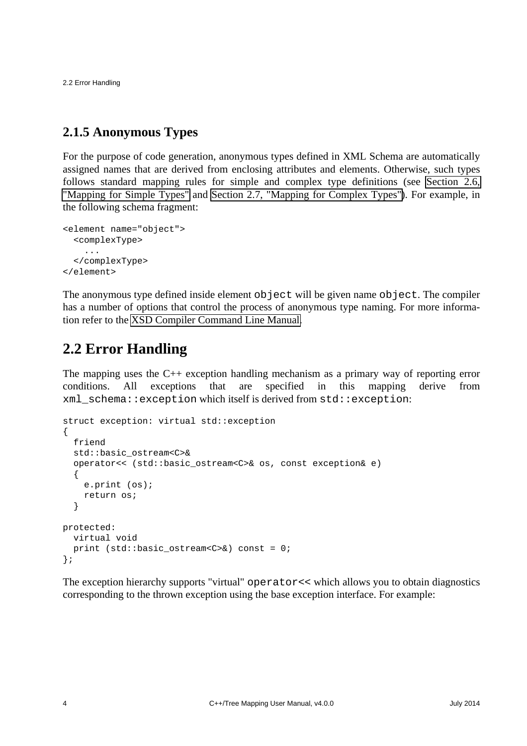### 2.1.5 Anonymous Types

For the purpose of code generation, anonymous types defined in XML Schema are automatically assigned names that are derived from enclosing attributes and elements. Otherwise, such types follows standard mapping rules for simple and complex type definitions (see Section 2.6, "Mapping for Simple Types" and Section 2.7, "Mapping for Complex Types"). For example, in the following schema fragment:

```
<element name="object">
  <complexType>
    ...
  </complexType>
</element>
```

The anonymous type defined inside element `object` will be given name `object`. The compiler has a number of options that control the process of anonymous type naming. For more information refer to the XSD Compiler Command Line Manual.

## 2.2 Error Handling

The mapping uses the C++ exception handling mechanism as a primary way of reporting error conditions. All exceptions that are specified in this mapping derive from `xml_schema::exception` which itself is derived from `std::exception`:

```
struct exception: virtual std::exception
{
  friend
  std::basic_ostream<C>&
  operator<< (std::basic_ostream<C>& os, const exception& e)
  {
    e.print (os);
    return os;
  }

protected:
  virtual void
  print (std::basic_ostream<C>&) const = 0;
};
```

The exception hierarchy supports "virtual" `operator<<` which allows you to obtain diagnostics corresponding to the thrown exception using the base exception interface. For example: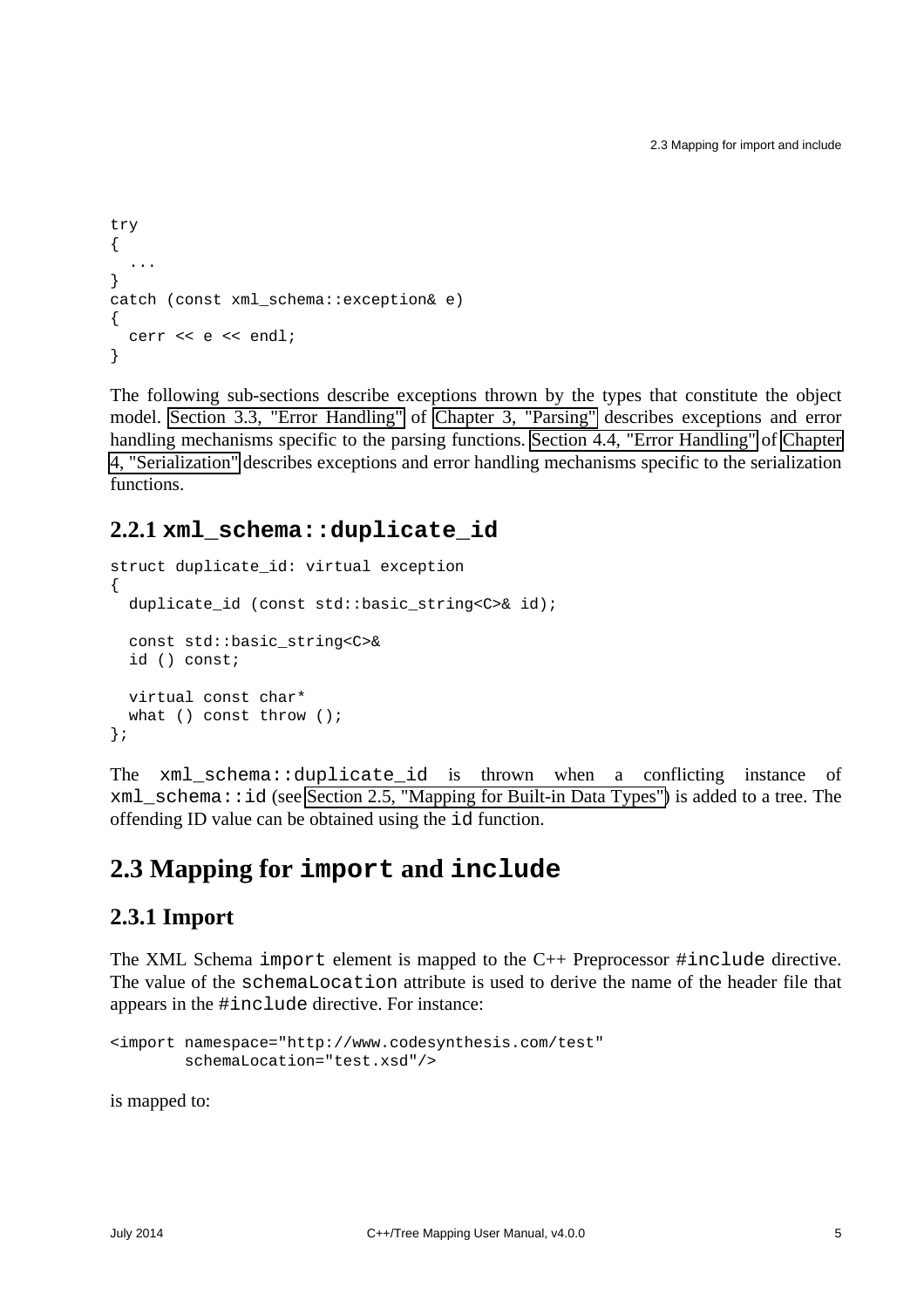```
try
{
  ...
}
catch (const xml_schema::exception& e)
{
  cerr << e << endl;
}
```

The following sub-sections describe exceptions thrown by the types that constitute the object model. Section 3.3, "Error Handling" of Chapter 3, "Parsing" describes exceptions and error handling mechanisms specific to the parsing functions. Section 4.4, "Error Handling" of Chapter 4, "Serialization" describes exceptions and error handling mechanisms specific to the serialization functions.

### 2.2.1 `xml_schema::duplicate_id`

```
struct duplicate_id: virtual exception
{
  duplicate_id (const std::basic_string<C>& id);

  const std::basic_string<C>&
  id () const;

  virtual const char*
  what () const throw ();
};
```

The `xml_schema::duplicate_id` is thrown when a conflicting instance of `xml_schema::id` (see Section 2.5, "Mapping for Built-in Data Types") is added to a tree. The offending ID value can be obtained using the `id` function.

## 2.3 Mapping for `import` and `include`

### 2.3.1 Import

The XML Schema `import` element is mapped to the C++ Preprocessor `#include` directive. The value of the `schemaLocation` attribute is used to derive the name of the header file that appears in the `#include` directive. For instance:

```
<import namespace="http://www.codesynthesis.com/test"
        schemaLocation="test.xsd"/>
```

is mapped to: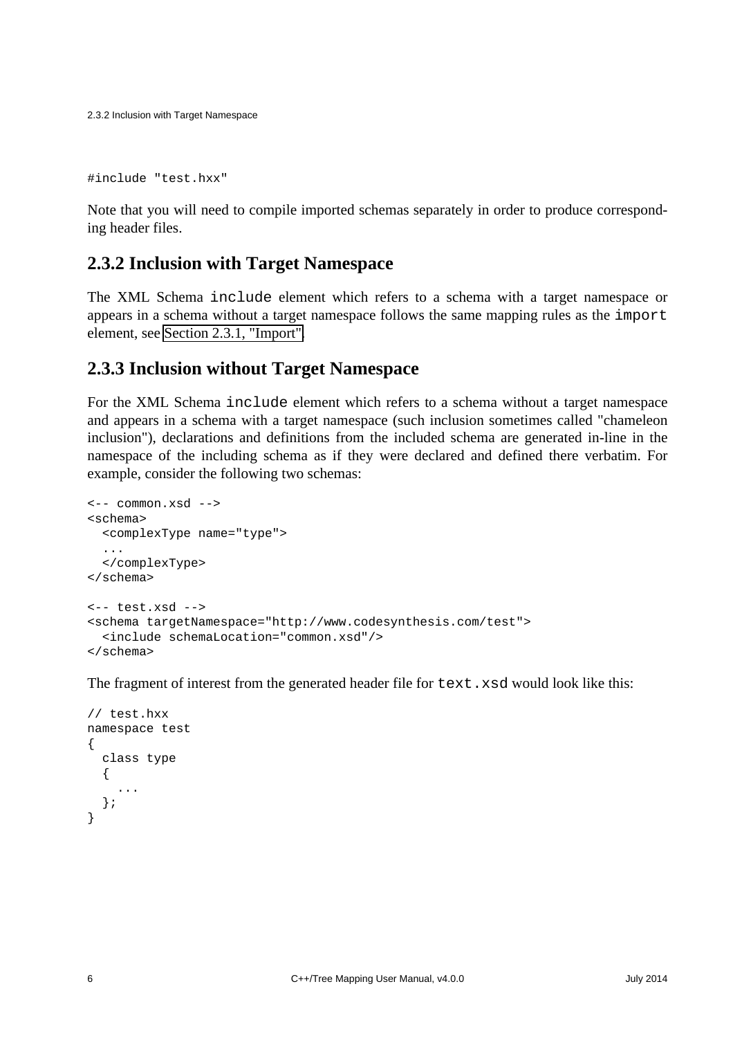```
#include "test.hxx"
```

Note that you will need to compile imported schemas separately in order to produce corresponding header files.

## 2.3.2 Inclusion with Target Namespace

The XML Schema `include` element which refers to a schema with a target namespace or appears in a schema without a target namespace follows the same mapping rules as the `import` element, see Section 2.3.1, "Import".

## 2.3.3 Inclusion without Target Namespace

For the XML Schema `include` element which refers to a schema without a target namespace and appears in a schema with a target namespace (such inclusion sometimes called "chameleon inclusion"), declarations and definitions from the included schema are generated in-line in the namespace of the including schema as if they were declared and defined there verbatim. For example, consider the following two schemas:

```
<-- common.xsd -->
<schema>
  <complexType name="type">
  ...
  </complexType>
</schema>

<-- test.xsd -->
<schema targetNamespace="http://www.codesynthesis.com/test">
  <include schemaLocation="common.xsd"/>
</schema>
```

The fragment of interest from the generated header file for `text.xsd` would look like this:

```
// test.hxx
namespace test
{
  class type
  {
    ...
  };
}
```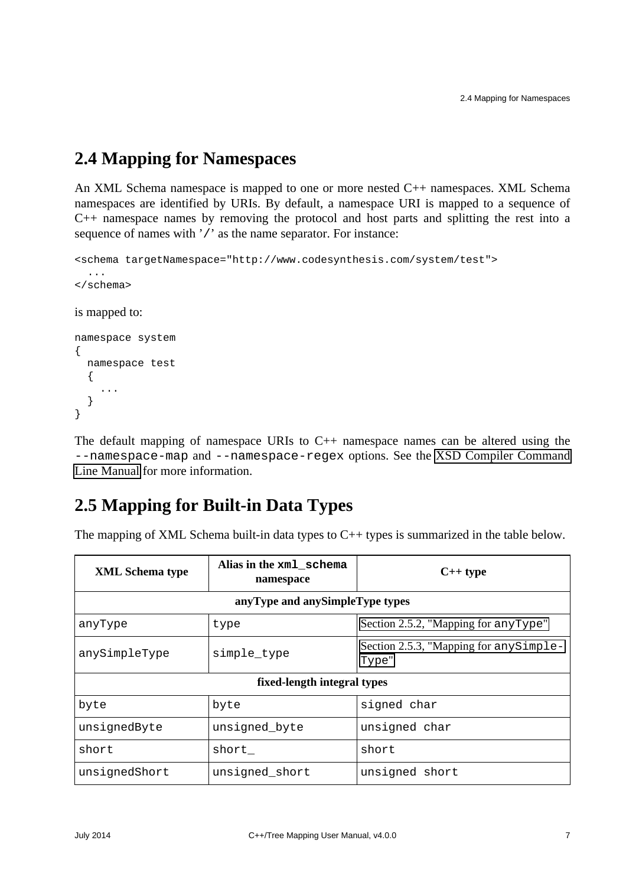## 2.4 Mapping for Namespaces

An XML Schema namespace is mapped to one or more nested C++ namespaces. XML Schema namespaces are identified by URIs. By default, a namespace URI is mapped to a sequence of C++ namespace names by removing the protocol and host parts and splitting the rest into a sequence of names with '`/`' as the name separator. For instance:

```
<schema targetNamespace="http://www.codesynthesis.com/system/test">
  ...
</schema>
```

is mapped to:

```
namespace system
{
  namespace test
  {
    ...
  }
}
```

The default mapping of namespace URIs to C++ namespace names can be altered using the `--namespace-map` and `--namespace-regex` options. See the XSD Compiler Command Line Manual for more information.

## 2.5 Mapping for Built-in Data Types

The mapping of XML Schema built-in data types to C++ types is summarized in the table below.

| XML Schema type | Alias in the `xml_schema` namespace | C++ type |
|---|---|---|
| **anyType and anySimpleType types** | | |
| `anyType` | `type` | Section 2.5.2, "Mapping for `anyType`" |
| `anySimpleType` | `simple_type` | Section 2.5.3, "Mapping for `anySimpleType`" |
| **fixed-length integral types** | | |
| `byte` | `byte` | `signed char` |
| `unsignedByte` | `unsigned_byte` | `unsigned char` |
| `short` | `short_` | `short` |
| `unsignedShort` | `unsigned_short` | `unsigned short` |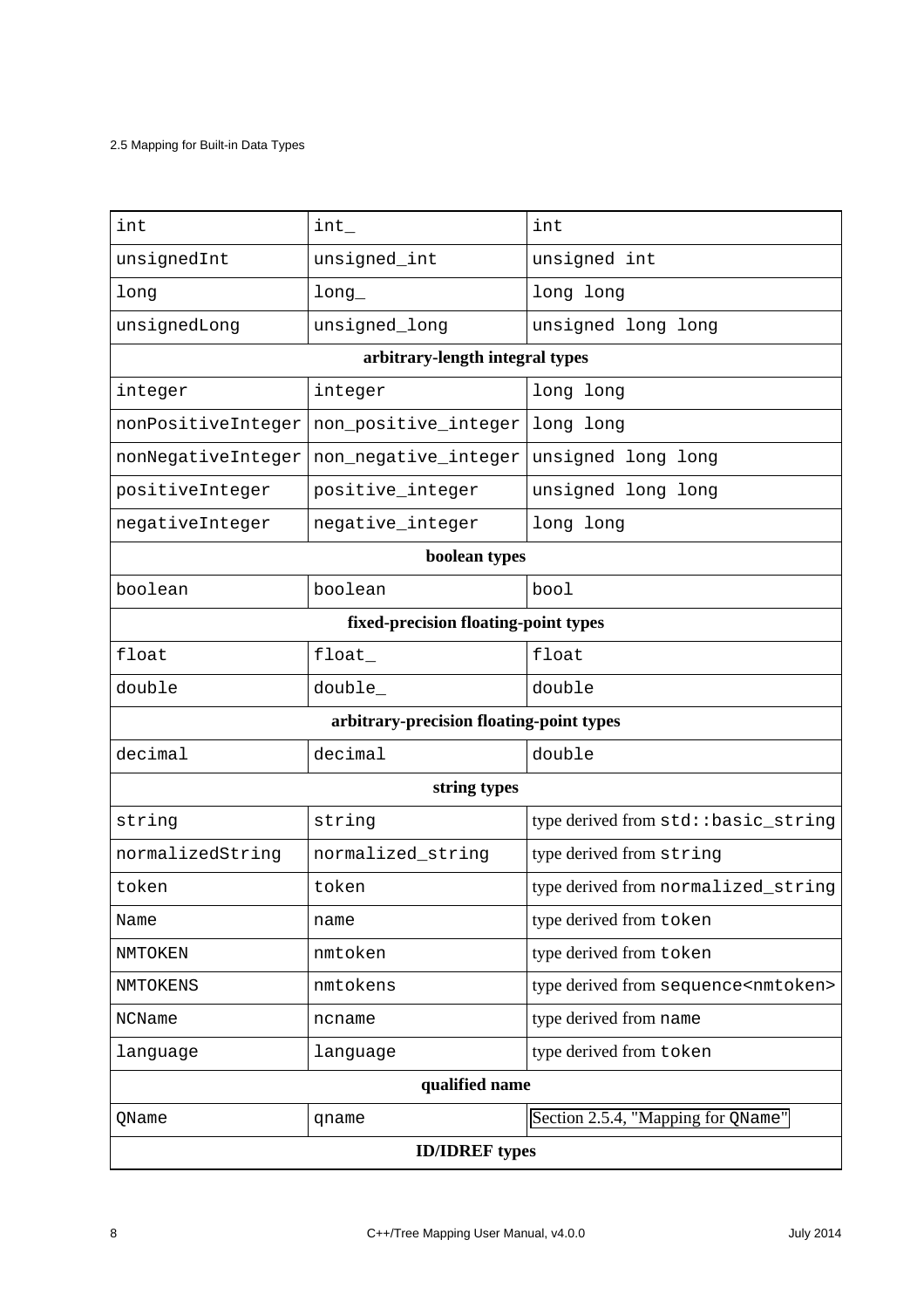| | | |
|---|---|---|
| int | int_ | int |
| unsignedInt | unsigned_int | unsigned int |
| long | long_ | long long |
| unsignedLong | unsigned_long | unsigned long long |
| **arbitrary-length integral types** | | |
| integer | integer | long long |
| nonPositiveInteger | non_positive_integer | long long |
| nonNegativeInteger | non_negative_integer | unsigned long long |
| positiveInteger | positive_integer | unsigned long long |
| negativeInteger | negative_integer | long long |
| **boolean types** | | |
| boolean | boolean | bool |
| **fixed-precision floating-point types** | | |
| float | float_ | float |
| double | double_ | double |
| **arbitrary-precision floating-point types** | | |
| decimal | decimal | double |
| **string types** | | |
| string | string | type derived from std::basic_string |
| normalizedString | normalized_string | type derived from string |
| token | token | type derived from normalized_string |
| Name | name | type derived from token |
| NMTOKEN | nmtoken | type derived from token |
| NMTOKENS | nmtokens | type derived from sequence<nmtoken> |
| NCName | ncname | type derived from name |
| language | language | type derived from token |
| **qualified name** | | |
| QName | qname | Section 2.5.4, "Mapping for QName" |
| **ID/IDREF types** | | |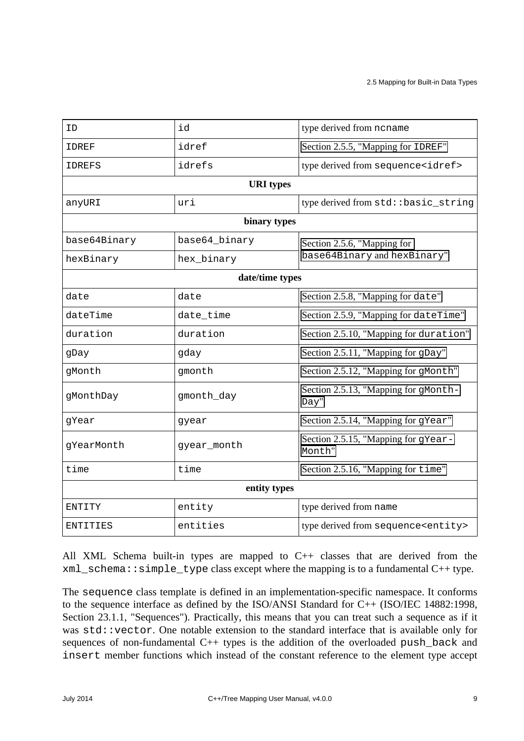| | | |
|---|---|---|
| ID | id | type derived from ncname |
| IDREF | idref | Section 2.5.5, "Mapping for IDREF" |
| IDREFS | idrefs | type derived from sequence<idref> |
| **URI types** | | |
| anyURI | uri | type derived from std::basic_string |
| **binary types** | | |
| base64Binary | base64_binary | Section 2.5.6, "Mapping for base64Binary and hexBinary" |
| hexBinary | hex_binary | |
| **date/time types** | | |
| date | date | Section 2.5.8, "Mapping for date" |
| dateTime | date_time | Section 2.5.9, "Mapping for dateTime" |
| duration | duration | Section 2.5.10, "Mapping for duration" |
| gDay | gday | Section 2.5.11, "Mapping for gDay" |
| gMonth | gmonth | Section 2.5.12, "Mapping for gMonth" |
| gMonthDay | gmonth_day | Section 2.5.13, "Mapping for gMonthDay" |
| gYear | gyear | Section 2.5.14, "Mapping for gYear" |
| gYearMonth | gyear_month | Section 2.5.15, "Mapping for gYearMonth" |
| time | time | Section 2.5.16, "Mapping for time" |
| **entity types** | | |
| ENTITY | entity | type derived from name |
| ENTITIES | entities | type derived from sequence<entity> |

All XML Schema built-in types are mapped to C++ classes that are derived from the xml_schema::simple_type class except where the mapping is to a fundamental C++ type.

The sequence class template is defined in an implementation-specific namespace. It conforms to the sequence interface as defined by the ISO/ANSI Standard for C++ (ISO/IEC 14882:1998, Section 23.1.1, "Sequences"). Practically, this means that you can treat such a sequence as if it was std::vector. One notable extension to the standard interface that is available only for sequences of non-fundamental C++ types is the addition of the overloaded push_back and insert member functions which instead of the constant reference to the element type accept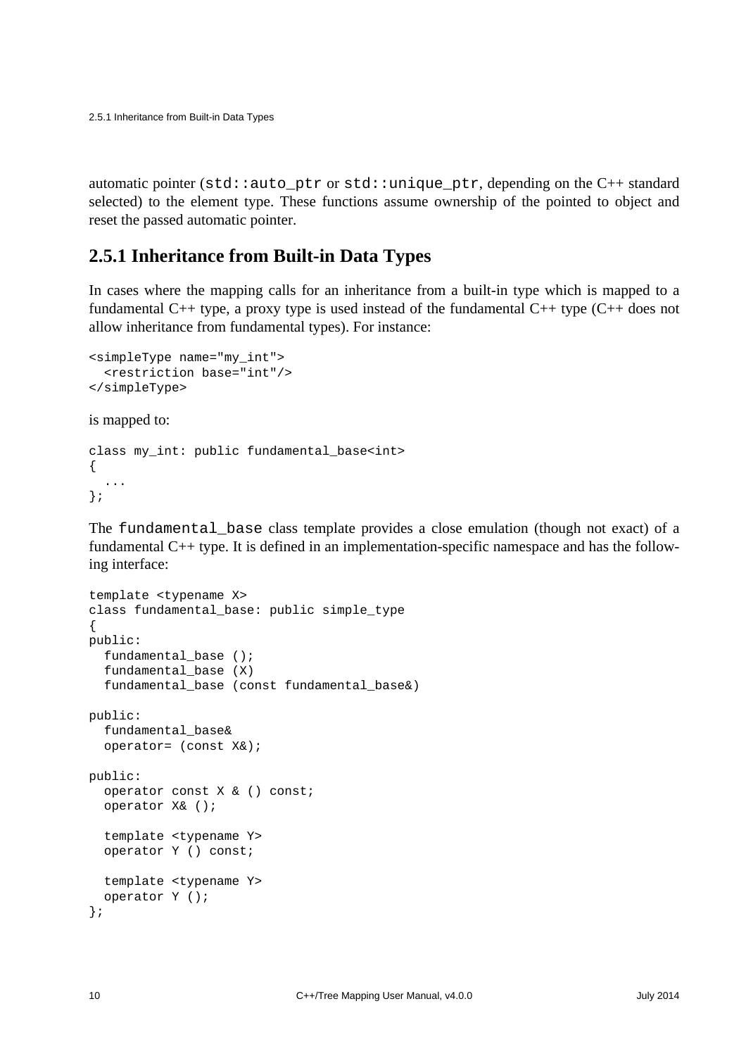automatic pointer (`std::auto_ptr` or `std::unique_ptr`, depending on the C++ standard selected) to the element type. These functions assume ownership of the pointed to object and reset the passed automatic pointer.

## 2.5.1 Inheritance from Built-in Data Types

In cases where the mapping calls for an inheritance from a built-in type which is mapped to a fundamental C++ type, a proxy type is used instead of the fundamental C++ type (C++ does not allow inheritance from fundamental types). For instance:

```
<simpleType name="my_int">
  <restriction base="int"/>
</simpleType>
```

is mapped to:

```
class my_int: public fundamental_base<int>
{
  ...
};
```

The `fundamental_base` class template provides a close emulation (though not exact) of a fundamental C++ type. It is defined in an implementation-specific namespace and has the following interface:

```
template <typename X>
class fundamental_base: public simple_type
{
public:
  fundamental_base ();
  fundamental_base (X)
  fundamental_base (const fundamental_base&)

public:
  fundamental_base&
  operator= (const X&);

public:
  operator const X & () const;
  operator X& ();

  template <typename Y>
  operator Y () const;

  template <typename Y>
  operator Y ();
};
```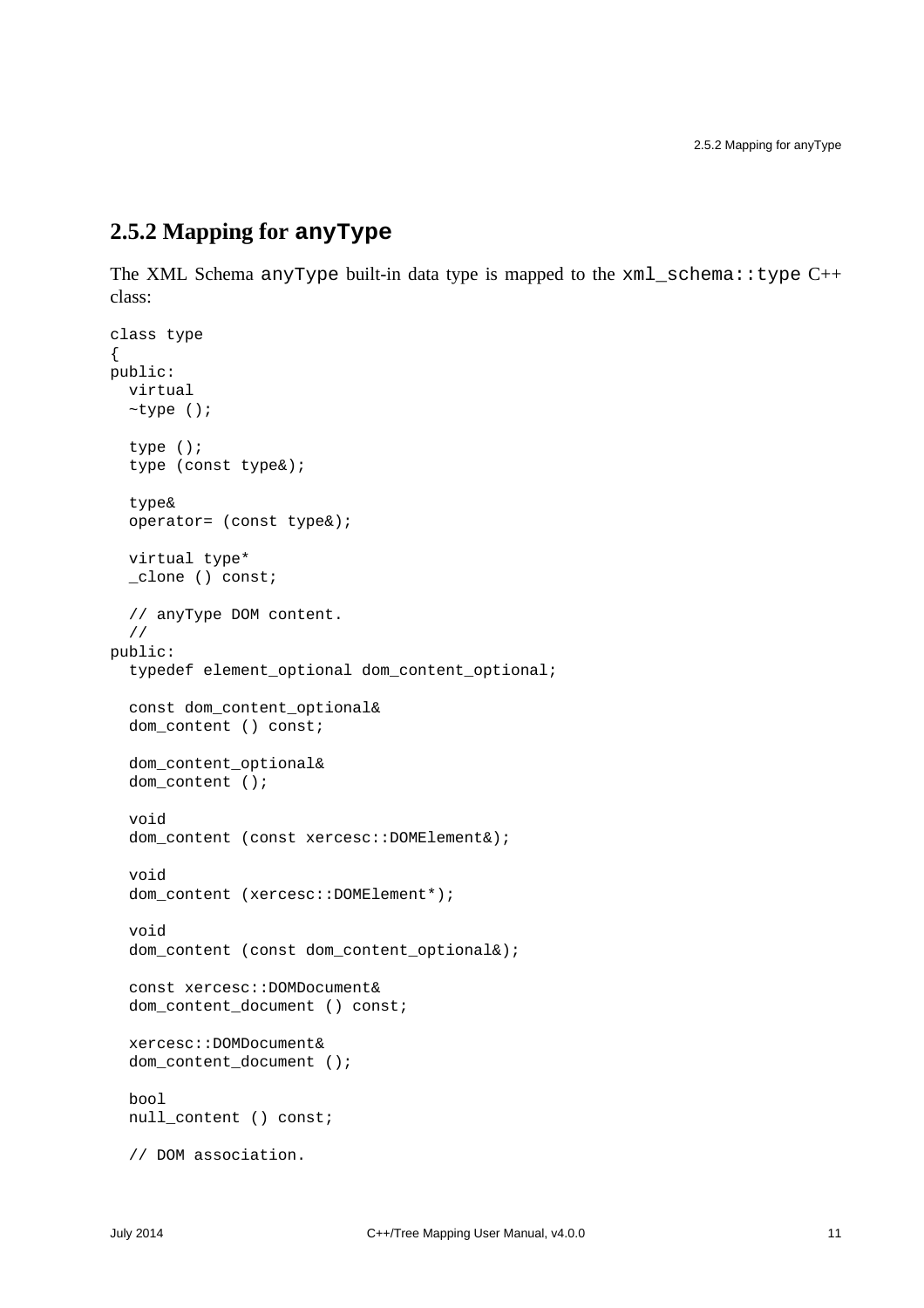## 2.5.2 Mapping for anyType

The XML Schema `anyType` built-in data type is mapped to the `xml_schema::type` C++ class:

```
class type
{
public:
  virtual
  ~type ();

  type ();
  type (const type&);

  type&
  operator= (const type&);

  virtual type*
  _clone () const;

  // anyType DOM content.
  //
public:
  typedef element_optional dom_content_optional;

  const dom_content_optional&
  dom_content () const;

  dom_content_optional&
  dom_content ();

  void
  dom_content (const xercesc::DOMElement&);

  void
  dom_content (xercesc::DOMElement*);

  void
  dom_content (const dom_content_optional&);

  const xercesc::DOMDocument&
  dom_content_document () const;

  xercesc::DOMDocument&
  dom_content_document ();

  bool
  null_content () const;

  // DOM association.
```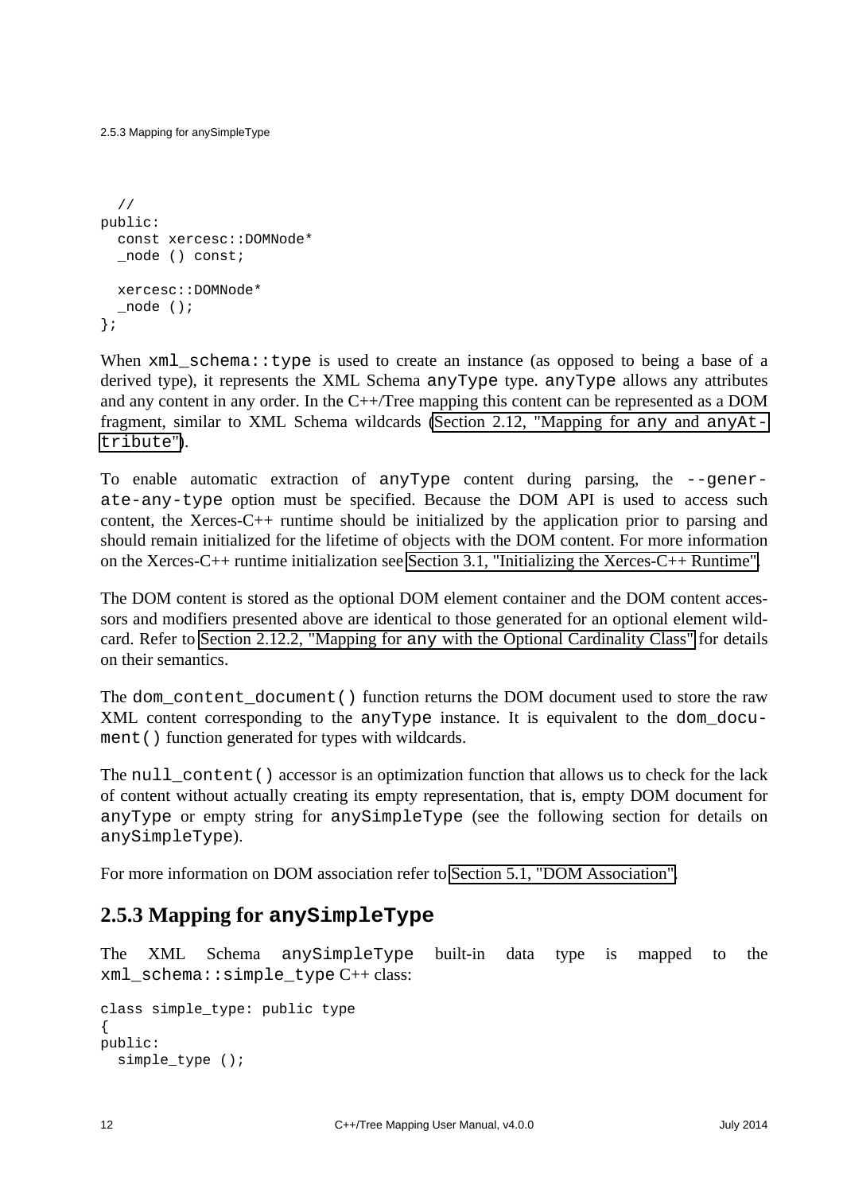```
  //
public:
  const xercesc::DOMNode*
  _node () const;

  xercesc::DOMNode*
  _node ();
};
```

When `xml_schema::type` is used to create an instance (as opposed to being a base of a derived type), it represents the XML Schema `anyType` type. `anyType` allows any attributes and any content in any order. In the C++/Tree mapping this content can be represented as a DOM fragment, similar to XML Schema wildcards (Section 2.12, "Mapping for `any` and `anyAttribute`").

To enable automatic extraction of `anyType` content during parsing, the `--generate-any-type` option must be specified. Because the DOM API is used to access such content, the Xerces-C++ runtime should be initialized by the application prior to parsing and should remain initialized for the lifetime of objects with the DOM content. For more information on the Xerces-C++ runtime initialization see Section 3.1, "Initializing the Xerces-C++ Runtime".

The DOM content is stored as the optional DOM element container and the DOM content accessors and modifiers presented above are identical to those generated for an optional element wildcard. Refer to Section 2.12.2, "Mapping for `any` with the Optional Cardinality Class" for details on their semantics.

The `dom_content_document()` function returns the DOM document used to store the raw XML content corresponding to the `anyType` instance. It is equivalent to the `dom_document()` function generated for types with wildcards.

The `null_content()` accessor is an optimization function that allows us to check for the lack of content without actually creating its empty representation, that is, empty DOM document for `anyType` or empty string for `anySimpleType` (see the following section for details on `anySimpleType`).

For more information on DOM association refer to Section 5.1, "DOM Association".

### 2.5.3 Mapping for `anySimpleType`

The XML Schema `anySimpleType` built-in data type is mapped to the `xml_schema::simple_type` C++ class:

```
class simple_type: public type
{
public:
  simple_type ();
```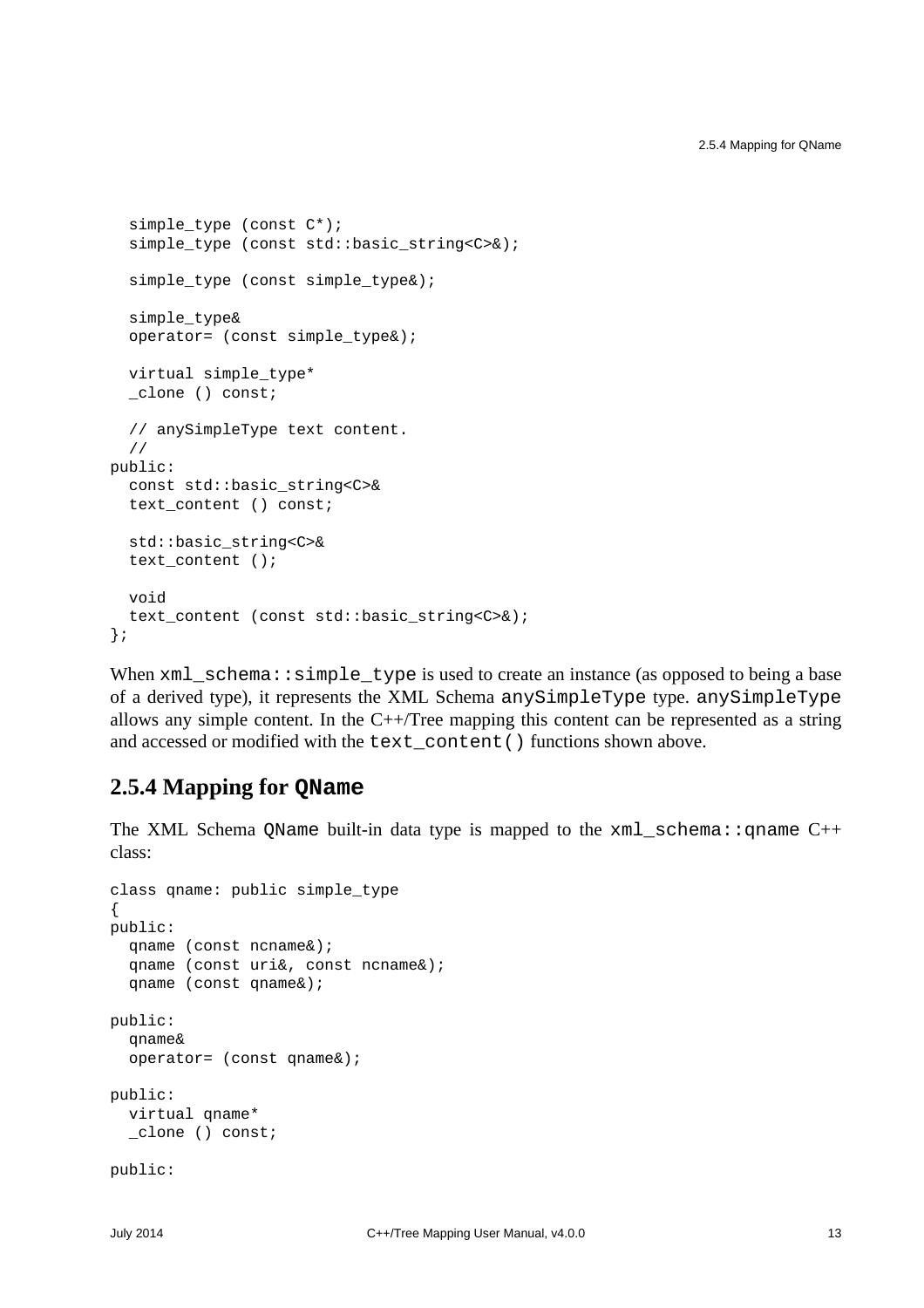```
  simple_type (const C*);
  simple_type (const std::basic_string<C>&);

  simple_type (const simple_type&);

  simple_type&
  operator= (const simple_type&);

  virtual simple_type*
  _clone () const;

  // anySimpleType text content.
  //
public:
  const std::basic_string<C>&
  text_content () const;

  std::basic_string<C>&
  text_content ();

  void
  text_content (const std::basic_string<C>&);
};
```

When `xml_schema::simple_type` is used to create an instance (as opposed to being a base of a derived type), it represents the XML Schema `anySimpleType` type. `anySimpleType` allows any simple content. In the C++/Tree mapping this content can be represented as a string and accessed or modified with the `text_content()` functions shown above.

## 2.5.4 Mapping for `QName`

The XML Schema `QName` built-in data type is mapped to the `xml_schema::qname` C++ class:

```
class qname: public simple_type
{
public:
  qname (const ncname&);
  qname (const uri&, const ncname&);
  qname (const qname&);

public:
  qname&
  operator= (const qname&);

public:
  virtual qname*
  _clone () const;

public:
```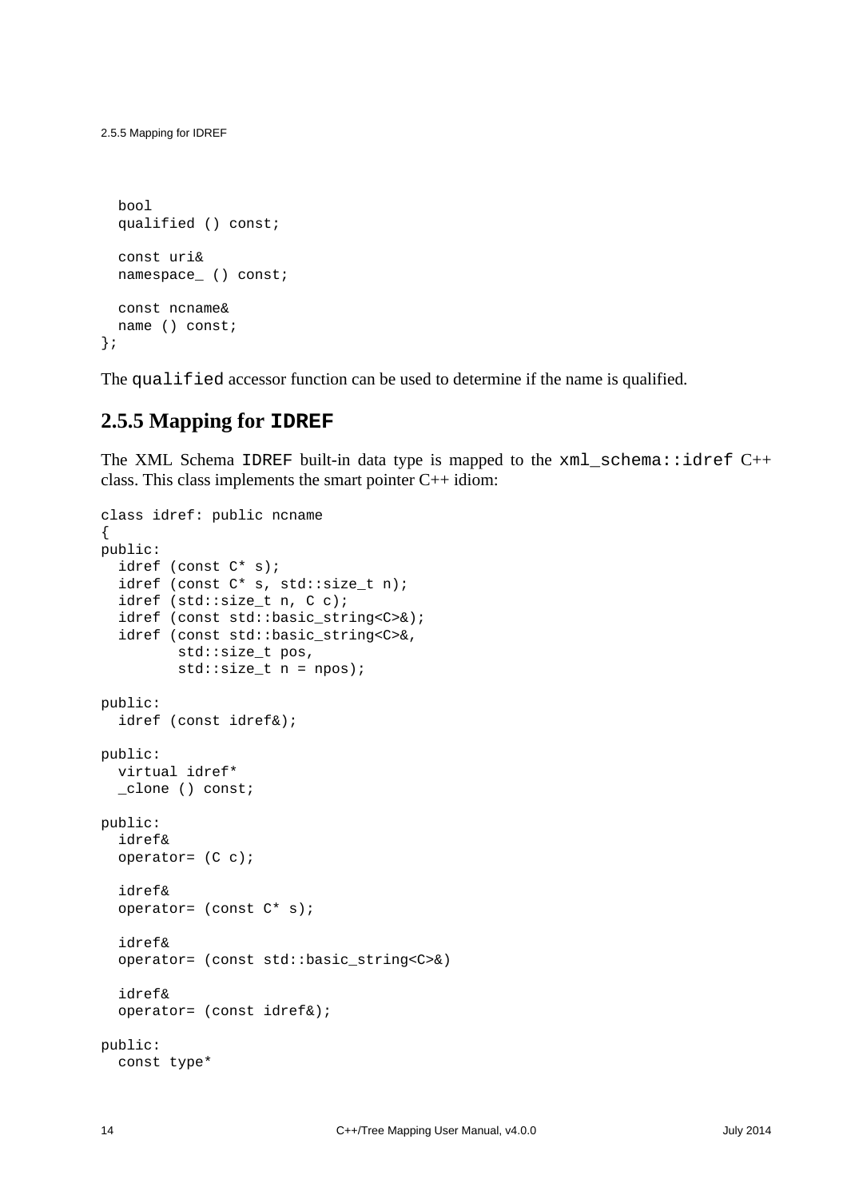```
  bool
  qualified () const;

  const uri&
  namespace_ () const;

  const ncname&
  name () const;
};
```

The `qualified` accessor function can be used to determine if the name is qualified.

### 2.5.5 Mapping for IDREF

The XML Schema `IDREF` built-in data type is mapped to the `xml_schema::idref` C++ class. This class implements the smart pointer C++ idiom:

```
class idref: public ncname
{
public:
  idref (const C* s);
  idref (const C* s, std::size_t n);
  idref (std::size_t n, C c);
  idref (const std::basic_string<C>&);
  idref (const std::basic_string<C>&,
         std::size_t pos,
         std::size_t n = npos);

public:
  idref (const idref&);

public:
  virtual idref*
  _clone () const;

public:
  idref&
  operator= (C c);

  idref&
  operator= (const C* s);

  idref&
  operator= (const std::basic_string<C>&)

  idref&
  operator= (const idref&);

public:
  const type*
```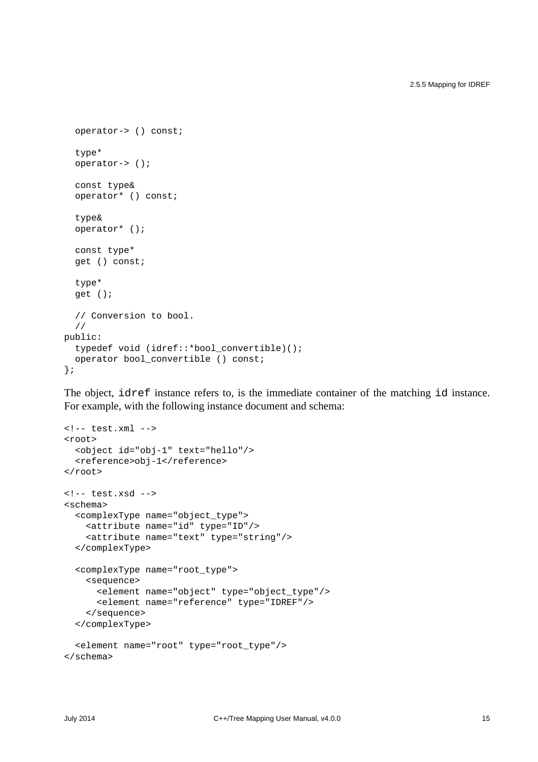```
  operator-> () const;

  type*
  operator-> ();

  const type&
  operator* () const;

  type&
  operator* ();

  const type*
  get () const;

  type*
  get ();

  // Conversion to bool.
  //
public:
  typedef void (idref::*bool_convertible)();
  operator bool_convertible () const;
};
```

The object, `idref` instance refers to, is the immediate container of the matching `id` instance. For example, with the following instance document and schema:

```
<!-- test.xml -->
<root>
  <object id="obj-1" text="hello"/>
  <reference>obj-1</reference>
</root>

<!-- test.xsd -->
<schema>
  <complexType name="object_type">
    <attribute name="id" type="ID"/>
    <attribute name="text" type="string"/>
  </complexType>

  <complexType name="root_type">
    <sequence>
      <element name="object" type="object_type"/>
      <element name="reference" type="IDREF"/>
    </sequence>
  </complexType>

  <element name="root" type="root_type"/>
</schema>
```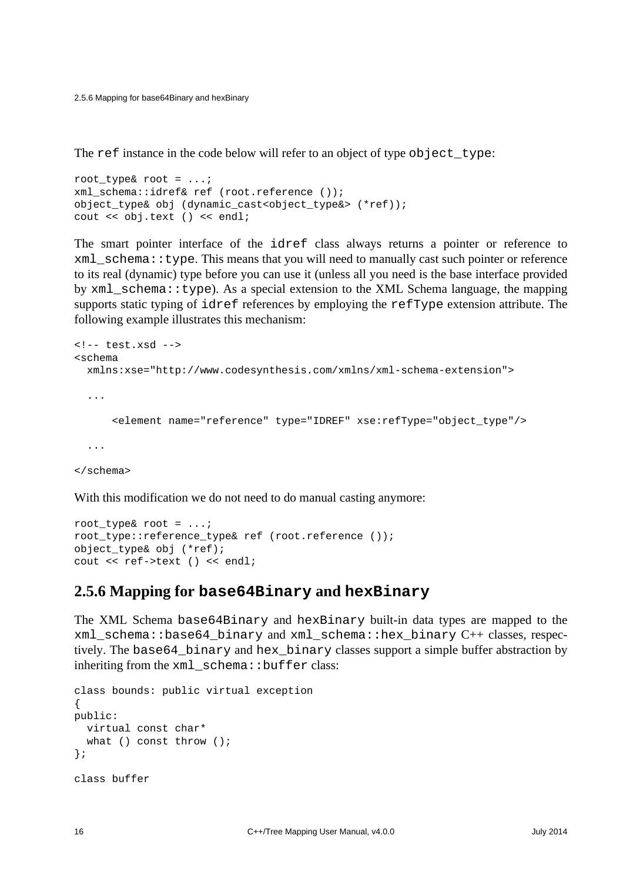The `ref` instance in the code below will refer to an object of type `object_type`:

```
root_type& root = ...;
xml_schema::idref& ref (root.reference ());
object_type& obj (dynamic_cast<object_type&> (*ref));
cout << obj.text () << endl;
```

The smart pointer interface of the `idref` class always returns a pointer or reference to `xml_schema::type`. This means that you will need to manually cast such pointer or reference to its real (dynamic) type before you can use it (unless all you need is the base interface provided by `xml_schema::type`). As a special extension to the XML Schema language, the mapping supports static typing of `idref` references by employing the `refType` extension attribute. The following example illustrates this mechanism:

```
<!-- test.xsd -->
<schema
  xmlns:xse="http://www.codesynthesis.com/xmlns/xml-schema-extension">

  ...

      <element name="reference" type="IDREF" xse:refType="object_type"/>

  ...

</schema>
```

With this modification we do not need to do manual casting anymore:

```
root_type& root = ...;
root_type::reference_type& ref (root.reference ());
object_type& obj (*ref);
cout << ref->text () << endl;
```

## 2.5.6 Mapping for `base64Binary` and `hexBinary`

The XML Schema `base64Binary` and `hexBinary` built-in data types are mapped to the `xml_schema::base64_binary` and `xml_schema::hex_binary` C++ classes, respectively. The `base64_binary` and `hex_binary` classes support a simple buffer abstraction by inheriting from the `xml_schema::buffer` class:

```
class bounds: public virtual exception
{
public:
  virtual const char*
  what () const throw ();
};

class buffer
```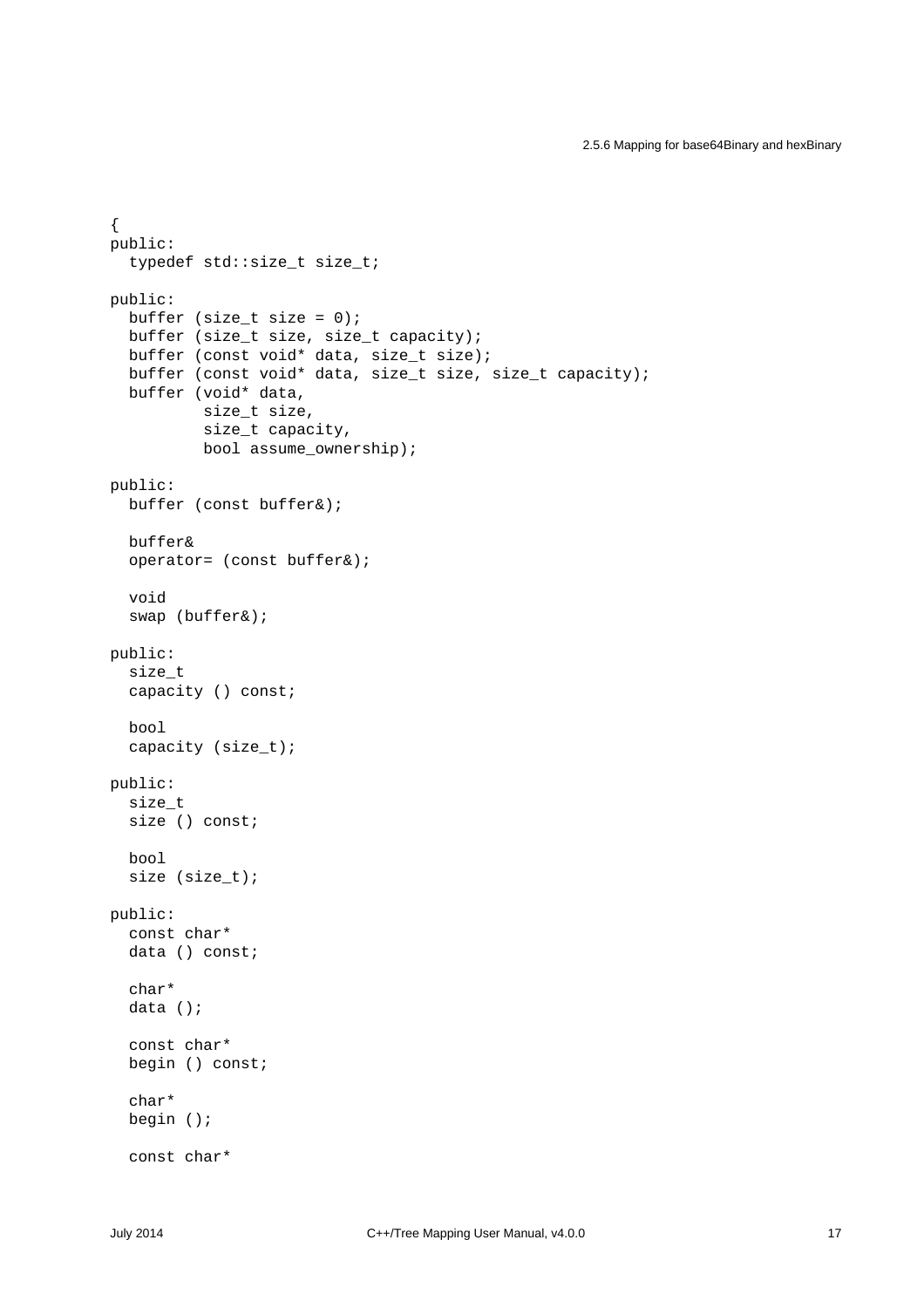```
{
public:
  typedef std::size_t size_t;

public:
  buffer (size_t size = 0);
  buffer (size_t size, size_t capacity);
  buffer (const void* data, size_t size);
  buffer (const void* data, size_t size, size_t capacity);
  buffer (void* data,
          size_t size,
          size_t capacity,
          bool assume_ownership);

public:
  buffer (const buffer&);

  buffer&
  operator= (const buffer&);

  void
  swap (buffer&);

public:
  size_t
  capacity () const;

  bool
  capacity (size_t);

public:
  size_t
  size () const;

  bool
  size (size_t);

public:
  const char*
  data () const;

  char*
  data ();

  const char*
  begin () const;

  char*
  begin ();

  const char*
```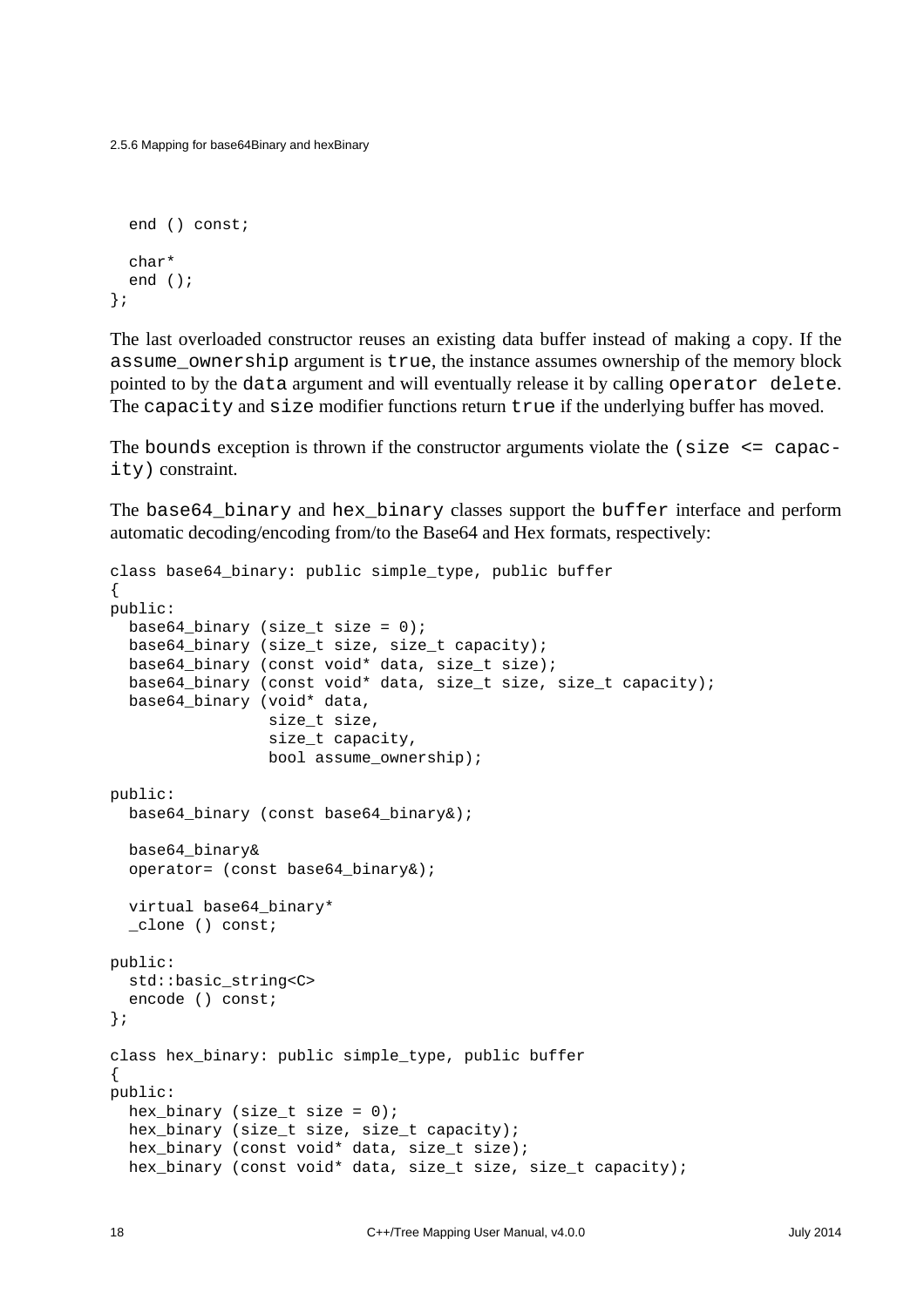```
  end () const;

  char*
  end ();
};
```

The last overloaded constructor reuses an existing data buffer instead of making a copy. If the `assume_ownership` argument is `true`, the instance assumes ownership of the memory block pointed to by the `data` argument and will eventually release it by calling `operator delete`. The `capacity` and `size` modifier functions return `true` if the underlying buffer has moved.

The `bounds` exception is thrown if the constructor arguments violate the `(size <= capacity)` constraint.

The `base64_binary` and `hex_binary` classes support the `buffer` interface and perform automatic decoding/encoding from/to the Base64 and Hex formats, respectively:

```
class base64_binary: public simple_type, public buffer
{
public:
  base64_binary (size_t size = 0);
  base64_binary (size_t size, size_t capacity);
  base64_binary (const void* data, size_t size);
  base64_binary (const void* data, size_t size, size_t capacity);
  base64_binary (void* data,
                 size_t size,
                 size_t capacity,
                 bool assume_ownership);

public:
  base64_binary (const base64_binary&);

  base64_binary&
  operator= (const base64_binary&);

  virtual base64_binary*
  _clone () const;

public:
  std::basic_string<C>
  encode () const;
};

class hex_binary: public simple_type, public buffer
{
public:
  hex_binary (size_t size = 0);
  hex_binary (size_t size, size_t capacity);
  hex_binary (const void* data, size_t size);
  hex_binary (const void* data, size_t size, size_t capacity);
```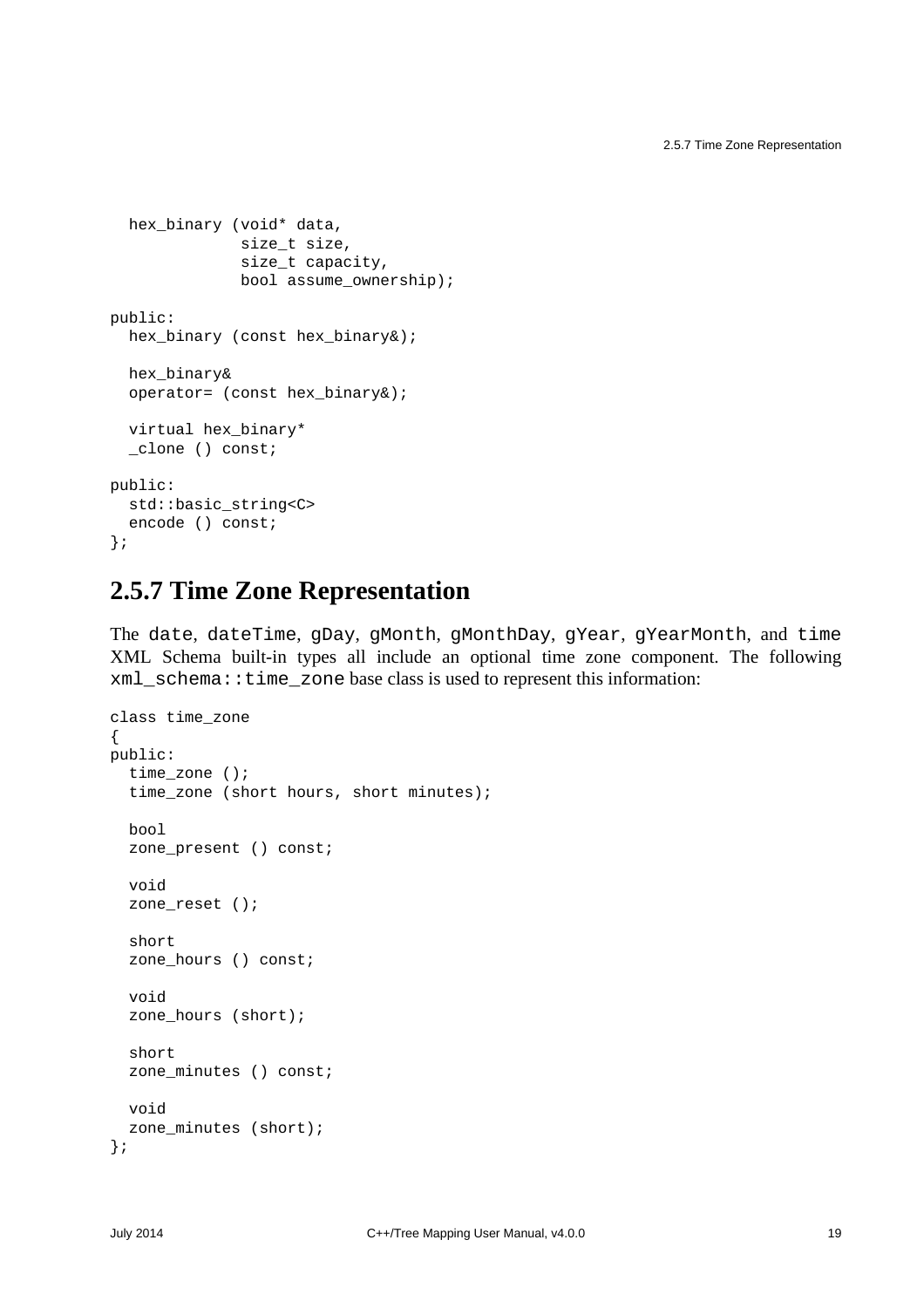```
  hex_binary (void* data,
              size_t size,
              size_t capacity,
              bool assume_ownership);

public:
  hex_binary (const hex_binary&);

  hex_binary&
  operator= (const hex_binary&);

  virtual hex_binary*
  _clone () const;

public:
  std::basic_string<C>
  encode () const;
};
```

## 2.5.7 Time Zone Representation

The `date`, `dateTime`, `gDay`, `gMonth`, `gMonthDay`, `gYear`, `gYearMonth`, and `time` XML Schema built-in types all include an optional time zone component. The following `xml_schema::time_zone` base class is used to represent this information:

```
class time_zone
{
public:
  time_zone ();
  time_zone (short hours, short minutes);

  bool
  zone_present () const;

  void
  zone_reset ();

  short
  zone_hours () const;

  void
  zone_hours (short);

  short
  zone_minutes () const;

  void
  zone_minutes (short);
};
```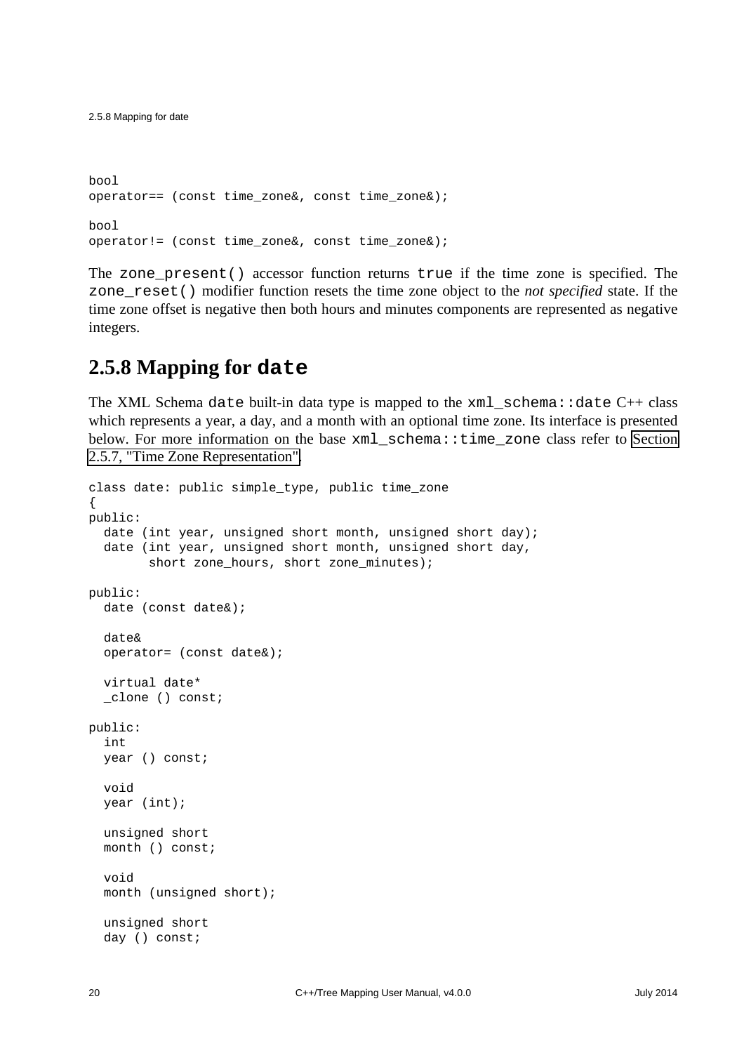```
bool
operator== (const time_zone&, const time_zone&);

bool
operator!= (const time_zone&, const time_zone&);
```

The `zone_present()` accessor function returns `true` if the time zone is specified. The `zone_reset()` modifier function resets the time zone object to the *not specified* state. If the time zone offset is negative then both hours and minutes components are represented as negative integers.

## 2.5.8 Mapping for `date`

The XML Schema `date` built-in data type is mapped to the `xml_schema::date` C++ class which represents a year, a day, and a month with an optional time zone. Its interface is presented below. For more information on the base `xml_schema::time_zone` class refer to Section 2.5.7, "Time Zone Representation".

```
class date: public simple_type, public time_zone
{
public:
  date (int year, unsigned short month, unsigned short day);
  date (int year, unsigned short month, unsigned short day,
        short zone_hours, short zone_minutes);

public:
  date (const date&);

  date&
  operator= (const date&);

  virtual date*
  _clone () const;

public:
  int
  year () const;

  void
  year (int);

  unsigned short
  month () const;

  void
  month (unsigned short);

  unsigned short
  day () const;
```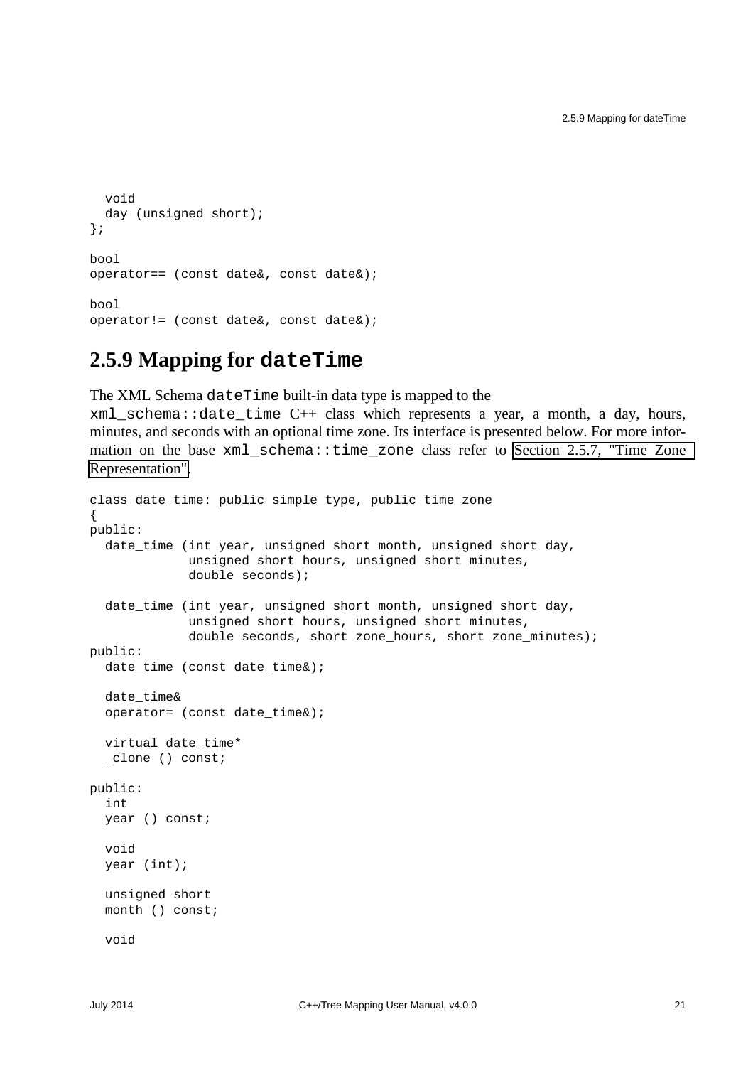```
  void
  day (unsigned short);
};

bool
operator== (const date&, const date&);

bool
operator!= (const date&, const date&);
```

## 2.5.9 Mapping for `dateTime`

The XML Schema `dateTime` built-in data type is mapped to the `xml_schema::date_time` C++ class which represents a year, a month, a day, hours, minutes, and seconds with an optional time zone. Its interface is presented below. For more information on the base `xml_schema::time_zone` class refer to Section 2.5.7, "Time Zone Representation".

```
class date_time: public simple_type, public time_zone
{
public:
  date_time (int year, unsigned short month, unsigned short day,
             unsigned short hours, unsigned short minutes,
             double seconds);

  date_time (int year, unsigned short month, unsigned short day,
             unsigned short hours, unsigned short minutes,
             double seconds, short zone_hours, short zone_minutes);
public:
  date_time (const date_time&);

  date_time&
  operator= (const date_time&);

  virtual date_time*
  _clone () const;

public:
  int
  year () const;

  void
  year (int);

  unsigned short
  month () const;

  void
```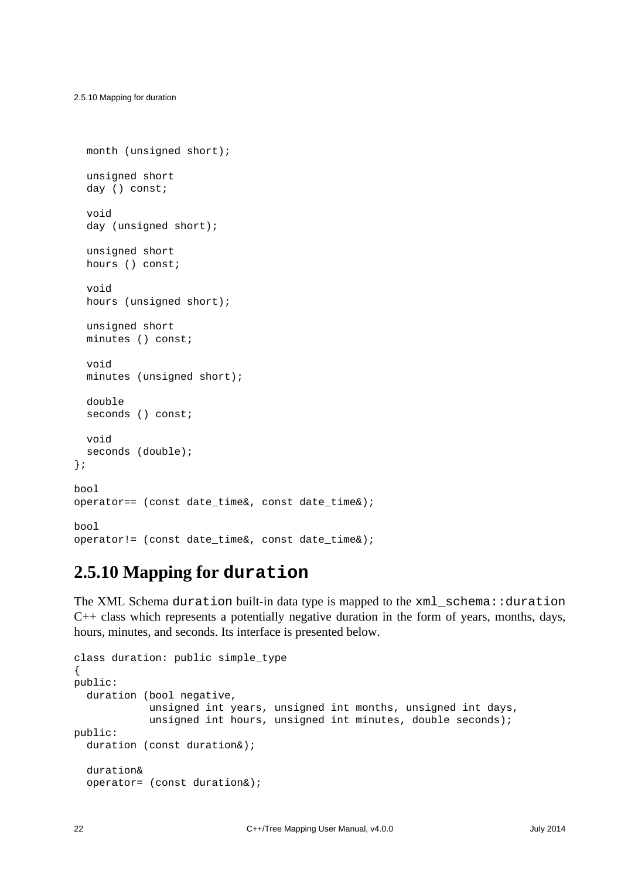```
  month (unsigned short);

  unsigned short
  day () const;

  void
  day (unsigned short);

  unsigned short
  hours () const;

  void
  hours (unsigned short);

  unsigned short
  minutes () const;

  void
  minutes (unsigned short);

  double
  seconds () const;

  void
  seconds (double);
};

bool
operator== (const date_time&, const date_time&);

bool
operator!= (const date_time&, const date_time&);
```

## 2.5.10 Mapping for `duration`

The XML Schema `duration` built-in data type is mapped to the `xml_schema::duration` C++ class which represents a potentially negative duration in the form of years, months, days, hours, minutes, and seconds. Its interface is presented below.

```
class duration: public simple_type
{
public:
  duration (bool negative,
            unsigned int years, unsigned int months, unsigned int days,
            unsigned int hours, unsigned int minutes, double seconds);
public:
  duration (const duration&);

  duration&
  operator= (const duration&);
```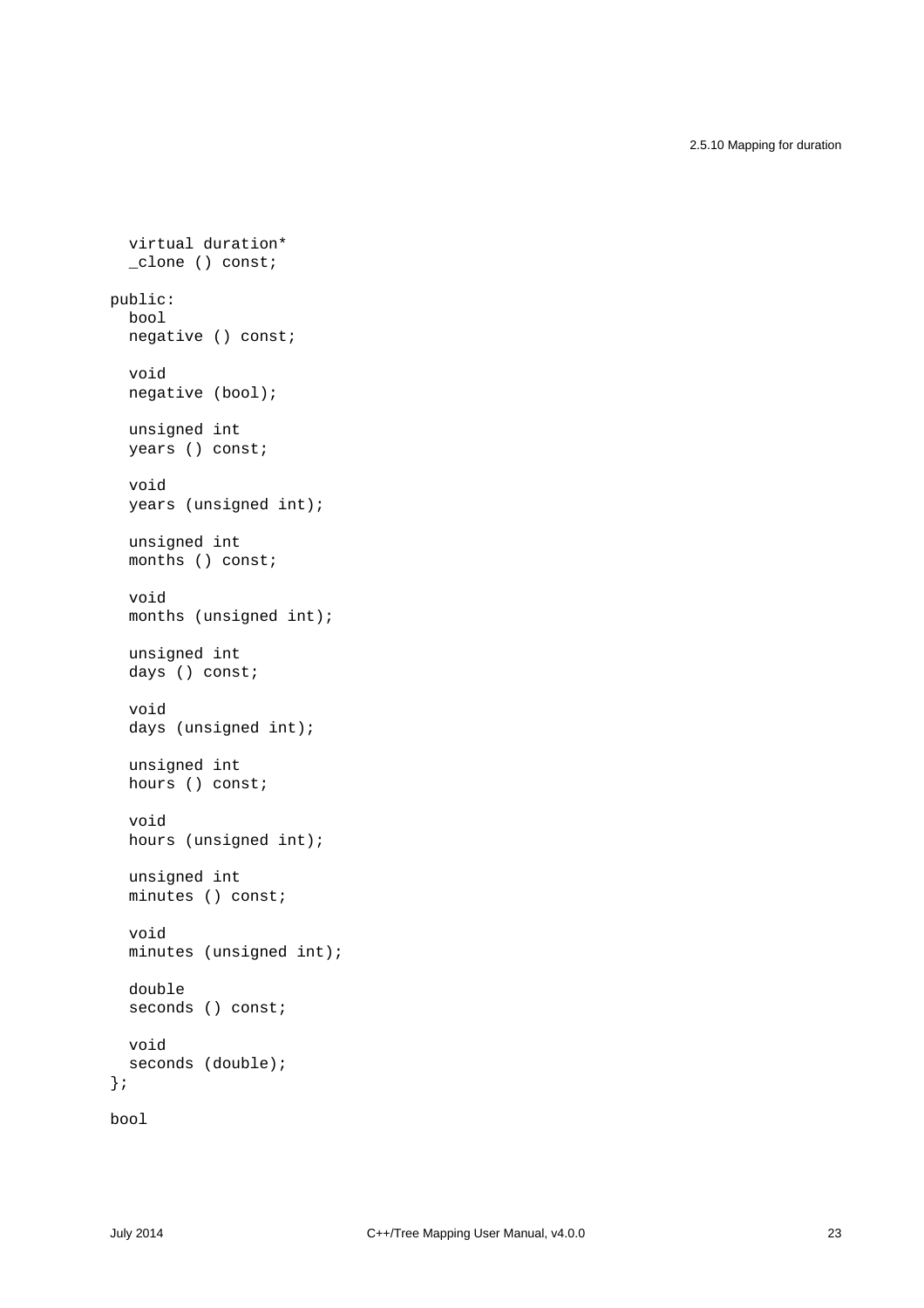```
  virtual duration*
  _clone () const;

public:
  bool
  negative () const;

  void
  negative (bool);

  unsigned int
  years () const;

  void
  years (unsigned int);

  unsigned int
  months () const;

  void
  months (unsigned int);

  unsigned int
  days () const;

  void
  days (unsigned int);

  unsigned int
  hours () const;

  void
  hours (unsigned int);

  unsigned int
  minutes () const;

  void
  minutes (unsigned int);

  double
  seconds () const;

  void
  seconds (double);
};

bool
```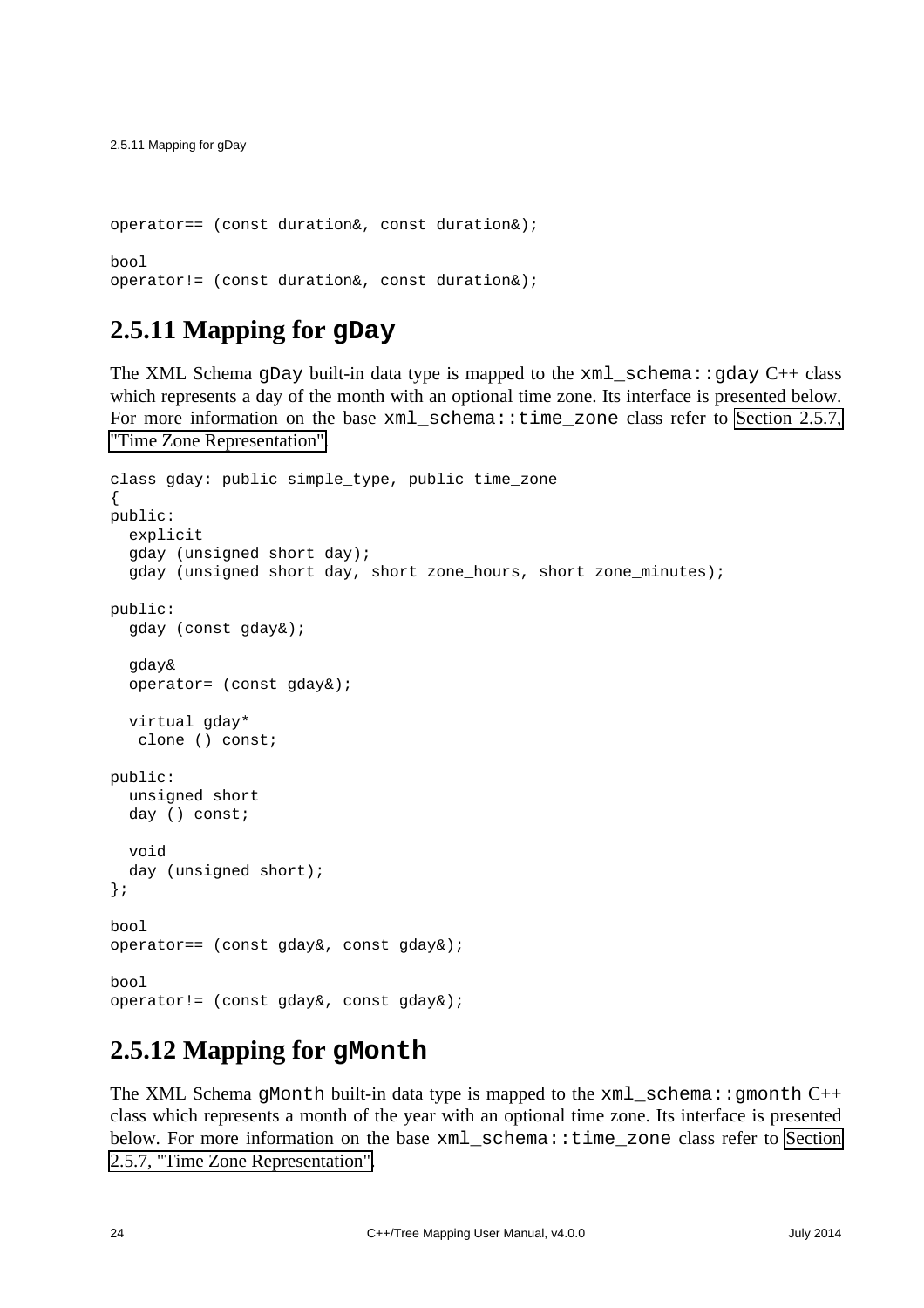```
operator== (const duration&, const duration&);

bool
operator!= (const duration&, const duration&);
```

## 2.5.11 Mapping for `gDay`

The XML Schema `gDay` built-in data type is mapped to the `xml_schema::gday` C++ class which represents a day of the month with an optional time zone. Its interface is presented below. For more information on the base `xml_schema::time_zone` class refer to Section 2.5.7, "Time Zone Representation".

```
class gday: public simple_type, public time_zone
{
public:
  explicit
  gday (unsigned short day);
  gday (unsigned short day, short zone_hours, short zone_minutes);

public:
  gday (const gday&);

  gday&
  operator= (const gday&);

  virtual gday*
  _clone () const;

public:
  unsigned short
  day () const;

  void
  day (unsigned short);
};

bool
operator== (const gday&, const gday&);

bool
operator!= (const gday&, const gday&);
```

## 2.5.12 Mapping for `gMonth`

The XML Schema `gMonth` built-in data type is mapped to the `xml_schema::gmonth` C++ class which represents a month of the year with an optional time zone. Its interface is presented below. For more information on the base `xml_schema::time_zone` class refer to Section 2.5.7, "Time Zone Representation".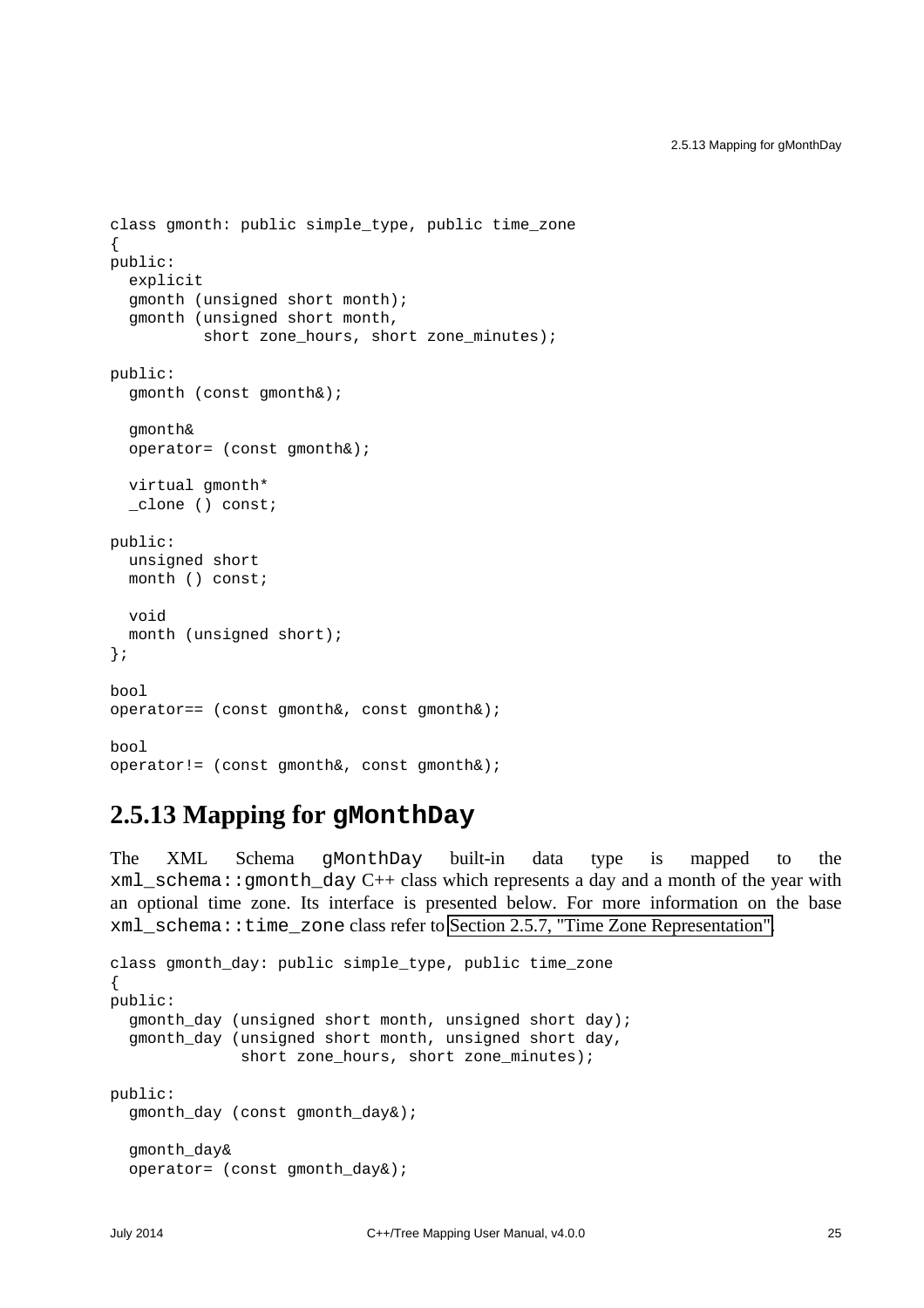```
class gmonth: public simple_type, public time_zone
{
public:
  explicit
  gmonth (unsigned short month);
  gmonth (unsigned short month,
          short zone_hours, short zone_minutes);

public:
  gmonth (const gmonth&);

  gmonth&
  operator= (const gmonth&);

  virtual gmonth*
  _clone () const;

public:
  unsigned short
  month () const;

  void
  month (unsigned short);
};

bool
operator== (const gmonth&, const gmonth&);

bool
operator!= (const gmonth&, const gmonth&);
```

## 2.5.13 Mapping for `gMonthDay`

The XML Schema `gMonthDay` built-in data type is mapped to the `xml_schema::gmonth_day` C++ class which represents a day and a month of the year with an optional time zone. Its interface is presented below. For more information on the base `xml_schema::time_zone` class refer to Section 2.5.7, "Time Zone Representation".

```
class gmonth_day: public simple_type, public time_zone
{
public:
  gmonth_day (unsigned short month, unsigned short day);
  gmonth_day (unsigned short month, unsigned short day,
              short zone_hours, short zone_minutes);

public:
  gmonth_day (const gmonth_day&);

  gmonth_day&
  operator= (const gmonth_day&);
```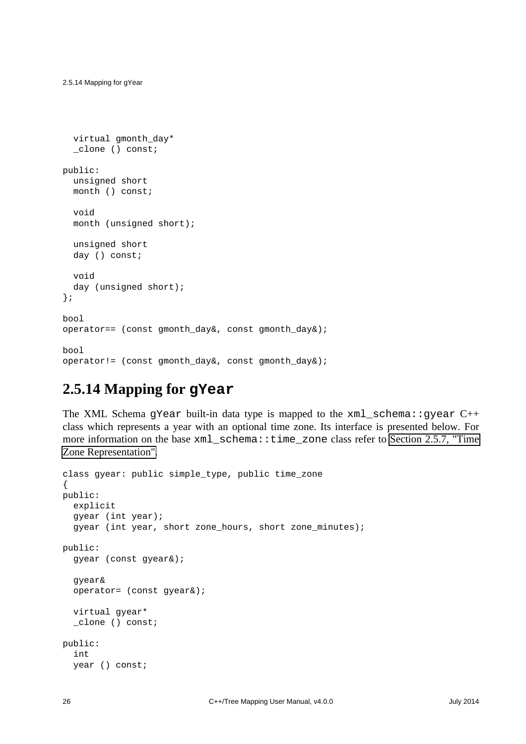```
  virtual gmonth_day*
  _clone () const;

public:
  unsigned short
  month () const;

  void
  month (unsigned short);

  unsigned short
  day () const;

  void
  day (unsigned short);
};

bool
operator== (const gmonth_day&, const gmonth_day&);

bool
operator!= (const gmonth_day&, const gmonth_day&);
```

## 2.5.14 Mapping for `gYear`

The XML Schema `gYear` built-in data type is mapped to the `xml_schema::gyear` C++ class which represents a year with an optional time zone. Its interface is presented below. For more information on the base `xml_schema::time_zone` class refer to Section 2.5.7, "Time Zone Representation".

```
class gyear: public simple_type, public time_zone
{
public:
  explicit
  gyear (int year);
  gyear (int year, short zone_hours, short zone_minutes);

public:
  gyear (const gyear&);

  gyear&
  operator= (const gyear&);

  virtual gyear*
  _clone () const;

public:
  int
  year () const;
```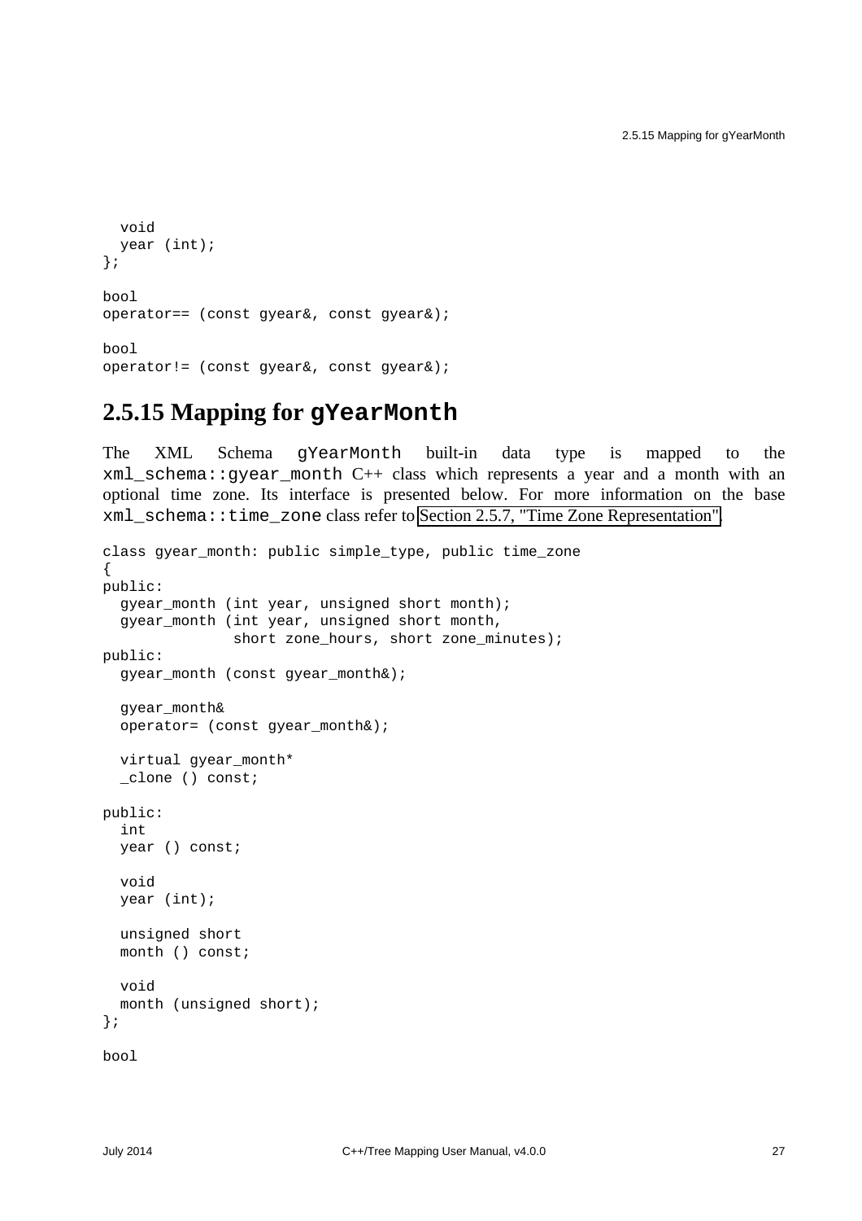```
  void
  year (int);
};

bool
operator== (const gyear&, const gyear&);

bool
operator!= (const gyear&, const gyear&);
```

### 2.5.15 Mapping for `gYearMonth`

The XML Schema `gYearMonth` built-in data type is mapped to the `xml_schema::gyear_month` C++ class which represents a year and a month with an optional time zone. Its interface is presented below. For more information on the base `xml_schema::time_zone` class refer to Section 2.5.7, "Time Zone Representation".

```
class gyear_month: public simple_type, public time_zone
{
public:
  gyear_month (int year, unsigned short month);
  gyear_month (int year, unsigned short month,
               short zone_hours, short zone_minutes);
public:
  gyear_month (const gyear_month&);

  gyear_month&
  operator= (const gyear_month&);

  virtual gyear_month*
  _clone () const;

public:
  int
  year () const;

  void
  year (int);

  unsigned short
  month () const;

  void
  month (unsigned short);
};

bool
```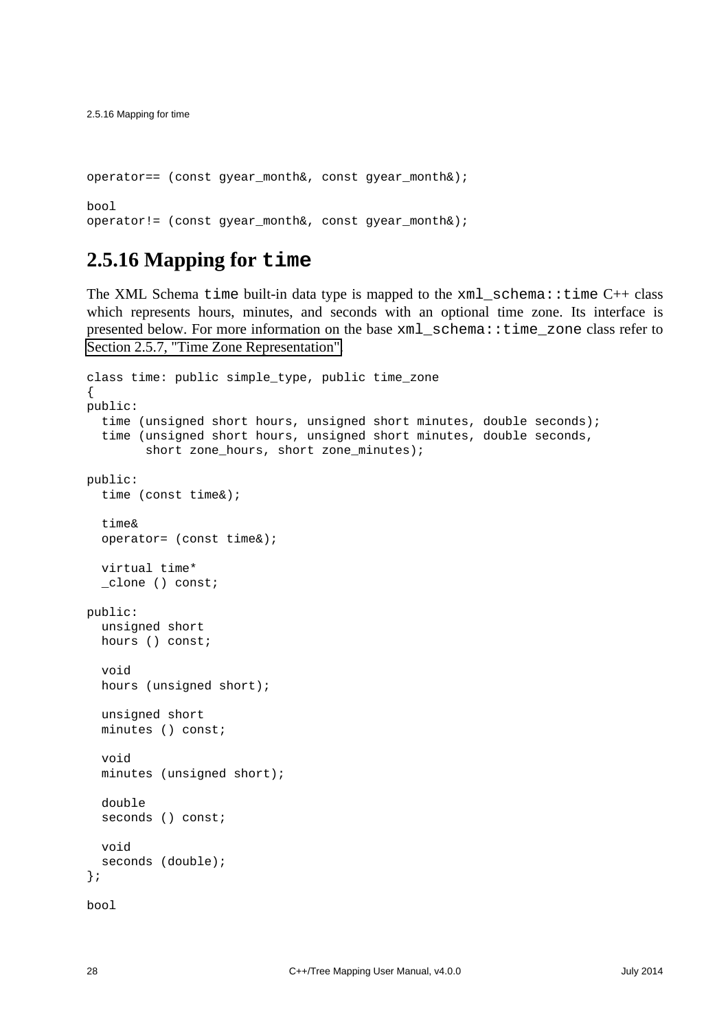```
operator== (const gyear_month&, const gyear_month&);

bool
operator!= (const gyear_month&, const gyear_month&);
```

## 2.5.16 Mapping for `time`

The XML Schema `time` built-in data type is mapped to the `xml_schema::time` C++ class which represents hours, minutes, and seconds with an optional time zone. Its interface is presented below. For more information on the base `xml_schema::time_zone` class refer to Section 2.5.7, "Time Zone Representation".

```
class time: public simple_type, public time_zone
{
public:
  time (unsigned short hours, unsigned short minutes, double seconds);
  time (unsigned short hours, unsigned short minutes, double seconds,
        short zone_hours, short zone_minutes);

public:
  time (const time&);

  time&
  operator= (const time&);

  virtual time*
  _clone () const;

public:
  unsigned short
  hours () const;

  void
  hours (unsigned short);

  unsigned short
  minutes () const;

  void
  minutes (unsigned short);

  double
  seconds () const;

  void
  seconds (double);
};

bool
```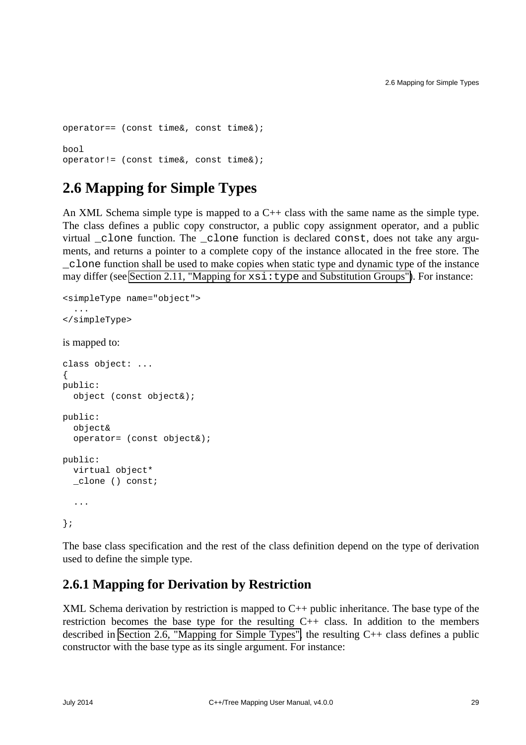```
operator== (const time&, const time&);

bool
operator!= (const time&, const time&);
```

## 2.6 Mapping for Simple Types

An XML Schema simple type is mapped to a C++ class with the same name as the simple type. The class defines a public copy constructor, a public copy assignment operator, and a public virtual `_clone` function. The `_clone` function is declared `const`, does not take any arguments, and returns a pointer to a complete copy of the instance allocated in the free store. The `_clone` function shall be used to make copies when static type and dynamic type of the instance may differ (see Section 2.11, "Mapping for `xsi:type` and Substitution Groups"). For instance:

```
<simpleType name="object">
  ...
</simpleType>
```

is mapped to:

```
class object: ...
{
public:
  object (const object&);

public:
  object&
  operator= (const object&);

public:
  virtual object*
  _clone () const;

  ...

};
```

The base class specification and the rest of the class definition depend on the type of derivation used to define the simple type.

### 2.6.1 Mapping for Derivation by Restriction

XML Schema derivation by restriction is mapped to C++ public inheritance. The base type of the restriction becomes the base type for the resulting C++ class. In addition to the members described in Section 2.6, "Mapping for Simple Types", the resulting C++ class defines a public constructor with the base type as its single argument. For instance: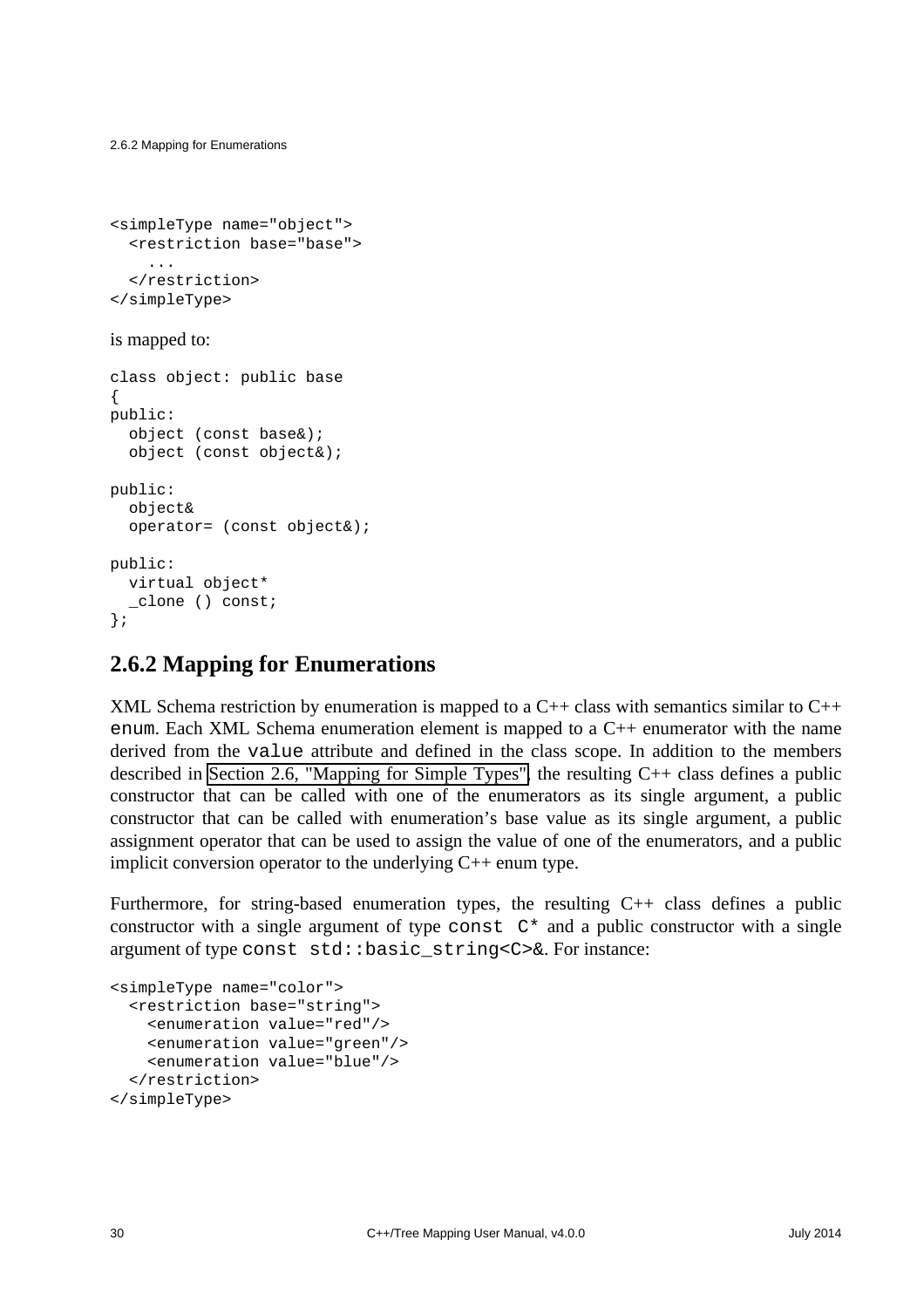```
<simpleType name="object">
  <restriction base="base">
    ...
  </restriction>
</simpleType>
```

is mapped to:

```
class object: public base
{
public:
  object (const base&);
  object (const object&);

public:
  object&
  operator= (const object&);

public:
  virtual object*
  _clone () const;
};
```

### 2.6.2 Mapping for Enumerations

XML Schema restriction by enumeration is mapped to a C++ class with semantics similar to C++ `enum`. Each XML Schema enumeration element is mapped to a C++ enumerator with the name derived from the `value` attribute and defined in the class scope. In addition to the members described in Section 2.6, "Mapping for Simple Types", the resulting C++ class defines a public constructor that can be called with one of the enumerators as its single argument, a public constructor that can be called with enumeration's base value as its single argument, a public assignment operator that can be used to assign the value of one of the enumerators, and a public implicit conversion operator to the underlying C++ enum type.

Furthermore, for string-based enumeration types, the resulting C++ class defines a public constructor with a single argument of type `const C*` and a public constructor with a single argument of type `const std::basic_string<C>&`. For instance:

```
<simpleType name="color">
  <restriction base="string">
    <enumeration value="red"/>
    <enumeration value="green"/>
    <enumeration value="blue"/>
  </restriction>
</simpleType>
```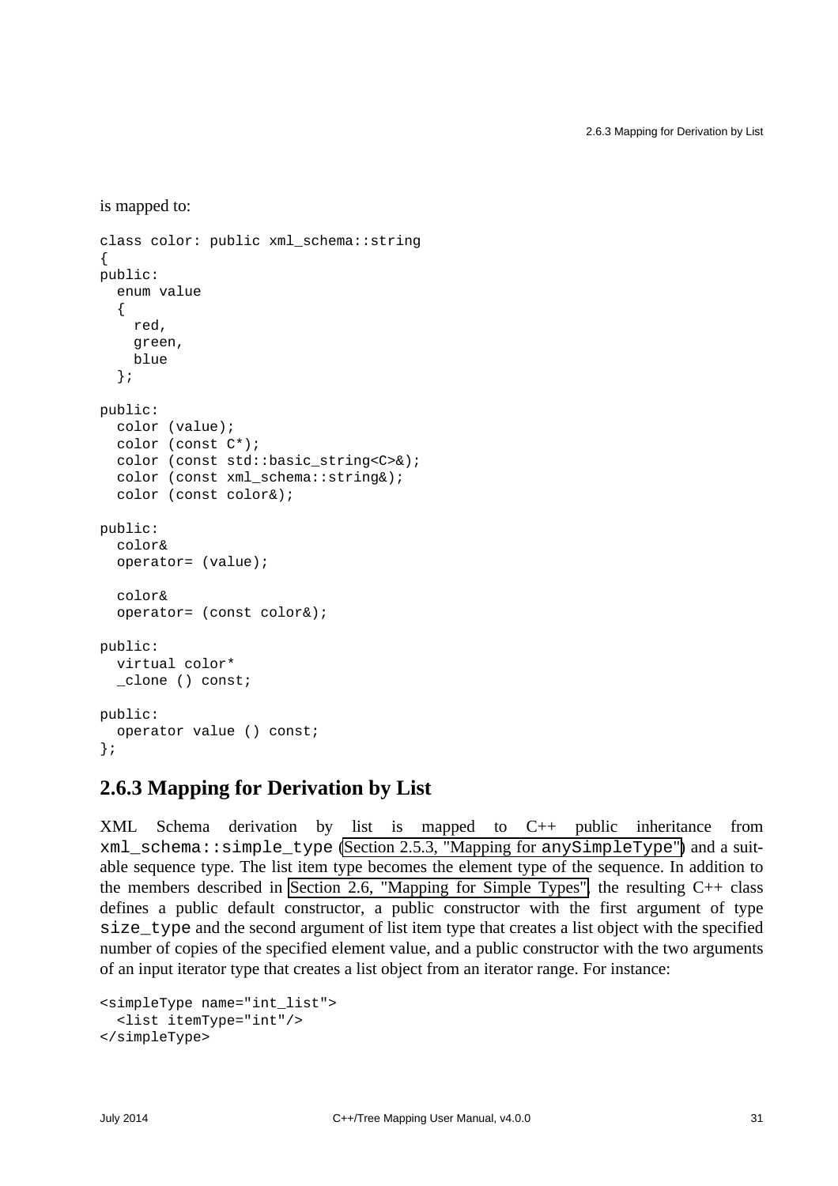is mapped to:

```
class color: public xml_schema::string
{
public:
  enum value
  {
    red,
    green,
    blue
  };

public:
  color (value);
  color (const C*);
  color (const std::basic_string<C>&);
  color (const xml_schema::string&);
  color (const color&);

public:
  color&
  operator= (value);

  color&
  operator= (const color&);

public:
  virtual color*
  _clone () const;

public:
  operator value () const;
};
```

### 2.6.3 Mapping for Derivation by List

XML Schema derivation by list is mapped to C++ public inheritance from `xml_schema::simple_type` (Section 2.5.3, "Mapping for `anySimpleType`") and a suitable sequence type. The list item type becomes the element type of the sequence. In addition to the members described in Section 2.6, "Mapping for Simple Types", the resulting C++ class defines a public default constructor, a public constructor with the first argument of type `size_type` and the second argument of list item type that creates a list object with the specified number of copies of the specified element value, and a public constructor with the two arguments of an input iterator type that creates a list object from an iterator range. For instance:

```
<simpleType name="int_list">
  <list itemType="int"/>
</simpleType>
```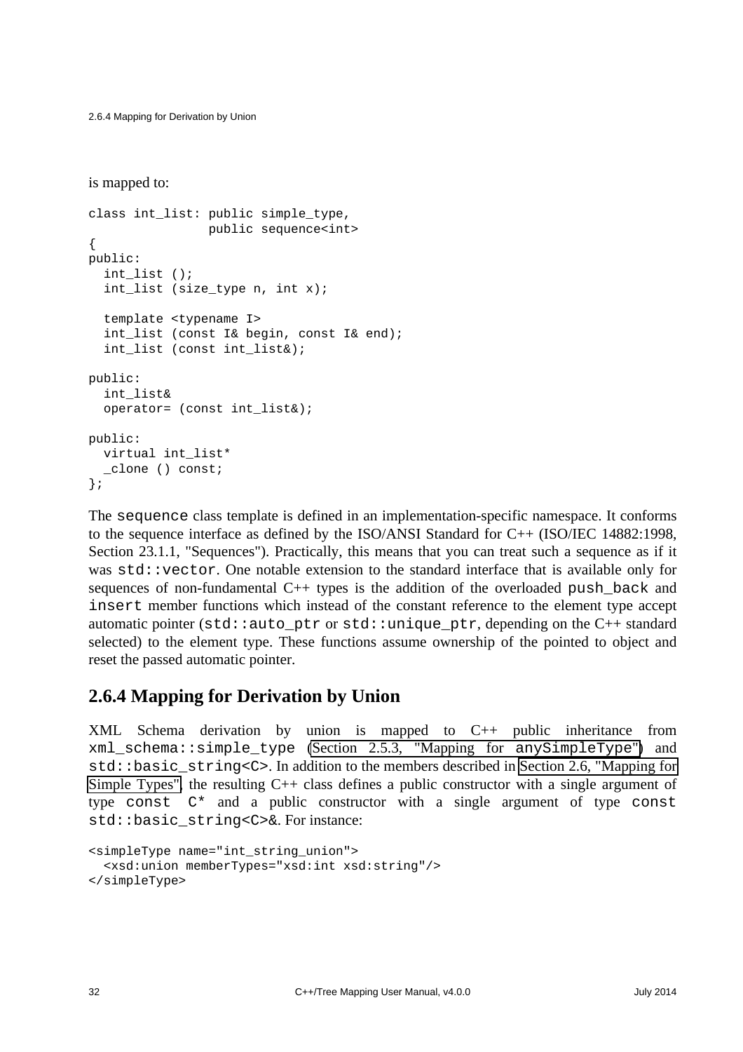is mapped to:

```
class int_list: public simple_type,
                public sequence<int>
{
public:
  int_list ();
  int_list (size_type n, int x);

  template <typename I>
  int_list (const I& begin, const I& end);
  int_list (const int_list&);

public:
  int_list&
  operator= (const int_list&);

public:
  virtual int_list*
  _clone () const;
};
```

The `sequence` class template is defined in an implementation-specific namespace. It conforms to the sequence interface as defined by the ISO/ANSI Standard for C++ (ISO/IEC 14882:1998, Section 23.1.1, "Sequences"). Practically, this means that you can treat such a sequence as if it was `std::vector`. One notable extension to the standard interface that is available only for sequences of non-fundamental C++ types is the addition of the overloaded `push_back` and `insert` member functions which instead of the constant reference to the element type accept automatic pointer (`std::auto_ptr` or `std::unique_ptr`, depending on the C++ standard selected) to the element type. These functions assume ownership of the pointed to object and reset the passed automatic pointer.

## 2.6.4 Mapping for Derivation by Union

XML Schema derivation by union is mapped to C++ public inheritance from `xml_schema::simple_type` (Section 2.5.3, "Mapping for `anySimpleType`") and `std::basic_string<C>`. In addition to the members described in Section 2.6, "Mapping for Simple Types", the resulting C++ class defines a public constructor with a single argument of type `const C*` and a public constructor with a single argument of type `const std::basic_string<C>&`. For instance:

```
<simpleType name="int_string_union">
  <xsd:union memberTypes="xsd:int xsd:string"/>
</simpleType>
```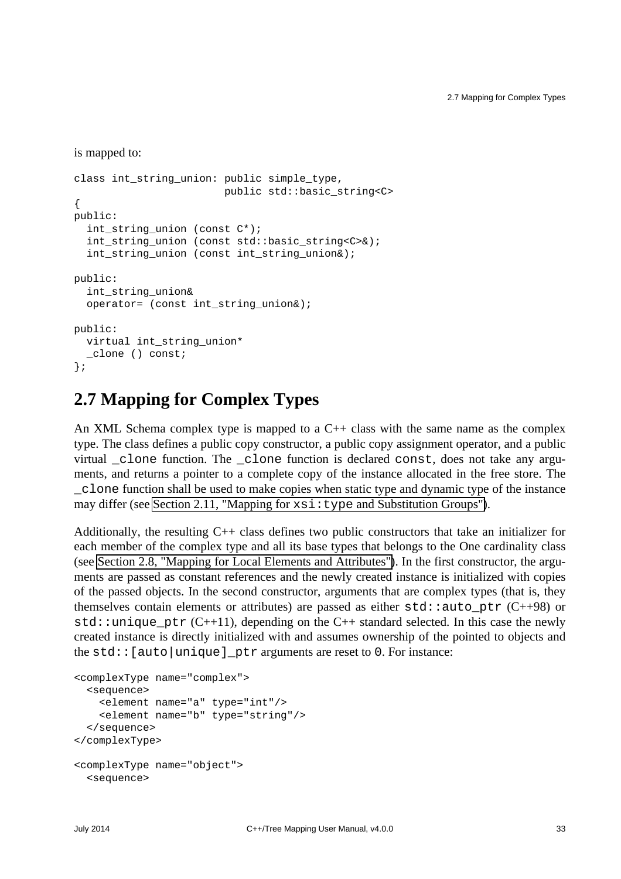is mapped to:

```
class int_string_union: public simple_type,
                        public std::basic_string<C>
{
public:
  int_string_union (const C*);
  int_string_union (const std::basic_string<C>&);
  int_string_union (const int_string_union&);

public:
  int_string_union&
  operator= (const int_string_union&);

public:
  virtual int_string_union*
  _clone () const;
};
```

## 2.7 Mapping for Complex Types

An XML Schema complex type is mapped to a C++ class with the same name as the complex type. The class defines a public copy constructor, a public copy assignment operator, and a public virtual `_clone` function. The `_clone` function is declared `const`, does not take any arguments, and returns a pointer to a complete copy of the instance allocated in the free store. The `_clone` function shall be used to make copies when static type and dynamic type of the instance may differ (see Section 2.11, "Mapping for `xsi:type` and Substitution Groups").

Additionally, the resulting C++ class defines two public constructors that take an initializer for each member of the complex type and all its base types that belongs to the One cardinality class (see Section 2.8, "Mapping for Local Elements and Attributes"). In the first constructor, the arguments are passed as constant references and the newly created instance is initialized with copies of the passed objects. In the second constructor, arguments that are complex types (that is, they themselves contain elements or attributes) are passed as either `std::auto_ptr` (C++98) or `std::unique_ptr` (C++11), depending on the C++ standard selected. In this case the newly created instance is directly initialized with and assumes ownership of the pointed to objects and the `std::[auto|unique]_ptr` arguments are reset to `0`. For instance:

```
<complexType name="complex">
  <sequence>
    <element name="a" type="int"/>
    <element name="b" type="string"/>
  </sequence>
</complexType>

<complexType name="object">
  <sequence>
```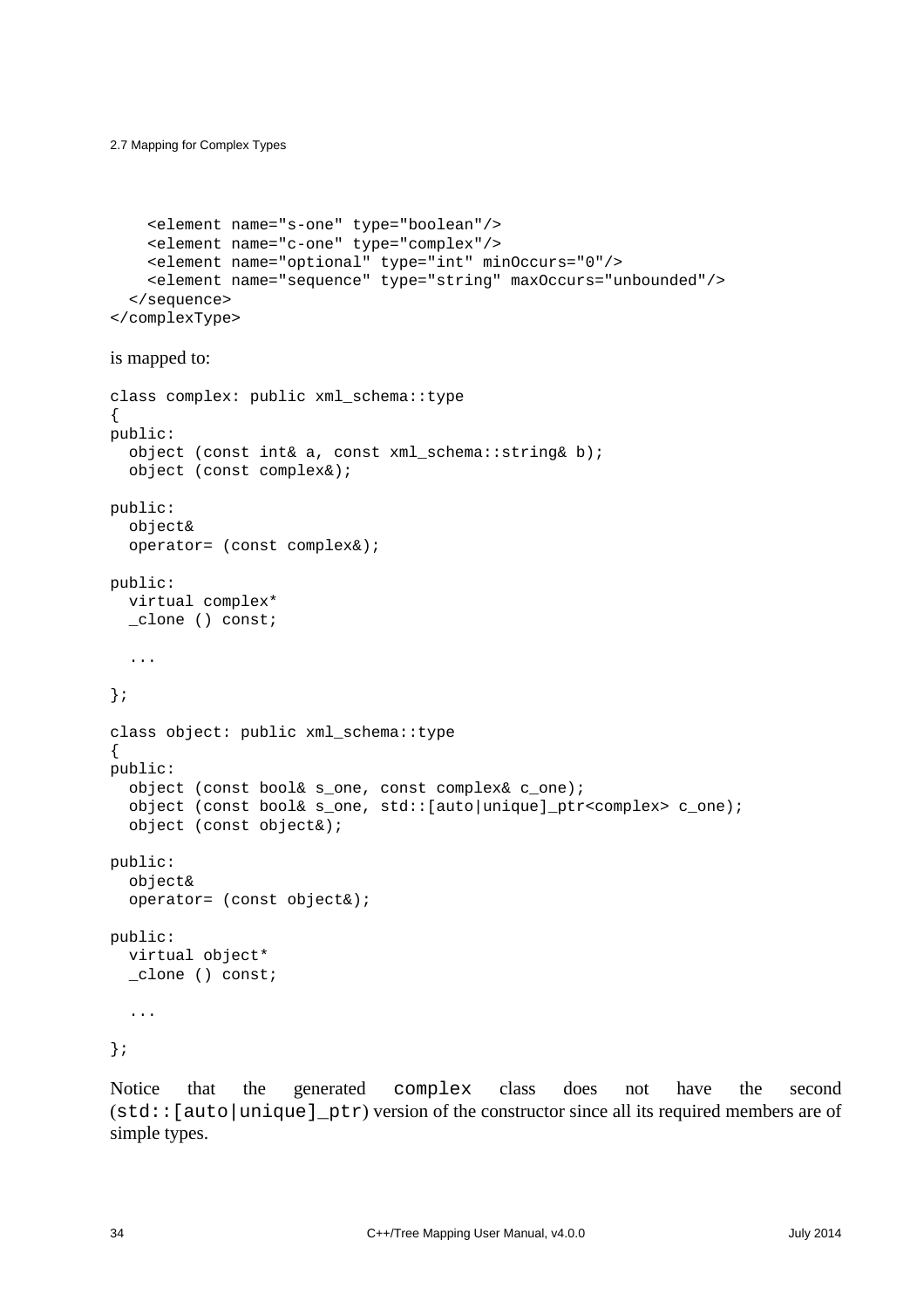```
    <element name="s-one" type="boolean"/>
    <element name="c-one" type="complex"/>
    <element name="optional" type="int" minOccurs="0"/>
    <element name="sequence" type="string" maxOccurs="unbounded"/>
  </sequence>
</complexType>
```

is mapped to:

```
class complex: public xml_schema::type
{
public:
  object (const int& a, const xml_schema::string& b);
  object (const complex&);

public:
  object&
  operator= (const complex&);

public:
  virtual complex*
  _clone () const;

  ...

};

class object: public xml_schema::type
{
public:
  object (const bool& s_one, const complex& c_one);
  object (const bool& s_one, std::[auto|unique]_ptr<complex> c_one);
  object (const object&);

public:
  object&
  operator= (const object&);

public:
  virtual object*
  _clone () const;

  ...

};
```

Notice that the generated `complex` class does not have the second (`std::[auto|unique]_ptr`) version of the constructor since all its required members are of simple types.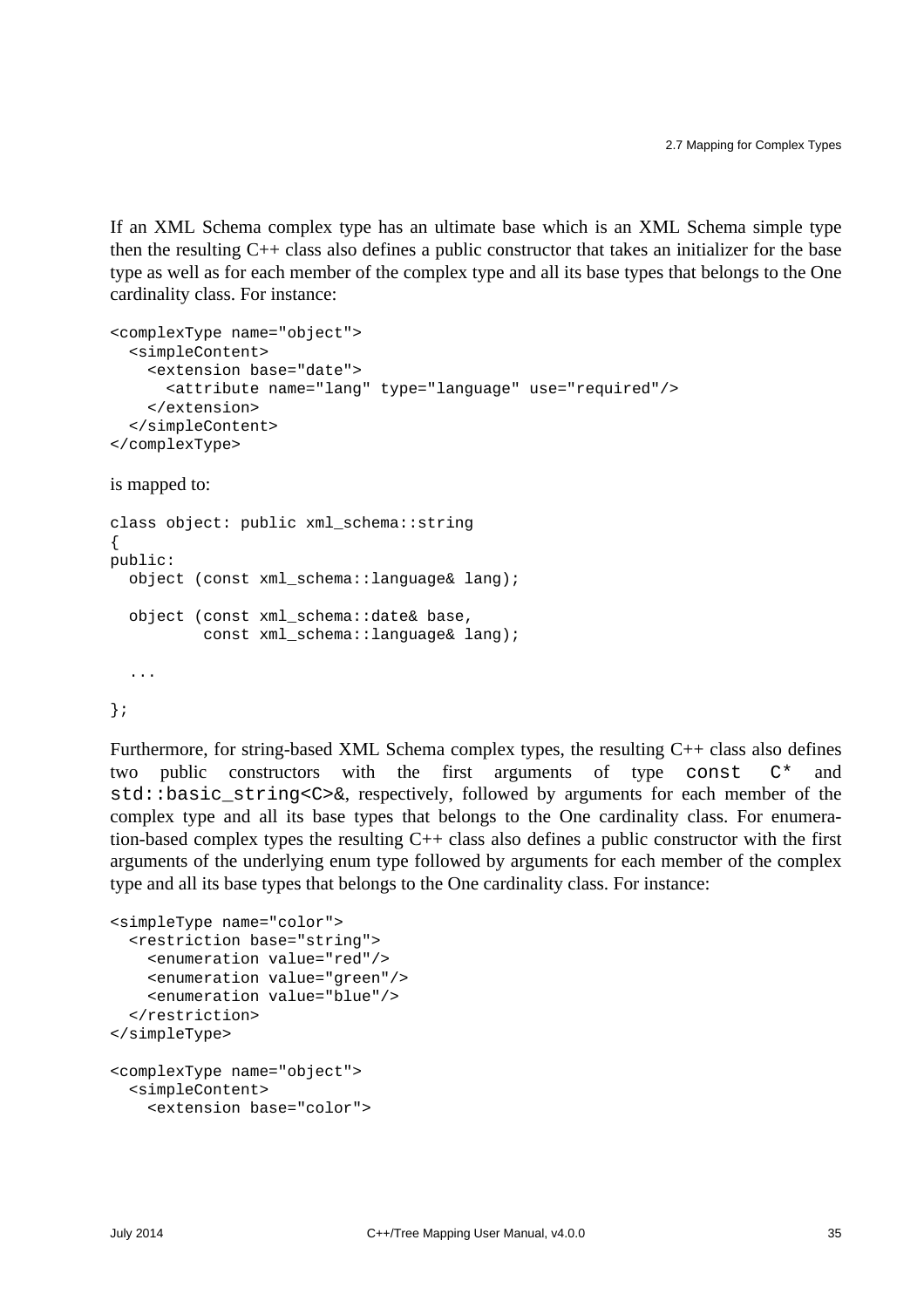If an XML Schema complex type has an ultimate base which is an XML Schema simple type then the resulting C++ class also defines a public constructor that takes an initializer for the base type as well as for each member of the complex type and all its base types that belongs to the One cardinality class. For instance:

```
<complexType name="object">
  <simpleContent>
    <extension base="date">
      <attribute name="lang" type="language" use="required"/>
    </extension>
  </simpleContent>
</complexType>
```

is mapped to:

```
class object: public xml_schema::string
{
public:
  object (const xml_schema::language& lang);

  object (const xml_schema::date& base,
          const xml_schema::language& lang);

  ...

};
```

Furthermore, for string-based XML Schema complex types, the resulting C++ class also defines two public constructors with the first arguments of type `const C*` and `std::basic_string<C>&`, respectively, followed by arguments for each member of the complex type and all its base types that belongs to the One cardinality class. For enumeration-based complex types the resulting C++ class also defines a public constructor with the first arguments of the underlying enum type followed by arguments for each member of the complex type and all its base types that belongs to the One cardinality class. For instance:

```
<simpleType name="color">
  <restriction base="string">
    <enumeration value="red"/>
    <enumeration value="green"/>
    <enumeration value="blue"/>
  </restriction>
</simpleType>

<complexType name="object">
  <simpleContent>
    <extension base="color">
```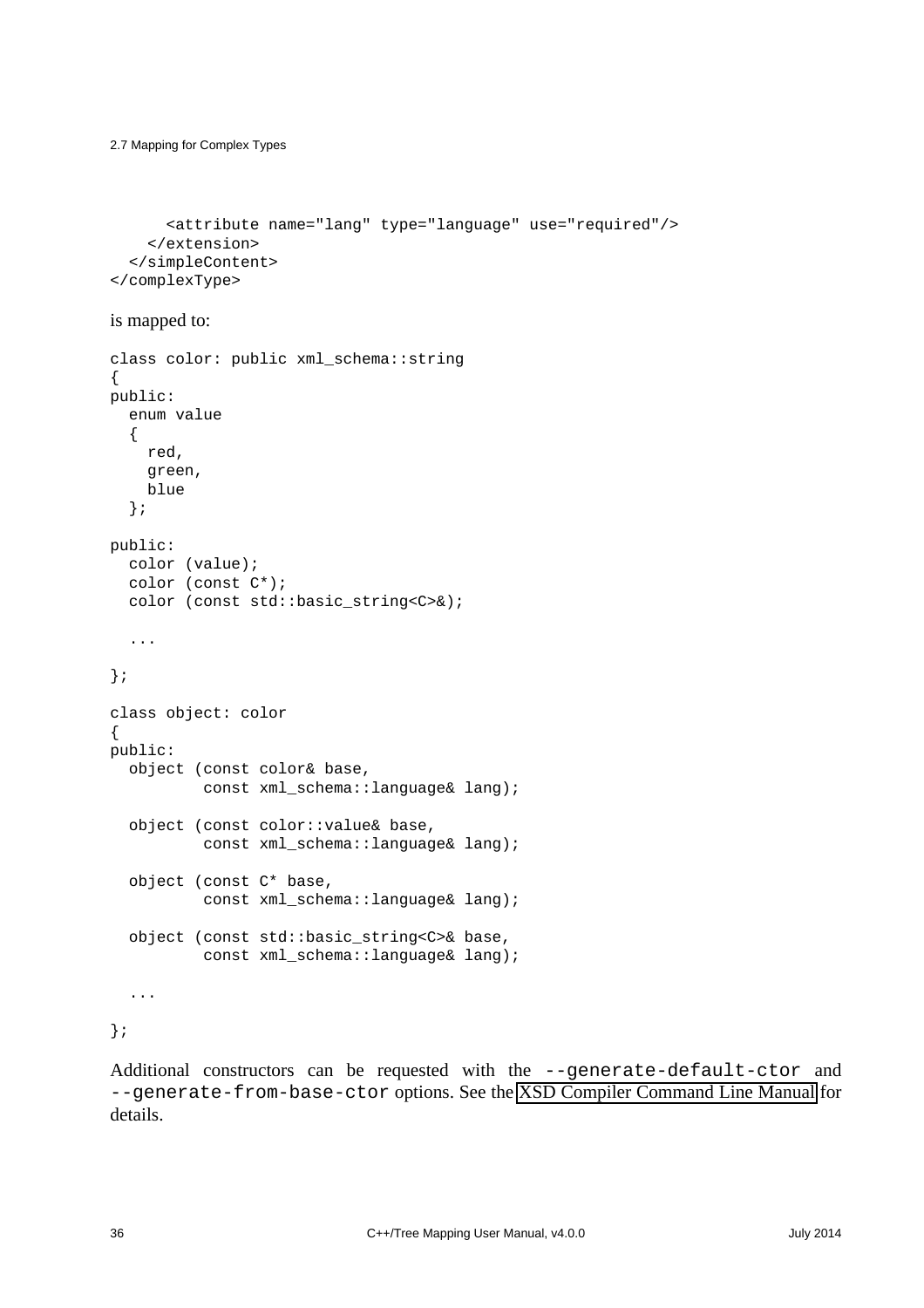```
      <attribute name="lang" type="language" use="required"/>
    </extension>
  </simpleContent>
</complexType>
```

is mapped to:

```
class color: public xml_schema::string
{
public:
  enum value
  {
    red,
    green,
    blue
  };

public:
  color (value);
  color (const C*);
  color (const std::basic_string<C>&);

  ...

};

class object: color
{
public:
  object (const color& base,
          const xml_schema::language& lang);

  object (const color::value& base,
          const xml_schema::language& lang);

  object (const C* base,
          const xml_schema::language& lang);

  object (const std::basic_string<C>& base,
          const xml_schema::language& lang);

  ...

};
```

Additional constructors can be requested with the `--generate-default-ctor` and `--generate-from-base-ctor` options. See the XSD Compiler Command Line Manual for details.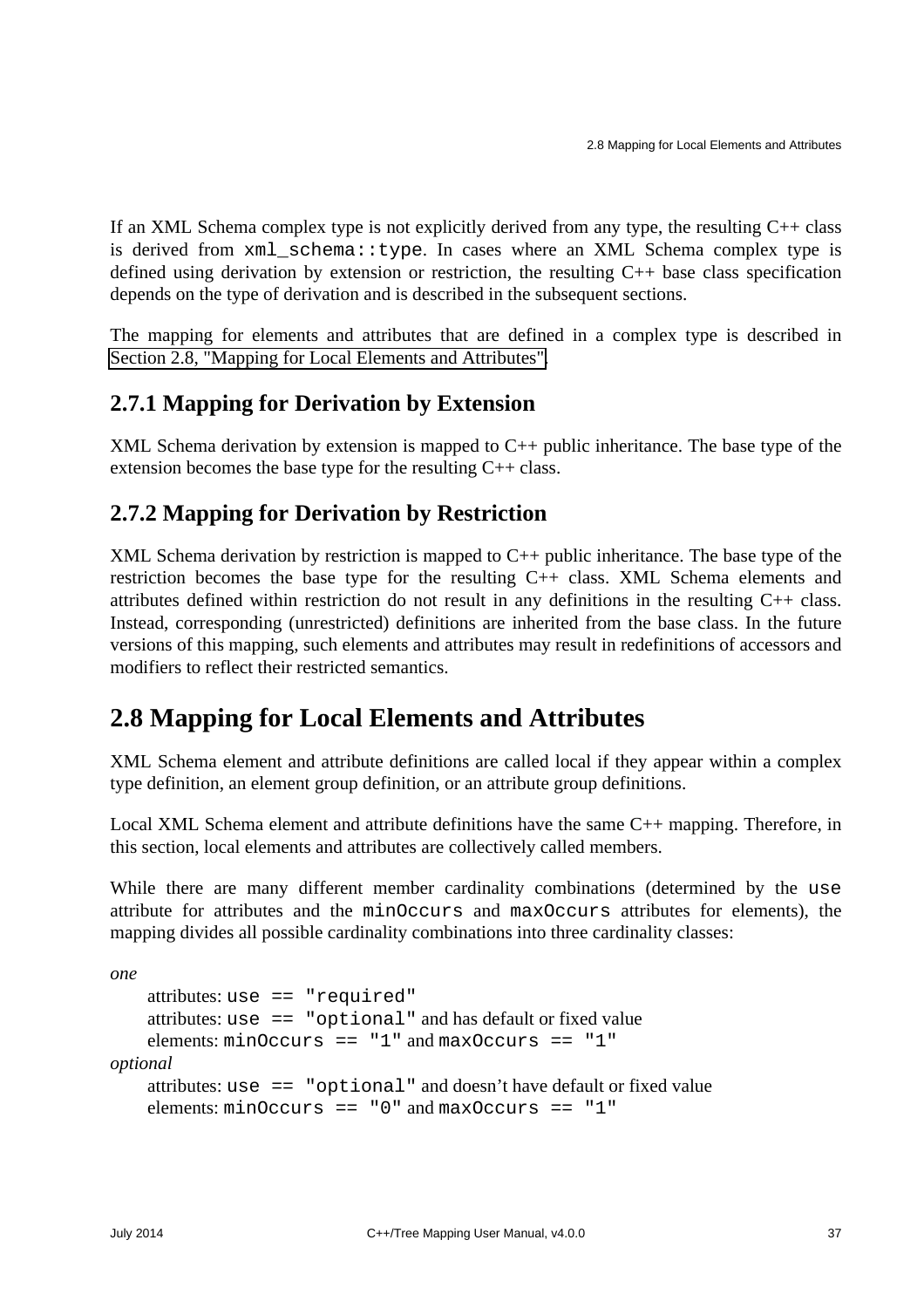If an XML Schema complex type is not explicitly derived from any type, the resulting C++ class is derived from `xml_schema::type`. In cases where an XML Schema complex type is defined using derivation by extension or restriction, the resulting C++ base class specification depends on the type of derivation and is described in the subsequent sections.

The mapping for elements and attributes that are defined in a complex type is described in Section 2.8, "Mapping for Local Elements and Attributes".

### 2.7.1 Mapping for Derivation by Extension

XML Schema derivation by extension is mapped to C++ public inheritance. The base type of the extension becomes the base type for the resulting C++ class.

### 2.7.2 Mapping for Derivation by Restriction

XML Schema derivation by restriction is mapped to C++ public inheritance. The base type of the restriction becomes the base type for the resulting C++ class. XML Schema elements and attributes defined within restriction do not result in any definitions in the resulting C++ class. Instead, corresponding (unrestricted) definitions are inherited from the base class. In the future versions of this mapping, such elements and attributes may result in redefinitions of accessors and modifiers to reflect their restricted semantics.

## 2.8 Mapping for Local Elements and Attributes

XML Schema element and attribute definitions are called local if they appear within a complex type definition, an element group definition, or an attribute group definitions.

Local XML Schema element and attribute definitions have the same C++ mapping. Therefore, in this section, local elements and attributes are collectively called members.

While there are many different member cardinality combinations (determined by the `use` attribute for attributes and the `minOccurs` and `maxOccurs` attributes for elements), the mapping divides all possible cardinality combinations into three cardinality classes:

*one*
: attributes: `use == "required"`
: attributes: `use == "optional"` and has default or fixed value
: elements: `minOccurs == "1"` and `maxOccurs == "1"`

*optional*
: attributes: `use == "optional"` and doesn't have default or fixed value
: elements: `minOccurs == "0"` and `maxOccurs == "1"`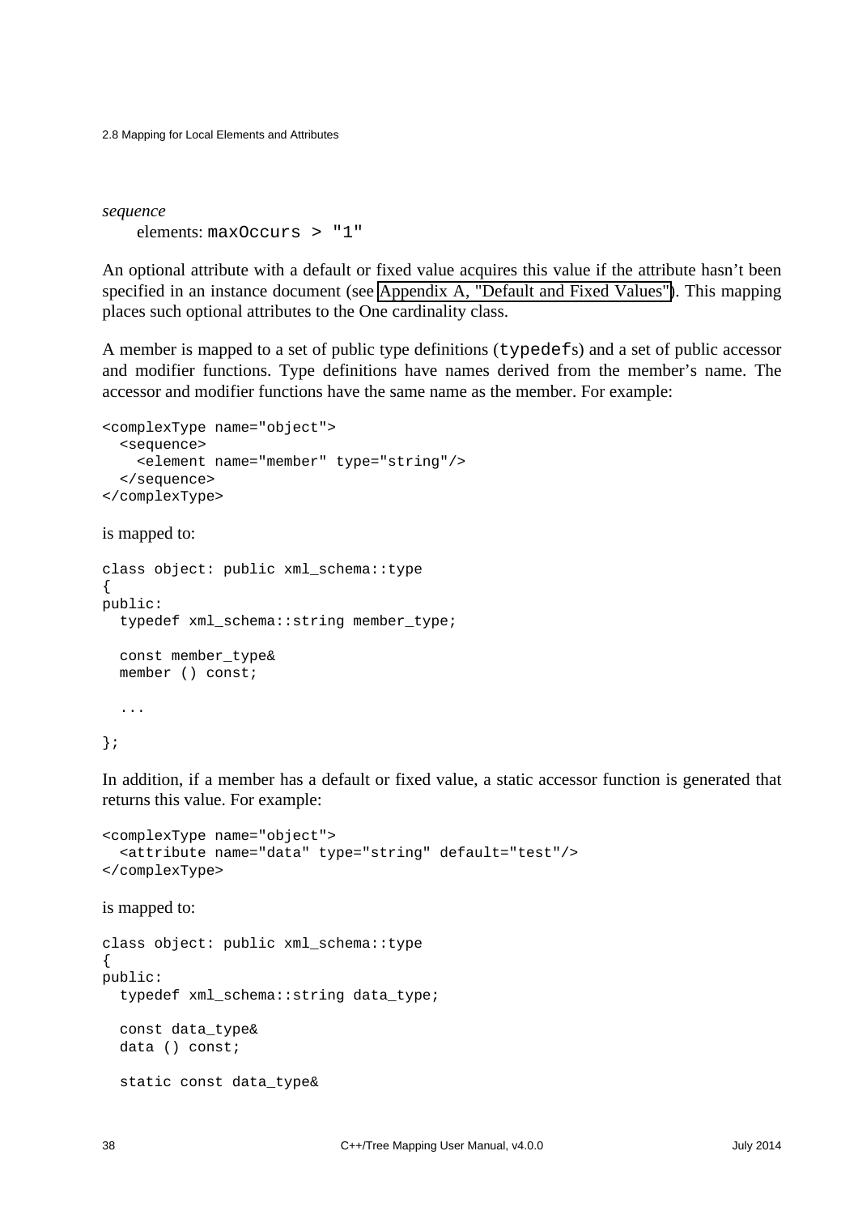*sequence*
  elements: `maxOccurs > "1"`

An optional attribute with a default or fixed value acquires this value if the attribute hasn't been specified in an instance document (see Appendix A, "Default and Fixed Values"). This mapping places such optional attributes to the One cardinality class.

A member is mapped to a set of public type definitions (`typedef`s) and a set of public accessor and modifier functions. Type definitions have names derived from the member's name. The accessor and modifier functions have the same name as the member. For example:

```
<complexType name="object">
  <sequence>
    <element name="member" type="string"/>
  </sequence>
</complexType>
```

is mapped to:

```
class object: public xml_schema::type
{
public:
  typedef xml_schema::string member_type;

  const member_type&
  member () const;

  ...

};
```

In addition, if a member has a default or fixed value, a static accessor function is generated that returns this value. For example:

```
<complexType name="object">
  <attribute name="data" type="string" default="test"/>
</complexType>
```

is mapped to:

```
class object: public xml_schema::type
{
public:
  typedef xml_schema::string data_type;

  const data_type&
  data () const;

  static const data_type&
```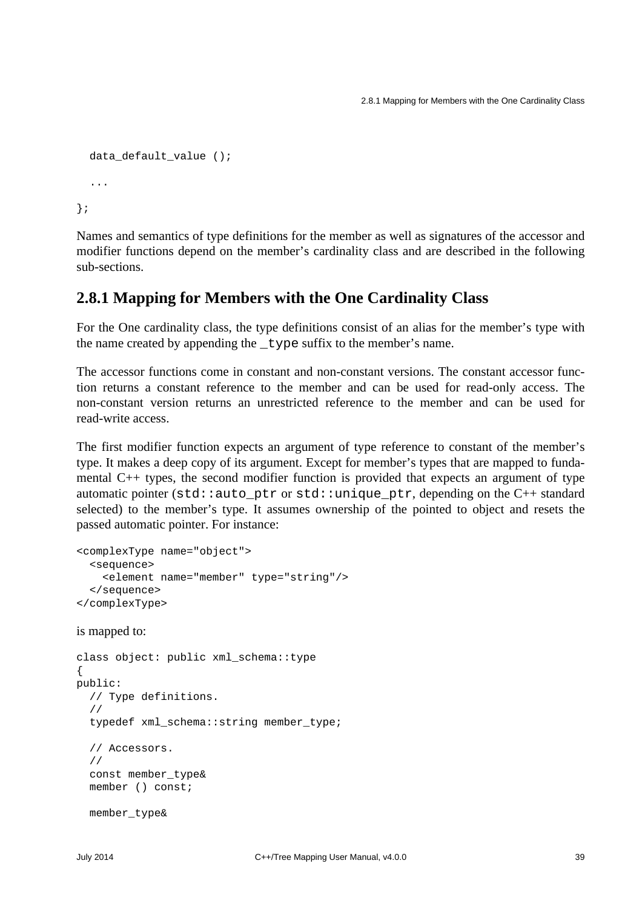```
  data_default_value ();

  ...

};
```

Names and semantics of type definitions for the member as well as signatures of the accessor and modifier functions depend on the member's cardinality class and are described in the following sub-sections.

## 2.8.1 Mapping for Members with the One Cardinality Class

For the One cardinality class, the type definitions consist of an alias for the member's type with the name created by appending the `_type` suffix to the member's name.

The accessor functions come in constant and non-constant versions. The constant accessor function returns a constant reference to the member and can be used for read-only access. The non-constant version returns an unrestricted reference to the member and can be used for read-write access.

The first modifier function expects an argument of type reference to constant of the member's type. It makes a deep copy of its argument. Except for member's types that are mapped to fundamental C++ types, the second modifier function is provided that expects an argument of type automatic pointer (`std::auto_ptr` or `std::unique_ptr`, depending on the C++ standard selected) to the member's type. It assumes ownership of the pointed to object and resets the passed automatic pointer. For instance:

```
<complexType name="object">
  <sequence>
    <element name="member" type="string"/>
  </sequence>
</complexType>
```

is mapped to:

```
class object: public xml_schema::type
{
public:
  // Type definitions.
  //
  typedef xml_schema::string member_type;

  // Accessors.
  //
  const member_type&
  member () const;

  member_type&
```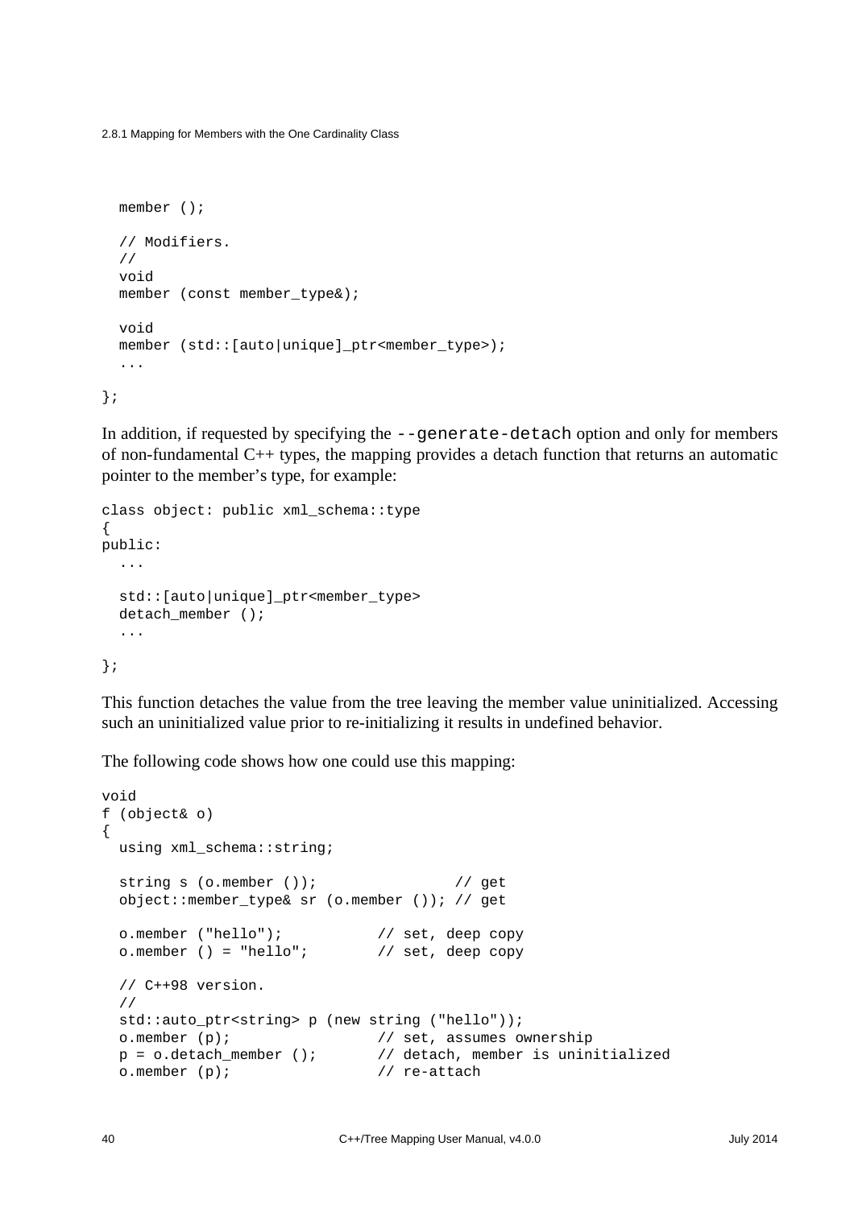```
  member ();

  // Modifiers.
  //
  void
  member (const member_type&);

  void
  member (std::[auto|unique]_ptr<member_type>);
  ...

};
```

In addition, if requested by specifying the `--generate-detach` option and only for members of non-fundamental C++ types, the mapping provides a detach function that returns an automatic pointer to the member's type, for example:

```
class object: public xml_schema::type
{
public:
  ...

  std::[auto|unique]_ptr<member_type>
  detach_member ();
  ...

};
```

This function detaches the value from the tree leaving the member value uninitialized. Accessing such an uninitialized value prior to re-initializing it results in undefined behavior.

The following code shows how one could use this mapping:

```
void
f (object& o)
{
  using xml_schema::string;

  string s (o.member ());                // get
  object::member_type& sr (o.member ()); // get

  o.member ("hello");           // set, deep copy
  o.member () = "hello";        // set, deep copy

  // C++98 version.
  //
  std::auto_ptr<string> p (new string ("hello"));
  o.member (p);                 // set, assumes ownership
  p = o.detach_member ();       // detach, member is uninitialized
  o.member (p);                 // re-attach
```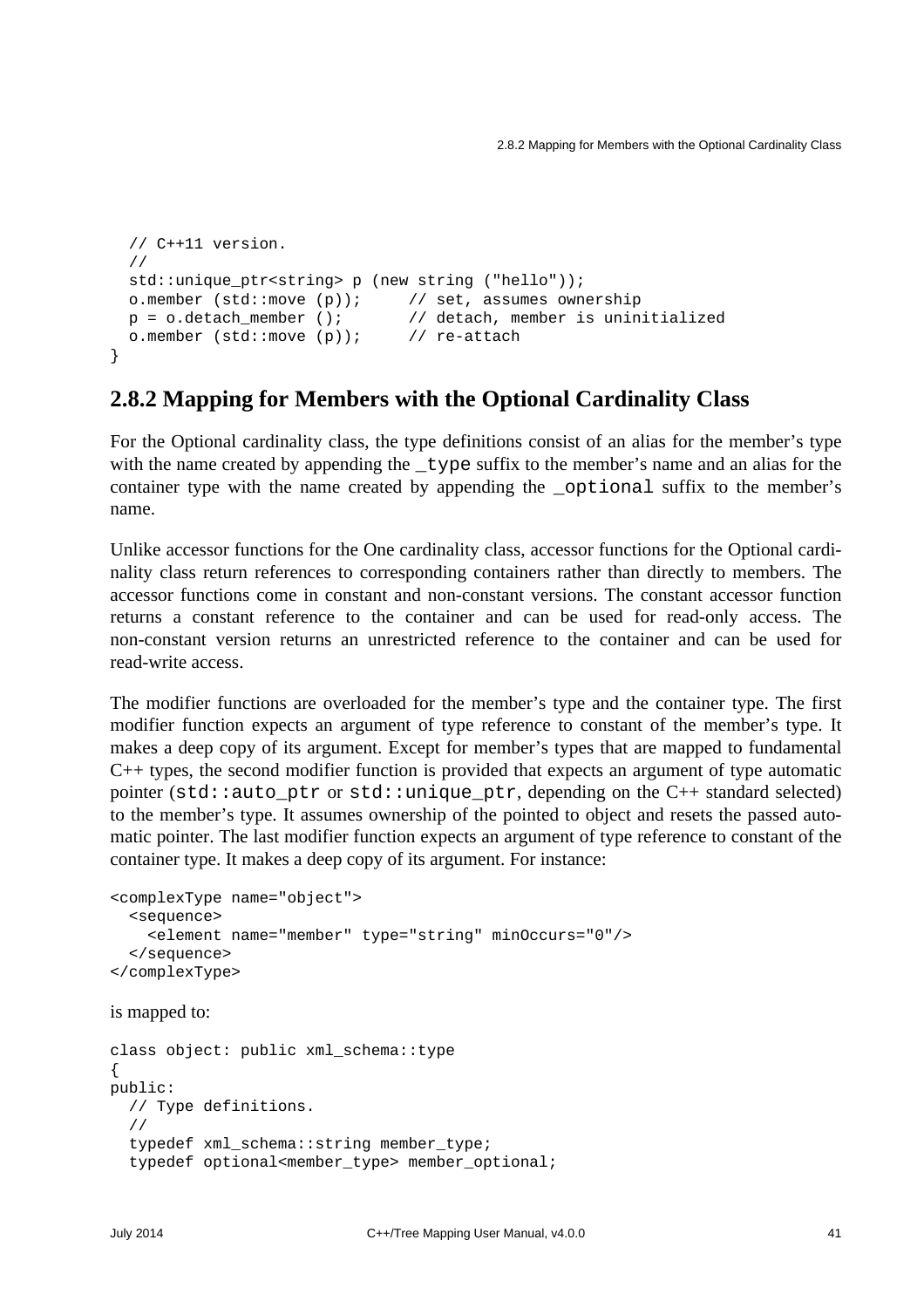```
  // C++11 version.
  //
  std::unique_ptr<string> p (new string ("hello"));
  o.member (std::move (p));     // set, assumes ownership
  p = o.detach_member ();       // detach, member is uninitialized
  o.member (std::move (p));     // re-attach
}
```

## 2.8.2 Mapping for Members with the Optional Cardinality Class

For the Optional cardinality class, the type definitions consist of an alias for the member's type with the name created by appending the `_type` suffix to the member's name and an alias for the container type with the name created by appending the `_optional` suffix to the member's name.

Unlike accessor functions for the One cardinality class, accessor functions for the Optional cardinality class return references to corresponding containers rather than directly to members. The accessor functions come in constant and non-constant versions. The constant accessor function returns a constant reference to the container and can be used for read-only access. The non-constant version returns an unrestricted reference to the container and can be used for read-write access.

The modifier functions are overloaded for the member's type and the container type. The first modifier function expects an argument of type reference to constant of the member's type. It makes a deep copy of its argument. Except for member's types that are mapped to fundamental C++ types, the second modifier function is provided that expects an argument of type automatic pointer (`std::auto_ptr` or `std::unique_ptr`, depending on the C++ standard selected) to the member's type. It assumes ownership of the pointed to object and resets the passed automatic pointer. The last modifier function expects an argument of type reference to constant of the container type. It makes a deep copy of its argument. For instance:

```
<complexType name="object">
  <sequence>
    <element name="member" type="string" minOccurs="0"/>
  </sequence>
</complexType>
```

is mapped to:

```
class object: public xml_schema::type
{
public:
  // Type definitions.
  //
  typedef xml_schema::string member_type;
  typedef optional<member_type> member_optional;
```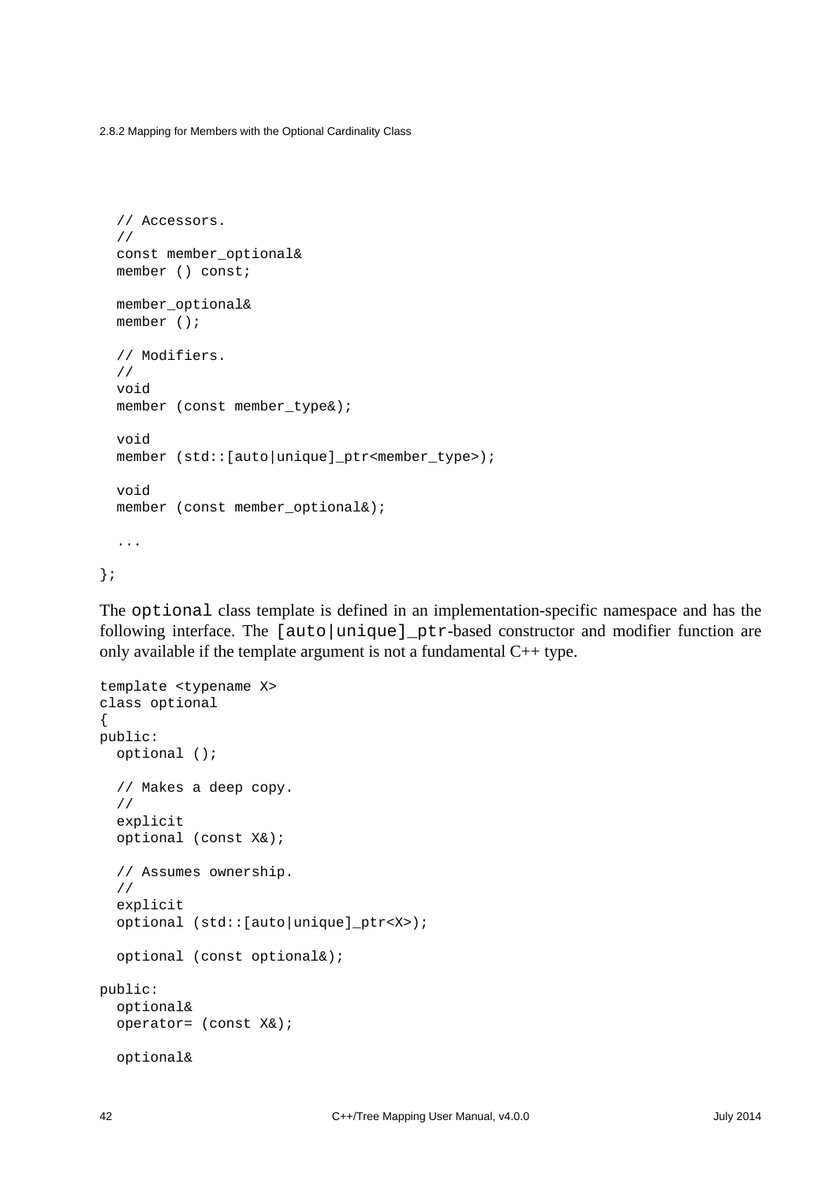```
  // Accessors.
  //
  const member_optional&
  member () const;

  member_optional&
  member ();

  // Modifiers.
  //
  void
  member (const member_type&);

  void
  member (std::[auto|unique]_ptr<member_type>);

  void
  member (const member_optional&);

  ...

};
```

The `optional` class template is defined in an implementation-specific namespace and has the following interface. The `[auto|unique]_ptr`-based constructor and modifier function are only available if the template argument is not a fundamental C++ type.

```
template <typename X>
class optional
{
public:
  optional ();

  // Makes a deep copy.
  //
  explicit
  optional (const X&);

  // Assumes ownership.
  //
  explicit
  optional (std::[auto|unique]_ptr<X>);

  optional (const optional&);

public:
  optional&
  operator= (const X&);

  optional&
```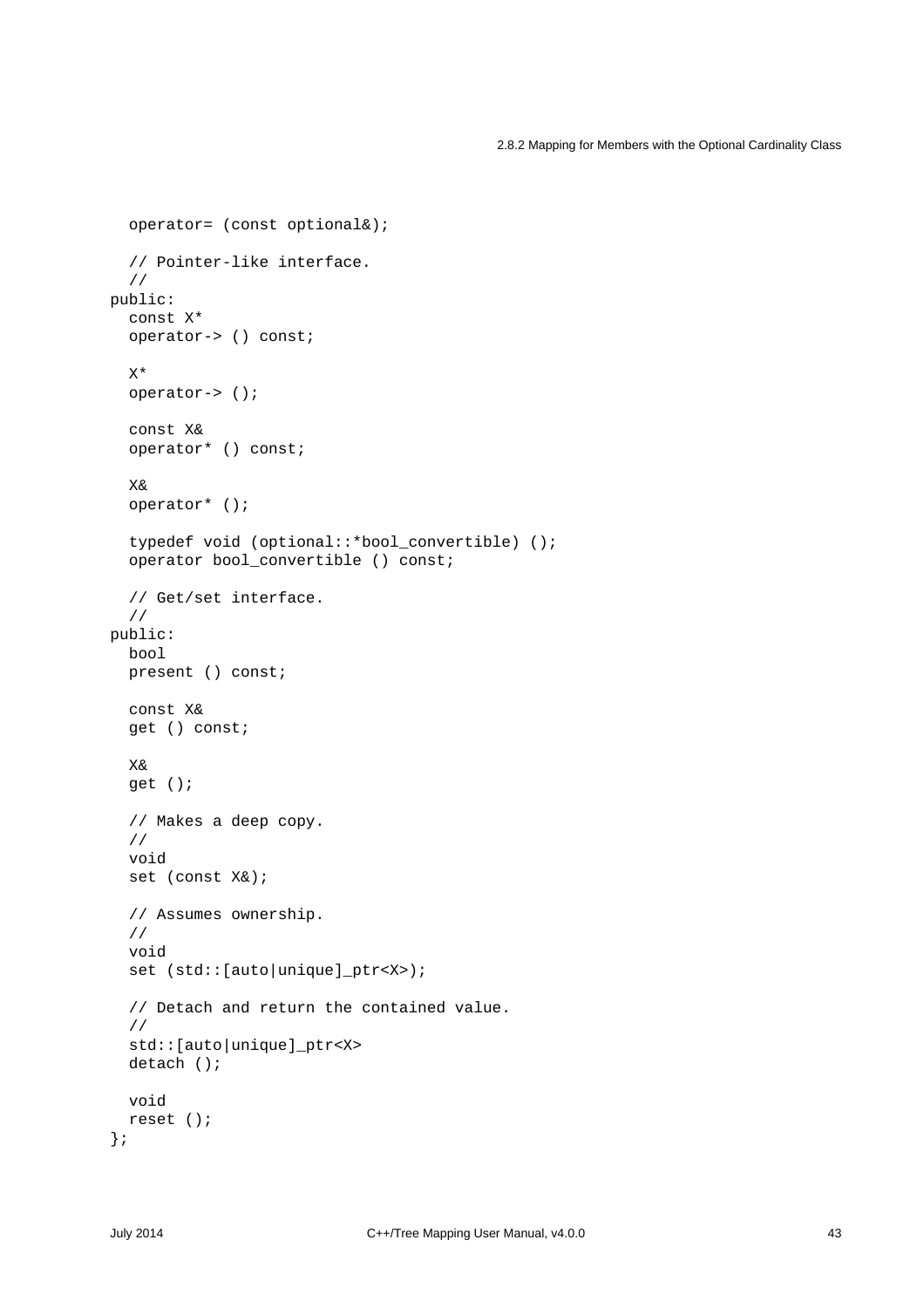```
  operator= (const optional&);

  // Pointer-like interface.
  //
public:
  const X*
  operator-> () const;

  X*
  operator-> ();

  const X&
  operator* () const;

  X&
  operator* ();

  typedef void (optional::*bool_convertible) ();
  operator bool_convertible () const;

  // Get/set interface.
  //
public:
  bool
  present () const;

  const X&
  get () const;

  X&
  get ();

  // Makes a deep copy.
  //
  void
  set (const X&);

  // Assumes ownership.
  //
  void
  set (std::[auto|unique]_ptr<X>);

  // Detach and return the contained value.
  //
  std::[auto|unique]_ptr<X>
  detach ();

  void
  reset ();
};
```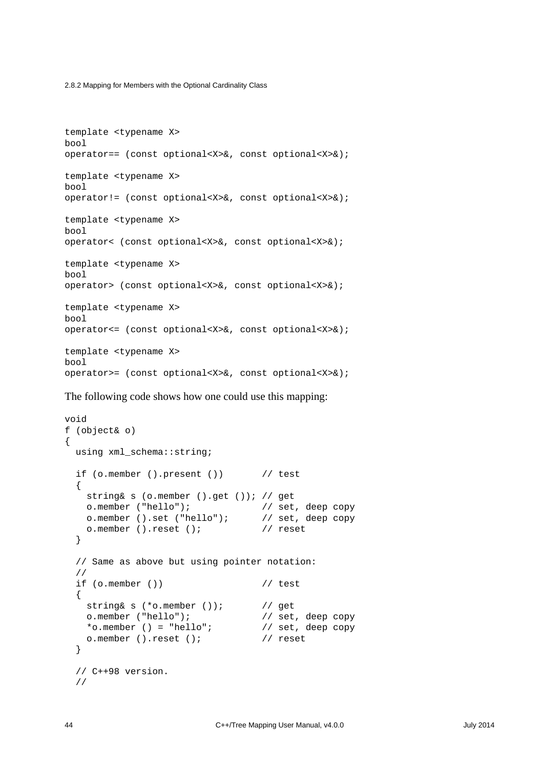```
template <typename X>
bool
operator== (const optional<X>&, const optional<X>&);

template <typename X>
bool
operator!= (const optional<X>&, const optional<X>&);

template <typename X>
bool
operator< (const optional<X>&, const optional<X>&);

template <typename X>
bool
operator> (const optional<X>&, const optional<X>&);

template <typename X>
bool
operator<= (const optional<X>&, const optional<X>&);

template <typename X>
bool
operator>= (const optional<X>&, const optional<X>&);
```

The following code shows how one could use this mapping:

```
void
f (object& o)
{
  using xml_schema::string;

  if (o.member ().present ())       // test
  {
    string& s (o.member ().get ()); // get
    o.member ("hello");             // set, deep copy
    o.member ().set ("hello");      // set, deep copy
    o.member ().reset ();           // reset
  }

  // Same as above but using pointer notation:
  //
  if (o.member ())                  // test
  {
    string& s (*o.member ());       // get
    o.member ("hello");             // set, deep copy
    *o.member () = "hello";         // set, deep copy
    o.member ().reset ();           // reset
  }

  // C++98 version.
  //
```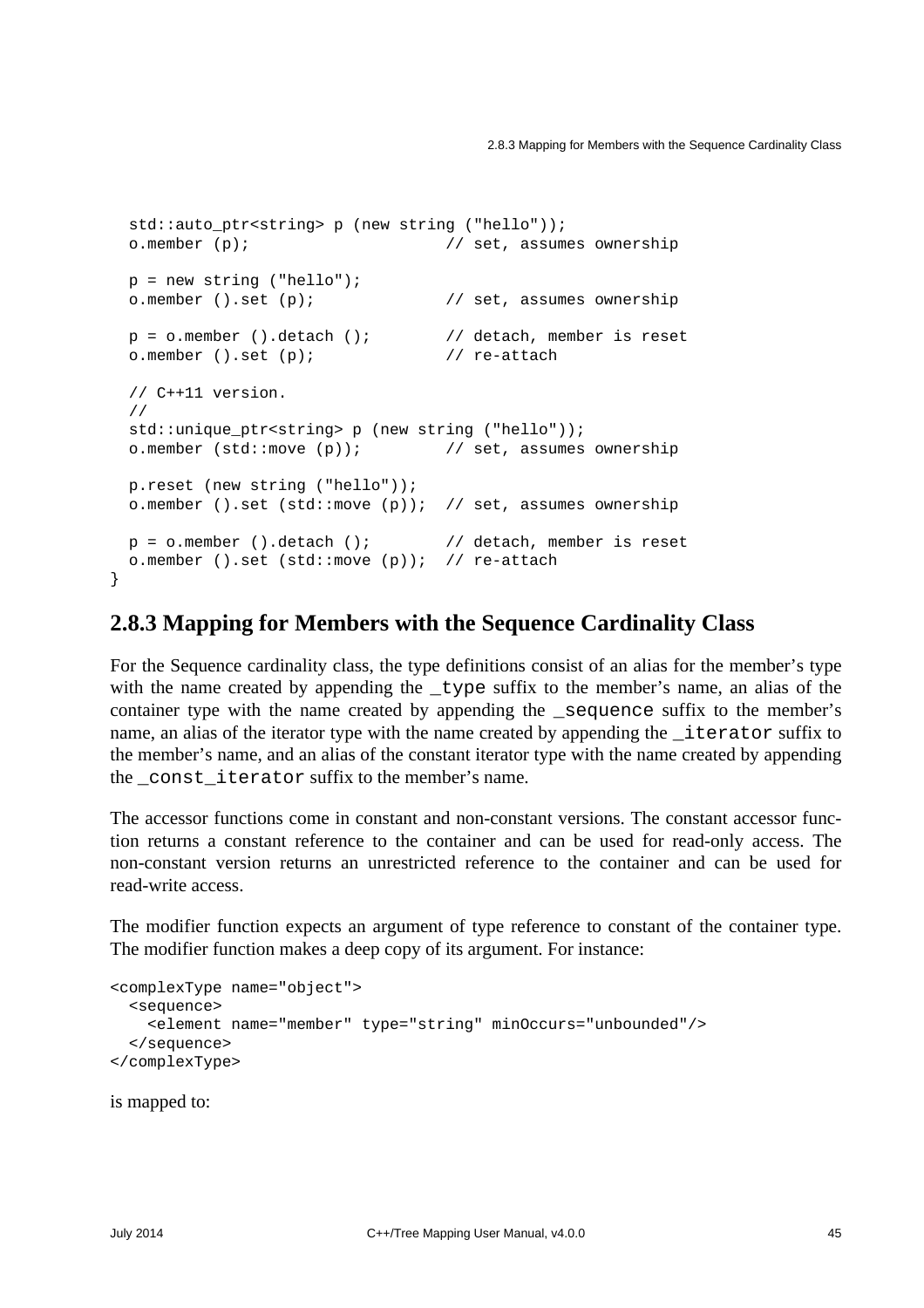```
  std::auto_ptr<string> p (new string ("hello"));
  o.member (p);                     // set, assumes ownership

  p = new string ("hello");
  o.member ().set (p);              // set, assumes ownership

  p = o.member ().detach ();        // detach, member is reset
  o.member ().set (p);              // re-attach

  // C++11 version.
  //
  std::unique_ptr<string> p (new string ("hello"));
  o.member (std::move (p));         // set, assumes ownership

  p.reset (new string ("hello"));
  o.member ().set (std::move (p));  // set, assumes ownership

  p = o.member ().detach ();        // detach, member is reset
  o.member ().set (std::move (p));  // re-attach
}
```

## 2.8.3 Mapping for Members with the Sequence Cardinality Class

For the Sequence cardinality class, the type definitions consist of an alias for the member's type with the name created by appending the `_type` suffix to the member's name, an alias of the container type with the name created by appending the `_sequence` suffix to the member's name, an alias of the iterator type with the name created by appending the `_iterator` suffix to the member's name, and an alias of the constant iterator type with the name created by appending the `_const_iterator` suffix to the member's name.

The accessor functions come in constant and non-constant versions. The constant accessor function returns a constant reference to the container and can be used for read-only access. The non-constant version returns an unrestricted reference to the container and can be used for read-write access.

The modifier function expects an argument of type reference to constant of the container type. The modifier function makes a deep copy of its argument. For instance:

```
<complexType name="object">
  <sequence>
    <element name="member" type="string" minOccurs="unbounded"/>
  </sequence>
</complexType>
```

is mapped to: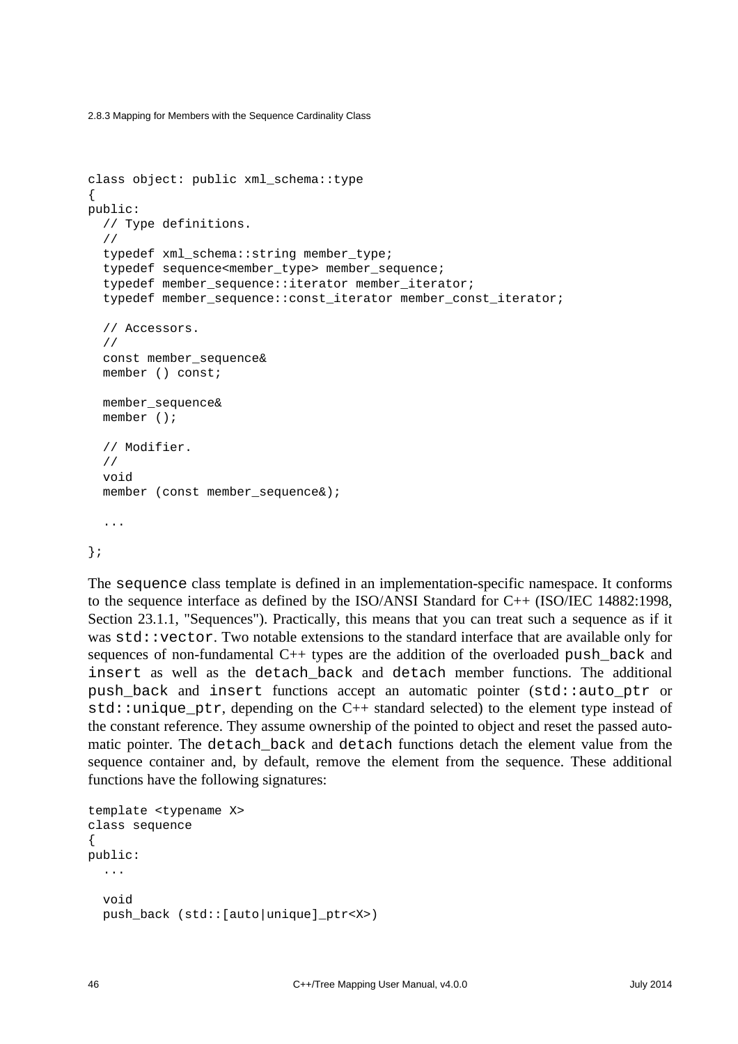```
class object: public xml_schema::type
{
public:
  // Type definitions.
  //
  typedef xml_schema::string member_type;
  typedef sequence<member_type> member_sequence;
  typedef member_sequence::iterator member_iterator;
  typedef member_sequence::const_iterator member_const_iterator;

  // Accessors.
  //
  const member_sequence&
  member () const;

  member_sequence&
  member ();

  // Modifier.
  //
  void
  member (const member_sequence&);

  ...

};
```

The `sequence` class template is defined in an implementation-specific namespace. It conforms to the sequence interface as defined by the ISO/ANSI Standard for C++ (ISO/IEC 14882:1998, Section 23.1.1, "Sequences"). Practically, this means that you can treat such a sequence as if it was `std::vector`. Two notable extensions to the standard interface that are available only for sequences of non-fundamental C++ types are the addition of the overloaded `push_back` and `insert` as well as the `detach_back` and `detach` member functions. The additional `push_back` and `insert` functions accept an automatic pointer (`std::auto_ptr` or `std::unique_ptr`, depending on the C++ standard selected) to the element type instead of the constant reference. They assume ownership of the pointed to object and reset the passed automatic pointer. The `detach_back` and `detach` functions detach the element value from the sequence container and, by default, remove the element from the sequence. These additional functions have the following signatures:

```
template <typename X>
class sequence
{
public:
  ...

  void
  push_back (std::[auto|unique]_ptr<X>)
```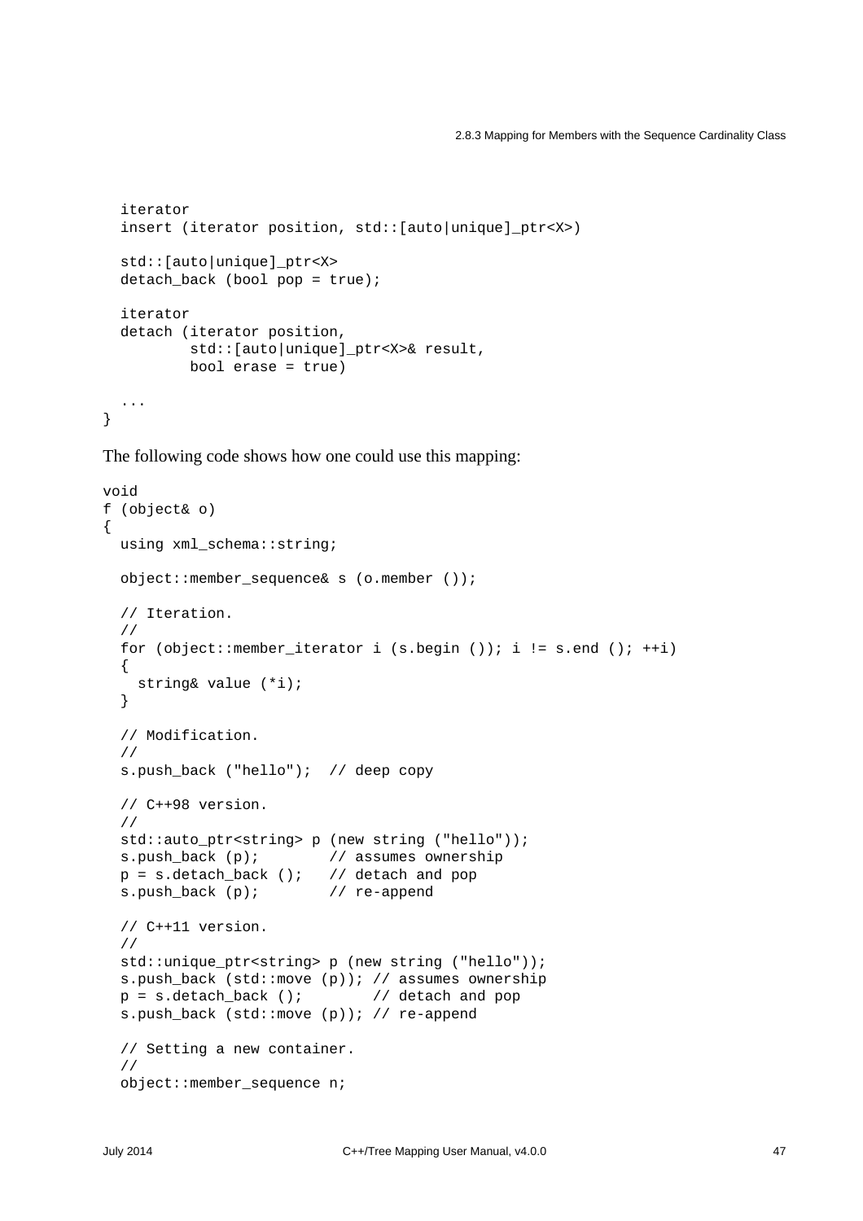```
  iterator
  insert (iterator position, std::[auto|unique]_ptr<X>)

  std::[auto|unique]_ptr<X>
  detach_back (bool pop = true);

  iterator
  detach (iterator position,
          std::[auto|unique]_ptr<X>& result,
          bool erase = true)

  ...
}
```

The following code shows how one could use this mapping:

```
void
f (object& o)
{
  using xml_schema::string;

  object::member_sequence& s (o.member ());

  // Iteration.
  //
  for (object::member_iterator i (s.begin ()); i != s.end (); ++i)
  {
    string& value (*i);
  }

  // Modification.
  //
  s.push_back ("hello");  // deep copy

  // C++98 version.
  //
  std::auto_ptr<string> p (new string ("hello"));
  s.push_back (p);        // assumes ownership
  p = s.detach_back ();   // detach and pop
  s.push_back (p);        // re-append

  // C++11 version.
  //
  std::unique_ptr<string> p (new string ("hello"));
  s.push_back (std::move (p)); // assumes ownership
  p = s.detach_back ();        // detach and pop
  s.push_back (std::move (p)); // re-append

  // Setting a new container.
  //
  object::member_sequence n;
```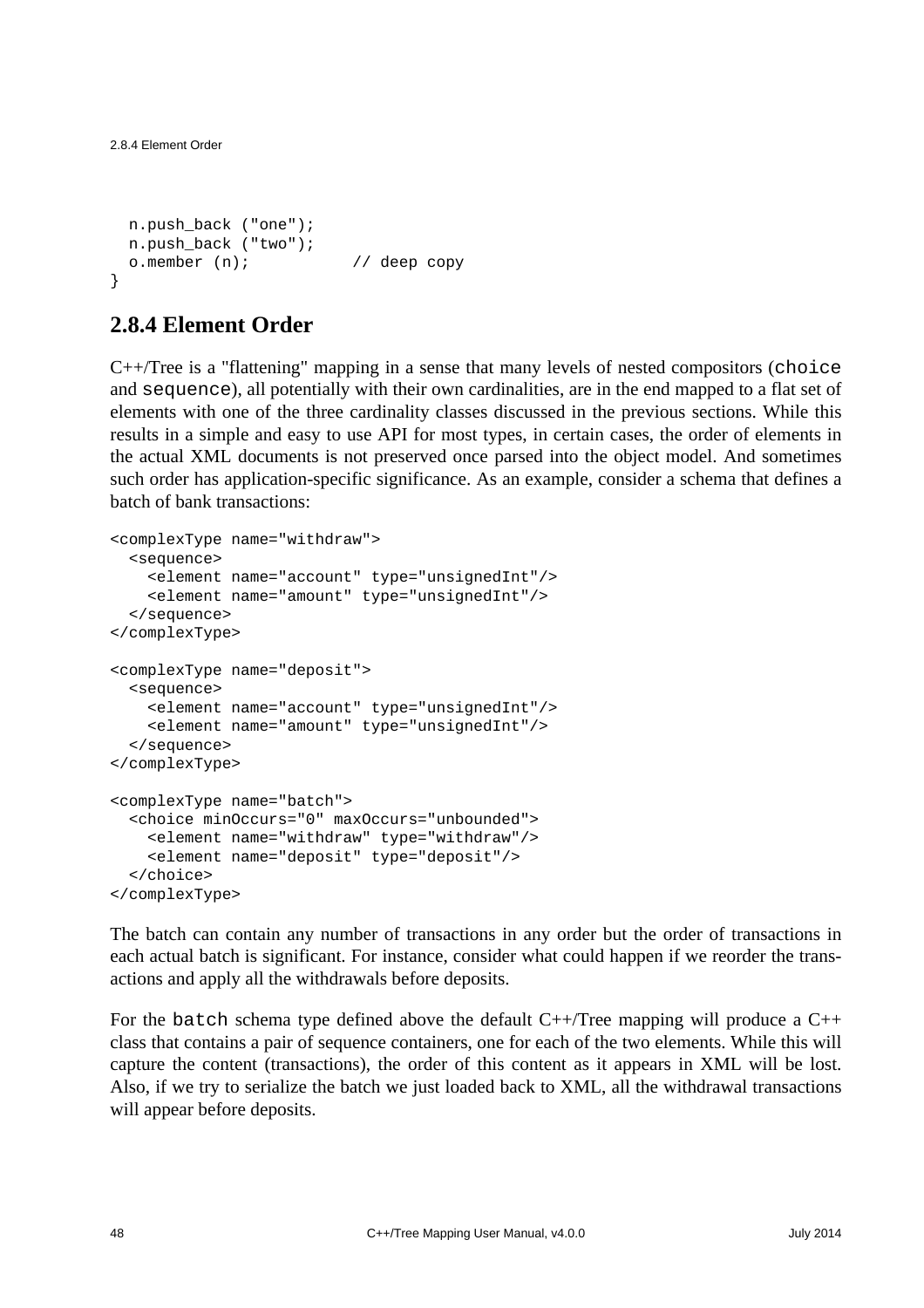```
  n.push_back ("one");
  n.push_back ("two");
  o.member (n);          // deep copy
}
```

## 2.8.4 Element Order

C++/Tree is a "flattening" mapping in a sense that many levels of nested compositors (`choice` and `sequence`), all potentially with their own cardinalities, are in the end mapped to a flat set of elements with one of the three cardinality classes discussed in the previous sections. While this results in a simple and easy to use API for most types, in certain cases, the order of elements in the actual XML documents is not preserved once parsed into the object model. And sometimes such order has application-specific significance. As an example, consider a schema that defines a batch of bank transactions:

```
<complexType name="withdraw">
  <sequence>
    <element name="account" type="unsignedInt"/>
    <element name="amount" type="unsignedInt"/>
  </sequence>
</complexType>

<complexType name="deposit">
  <sequence>
    <element name="account" type="unsignedInt"/>
    <element name="amount" type="unsignedInt"/>
  </sequence>
</complexType>

<complexType name="batch">
  <choice minOccurs="0" maxOccurs="unbounded">
    <element name="withdraw" type="withdraw"/>
    <element name="deposit" type="deposit"/>
  </choice>
</complexType>
```

The batch can contain any number of transactions in any order but the order of transactions in each actual batch is significant. For instance, consider what could happen if we reorder the transactions and apply all the withdrawals before deposits.

For the `batch` schema type defined above the default C++/Tree mapping will produce a C++ class that contains a pair of sequence containers, one for each of the two elements. While this will capture the content (transactions), the order of this content as it appears in XML will be lost. Also, if we try to serialize the batch we just loaded back to XML, all the withdrawal transactions will appear before deposits.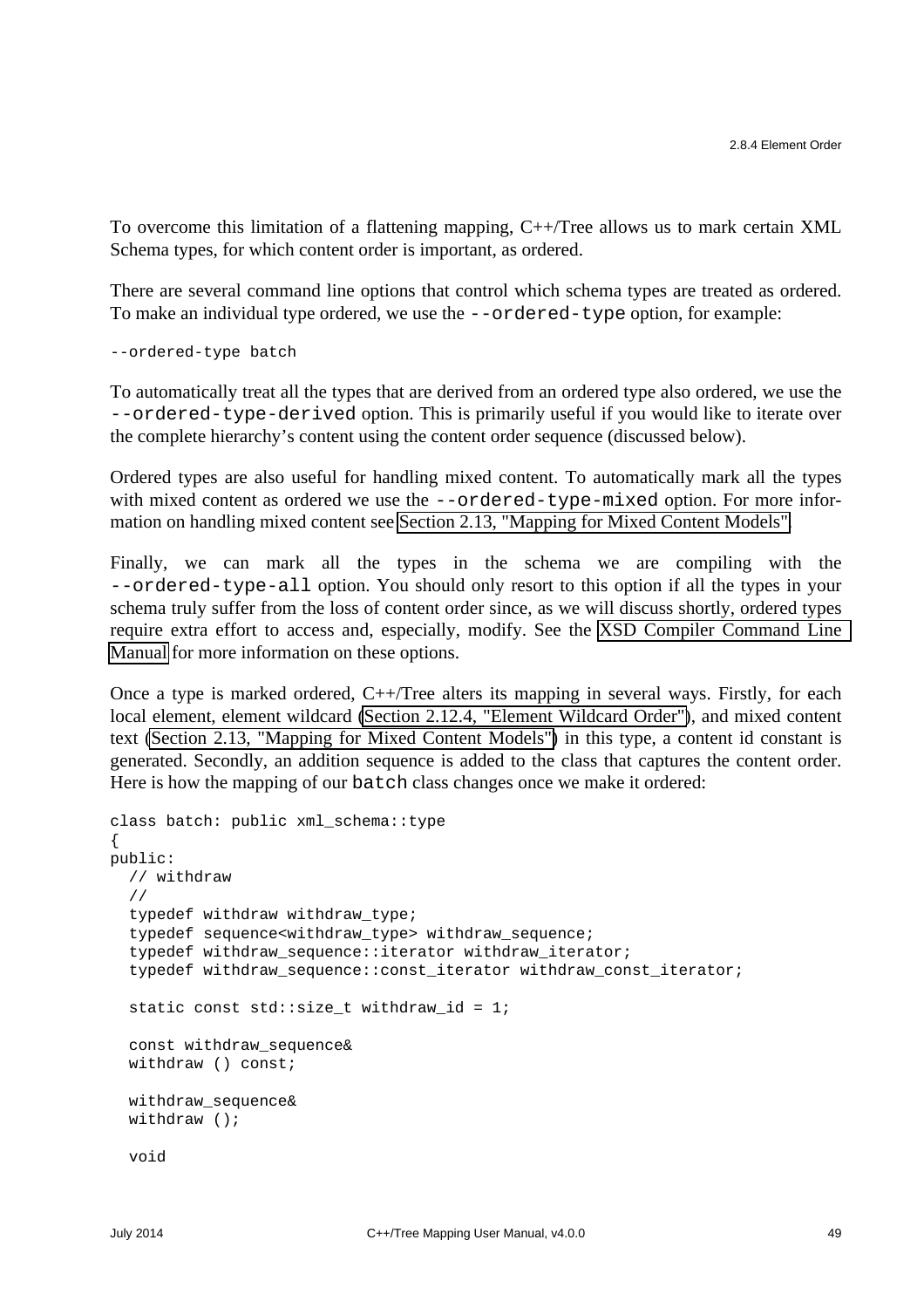To overcome this limitation of a flattening mapping, C++/Tree allows us to mark certain XML Schema types, for which content order is important, as ordered.

There are several command line options that control which schema types are treated as ordered. To make an individual type ordered, we use the `--ordered-type` option, for example:

```
--ordered-type batch
```

To automatically treat all the types that are derived from an ordered type also ordered, we use the `--ordered-type-derived` option. This is primarily useful if you would like to iterate over the complete hierarchy's content using the content order sequence (discussed below).

Ordered types are also useful for handling mixed content. To automatically mark all the types with mixed content as ordered we use the `--ordered-type-mixed` option. For more information on handling mixed content see Section 2.13, "Mapping for Mixed Content Models".

Finally, we can mark all the types in the schema we are compiling with the `--ordered-type-all` option. You should only resort to this option if all the types in your schema truly suffer from the loss of content order since, as we will discuss shortly, ordered types require extra effort to access and, especially, modify. See the XSD Compiler Command Line Manual for more information on these options.

Once a type is marked ordered, C++/Tree alters its mapping in several ways. Firstly, for each local element, element wildcard (Section 2.12.4, "Element Wildcard Order"), and mixed content text (Section 2.13, "Mapping for Mixed Content Models") in this type, a content id constant is generated. Secondly, an addition sequence is added to the class that captures the content order. Here is how the mapping of our `batch` class changes once we make it ordered:

```
class batch: public xml_schema::type
{
public:
  // withdraw
  //
  typedef withdraw withdraw_type;
  typedef sequence<withdraw_type> withdraw_sequence;
  typedef withdraw_sequence::iterator withdraw_iterator;
  typedef withdraw_sequence::const_iterator withdraw_const_iterator;

  static const std::size_t withdraw_id = 1;

  const withdraw_sequence&
  withdraw () const;

  withdraw_sequence&
  withdraw ();

  void
```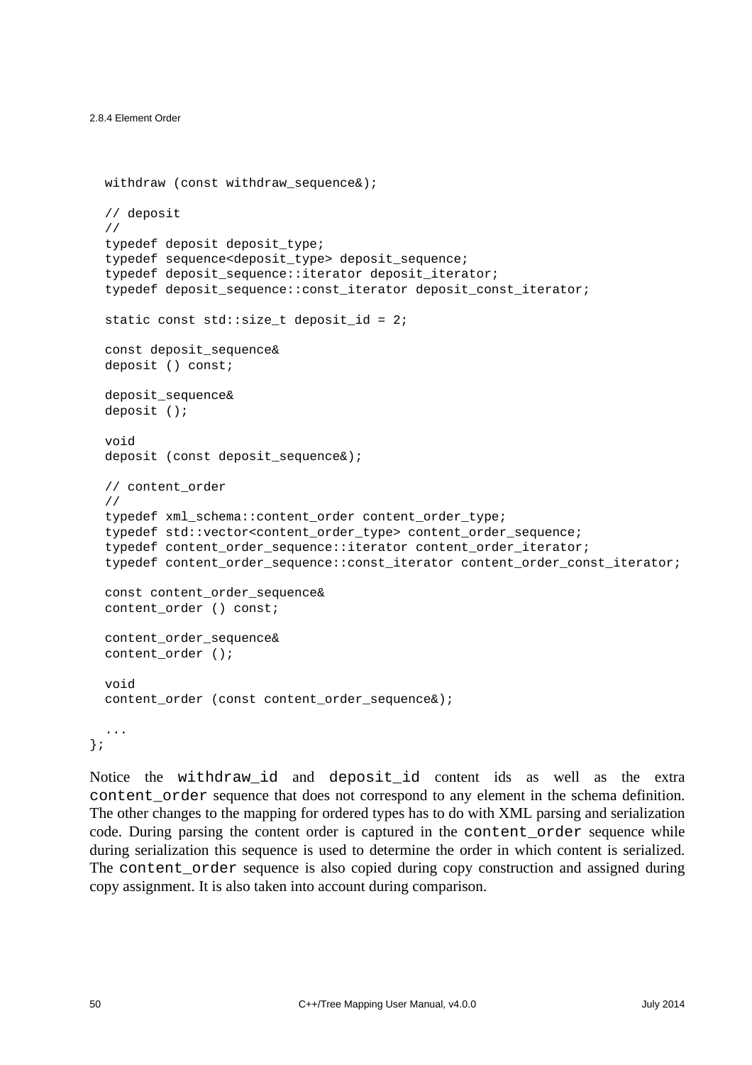```
  withdraw (const withdraw_sequence&);

  // deposit
  //
  typedef deposit deposit_type;
  typedef sequence<deposit_type> deposit_sequence;
  typedef deposit_sequence::iterator deposit_iterator;
  typedef deposit_sequence::const_iterator deposit_const_iterator;

  static const std::size_t deposit_id = 2;

  const deposit_sequence&
  deposit () const;

  deposit_sequence&
  deposit ();

  void
  deposit (const deposit_sequence&);

  // content_order
  //
  typedef xml_schema::content_order content_order_type;
  typedef std::vector<content_order_type> content_order_sequence;
  typedef content_order_sequence::iterator content_order_iterator;
  typedef content_order_sequence::const_iterator content_order_const_iterator;

  const content_order_sequence&
  content_order () const;

  content_order_sequence&
  content_order ();

  void
  content_order (const content_order_sequence&);

  ...
};
```

Notice the `withdraw_id` and `deposit_id` content ids as well as the extra `content_order` sequence that does not correspond to any element in the schema definition. The other changes to the mapping for ordered types has to do with XML parsing and serialization code. During parsing the content order is captured in the `content_order` sequence while during serialization this sequence is used to determine the order in which content is serialized. The `content_order` sequence is also copied during copy construction and assigned during copy assignment. It is also taken into account during comparison.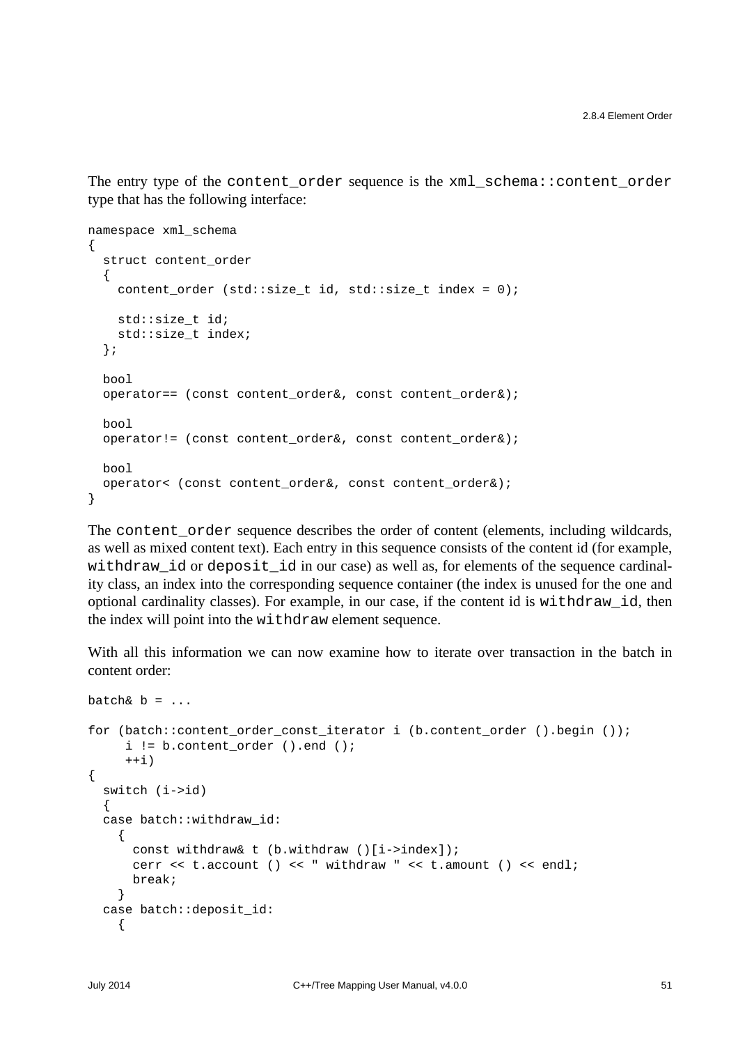The entry type of the `content_order` sequence is the `xml_schema::content_order` type that has the following interface:

```
namespace xml_schema
{
  struct content_order
  {
    content_order (std::size_t id, std::size_t index = 0);

    std::size_t id;
    std::size_t index;
  };

  bool
  operator== (const content_order&, const content_order&);

  bool
  operator!= (const content_order&, const content_order&);

  bool
  operator< (const content_order&, const content_order&);
}
```

The `content_order` sequence describes the order of content (elements, including wildcards, as well as mixed content text). Each entry in this sequence consists of the content id (for example, `withdraw_id` or `deposit_id` in our case) as well as, for elements of the sequence cardinality class, an index into the corresponding sequence container (the index is unused for the one and optional cardinality classes). For example, in our case, if the content id is `withdraw_id`, then the index will point into the `withdraw` element sequence.

With all this information we can now examine how to iterate over transaction in the batch in content order:

```
batch& b = ...

for (batch::content_order_const_iterator i (b.content_order ().begin ());
     i != b.content_order ().end ();
     ++i)
{
  switch (i->id)
  {
  case batch::withdraw_id:
    {
      const withdraw& t (b.withdraw ()[i->index]);
      cerr << t.account () << " withdraw " << t.amount () << endl;
      break;
    }
  case batch::deposit_id:
    {
```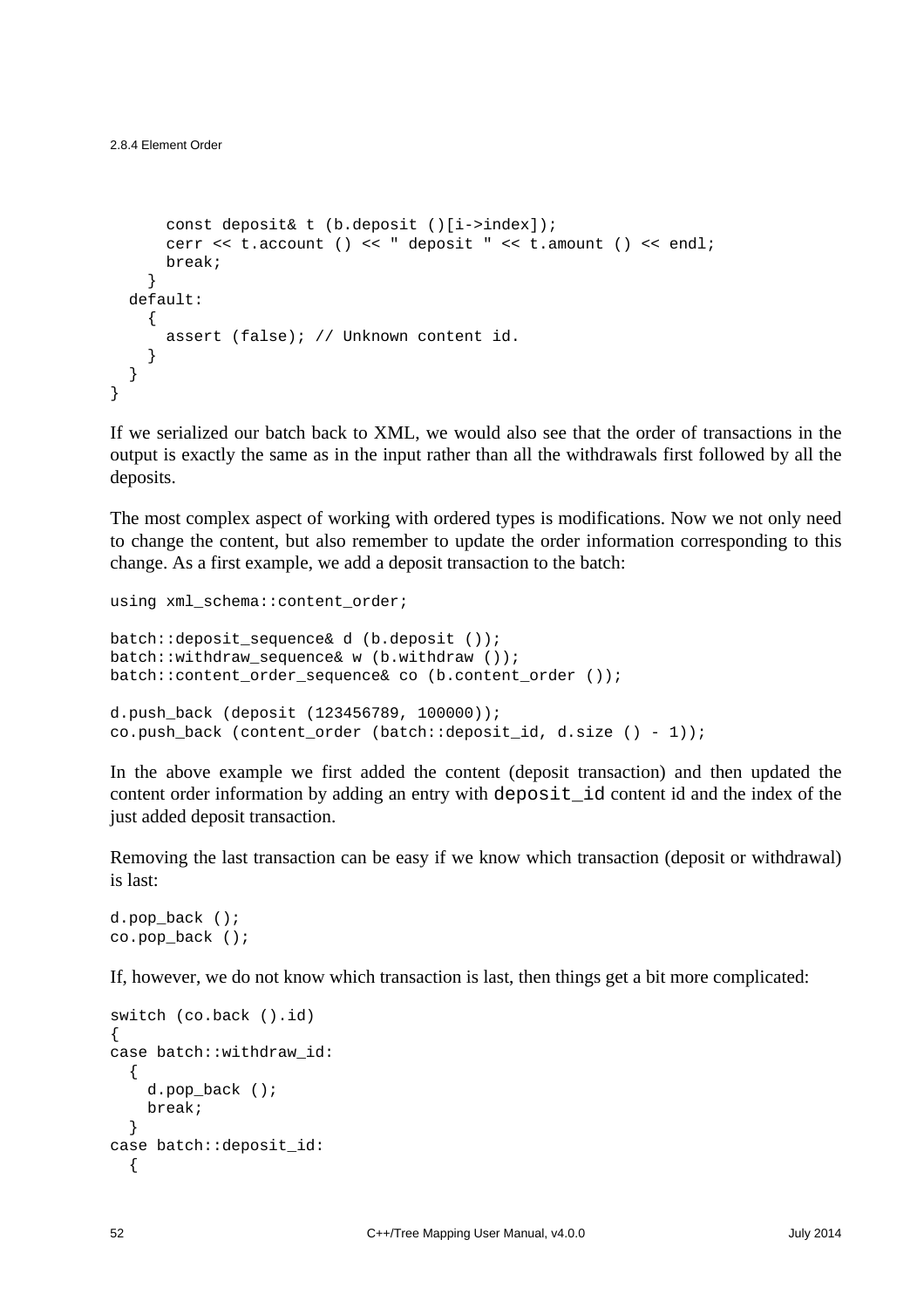```
      const deposit& t (b.deposit ()[i->index]);
      cerr << t.account () << " deposit " << t.amount () << endl;
      break;
    }
  default:
    {
      assert (false); // Unknown content id.
    }
  }
}
```

If we serialized our batch back to XML, we would also see that the order of transactions in the output is exactly the same as in the input rather than all the withdrawals first followed by all the deposits.

The most complex aspect of working with ordered types is modifications. Now we not only need to change the content, but also remember to update the order information corresponding to this change. As a first example, we add a deposit transaction to the batch:

```
using xml_schema::content_order;

batch::deposit_sequence& d (b.deposit ());
batch::withdraw_sequence& w (b.withdraw ());
batch::content_order_sequence& co (b.content_order ());

d.push_back (deposit (123456789, 100000));
co.push_back (content_order (batch::deposit_id, d.size () - 1));
```

In the above example we first added the content (deposit transaction) and then updated the content order information by adding an entry with `deposit_id` content id and the index of the just added deposit transaction.

Removing the last transaction can be easy if we know which transaction (deposit or withdrawal) is last:

```
d.pop_back ();
co.pop_back ();
```

If, however, we do not know which transaction is last, then things get a bit more complicated:

```
switch (co.back ().id)
{
case batch::withdraw_id:
  {
    d.pop_back ();
    break;
  }
case batch::deposit_id:
  {
```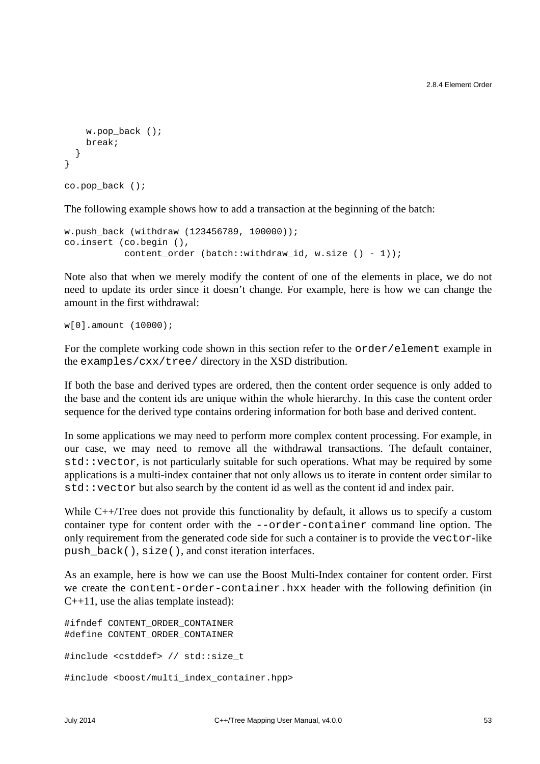```
    w.pop_back ();
    break;
  }
}

co.pop_back ();
```

The following example shows how to add a transaction at the beginning of the batch:

```
w.push_back (withdraw (123456789, 100000));
co.insert (co.begin (),
           content_order (batch::withdraw_id, w.size () - 1));
```

Note also that when we merely modify the content of one of the elements in place, we do not need to update its order since it doesn't change. For example, here is how we can change the amount in the first withdrawal:

```
w[0].amount (10000);
```

For the complete working code shown in this section refer to the `order/element` example in the `examples/cxx/tree/` directory in the XSD distribution.

If both the base and derived types are ordered, then the content order sequence is only added to the base and the content ids are unique within the whole hierarchy. In this case the content order sequence for the derived type contains ordering information for both base and derived content.

In some applications we may need to perform more complex content processing. For example, in our case, we may need to remove all the withdrawal transactions. The default container, `std::vector`, is not particularly suitable for such operations. What may be required by some applications is a multi-index container that not only allows us to iterate in content order similar to `std::vector` but also search by the content id as well as the content id and index pair.

While C++/Tree does not provide this functionality by default, it allows us to specify a custom container type for content order with the `--order-container` command line option. The only requirement from the generated code side for such a container is to provide the `vector`-like `push_back()`, `size()`, and const iteration interfaces.

As an example, here is how we can use the Boost Multi-Index container for content order. First we create the `content-order-container.hxx` header with the following definition (in C++11, use the alias template instead):

```
#ifndef CONTENT_ORDER_CONTAINER
#define CONTENT_ORDER_CONTAINER

#include <cstddef> // std::size_t

#include <boost/multi_index_container.hpp>
```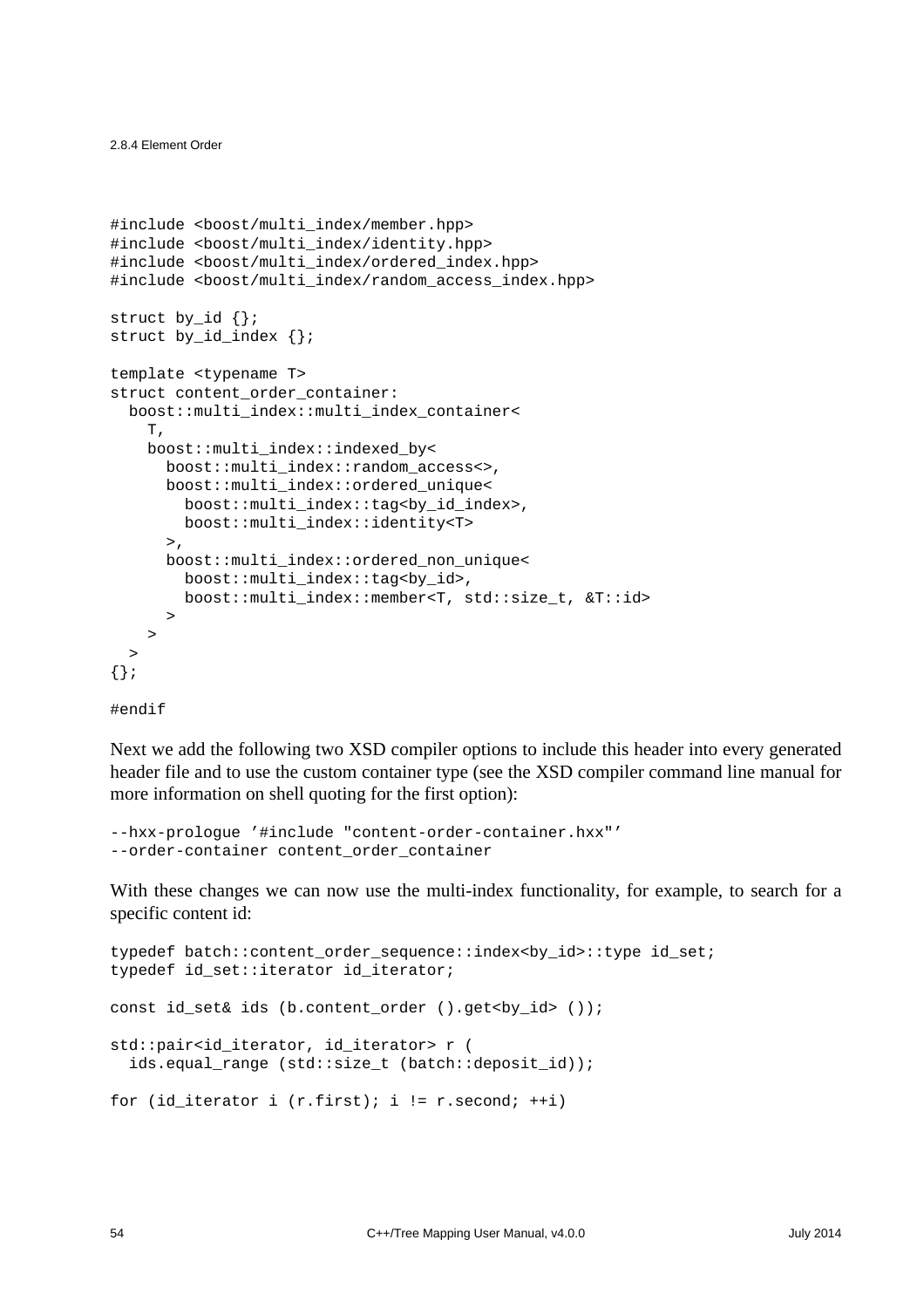```
#include <boost/multi_index/member.hpp>
#include <boost/multi_index/identity.hpp>
#include <boost/multi_index/ordered_index.hpp>
#include <boost/multi_index/random_access_index.hpp>

struct by_id {};
struct by_id_index {};

template <typename T>
struct content_order_container:
  boost::multi_index::multi_index_container<
    T,
    boost::multi_index::indexed_by<
      boost::multi_index::random_access<>,
      boost::multi_index::ordered_unique<
        boost::multi_index::tag<by_id_index>,
        boost::multi_index::identity<T>
      >,
      boost::multi_index::ordered_non_unique<
        boost::multi_index::tag<by_id>,
        boost::multi_index::member<T, std::size_t, &T::id>
      >
    >
  >
{};

#endif
```

Next we add the following two XSD compiler options to include this header into every generated header file and to use the custom container type (see the XSD compiler command line manual for more information on shell quoting for the first option):

```
--hxx-prologue '#include "content-order-container.hxx"'
--order-container content_order_container
```

With these changes we can now use the multi-index functionality, for example, to search for a specific content id:

```
typedef batch::content_order_sequence::index<by_id>::type id_set;
typedef id_set::iterator id_iterator;

const id_set& ids (b.content_order ().get<by_id> ());

std::pair<id_iterator, id_iterator> r (
  ids.equal_range (std::size_t (batch::deposit_id));

for (id_iterator i (r.first); i != r.second; ++i)
```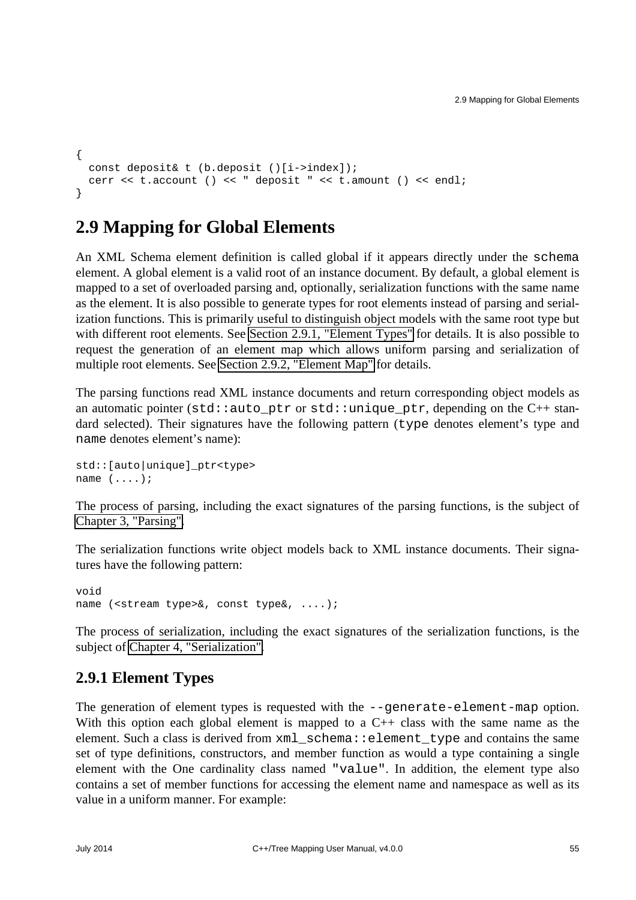```
{
  const deposit& t (b.deposit ()[i->index]);
  cerr << t.account () << " deposit " << t.amount () << endl;
}
```

## 2.9 Mapping for Global Elements

An XML Schema element definition is called global if it appears directly under the `schema` element. A global element is a valid root of an instance document. By default, a global element is mapped to a set of overloaded parsing and, optionally, serialization functions with the same name as the element. It is also possible to generate types for root elements instead of parsing and serialization functions. This is primarily useful to distinguish object models with the same root type but with different root elements. See Section 2.9.1, "Element Types" for details. It is also possible to request the generation of an element map which allows uniform parsing and serialization of multiple root elements. See Section 2.9.2, "Element Map" for details.

The parsing functions read XML instance documents and return corresponding object models as an automatic pointer (`std::auto_ptr` or `std::unique_ptr`, depending on the C++ standard selected). Their signatures have the following pattern (`type` denotes element's type and `name` denotes element's name):

```
std::[auto|unique]_ptr<type>
name (....);
```

The process of parsing, including the exact signatures of the parsing functions, is the subject of Chapter 3, "Parsing".

The serialization functions write object models back to XML instance documents. Their signatures have the following pattern:

```
void
name (<stream type>&, const type&, ....);
```

The process of serialization, including the exact signatures of the serialization functions, is the subject of Chapter 4, "Serialization".

### 2.9.1 Element Types

The generation of element types is requested with the `--generate-element-map` option. With this option each global element is mapped to a C++ class with the same name as the element. Such a class is derived from `xml_schema::element_type` and contains the same set of type definitions, constructors, and member function as would a type containing a single element with the One cardinality class named `"value"`. In addition, the element type also contains a set of member functions for accessing the element name and namespace as well as its value in a uniform manner. For example: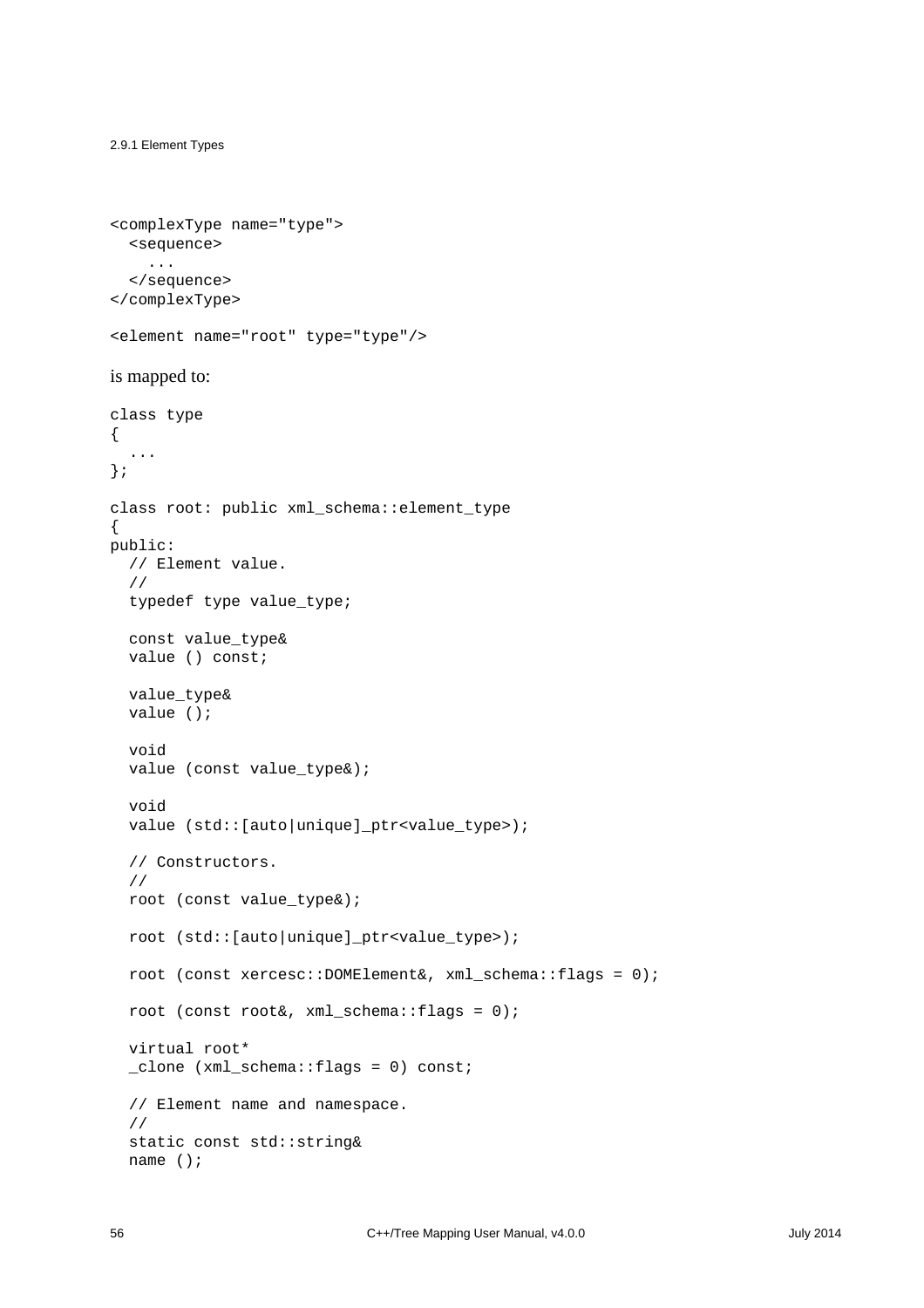```
<complexType name="type">
  <sequence>
    ...
  </sequence>
</complexType>

<element name="root" type="type"/>
```

is mapped to:

```
class type
{
  ...
};

class root: public xml_schema::element_type
{
public:
  // Element value.
  //
  typedef type value_type;

  const value_type&
  value () const;

  value_type&
  value ();

  void
  value (const value_type&);

  void
  value (std::[auto|unique]_ptr<value_type>);

  // Constructors.
  //
  root (const value_type&);

  root (std::[auto|unique]_ptr<value_type>);

  root (const xercesc::DOMElement&, xml_schema::flags = 0);

  root (const root&, xml_schema::flags = 0);

  virtual root*
  _clone (xml_schema::flags = 0) const;

  // Element name and namespace.
  //
  static const std::string&
  name ();
```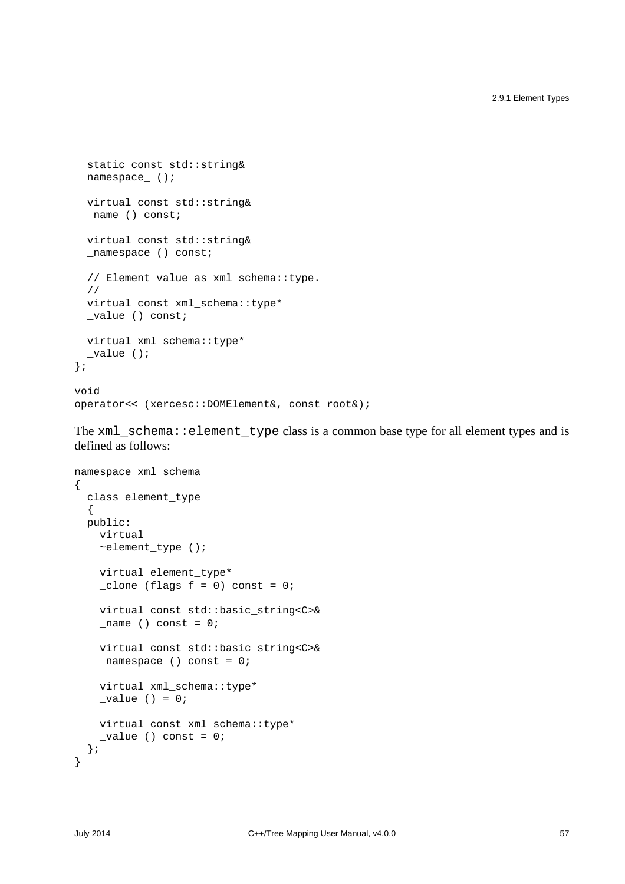```
  static const std::string&
  namespace_ ();

  virtual const std::string&
  _name () const;

  virtual const std::string&
  _namespace () const;

  // Element value as xml_schema::type.
  //
  virtual const xml_schema::type*
  _value () const;

  virtual xml_schema::type*
  _value ();
};

void
operator<< (xercesc::DOMElement&, const root&);
```

The `xml_schema::element_type` class is a common base type for all element types and is defined as follows:

```
namespace xml_schema
{
  class element_type
  {
  public:
    virtual
    ~element_type ();

    virtual element_type*
    _clone (flags f = 0) const = 0;

    virtual const std::basic_string<C>&
    _name () const = 0;

    virtual const std::basic_string<C>&
    _namespace () const = 0;

    virtual xml_schema::type*
    _value () = 0;

    virtual const xml_schema::type*
    _value () const = 0;
  };
}
```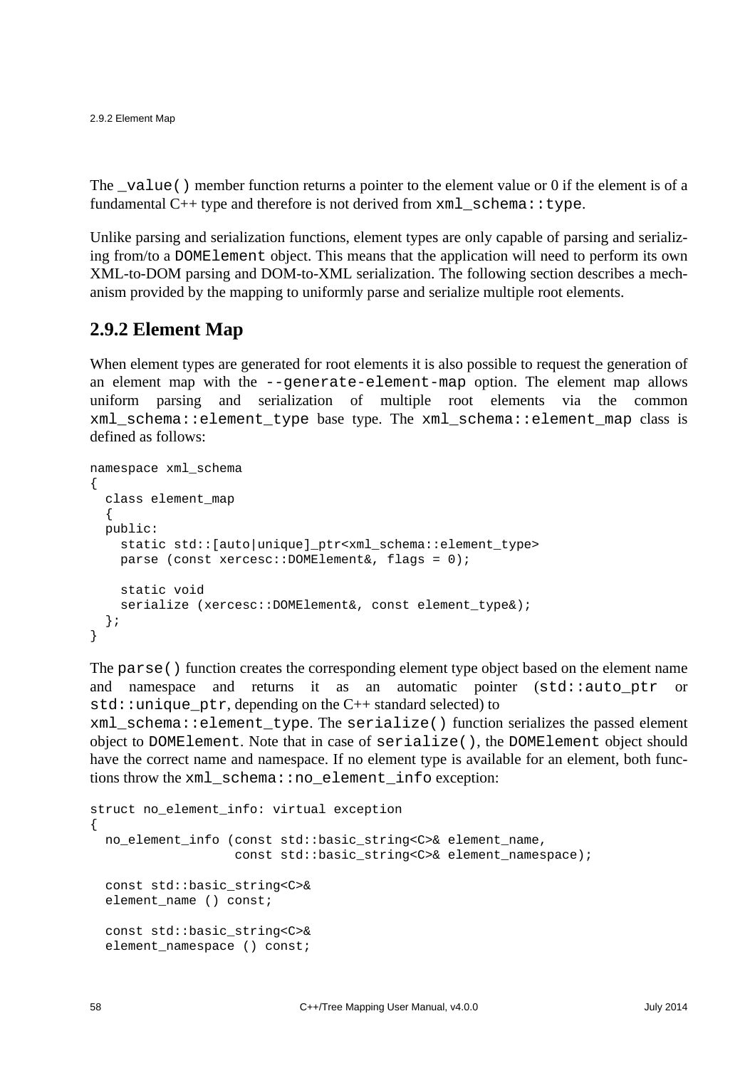The `_value()` member function returns a pointer to the element value or 0 if the element is of a fundamental C++ type and therefore is not derived from `xml_schema::type`.

Unlike parsing and serialization functions, element types are only capable of parsing and serializing from/to a `DOMElement` object. This means that the application will need to perform its own XML-to-DOM parsing and DOM-to-XML serialization. The following section describes a mechanism provided by the mapping to uniformly parse and serialize multiple root elements.

## 2.9.2 Element Map

When element types are generated for root elements it is also possible to request the generation of an element map with the `--generate-element-map` option. The element map allows uniform parsing and serialization of multiple root elements via the common `xml_schema::element_type` base type. The `xml_schema::element_map` class is defined as follows:

```
namespace xml_schema
{
  class element_map
  {
  public:
    static std::[auto|unique]_ptr<xml_schema::element_type>
    parse (const xercesc::DOMElement&, flags = 0);

    static void
    serialize (xercesc::DOMElement&, const element_type&);
  };
}
```

The `parse()` function creates the corresponding element type object based on the element name and namespace and returns it as an automatic pointer (`std::auto_ptr` or `std::unique_ptr`, depending on the C++ standard selected) to `xml_schema::element_type`. The `serialize()` function serializes the passed element object to `DOMElement`. Note that in case of `serialize()`, the `DOMElement` object should have the correct name and namespace. If no element type is available for an element, both functions throw the `xml_schema::no_element_info` exception:

```
struct no_element_info: virtual exception
{
  no_element_info (const std::basic_string<C>& element_name,
                   const std::basic_string<C>& element_namespace);

  const std::basic_string<C>&
  element_name () const;

  const std::basic_string<C>&
  element_namespace () const;
```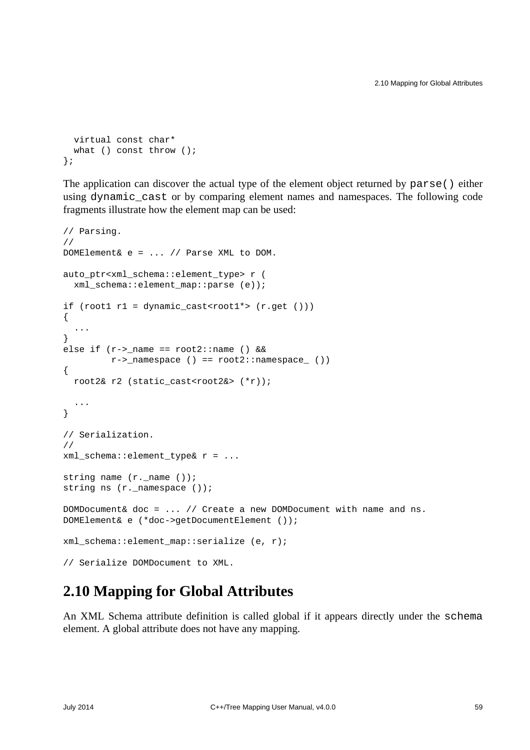```
  virtual const char*
  what () const throw ();
};
```

The application can discover the actual type of the element object returned by `parse()` either using `dynamic_cast` or by comparing element names and namespaces. The following code fragments illustrate how the element map can be used:

```
// Parsing.
//
DOMElement& e = ... // Parse XML to DOM.

auto_ptr<xml_schema::element_type> r (
  xml_schema::element_map::parse (e));

if (root1 r1 = dynamic_cast<root1*> (r.get ()))
{
  ...
}
else if (r->_name == root2::name () &&
         r->_namespace () == root2::namespace_ ())
{
  root2& r2 (static_cast<root2&> (*r));

  ...
}

// Serialization.
//
xml_schema::element_type& r = ...

string name (r._name ());
string ns (r._namespace ());

DOMDocument& doc = ... // Create a new DOMDocument with name and ns.
DOMElement& e (*doc->getDocumentElement ());

xml_schema::element_map::serialize (e, r);

// Serialize DOMDocument to XML.
```

## 2.10 Mapping for Global Attributes

An XML Schema attribute definition is called global if it appears directly under the `schema` element. A global attribute does not have any mapping.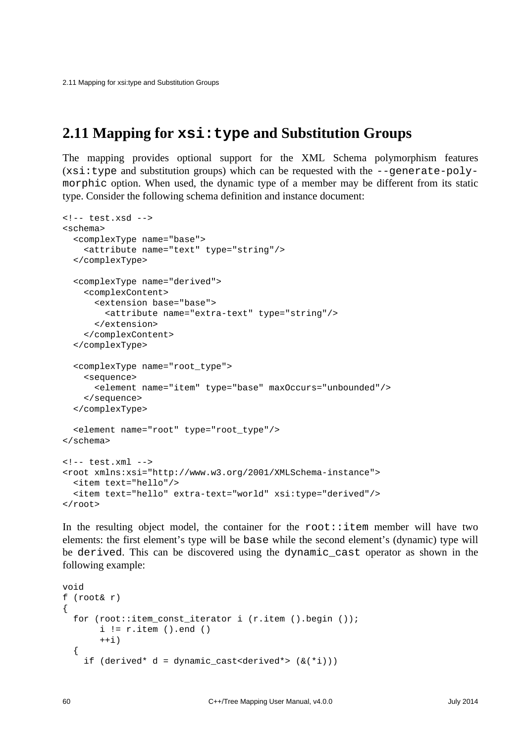## 2.11 Mapping for `xsi:type` and Substitution Groups

The mapping provides optional support for the XML Schema polymorphism features (`xsi:type` and substitution groups) which can be requested with the `--generate-polymorphic` option. When used, the dynamic type of a member may be different from its static type. Consider the following schema definition and instance document:

```
<!-- test.xsd -->
<schema>
  <complexType name="base">
    <attribute name="text" type="string"/>
  </complexType>

  <complexType name="derived">
    <complexContent>
      <extension base="base">
        <attribute name="extra-text" type="string"/>
      </extension>
    </complexContent>
  </complexType>

  <complexType name="root_type">
    <sequence>
      <element name="item" type="base" maxOccurs="unbounded"/>
    </sequence>
  </complexType>

  <element name="root" type="root_type"/>
</schema>

<!-- test.xml -->
<root xmlns:xsi="http://www.w3.org/2001/XMLSchema-instance">
  <item text="hello"/>
  <item text="hello" extra-text="world" xsi:type="derived"/>
</root>
```

In the resulting object model, the container for the `root::item` member will have two elements: the first element's type will be `base` while the second element's (dynamic) type will be `derived`. This can be discovered using the `dynamic_cast` operator as shown in the following example:

```
void
f (root& r)
{
  for (root::item_const_iterator i (r.item ().begin ());
       i != r.item ().end ()
       ++i)
  {
    if (derived* d = dynamic_cast<derived*> (&(*i)))
```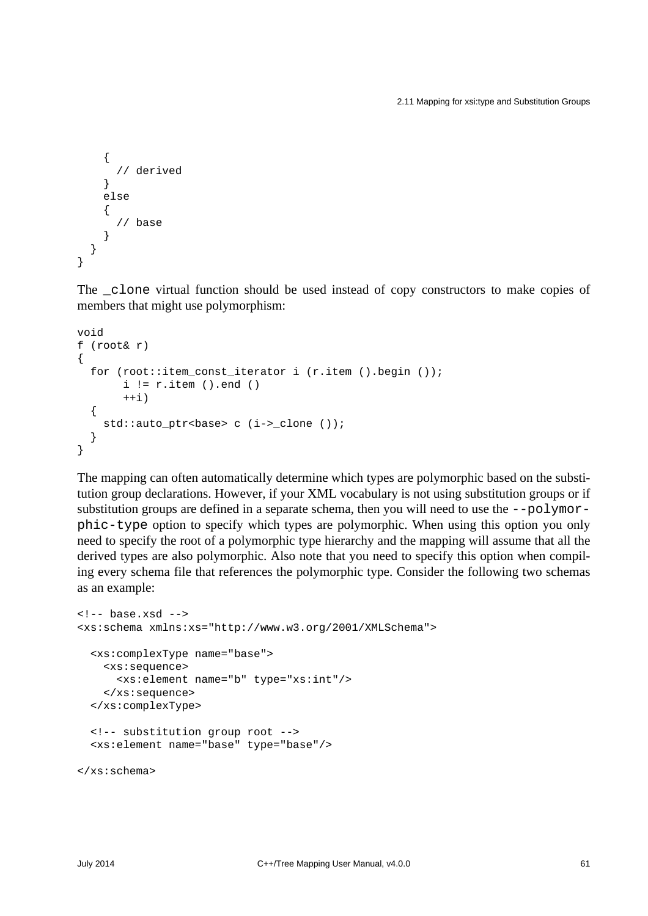```
    {
      // derived
    }
    else
    {
      // base
    }
  }
}
```

The `_clone` virtual function should be used instead of copy constructors to make copies of members that might use polymorphism:

```
void
f (root& r)
{
  for (root::item_const_iterator i (r.item ().begin ());
       i != r.item ().end ()
       ++i)
  {
    std::auto_ptr<base> c (i->_clone ());
  }
}
```

The mapping can often automatically determine which types are polymorphic based on the substitution group declarations. However, if your XML vocabulary is not using substitution groups or if substitution groups are defined in a separate schema, then you will need to use the `--polymorphic-type` option to specify which types are polymorphic. When using this option you only need to specify the root of a polymorphic type hierarchy and the mapping will assume that all the derived types are also polymorphic. Also note that you need to specify this option when compiling every schema file that references the polymorphic type. Consider the following two schemas as an example:

```
<!-- base.xsd -->
<xs:schema xmlns:xs="http://www.w3.org/2001/XMLSchema">

  <xs:complexType name="base">
    <xs:sequence>
      <xs:element name="b" type="xs:int"/>
    </xs:sequence>
  </xs:complexType>

  <!-- substitution group root -->
  <xs:element name="base" type="base"/>

</xs:schema>
```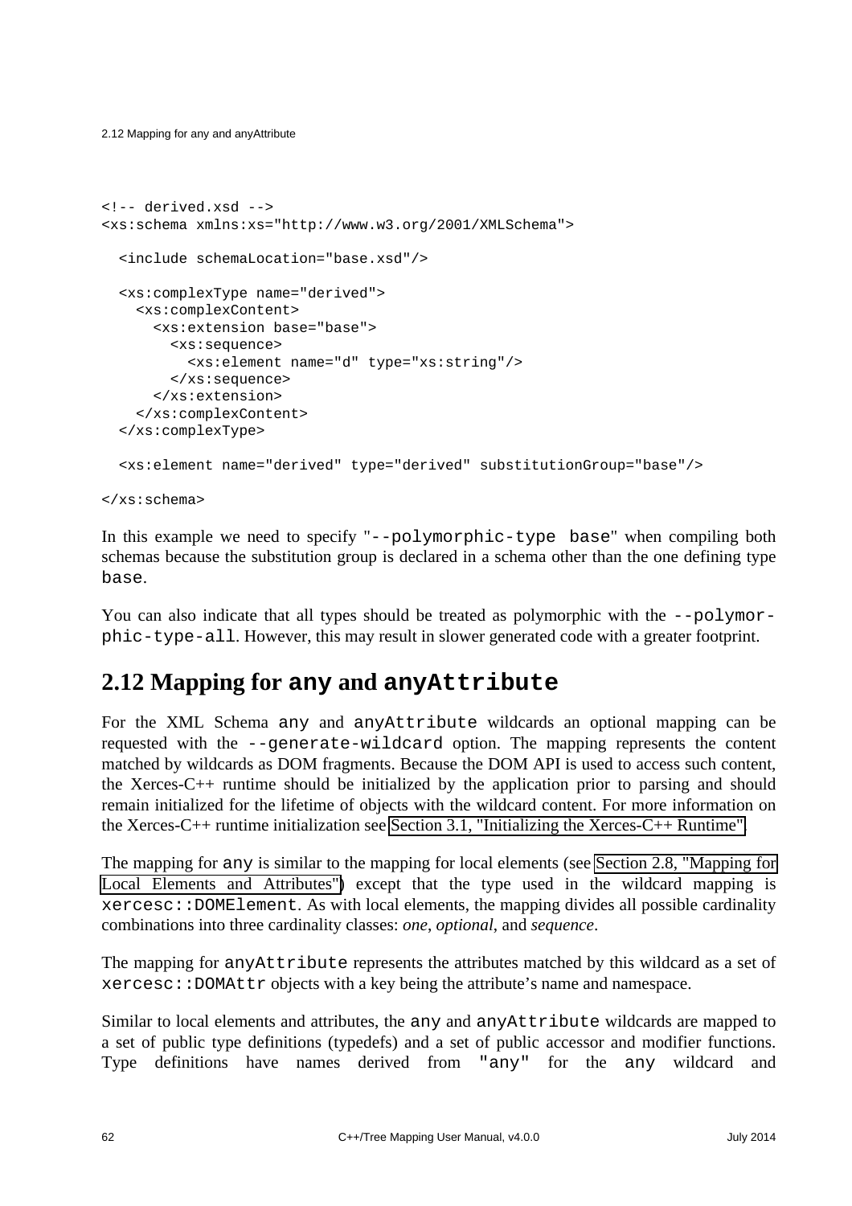```
<!-- derived.xsd -->
<xs:schema xmlns:xs="http://www.w3.org/2001/XMLSchema">

  <include schemaLocation="base.xsd"/>

  <xs:complexType name="derived">
    <xs:complexContent>
      <xs:extension base="base">
        <xs:sequence>
          <xs:element name="d" type="xs:string"/>
        </xs:sequence>
      </xs:extension>
    </xs:complexContent>
  </xs:complexType>

  <xs:element name="derived" type="derived" substitutionGroup="base"/>

</xs:schema>
```

In this example we need to specify "`--polymorphic-type base`" when compiling both schemas because the substitution group is declared in a schema other than the one defining type `base`.

You can also indicate that all types should be treated as polymorphic with the `--polymorphic-type-all`. However, this may result in slower generated code with a greater footprint.

## 2.12 Mapping for `any` and `anyAttribute`

For the XML Schema `any` and `anyAttribute` wildcards an optional mapping can be requested with the `--generate-wildcard` option. The mapping represents the content matched by wildcards as DOM fragments. Because the DOM API is used to access such content, the Xerces-C++ runtime should be initialized by the application prior to parsing and should remain initialized for the lifetime of objects with the wildcard content. For more information on the Xerces-C++ runtime initialization see Section 3.1, "Initializing the Xerces-C++ Runtime".

The mapping for `any` is similar to the mapping for local elements (see Section 2.8, "Mapping for Local Elements and Attributes") except that the type used in the wildcard mapping is `xercesc::DOMElement`. As with local elements, the mapping divides all possible cardinality combinations into three cardinality classes: *one*, *optional*, and *sequence*.

The mapping for `anyAttribute` represents the attributes matched by this wildcard as a set of `xercesc::DOMAttr` objects with a key being the attribute's name and namespace.

Similar to local elements and attributes, the `any` and `anyAttribute` wildcards are mapped to a set of public type definitions (typedefs) and a set of public accessor and modifier functions. Type definitions have names derived from `"any"` for the `any` wildcard and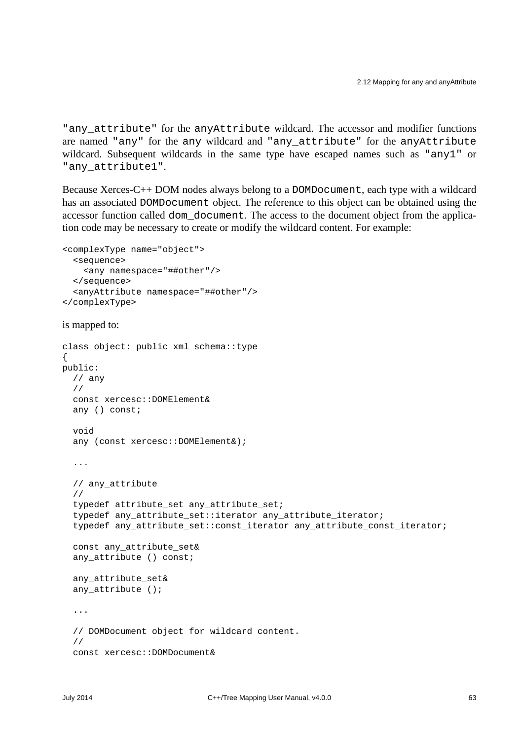"any_attribute" for the anyAttribute wildcard. The accessor and modifier functions are named "any" for the any wildcard and "any_attribute" for the anyAttribute wildcard. Subsequent wildcards in the same type have escaped names such as "any1" or "any_attribute1".

Because Xerces-C++ DOM nodes always belong to a DOMDocument, each type with a wildcard has an associated DOMDocument object. The reference to this object can be obtained using the accessor function called dom_document. The access to the document object from the application code may be necessary to create or modify the wildcard content. For example:

```
<complexType name="object">
  <sequence>
    <any namespace="##other"/>
  </sequence>
  <anyAttribute namespace="##other"/>
</complexType>
```

is mapped to:

```
class object: public xml_schema::type
{
public:
  // any
  //
  const xercesc::DOMElement&
  any () const;

  void
  any (const xercesc::DOMElement&);

  ...

  // any_attribute
  //
  typedef attribute_set any_attribute_set;
  typedef any_attribute_set::iterator any_attribute_iterator;
  typedef any_attribute_set::const_iterator any_attribute_const_iterator;

  const any_attribute_set&
  any_attribute () const;

  any_attribute_set&
  any_attribute ();

  ...

  // DOMDocument object for wildcard content.
  //
  const xercesc::DOMDocument&
```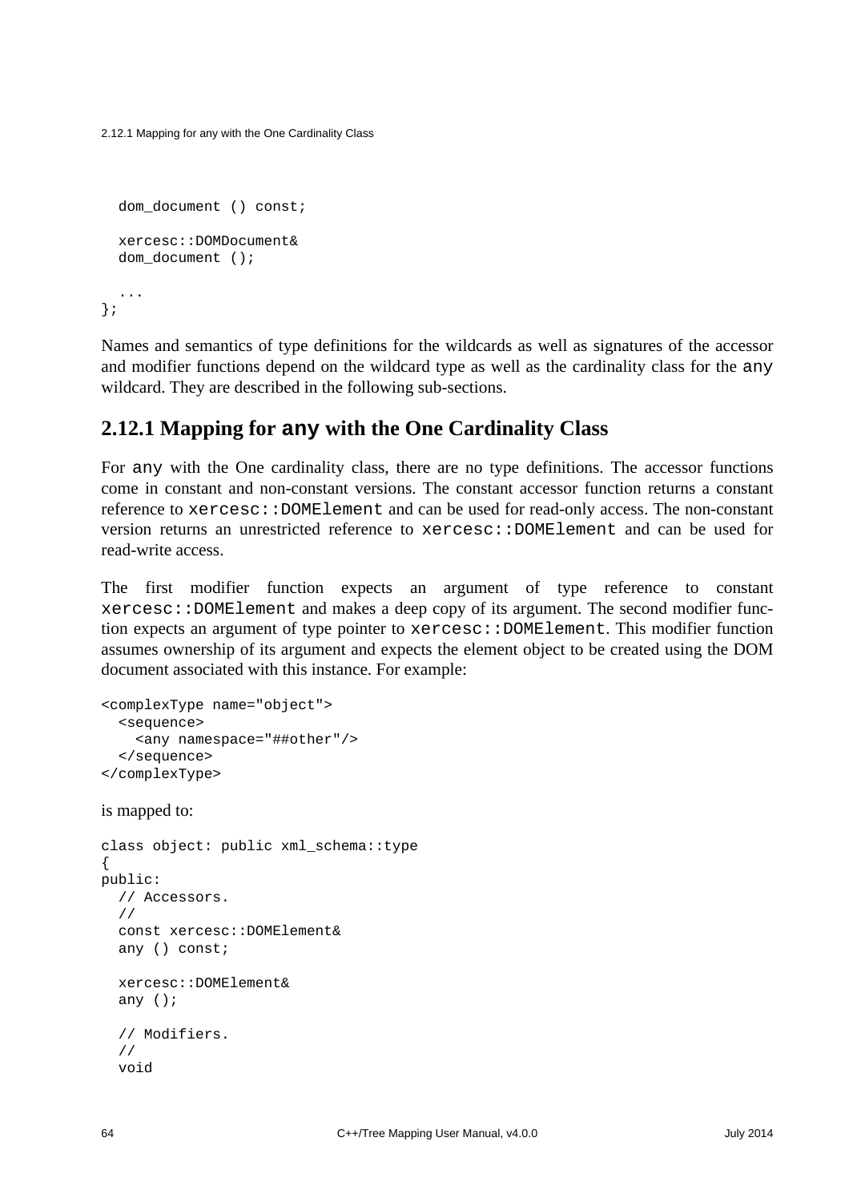```
  dom_document () const;

  xercesc::DOMDocument&
  dom_document ();

  ...
};
```

Names and semantics of type definitions for the wildcards as well as signatures of the accessor and modifier functions depend on the wildcard type as well as the cardinality class for the `any` wildcard. They are described in the following sub-sections.

### 2.12.1 Mapping for any with the One Cardinality Class

For `any` with the One cardinality class, there are no type definitions. The accessor functions come in constant and non-constant versions. The constant accessor function returns a constant reference to `xercesc::DOMElement` and can be used for read-only access. The non-constant version returns an unrestricted reference to `xercesc::DOMElement` and can be used for read-write access.

The first modifier function expects an argument of type reference to constant `xercesc::DOMElement` and makes a deep copy of its argument. The second modifier function expects an argument of type pointer to `xercesc::DOMElement`. This modifier function assumes ownership of its argument and expects the element object to be created using the DOM document associated with this instance. For example:

```
<complexType name="object">
  <sequence>
    <any namespace="##other"/>
  </sequence>
</complexType>
```

is mapped to:

```
class object: public xml_schema::type
{
public:
  // Accessors.
  //
  const xercesc::DOMElement&
  any () const;

  xercesc::DOMElement&
  any ();

  // Modifiers.
  //
  void
```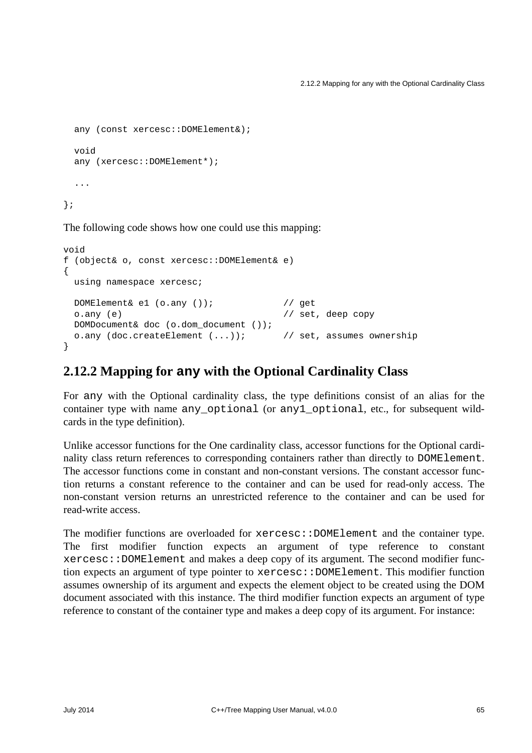```
  any (const xercesc::DOMElement&);

  void
  any (xercesc::DOMElement*);

  ...

};
```

The following code shows how one could use this mapping:

```
void
f (object& o, const xercesc::DOMElement& e)
{
  using namespace xercesc;

  DOMElement& e1 (o.any ());             // get
  o.any (e)                              // set, deep copy
  DOMDocument& doc (o.dom_document ());
  o.any (doc.createElement (...));       // set, assumes ownership
}
```

## 2.12.2 Mapping for `any` with the Optional Cardinality Class

For `any` with the Optional cardinality class, the type definitions consist of an alias for the container type with name `any_optional` (or `any1_optional`, etc., for subsequent wildcards in the type definition).

Unlike accessor functions for the One cardinality class, accessor functions for the Optional cardinality class return references to corresponding containers rather than directly to `DOMElement`. The accessor functions come in constant and non-constant versions. The constant accessor function returns a constant reference to the container and can be used for read-only access. The non-constant version returns an unrestricted reference to the container and can be used for read-write access.

The modifier functions are overloaded for `xercesc::DOMElement` and the container type. The first modifier function expects an argument of type reference to constant `xercesc::DOMElement` and makes a deep copy of its argument. The second modifier function expects an argument of type pointer to `xercesc::DOMElement`. This modifier function assumes ownership of its argument and expects the element object to be created using the DOM document associated with this instance. The third modifier function expects an argument of type reference to constant of the container type and makes a deep copy of its argument. For instance: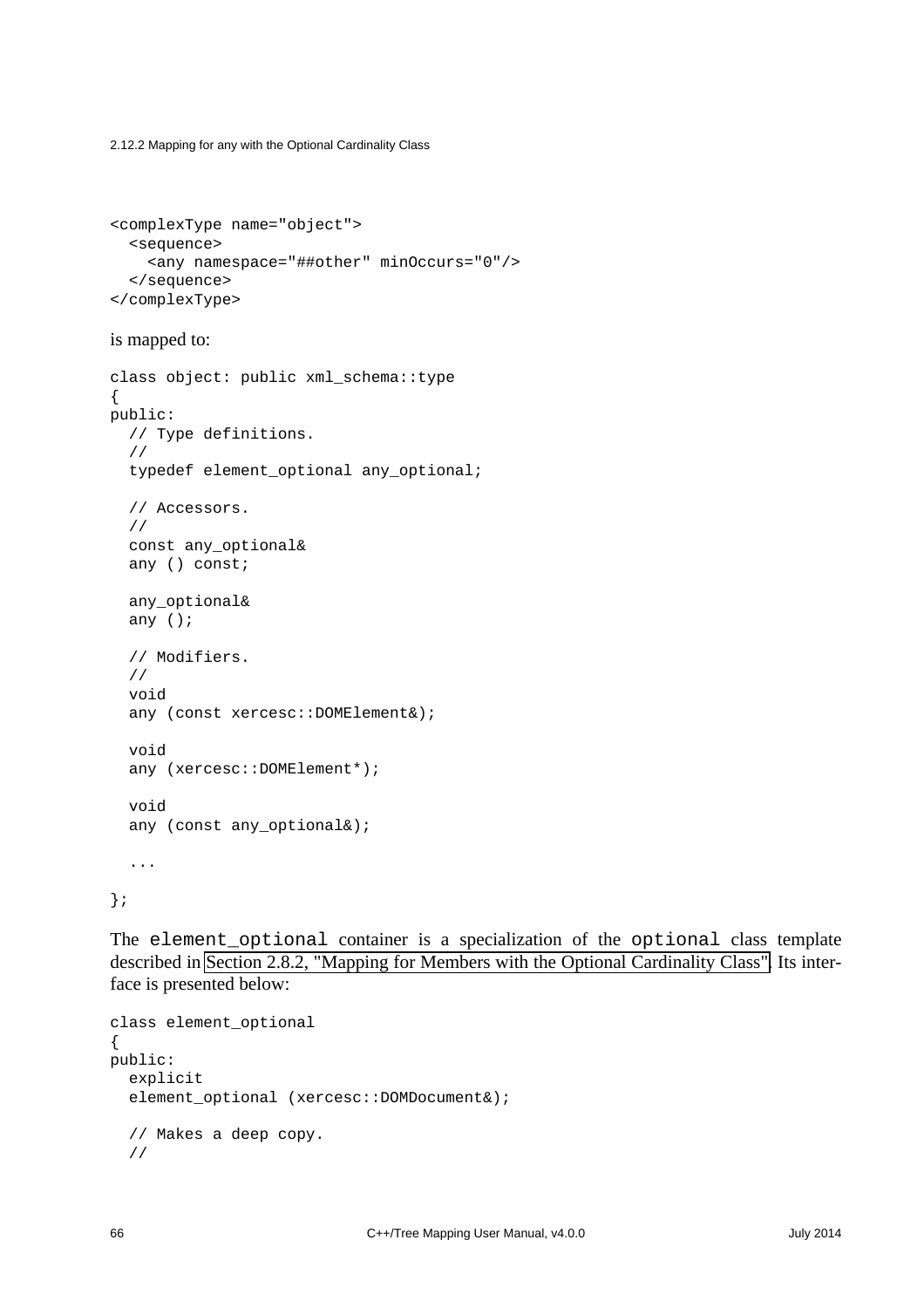```
<complexType name="object">
  <sequence>
    <any namespace="##other" minOccurs="0"/>
  </sequence>
</complexType>
```

is mapped to:

```
class object: public xml_schema::type
{
public:
  // Type definitions.
  //
  typedef element_optional any_optional;

  // Accessors.
  //
  const any_optional&
  any () const;

  any_optional&
  any ();

  // Modifiers.
  //
  void
  any (const xercesc::DOMElement&);

  void
  any (xercesc::DOMElement*);

  void
  any (const any_optional&);

  ...

};
```

The `element_optional` container is a specialization of the `optional` class template described in Section 2.8.2, "Mapping for Members with the Optional Cardinality Class". Its interface is presented below:

```
class element_optional
{
public:
  explicit
  element_optional (xercesc::DOMDocument&);

  // Makes a deep copy.
  //
```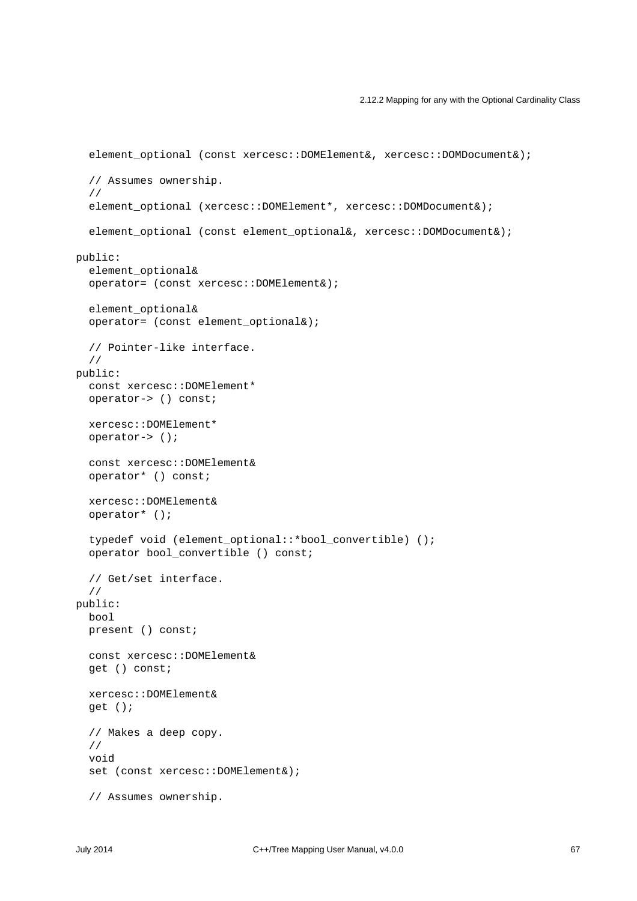```
  element_optional (const xercesc::DOMElement&, xercesc::DOMDocument&);

  // Assumes ownership.
  //
  element_optional (xercesc::DOMElement*, xercesc::DOMDocument&);

  element_optional (const element_optional&, xercesc::DOMDocument&);

public:
  element_optional&
  operator= (const xercesc::DOMElement&);

  element_optional&
  operator= (const element_optional&);

  // Pointer-like interface.
  //
public:
  const xercesc::DOMElement*
  operator-> () const;

  xercesc::DOMElement*
  operator-> ();

  const xercesc::DOMElement&
  operator* () const;

  xercesc::DOMElement&
  operator* ();

  typedef void (element_optional::*bool_convertible) ();
  operator bool_convertible () const;

  // Get/set interface.
  //
public:
  bool
  present () const;

  const xercesc::DOMElement&
  get () const;

  xercesc::DOMElement&
  get ();

  // Makes a deep copy.
  //
  void
  set (const xercesc::DOMElement&);

  // Assumes ownership.
```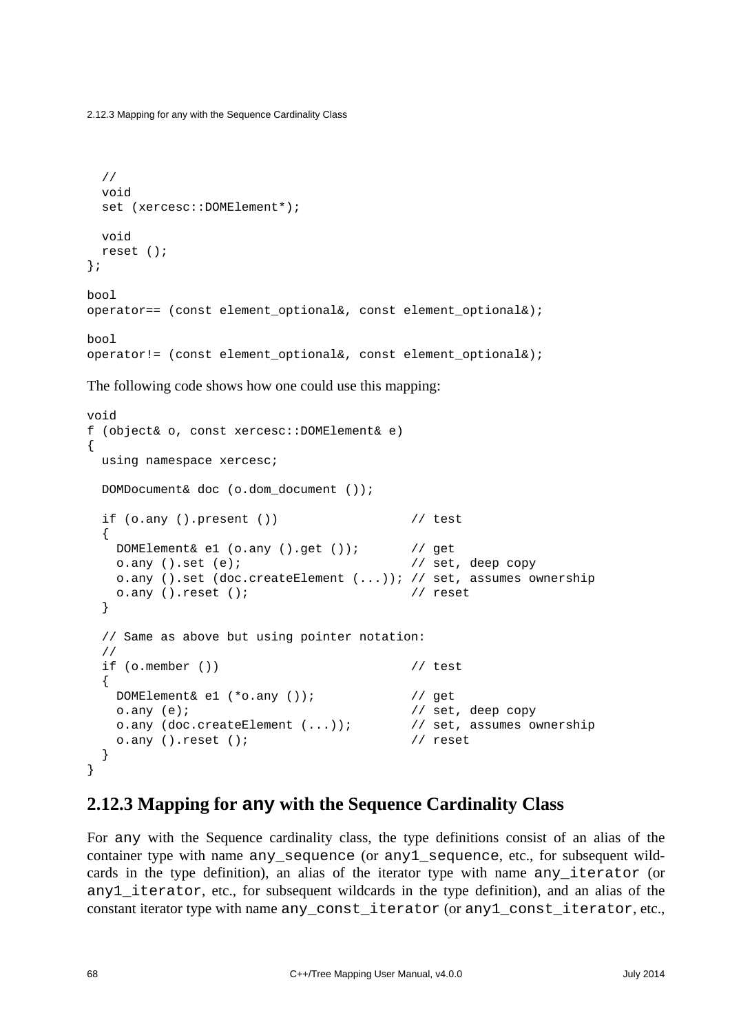```
  //
  void
  set (xercesc::DOMElement*);

  void
  reset ();
};

bool
operator== (const element_optional&, const element_optional&);

bool
operator!= (const element_optional&, const element_optional&);
```

The following code shows how one could use this mapping:

```
void
f (object& o, const xercesc::DOMElement& e)
{
  using namespace xercesc;

  DOMDocument& doc (o.dom_document ());

  if (o.any ().present ())                 // test
  {
    DOMElement& e1 (o.any ().get ());       // get
    o.any ().set (e);                       // set, deep copy
    o.any ().set (doc.createElement (...)); // set, assumes ownership
    o.any ().reset ();                      // reset
  }

  // Same as above but using pointer notation:
  //
  if (o.member ())                         // test
  {
    DOMElement& e1 (*o.any ());             // get
    o.any (e);                              // set, deep copy
    o.any (doc.createElement (...));        // set, assumes ownership
    o.any ().reset ();                      // reset
  }
}
```

### 2.12.3 Mapping for any with the Sequence Cardinality Class

For `any` with the Sequence cardinality class, the type definitions consist of an alias of the container type with name `any_sequence` (or `any1_sequence`, etc., for subsequent wildcards in the type definition), an alias of the iterator type with name `any_iterator` (or `any1_iterator`, etc., for subsequent wildcards in the type definition), and an alias of the constant iterator type with name `any_const_iterator` (or `any1_const_iterator`, etc.,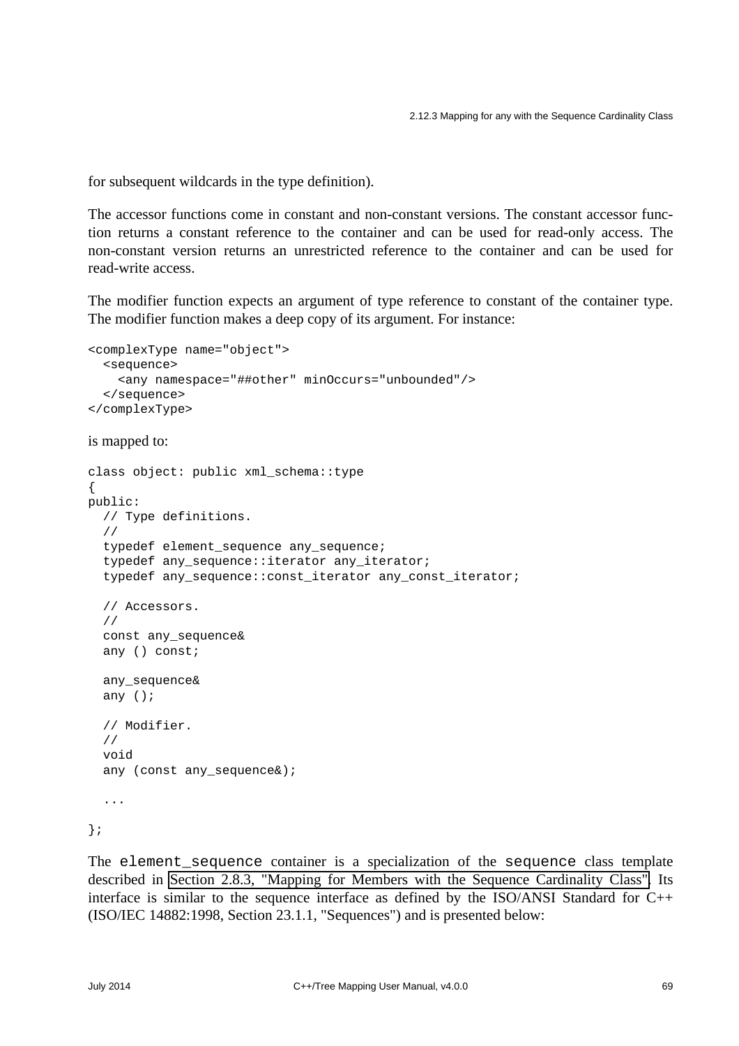for subsequent wildcards in the type definition).

The accessor functions come in constant and non-constant versions. The constant accessor function returns a constant reference to the container and can be used for read-only access. The non-constant version returns an unrestricted reference to the container and can be used for read-write access.

The modifier function expects an argument of type reference to constant of the container type. The modifier function makes a deep copy of its argument. For instance:

```
<complexType name="object">
  <sequence>
    <any namespace="##other" minOccurs="unbounded"/>
  </sequence>
</complexType>
```

is mapped to:

```
class object: public xml_schema::type
{
public:
  // Type definitions.
  //
  typedef element_sequence any_sequence;
  typedef any_sequence::iterator any_iterator;
  typedef any_sequence::const_iterator any_const_iterator;

  // Accessors.
  //
  const any_sequence&
  any () const;

  any_sequence&
  any ();

  // Modifier.
  //
  void
  any (const any_sequence&);

  ...

};
```

The `element_sequence` container is a specialization of the `sequence` class template described in Section 2.8.3, "Mapping for Members with the Sequence Cardinality Class". Its interface is similar to the sequence interface as defined by the ISO/ANSI Standard for C++ (ISO/IEC 14882:1998, Section 23.1.1, "Sequences") and is presented below: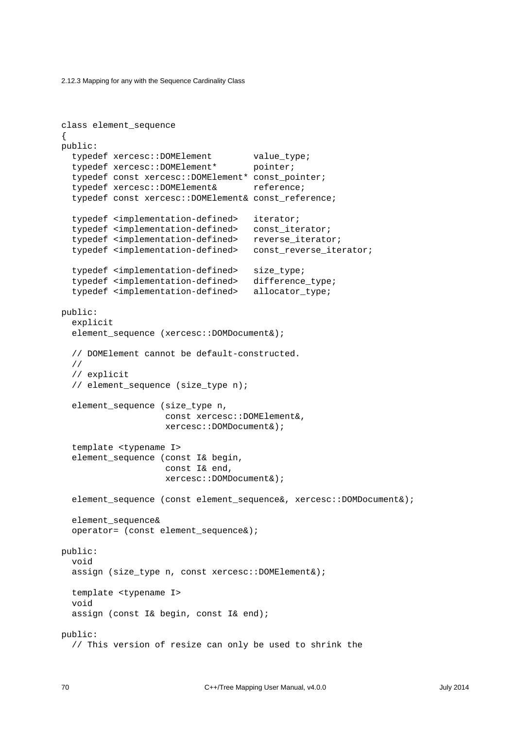```
class element_sequence
{
public:
  typedef xercesc::DOMElement        value_type;
  typedef xercesc::DOMElement*       pointer;
  typedef const xercesc::DOMElement* const_pointer;
  typedef xercesc::DOMElement&       reference;
  typedef const xercesc::DOMElement& const_reference;

  typedef <implementation-defined>   iterator;
  typedef <implementation-defined>   const_iterator;
  typedef <implementation-defined>   reverse_iterator;
  typedef <implementation-defined>   const_reverse_iterator;

  typedef <implementation-defined>   size_type;
  typedef <implementation-defined>   difference_type;
  typedef <implementation-defined>   allocator_type;

public:
  explicit
  element_sequence (xercesc::DOMDocument&);

  // DOMElement cannot be default-constructed.
  //
  // explicit
  // element_sequence (size_type n);

  element_sequence (size_type n,
                    const xercesc::DOMElement&,
                    xercesc::DOMDocument&);

  template <typename I>
  element_sequence (const I& begin,
                    const I& end,
                    xercesc::DOMDocument&);

  element_sequence (const element_sequence&, xercesc::DOMDocument&);

  element_sequence&
  operator= (const element_sequence&);

public:
  void
  assign (size_type n, const xercesc::DOMElement&);

  template <typename I>
  void
  assign (const I& begin, const I& end);

public:
  // This version of resize can only be used to shrink the
```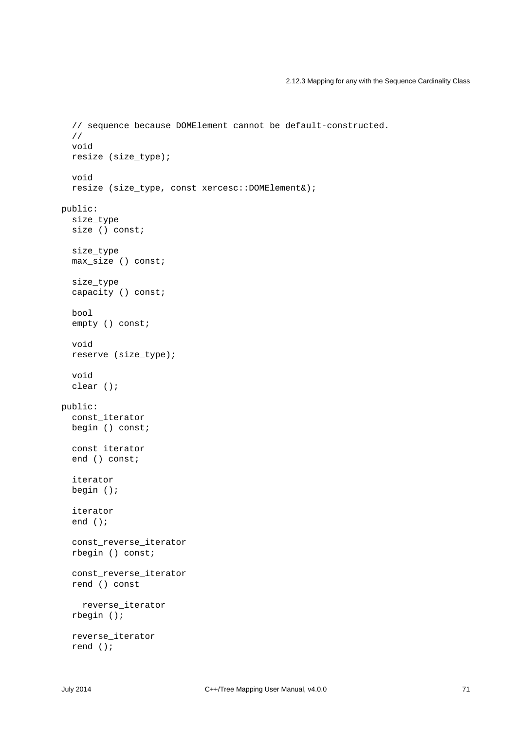```
  // sequence because DOMElement cannot be default-constructed.
  //
  void
  resize (size_type);

  void
  resize (size_type, const xercesc::DOMElement&);

public:
  size_type
  size () const;

  size_type
  max_size () const;

  size_type
  capacity () const;

  bool
  empty () const;

  void
  reserve (size_type);

  void
  clear ();

public:
  const_iterator
  begin () const;

  const_iterator
  end () const;

  iterator
  begin ();

  iterator
  end ();

  const_reverse_iterator
  rbegin () const;

  const_reverse_iterator
  rend () const

    reverse_iterator
  rbegin ();

  reverse_iterator
  rend ();
```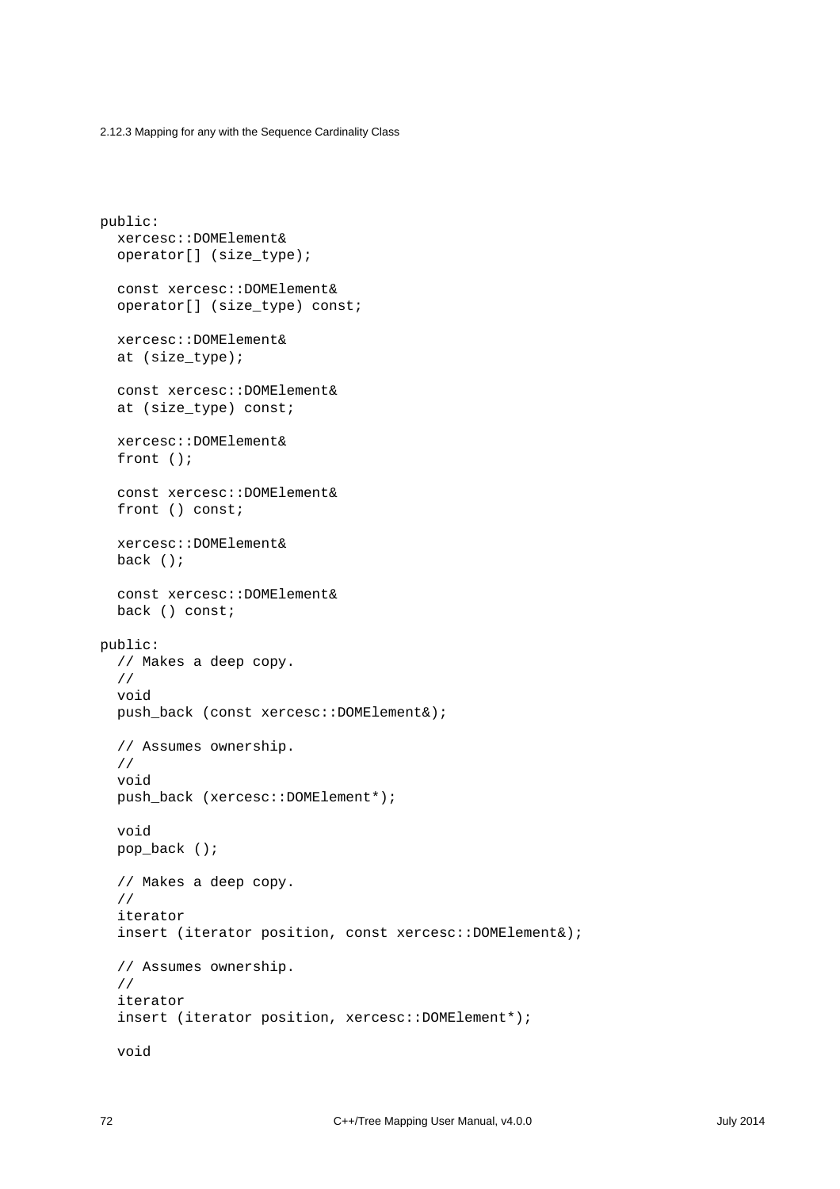```
public:
  xercesc::DOMElement&
  operator[] (size_type);

  const xercesc::DOMElement&
  operator[] (size_type) const;

  xercesc::DOMElement&
  at (size_type);

  const xercesc::DOMElement&
  at (size_type) const;

  xercesc::DOMElement&
  front ();

  const xercesc::DOMElement&
  front () const;

  xercesc::DOMElement&
  back ();

  const xercesc::DOMElement&
  back () const;

public:
  // Makes a deep copy.
  //
  void
  push_back (const xercesc::DOMElement&);

  // Assumes ownership.
  //
  void
  push_back (xercesc::DOMElement*);

  void
  pop_back ();

  // Makes a deep copy.
  //
  iterator
  insert (iterator position, const xercesc::DOMElement&);

  // Assumes ownership.
  //
  iterator
  insert (iterator position, xercesc::DOMElement*);

  void
```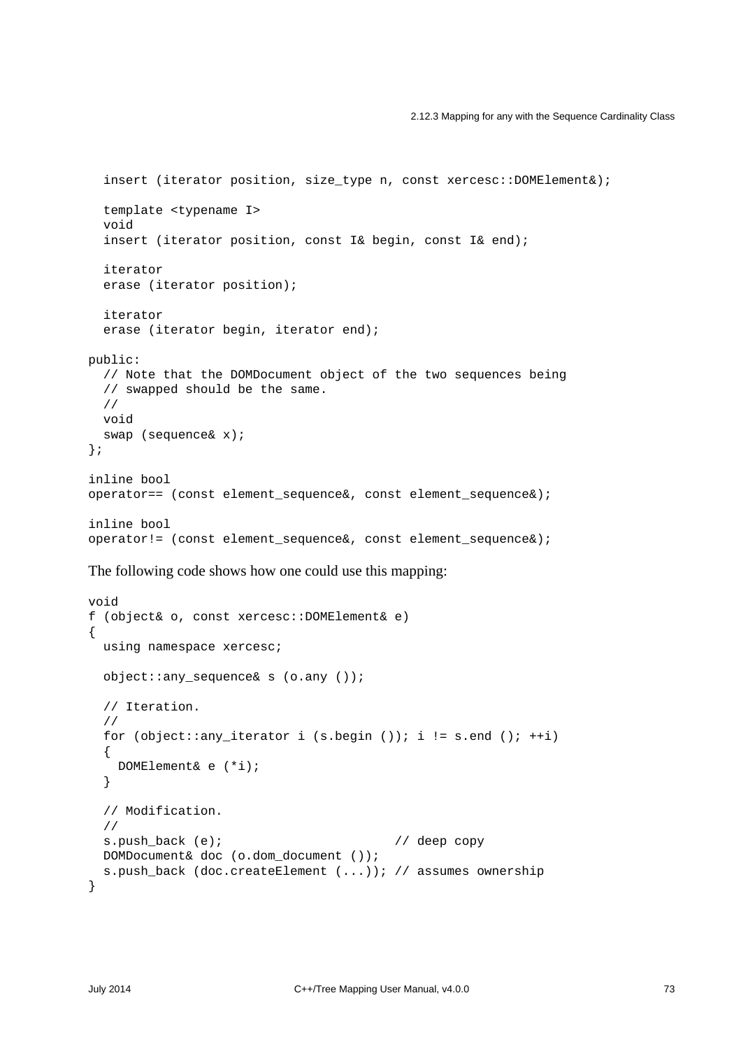```
  insert (iterator position, size_type n, const xercesc::DOMElement&);

  template <typename I>
  void
  insert (iterator position, const I& begin, const I& end);

  iterator
  erase (iterator position);

  iterator
  erase (iterator begin, iterator end);

public:
  // Note that the DOMDocument object of the two sequences being
  // swapped should be the same.
  //
  void
  swap (sequence& x);
};

inline bool
operator== (const element_sequence&, const element_sequence&);

inline bool
operator!= (const element_sequence&, const element_sequence&);
```

The following code shows how one could use this mapping:

```
void
f (object& o, const xercesc::DOMElement& e)
{
  using namespace xercesc;

  object::any_sequence& s (o.any ());

  // Iteration.
  //
  for (object::any_iterator i (s.begin ()); i != s.end (); ++i)
  {
    DOMElement& e (*i);
  }

  // Modification.
  //
  s.push_back (e);                       // deep copy
  DOMDocument& doc (o.dom_document ());
  s.push_back (doc.createElement (...)); // assumes ownership
}
```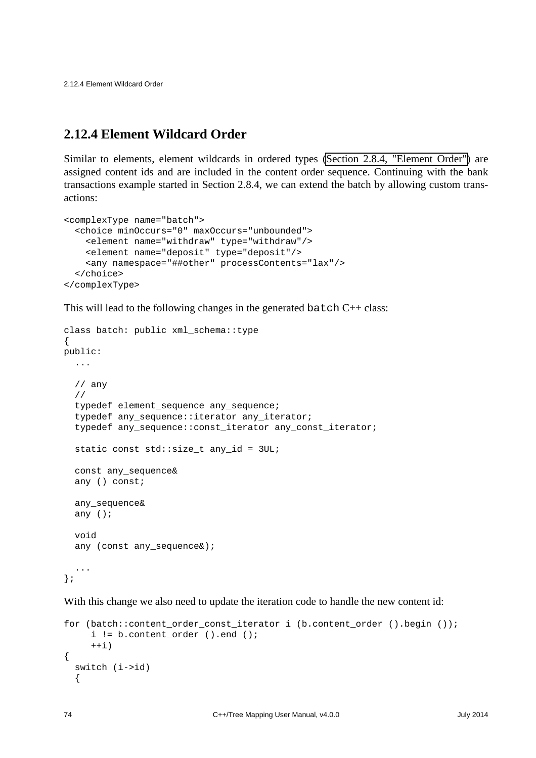### 2.12.4 Element Wildcard Order

Similar to elements, element wildcards in ordered types (Section 2.8.4, "Element Order") are assigned content ids and are included in the content order sequence. Continuing with the bank transactions example started in Section 2.8.4, we can extend the batch by allowing custom transactions:

```
<complexType name="batch">
  <choice minOccurs="0" maxOccurs="unbounded">
    <element name="withdraw" type="withdraw"/>
    <element name="deposit" type="deposit"/>
    <any namespace="##other" processContents="lax"/>
  </choice>
</complexType>
```

This will lead to the following changes in the generated `batch` C++ class:

```
class batch: public xml_schema::type
{
public:
  ...

  // any
  //
  typedef element_sequence any_sequence;
  typedef any_sequence::iterator any_iterator;
  typedef any_sequence::const_iterator any_const_iterator;

  static const std::size_t any_id = 3UL;

  const any_sequence&
  any () const;

  any_sequence&
  any ();

  void
  any (const any_sequence&);

  ...
};
```

With this change we also need to update the iteration code to handle the new content id:

```
for (batch::content_order_const_iterator i (b.content_order ().begin ());
     i != b.content_order ().end ();
     ++i)
{
  switch (i->id)
  {
```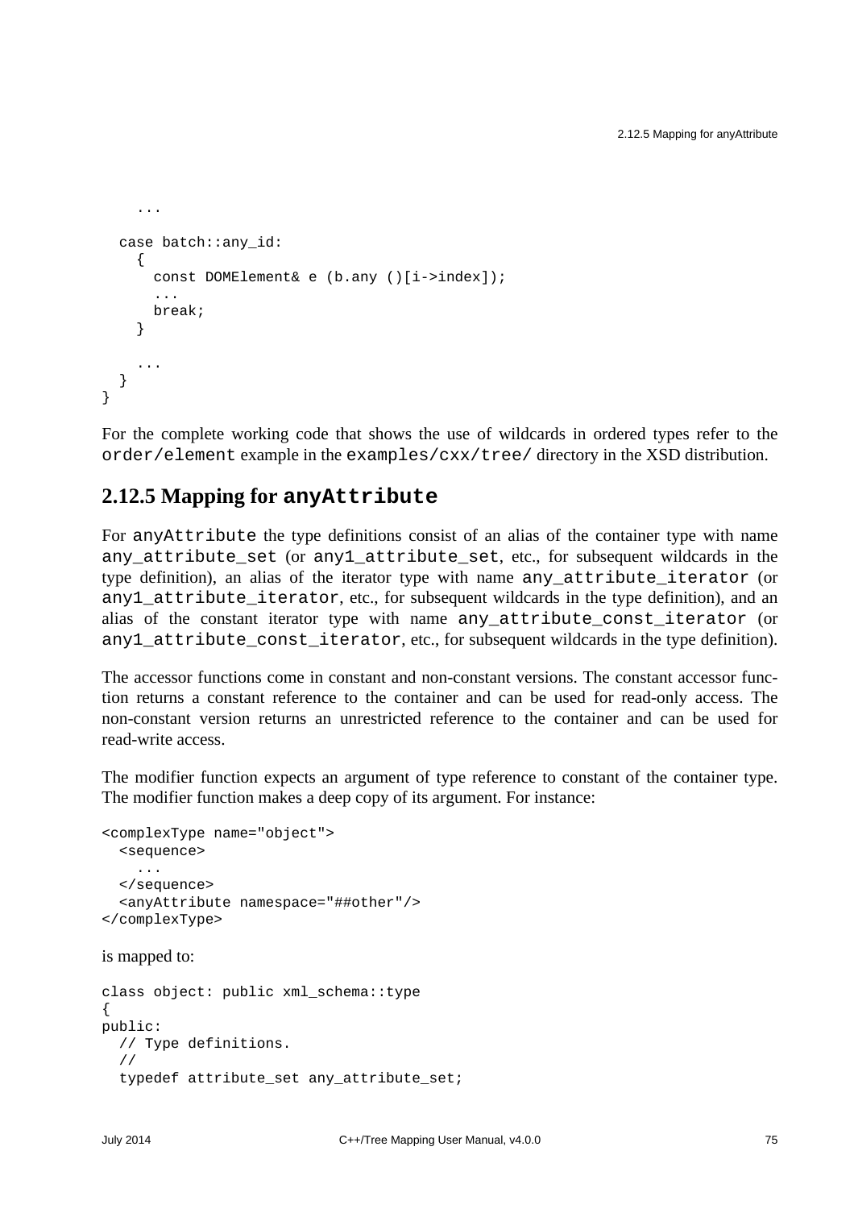```
    ...

  case batch::any_id:
    {
      const DOMElement& e (b.any ()[i->index]);
      ...
      break;
    }

    ...
  }
}
```

For the complete working code that shows the use of wildcards in ordered types refer to the `order/element` example in the `examples/cxx/tree/` directory in the XSD distribution.

### 2.12.5 Mapping for `anyAttribute`

For `anyAttribute` the type definitions consist of an alias of the container type with name `any_attribute_set` (or `any1_attribute_set`, etc., for subsequent wildcards in the type definition), an alias of the iterator type with name `any_attribute_iterator` (or `any1_attribute_iterator`, etc., for subsequent wildcards in the type definition), and an alias of the constant iterator type with name `any_attribute_const_iterator` (or `any1_attribute_const_iterator`, etc., for subsequent wildcards in the type definition).

The accessor functions come in constant and non-constant versions. The constant accessor function returns a constant reference to the container and can be used for read-only access. The non-constant version returns an unrestricted reference to the container and can be used for read-write access.

The modifier function expects an argument of type reference to constant of the container type. The modifier function makes a deep copy of its argument. For instance:

```
<complexType name="object">
  <sequence>
    ...
  </sequence>
  <anyAttribute namespace="##other"/>
</complexType>
```

is mapped to:

```
class object: public xml_schema::type
{
public:
  // Type definitions.
  //
  typedef attribute_set any_attribute_set;
```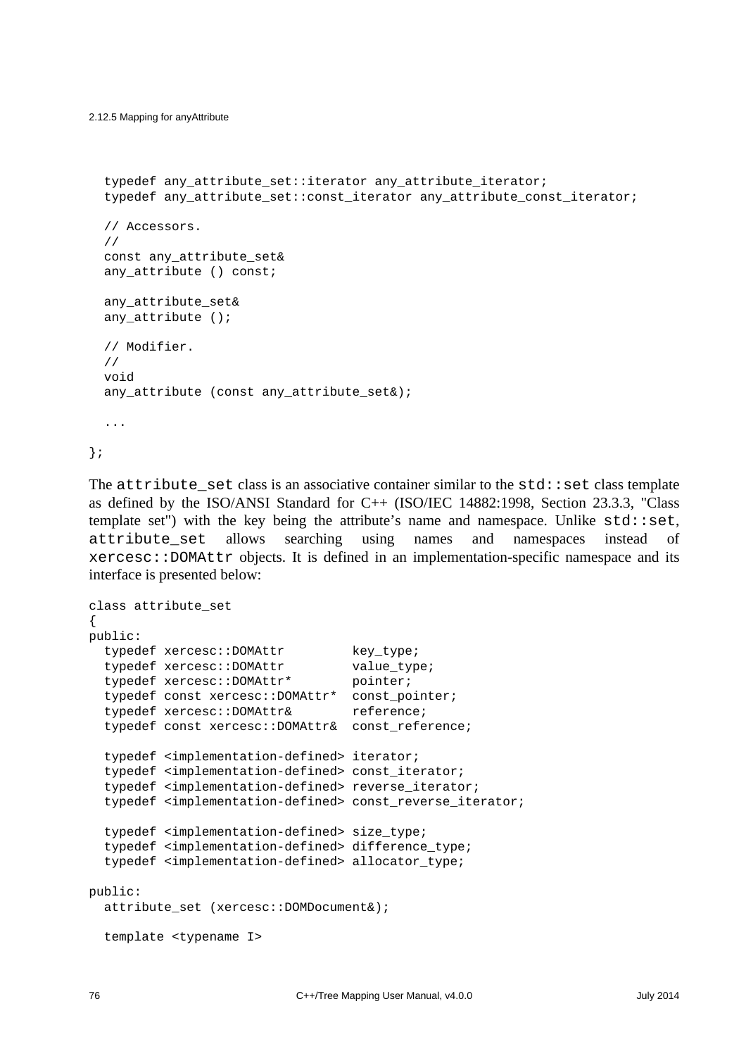```
  typedef any_attribute_set::iterator any_attribute_iterator;
  typedef any_attribute_set::const_iterator any_attribute_const_iterator;

  // Accessors.
  //
  const any_attribute_set&
  any_attribute () const;

  any_attribute_set&
  any_attribute ();

  // Modifier.
  //
  void
  any_attribute (const any_attribute_set&);

  ...

};
```

The `attribute_set` class is an associative container similar to the `std::set` class template as defined by the ISO/ANSI Standard for C++ (ISO/IEC 14882:1998, Section 23.3.3, "Class template set") with the key being the attribute's name and namespace. Unlike `std::set`, `attribute_set` allows searching using names and namespaces instead of `xercesc::DOMAttr` objects. It is defined in an implementation-specific namespace and its interface is presented below:

```
class attribute_set
{
public:
  typedef xercesc::DOMAttr         key_type;
  typedef xercesc::DOMAttr         value_type;
  typedef xercesc::DOMAttr*        pointer;
  typedef const xercesc::DOMAttr*  const_pointer;
  typedef xercesc::DOMAttr&        reference;
  typedef const xercesc::DOMAttr&  const_reference;

  typedef <implementation-defined> iterator;
  typedef <implementation-defined> const_iterator;
  typedef <implementation-defined> reverse_iterator;
  typedef <implementation-defined> const_reverse_iterator;

  typedef <implementation-defined> size_type;
  typedef <implementation-defined> difference_type;
  typedef <implementation-defined> allocator_type;

public:
  attribute_set (xercesc::DOMDocument&);

  template <typename I>
```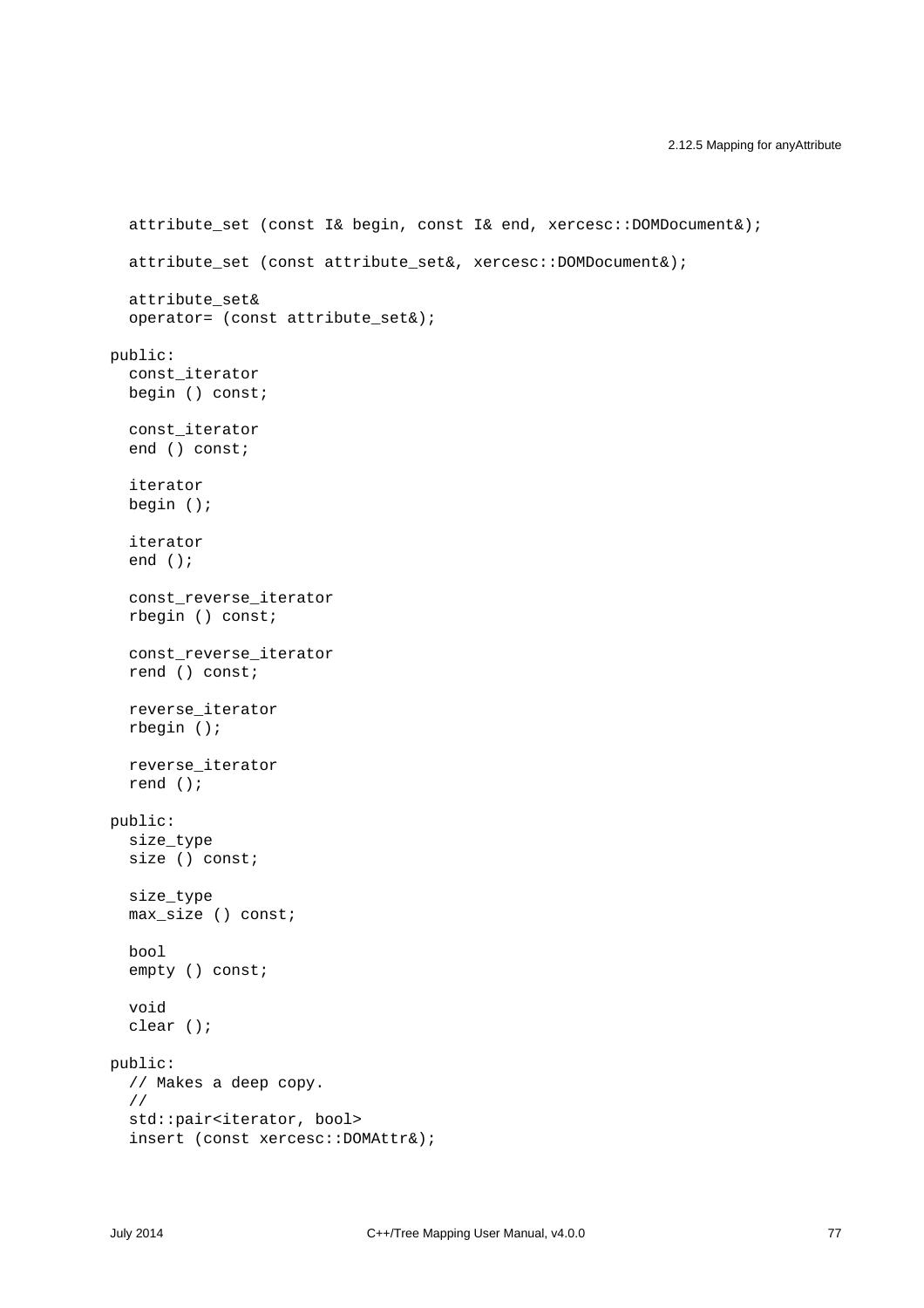```
  attribute_set (const I& begin, const I& end, xercesc::DOMDocument&);

  attribute_set (const attribute_set&, xercesc::DOMDocument&);

  attribute_set&
  operator= (const attribute_set&);

public:
  const_iterator
  begin () const;

  const_iterator
  end () const;

  iterator
  begin ();

  iterator
  end ();

  const_reverse_iterator
  rbegin () const;

  const_reverse_iterator
  rend () const;

  reverse_iterator
  rbegin ();

  reverse_iterator
  rend ();

public:
  size_type
  size () const;

  size_type
  max_size () const;

  bool
  empty () const;

  void
  clear ();

public:
  // Makes a deep copy.
  //
  std::pair<iterator, bool>
  insert (const xercesc::DOMAttr&);
```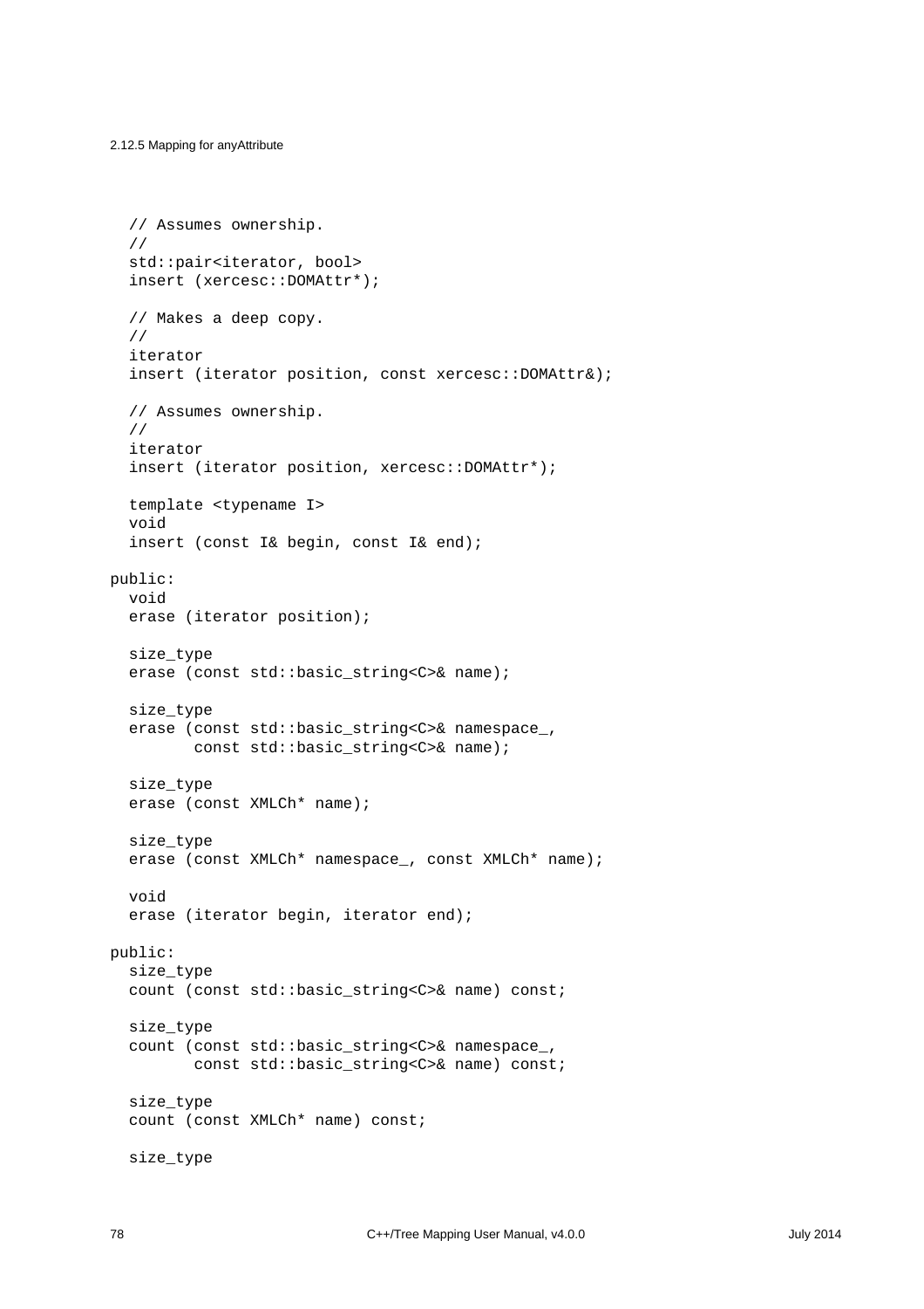```
  // Assumes ownership.
  //
  std::pair<iterator, bool>
  insert (xercesc::DOMAttr*);

  // Makes a deep copy.
  //
  iterator
  insert (iterator position, const xercesc::DOMAttr&);

  // Assumes ownership.
  //
  iterator
  insert (iterator position, xercesc::DOMAttr*);

  template <typename I>
  void
  insert (const I& begin, const I& end);

public:
  void
  erase (iterator position);

  size_type
  erase (const std::basic_string<C>& name);

  size_type
  erase (const std::basic_string<C>& namespace_,
         const std::basic_string<C>& name);

  size_type
  erase (const XMLCh* name);

  size_type
  erase (const XMLCh* namespace_, const XMLCh* name);

  void
  erase (iterator begin, iterator end);

public:
  size_type
  count (const std::basic_string<C>& name) const;

  size_type
  count (const std::basic_string<C>& namespace_,
         const std::basic_string<C>& name) const;

  size_type
  count (const XMLCh* name) const;

  size_type
```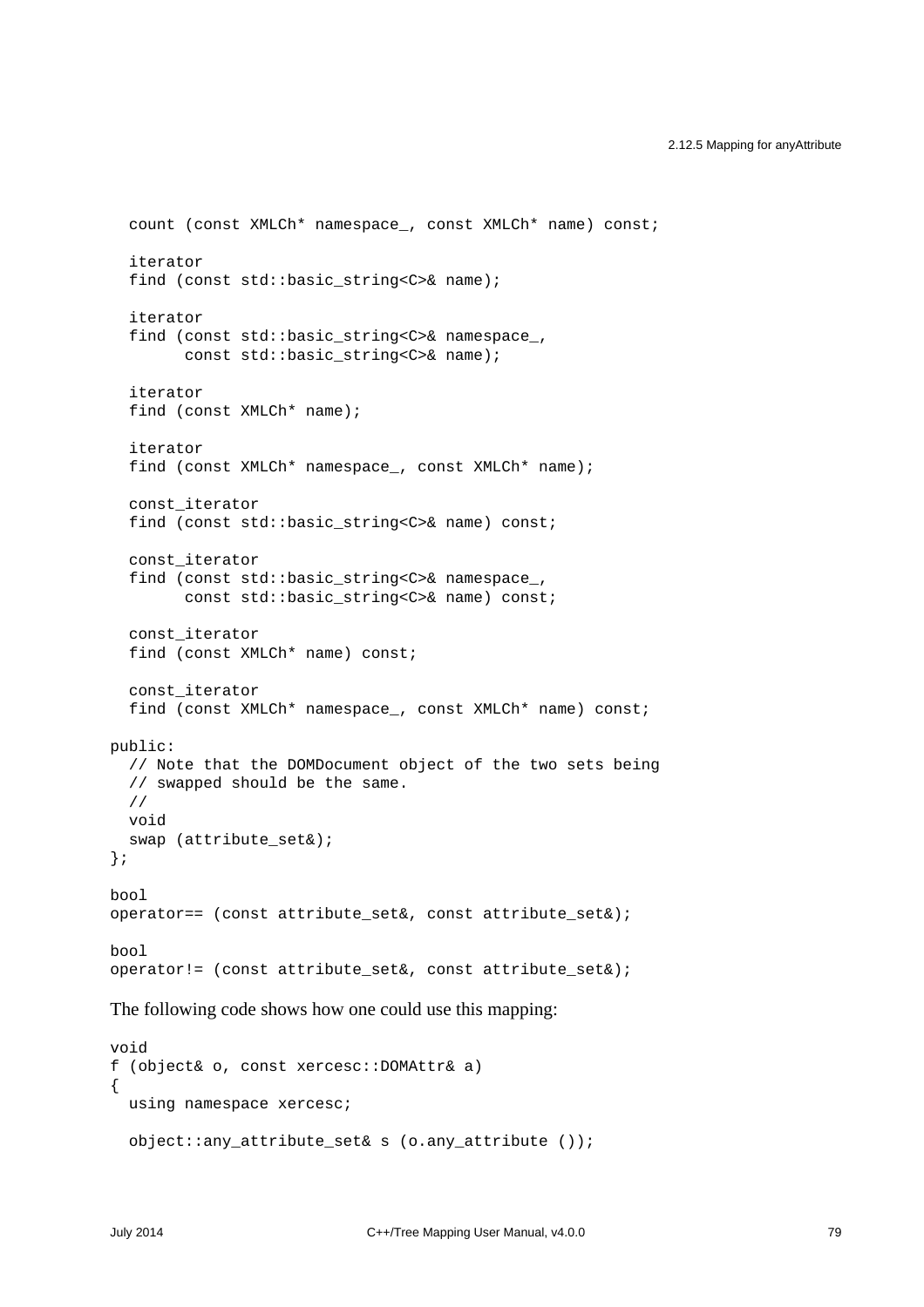```
  count (const XMLCh* namespace_, const XMLCh* name) const;

  iterator
  find (const std::basic_string<C>& name);

  iterator
  find (const std::basic_string<C>& namespace_,
        const std::basic_string<C>& name);

  iterator
  find (const XMLCh* name);

  iterator
  find (const XMLCh* namespace_, const XMLCh* name);

  const_iterator
  find (const std::basic_string<C>& name) const;

  const_iterator
  find (const std::basic_string<C>& namespace_,
        const std::basic_string<C>& name) const;

  const_iterator
  find (const XMLCh* name) const;

  const_iterator
  find (const XMLCh* namespace_, const XMLCh* name) const;

public:
  // Note that the DOMDocument object of the two sets being
  // swapped should be the same.
  //
  void
  swap (attribute_set&);
};

bool
operator== (const attribute_set&, const attribute_set&);

bool
operator!= (const attribute_set&, const attribute_set&);
```

The following code shows how one could use this mapping:

```
void
f (object& o, const xercesc::DOMAttr& a)
{
  using namespace xercesc;

  object::any_attribute_set& s (o.any_attribute ());
```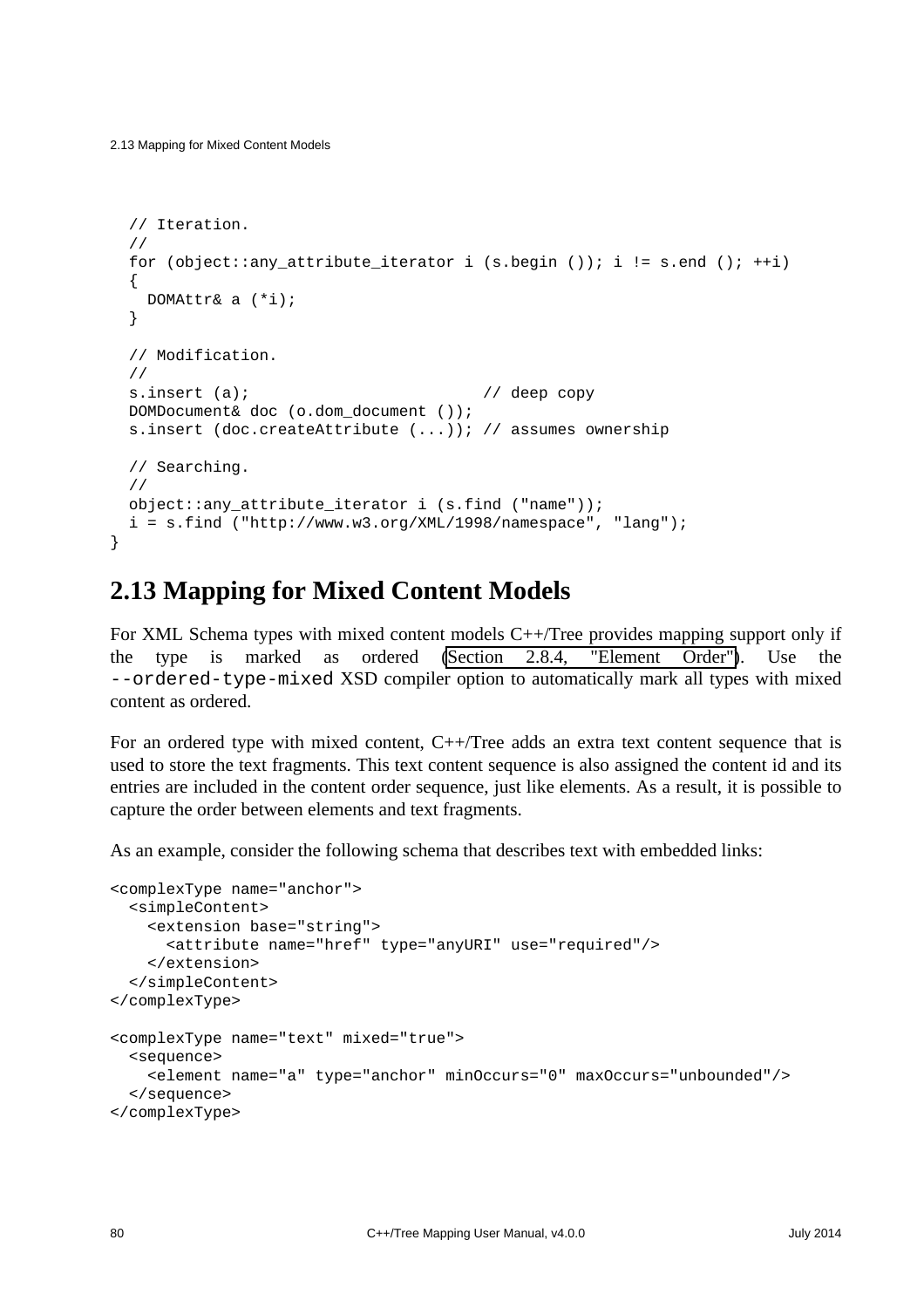```
  // Iteration.
  //
  for (object::any_attribute_iterator i (s.begin ()); i != s.end (); ++i)
  {
    DOMAttr& a (*i);
  }

  // Modification.
  //
  s.insert (a);                        // deep copy
  DOMDocument& doc (o.dom_document ());
  s.insert (doc.createAttribute (...)); // assumes ownership

  // Searching.
  //
  object::any_attribute_iterator i (s.find ("name"));
  i = s.find ("http://www.w3.org/XML/1998/namespace", "lang");
}
```

## 2.13 Mapping for Mixed Content Models

For XML Schema types with mixed content models C++/Tree provides mapping support only if the type is marked as ordered (Section 2.8.4, "Element Order"). Use the `--ordered-type-mixed` XSD compiler option to automatically mark all types with mixed content as ordered.

For an ordered type with mixed content, C++/Tree adds an extra text content sequence that is used to store the text fragments. This text content sequence is also assigned the content id and its entries are included in the content order sequence, just like elements. As a result, it is possible to capture the order between elements and text fragments.

As an example, consider the following schema that describes text with embedded links:

```
<complexType name="anchor">
  <simpleContent>
    <extension base="string">
      <attribute name="href" type="anyURI" use="required"/>
    </extension>
  </simpleContent>
</complexType>

<complexType name="text" mixed="true">
  <sequence>
    <element name="a" type="anchor" minOccurs="0" maxOccurs="unbounded"/>
  </sequence>
</complexType>
```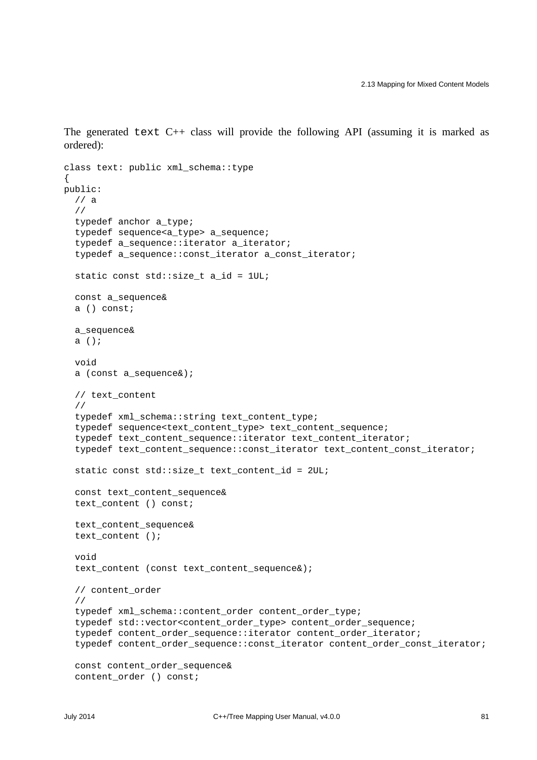The generated `text` C++ class will provide the following API (assuming it is marked as ordered):

```
class text: public xml_schema::type
{
public:
  // a
  //
  typedef anchor a_type;
  typedef sequence<a_type> a_sequence;
  typedef a_sequence::iterator a_iterator;
  typedef a_sequence::const_iterator a_const_iterator;

  static const std::size_t a_id = 1UL;

  const a_sequence&
  a () const;

  a_sequence&
  a ();

  void
  a (const a_sequence&);

  // text_content
  //
  typedef xml_schema::string text_content_type;
  typedef sequence<text_content_type> text_content_sequence;
  typedef text_content_sequence::iterator text_content_iterator;
  typedef text_content_sequence::const_iterator text_content_const_iterator;

  static const std::size_t text_content_id = 2UL;

  const text_content_sequence&
  text_content () const;

  text_content_sequence&
  text_content ();

  void
  text_content (const text_content_sequence&);

  // content_order
  //
  typedef xml_schema::content_order content_order_type;
  typedef std::vector<content_order_type> content_order_sequence;
  typedef content_order_sequence::iterator content_order_iterator;
  typedef content_order_sequence::const_iterator content_order_const_iterator;

  const content_order_sequence&
  content_order () const;
```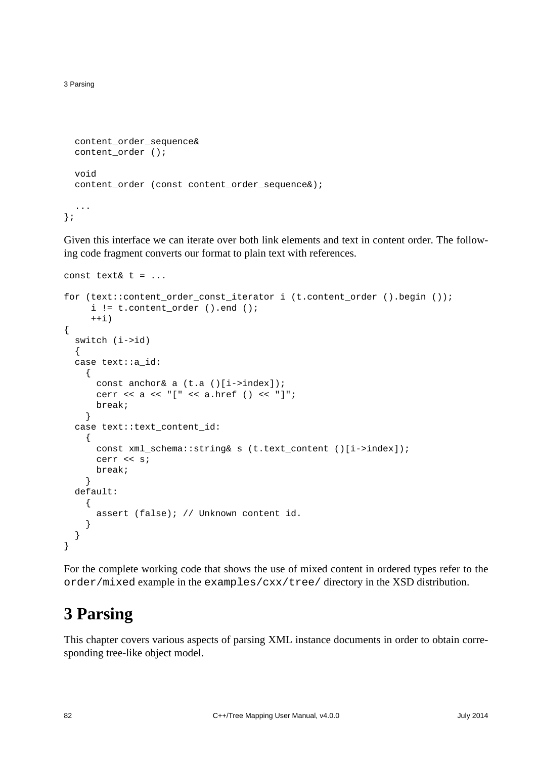```
  content_order_sequence&
  content_order ();

  void
  content_order (const content_order_sequence&);

  ...
};
```

Given this interface we can iterate over both link elements and text in content order. The following code fragment converts our format to plain text with references.

```
const text& t = ...

for (text::content_order_const_iterator i (t.content_order ().begin ());
     i != t.content_order ().end ();
     ++i)
{
  switch (i->id)
  {
  case text::a_id:
    {
      const anchor& a (t.a ()[i->index]);
      cerr << a << "[" << a.href () << "]";
      break;
    }
  case text::text_content_id:
    {
      const xml_schema::string& s (t.text_content ()[i->index]);
      cerr << s;
      break;
    }
  default:
    {
      assert (false); // Unknown content id.
    }
  }
}
```

For the complete working code that shows the use of mixed content in ordered types refer to the `order/mixed` example in the `examples/cxx/tree/` directory in the XSD distribution.

# 3 Parsing

This chapter covers various aspects of parsing XML instance documents in order to obtain corresponding tree-like object model.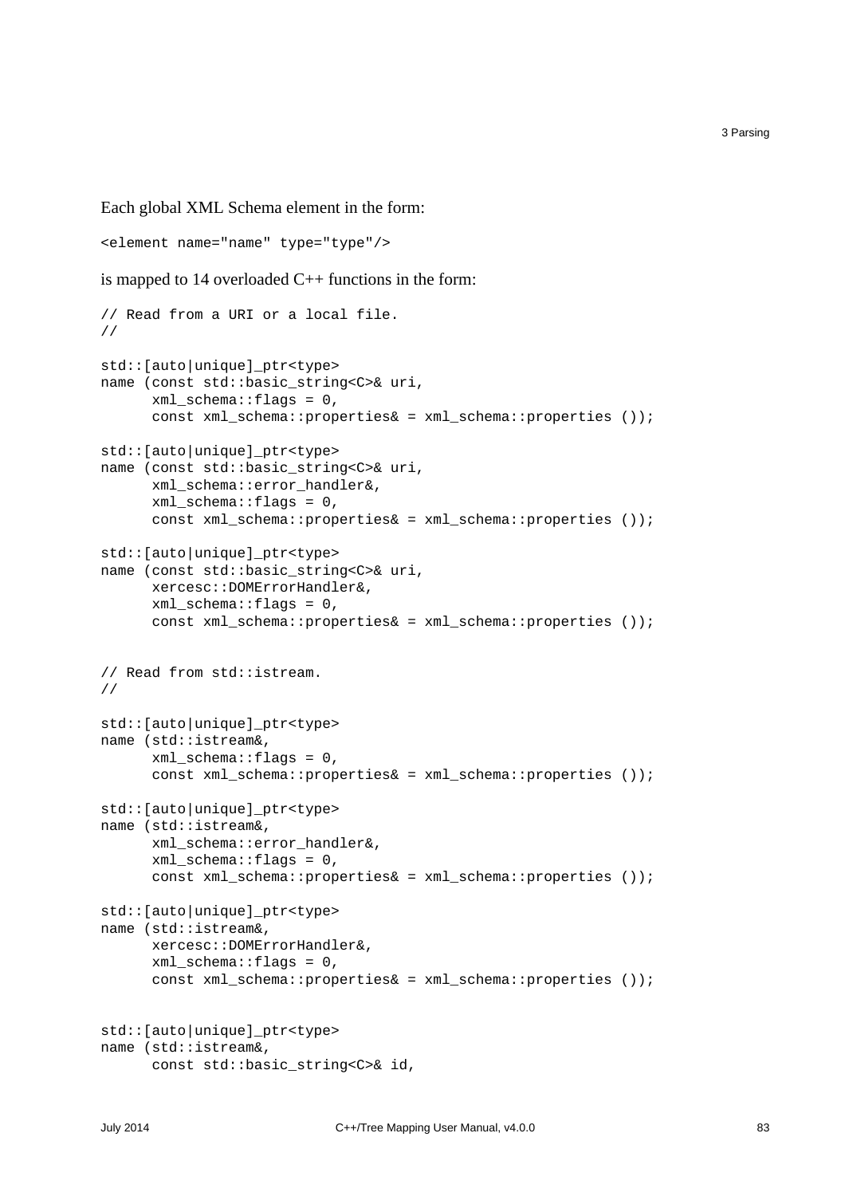Each global XML Schema element in the form:

```
<element name="name" type="type"/>
```

is mapped to 14 overloaded C++ functions in the form:

```
// Read from a URI or a local file.
//

std::[auto|unique]_ptr<type>
name (const std::basic_string<C>& uri,
      xml_schema::flags = 0,
      const xml_schema::properties& = xml_schema::properties ());

std::[auto|unique]_ptr<type>
name (const std::basic_string<C>& uri,
      xml_schema::error_handler&,
      xml_schema::flags = 0,
      const xml_schema::properties& = xml_schema::properties ());

std::[auto|unique]_ptr<type>
name (const std::basic_string<C>& uri,
      xercesc::DOMErrorHandler&,
      xml_schema::flags = 0,
      const xml_schema::properties& = xml_schema::properties ());


// Read from std::istream.
//

std::[auto|unique]_ptr<type>
name (std::istream&,
      xml_schema::flags = 0,
      const xml_schema::properties& = xml_schema::properties ());

std::[auto|unique]_ptr<type>
name (std::istream&,
      xml_schema::error_handler&,
      xml_schema::flags = 0,
      const xml_schema::properties& = xml_schema::properties ());

std::[auto|unique]_ptr<type>
name (std::istream&,
      xercesc::DOMErrorHandler&,
      xml_schema::flags = 0,
      const xml_schema::properties& = xml_schema::properties ());


std::[auto|unique]_ptr<type>
name (std::istream&,
      const std::basic_string<C>& id,
```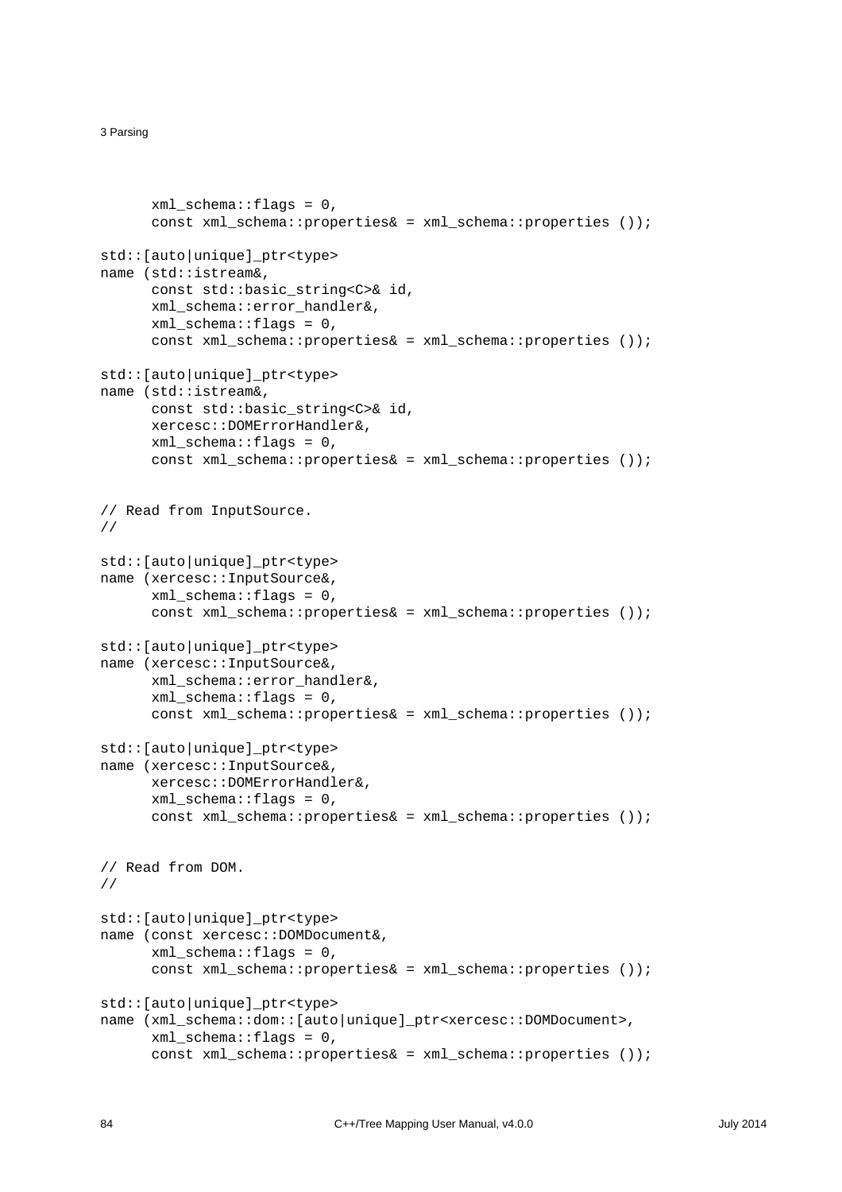```
      xml_schema::flags = 0,
      const xml_schema::properties& = xml_schema::properties ());

std::[auto|unique]_ptr<type>
name (std::istream&,
      const std::basic_string<C>& id,
      xml_schema::error_handler&,
      xml_schema::flags = 0,
      const xml_schema::properties& = xml_schema::properties ());

std::[auto|unique]_ptr<type>
name (std::istream&,
      const std::basic_string<C>& id,
      xercesc::DOMErrorHandler&,
      xml_schema::flags = 0,
      const xml_schema::properties& = xml_schema::properties ());


// Read from InputSource.
//

std::[auto|unique]_ptr<type>
name (xercesc::InputSource&,
      xml_schema::flags = 0,
      const xml_schema::properties& = xml_schema::properties ());

std::[auto|unique]_ptr<type>
name (xercesc::InputSource&,
      xml_schema::error_handler&,
      xml_schema::flags = 0,
      const xml_schema::properties& = xml_schema::properties ());

std::[auto|unique]_ptr<type>
name (xercesc::InputSource&,
      xercesc::DOMErrorHandler&,
      xml_schema::flags = 0,
      const xml_schema::properties& = xml_schema::properties ());


// Read from DOM.
//

std::[auto|unique]_ptr<type>
name (const xercesc::DOMDocument&,
      xml_schema::flags = 0,
      const xml_schema::properties& = xml_schema::properties ());

std::[auto|unique]_ptr<type>
name (xml_schema::dom::[auto|unique]_ptr<xercesc::DOMDocument>,
      xml_schema::flags = 0,
      const xml_schema::properties& = xml_schema::properties ());
```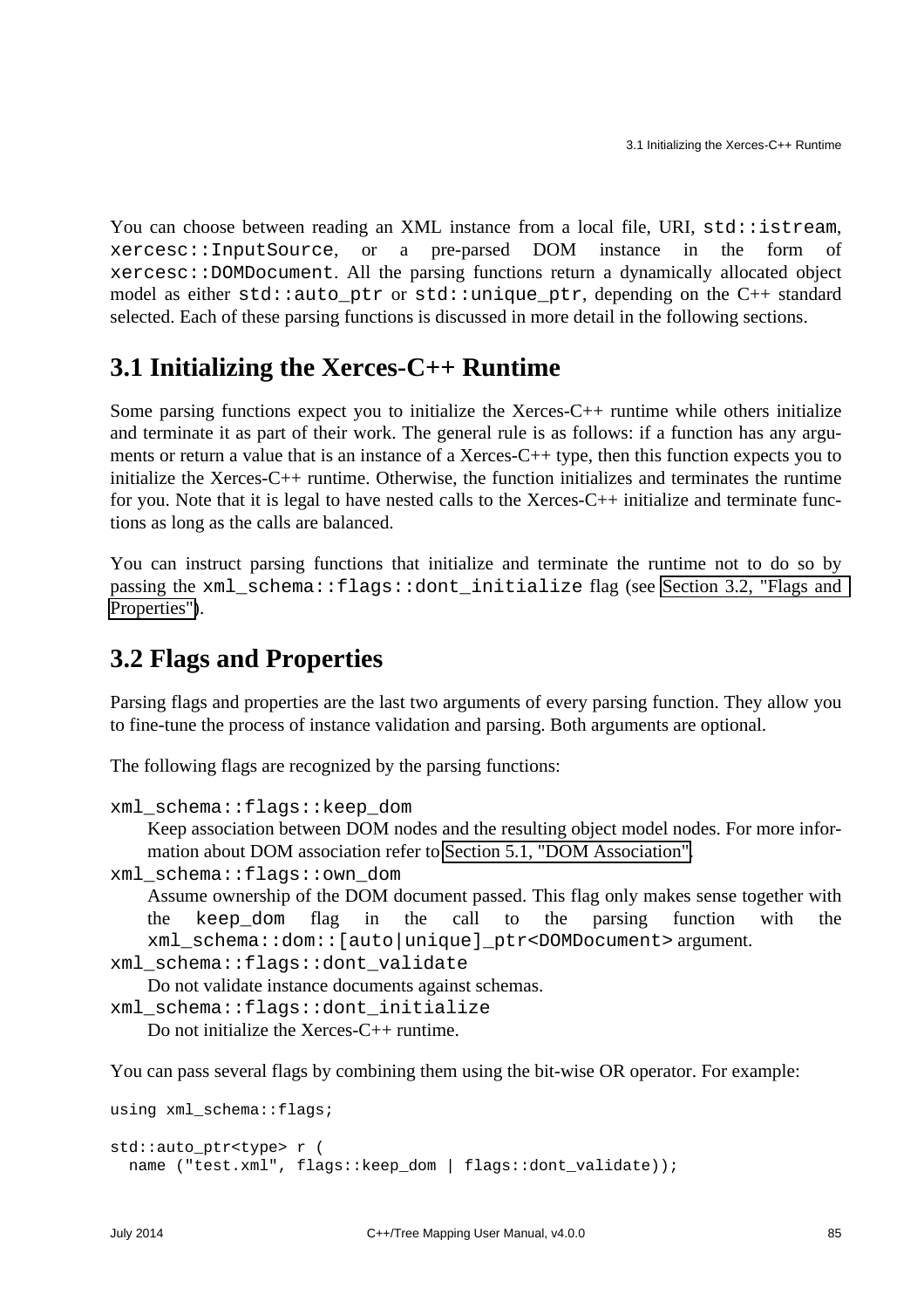You can choose between reading an XML instance from a local file, URI, `std::istream`, `xercesc::InputSource`, or a pre-parsed DOM instance in the form of `xercesc::DOMDocument`. All the parsing functions return a dynamically allocated object model as either `std::auto_ptr` or `std::unique_ptr`, depending on the C++ standard selected. Each of these parsing functions is discussed in more detail in the following sections.

## 3.1 Initializing the Xerces-C++ Runtime

Some parsing functions expect you to initialize the Xerces-C++ runtime while others initialize and terminate it as part of their work. The general rule is as follows: if a function has any arguments or return a value that is an instance of a Xerces-C++ type, then this function expects you to initialize the Xerces-C++ runtime. Otherwise, the function initializes and terminates the runtime for you. Note that it is legal to have nested calls to the Xerces-C++ initialize and terminate functions as long as the calls are balanced.

You can instruct parsing functions that initialize and terminate the runtime not to do so by passing the `xml_schema::flags::dont_initialize` flag (see Section 3.2, "Flags and Properties").

## 3.2 Flags and Properties

Parsing flags and properties are the last two arguments of every parsing function. They allow you to fine-tune the process of instance validation and parsing. Both arguments are optional.

The following flags are recognized by the parsing functions:

`xml_schema::flags::keep_dom`
: Keep association between DOM nodes and the resulting object model nodes. For more information about DOM association refer to Section 5.1, "DOM Association".

`xml_schema::flags::own_dom`
: Assume ownership of the DOM document passed. This flag only makes sense together with the `keep_dom` flag in the call to the parsing function with the `xml_schema::dom::[auto|unique]_ptr<DOMDocument>` argument.

`xml_schema::flags::dont_validate`
: Do not validate instance documents against schemas.

`xml_schema::flags::dont_initialize`
: Do not initialize the Xerces-C++ runtime.

You can pass several flags by combining them using the bit-wise OR operator. For example:

```
using xml_schema::flags;

std::auto_ptr<type> r (
  name ("test.xml", flags::keep_dom | flags::dont_validate));
```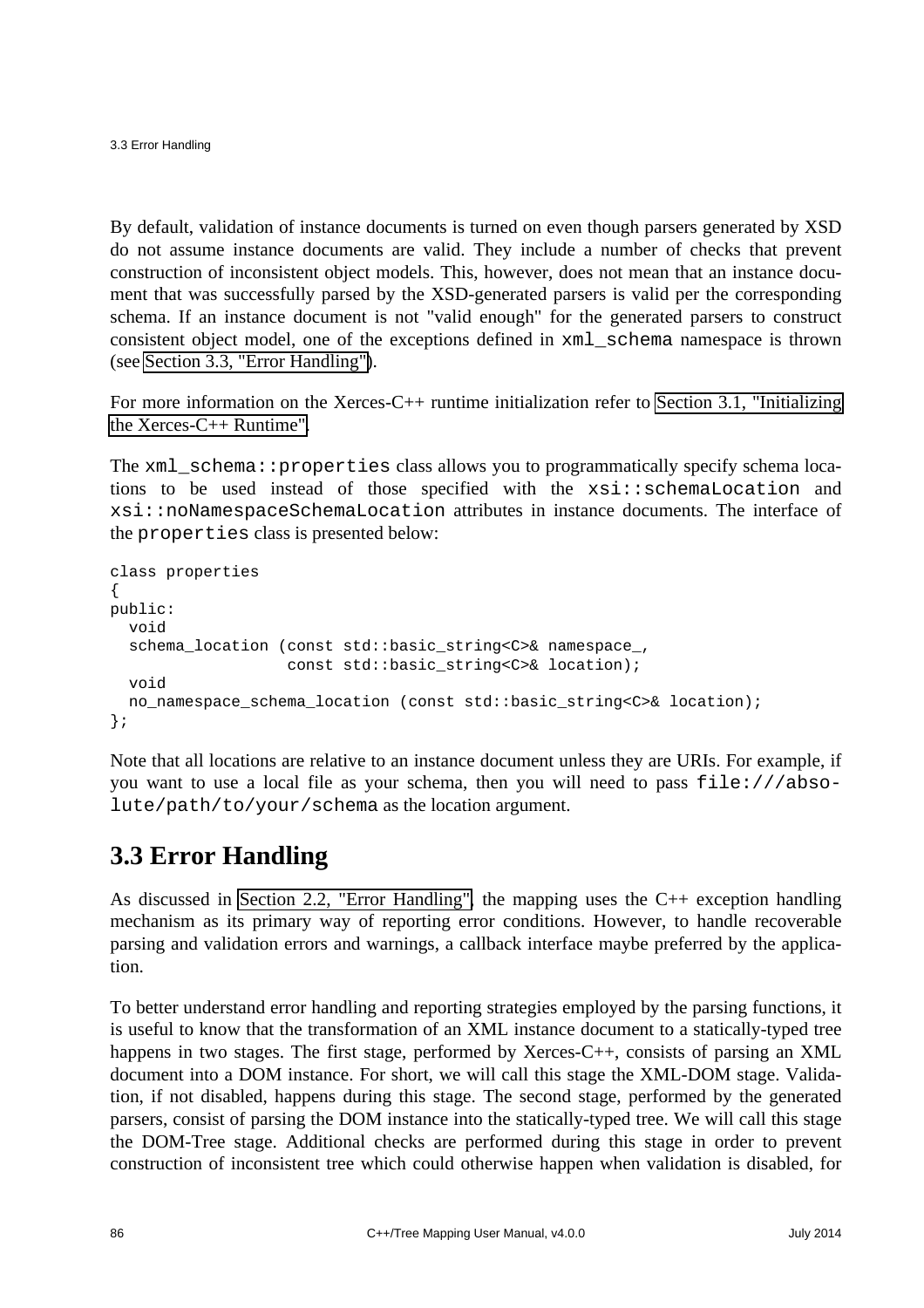By default, validation of instance documents is turned on even though parsers generated by XSD do not assume instance documents are valid. They include a number of checks that prevent construction of inconsistent object models. This, however, does not mean that an instance document that was successfully parsed by the XSD-generated parsers is valid per the corresponding schema. If an instance document is not "valid enough" for the generated parsers to construct consistent object model, one of the exceptions defined in `xml_schema` namespace is thrown (see Section 3.3, "Error Handling").

For more information on the Xerces-C++ runtime initialization refer to Section 3.1, "Initializing the Xerces-C++ Runtime".

The `xml_schema::properties` class allows you to programmatically specify schema locations to be used instead of those specified with the `xsi::schemaLocation` and `xsi::noNamespaceSchemaLocation` attributes in instance documents. The interface of the `properties` class is presented below:

```
class properties
{
public:
  void
  schema_location (const std::basic_string<C>& namespace_,
                   const std::basic_string<C>& location);
  void
  no_namespace_schema_location (const std::basic_string<C>& location);
};
```

Note that all locations are relative to an instance document unless they are URIs. For example, if you want to use a local file as your schema, then you will need to pass `file:///absolute/path/to/your/schema` as the location argument.

## 3.3 Error Handling

As discussed in Section 2.2, "Error Handling", the mapping uses the C++ exception handling mechanism as its primary way of reporting error conditions. However, to handle recoverable parsing and validation errors and warnings, a callback interface maybe preferred by the application.

To better understand error handling and reporting strategies employed by the parsing functions, it is useful to know that the transformation of an XML instance document to a statically-typed tree happens in two stages. The first stage, performed by Xerces-C++, consists of parsing an XML document into a DOM instance. For short, we will call this stage the XML-DOM stage. Validation, if not disabled, happens during this stage. The second stage, performed by the generated parsers, consist of parsing the DOM instance into the statically-typed tree. We will call this stage the DOM-Tree stage. Additional checks are performed during this stage in order to prevent construction of inconsistent tree which could otherwise happen when validation is disabled, for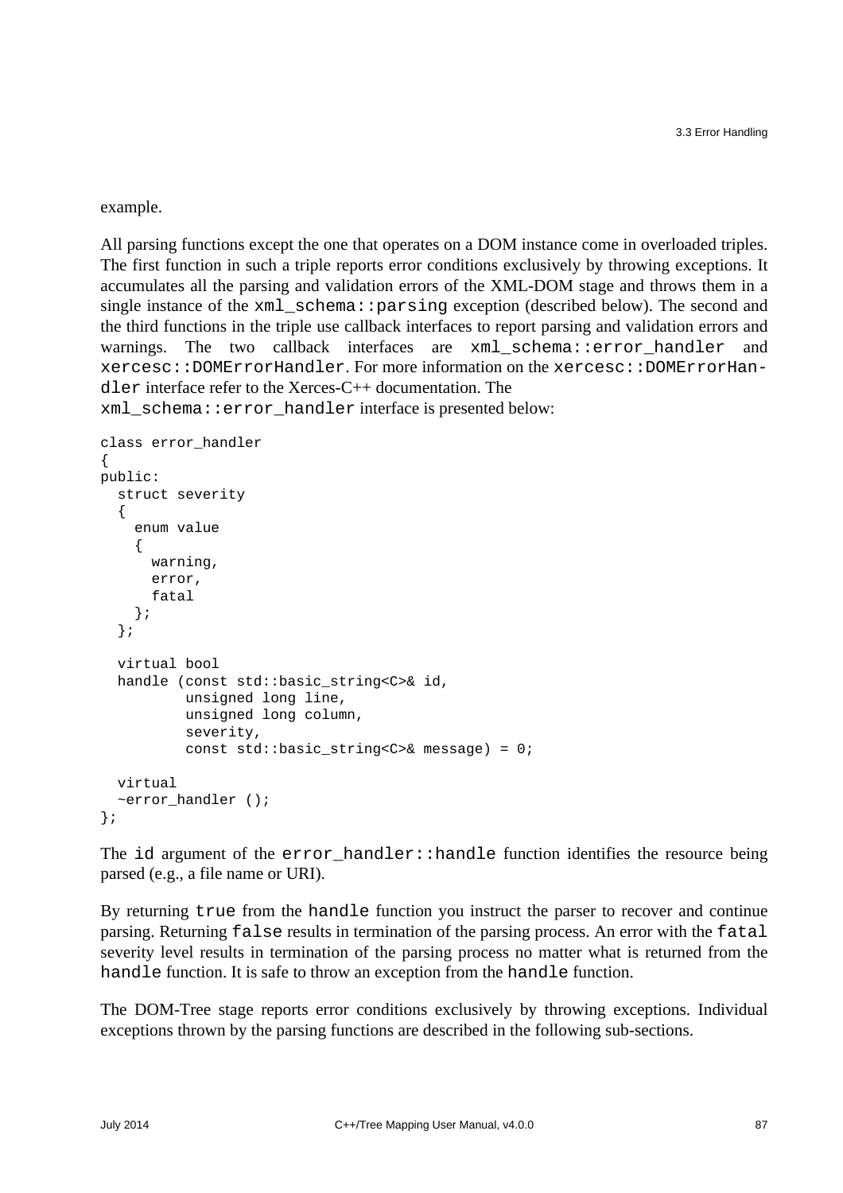example.

All parsing functions except the one that operates on a DOM instance come in overloaded triples. The first function in such a triple reports error conditions exclusively by throwing exceptions. It accumulates all the parsing and validation errors of the XML-DOM stage and throws them in a single instance of the `xml_schema::parsing` exception (described below). The second and the third functions in the triple use callback interfaces to report parsing and validation errors and warnings. The two callback interfaces are `xml_schema::error_handler` and `xercesc::DOMErrorHandler`. For more information on the `xercesc::DOMErrorHandler` interface refer to the Xerces-C++ documentation. The `xml_schema::error_handler` interface is presented below:

```
class error_handler
{
public:
  struct severity
  {
    enum value
    {
      warning,
      error,
      fatal
    };
  };

  virtual bool
  handle (const std::basic_string<C>& id,
          unsigned long line,
          unsigned long column,
          severity,
          const std::basic_string<C>& message) = 0;

  virtual
  ~error_handler ();
};
```

The `id` argument of the `error_handler::handle` function identifies the resource being parsed (e.g., a file name or URI).

By returning `true` from the `handle` function you instruct the parser to recover and continue parsing. Returning `false` results in termination of the parsing process. An error with the `fatal` severity level results in termination of the parsing process no matter what is returned from the `handle` function. It is safe to throw an exception from the `handle` function.

The DOM-Tree stage reports error conditions exclusively by throwing exceptions. Individual exceptions thrown by the parsing functions are described in the following sub-sections.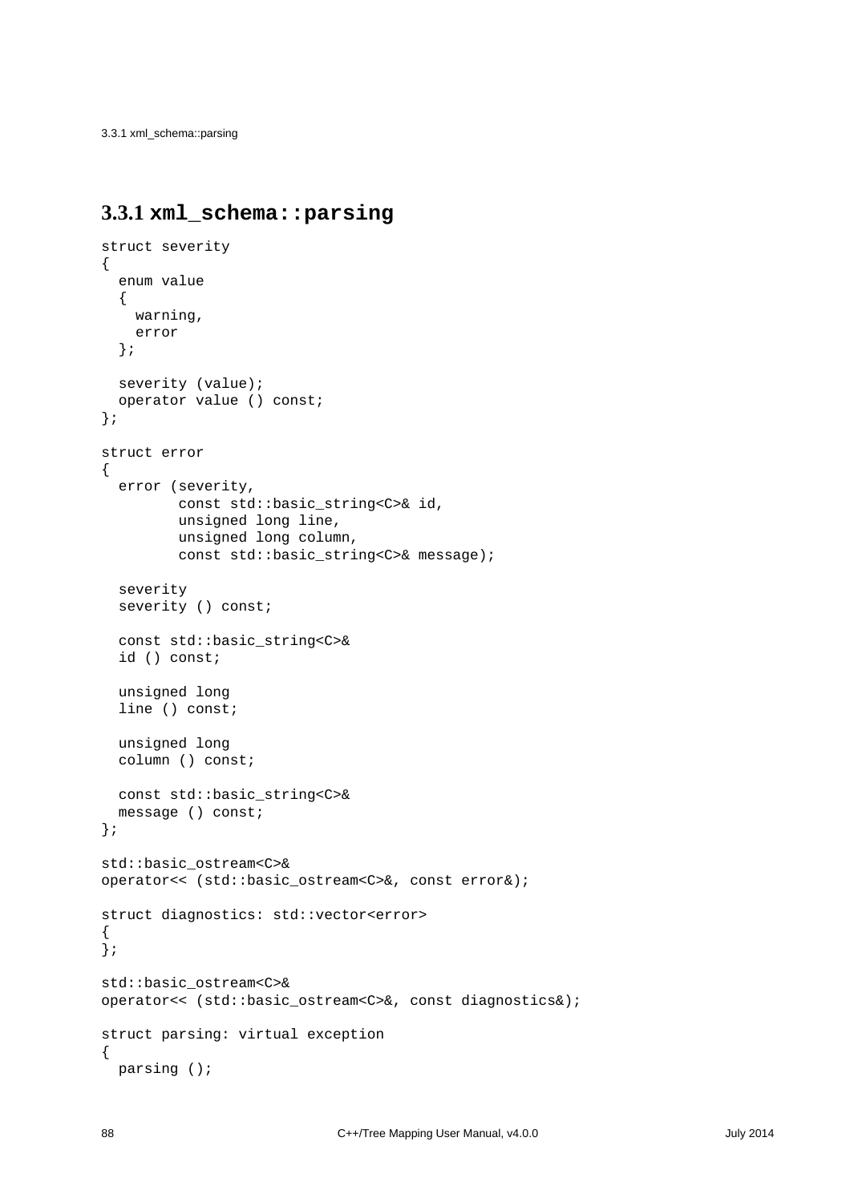### 3.3.1 `xml_schema::parsing`

```
struct severity
{
  enum value
  {
    warning,
    error
  };

  severity (value);
  operator value () const;
};

struct error
{
  error (severity,
         const std::basic_string<C>& id,
         unsigned long line,
         unsigned long column,
         const std::basic_string<C>& message);

  severity
  severity () const;

  const std::basic_string<C>&
  id () const;

  unsigned long
  line () const;

  unsigned long
  column () const;

  const std::basic_string<C>&
  message () const;
};

std::basic_ostream<C>&
operator<< (std::basic_ostream<C>&, const error&);

struct diagnostics: std::vector<error>
{
};

std::basic_ostream<C>&
operator<< (std::basic_ostream<C>&, const diagnostics&);

struct parsing: virtual exception
{
  parsing ();
```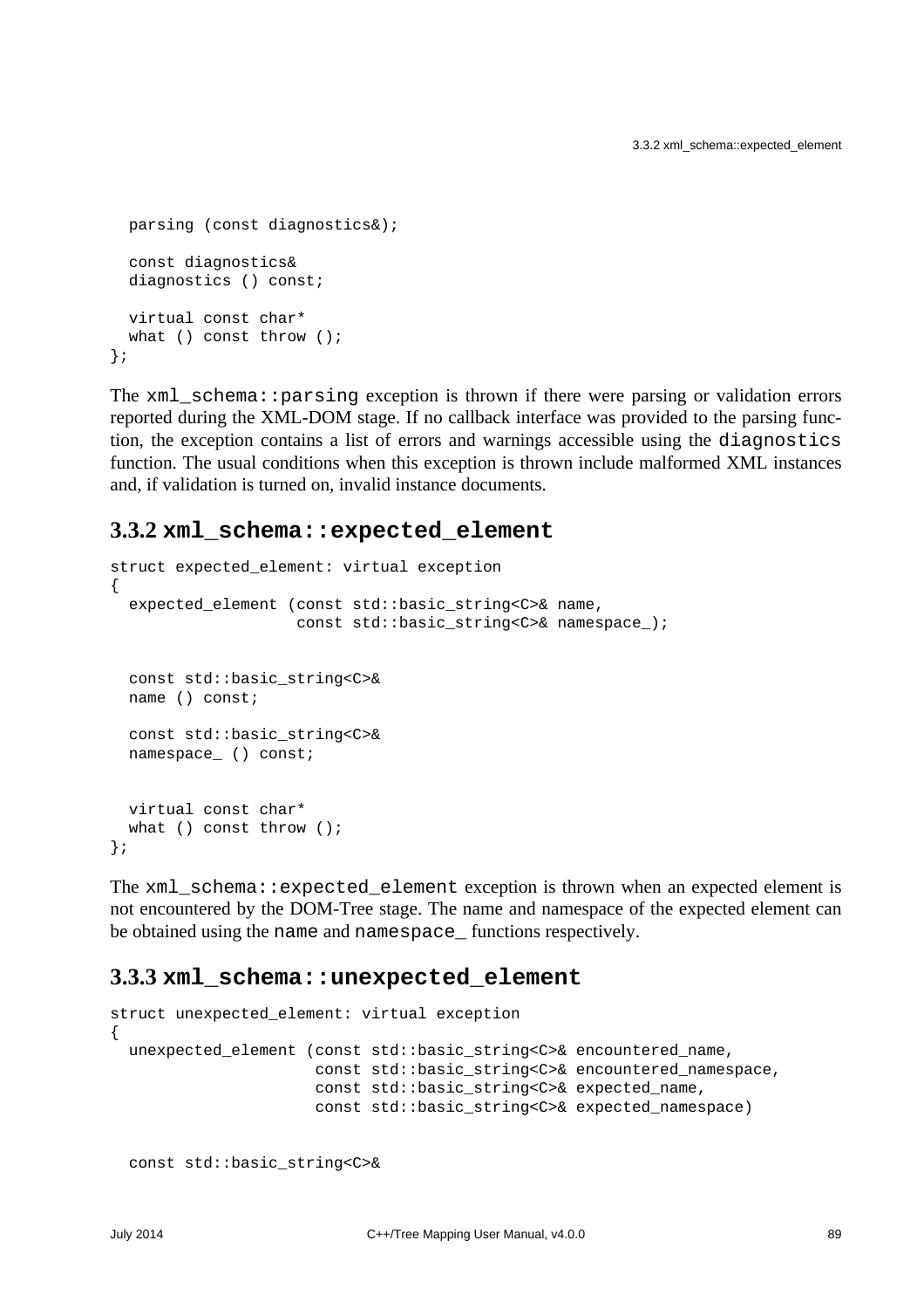```
  parsing (const diagnostics&);

  const diagnostics&
  diagnostics () const;

  virtual const char*
  what () const throw ();
};
```

The `xml_schema::parsing` exception is thrown if there were parsing or validation errors reported during the XML-DOM stage. If no callback interface was provided to the parsing function, the exception contains a list of errors and warnings accessible using the `diagnostics` function. The usual conditions when this exception is thrown include malformed XML instances and, if validation is turned on, invalid instance documents.

### 3.3.2 `xml_schema::expected_element`

```
struct expected_element: virtual exception
{
  expected_element (const std::basic_string<C>& name,
                    const std::basic_string<C>& namespace_);


  const std::basic_string<C>&
  name () const;

  const std::basic_string<C>&
  namespace_ () const;


  virtual const char*
  what () const throw ();
};
```

The `xml_schema::expected_element` exception is thrown when an expected element is not encountered by the DOM-Tree stage. The name and namespace of the expected element can be obtained using the `name` and `namespace_` functions respectively.

### 3.3.3 `xml_schema::unexpected_element`

```
struct unexpected_element: virtual exception
{
  unexpected_element (const std::basic_string<C>& encountered_name,
                      const std::basic_string<C>& encountered_namespace,
                      const std::basic_string<C>& expected_name,
                      const std::basic_string<C>& expected_namespace)


  const std::basic_string<C>&
```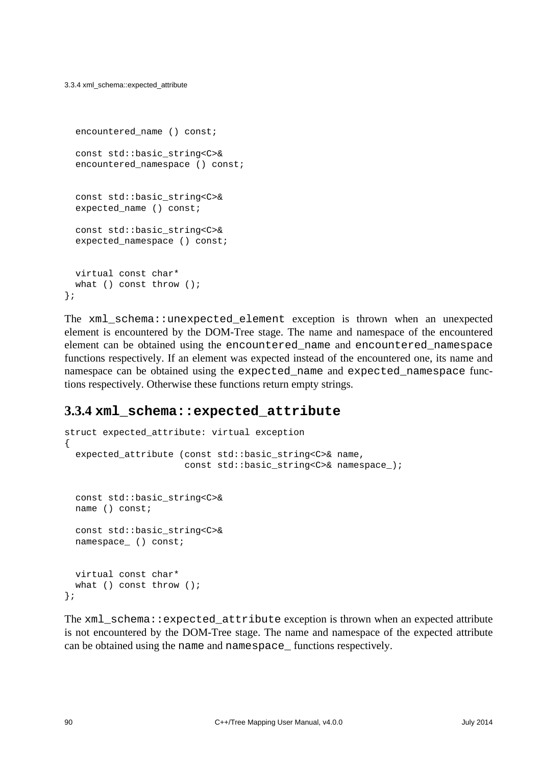```
  encountered_name () const;

  const std::basic_string<C>&
  encountered_namespace () const;


  const std::basic_string<C>&
  expected_name () const;

  const std::basic_string<C>&
  expected_namespace () const;


  virtual const char*
  what () const throw ();
};
```

The `xml_schema::unexpected_element` exception is thrown when an unexpected element is encountered by the DOM-Tree stage. The name and namespace of the encountered element can be obtained using the `encountered_name` and `encountered_namespace` functions respectively. If an element was expected instead of the encountered one, its name and namespace can be obtained using the `expected_name` and `expected_namespace` functions respectively. Otherwise these functions return empty strings.

### 3.3.4 `xml_schema::expected_attribute`

```
struct expected_attribute: virtual exception
{
  expected_attribute (const std::basic_string<C>& name,
                      const std::basic_string<C>& namespace_);


  const std::basic_string<C>&
  name () const;

  const std::basic_string<C>&
  namespace_ () const;


  virtual const char*
  what () const throw ();
};
```

The `xml_schema::expected_attribute` exception is thrown when an expected attribute is not encountered by the DOM-Tree stage. The name and namespace of the expected attribute can be obtained using the `name` and `namespace_` functions respectively.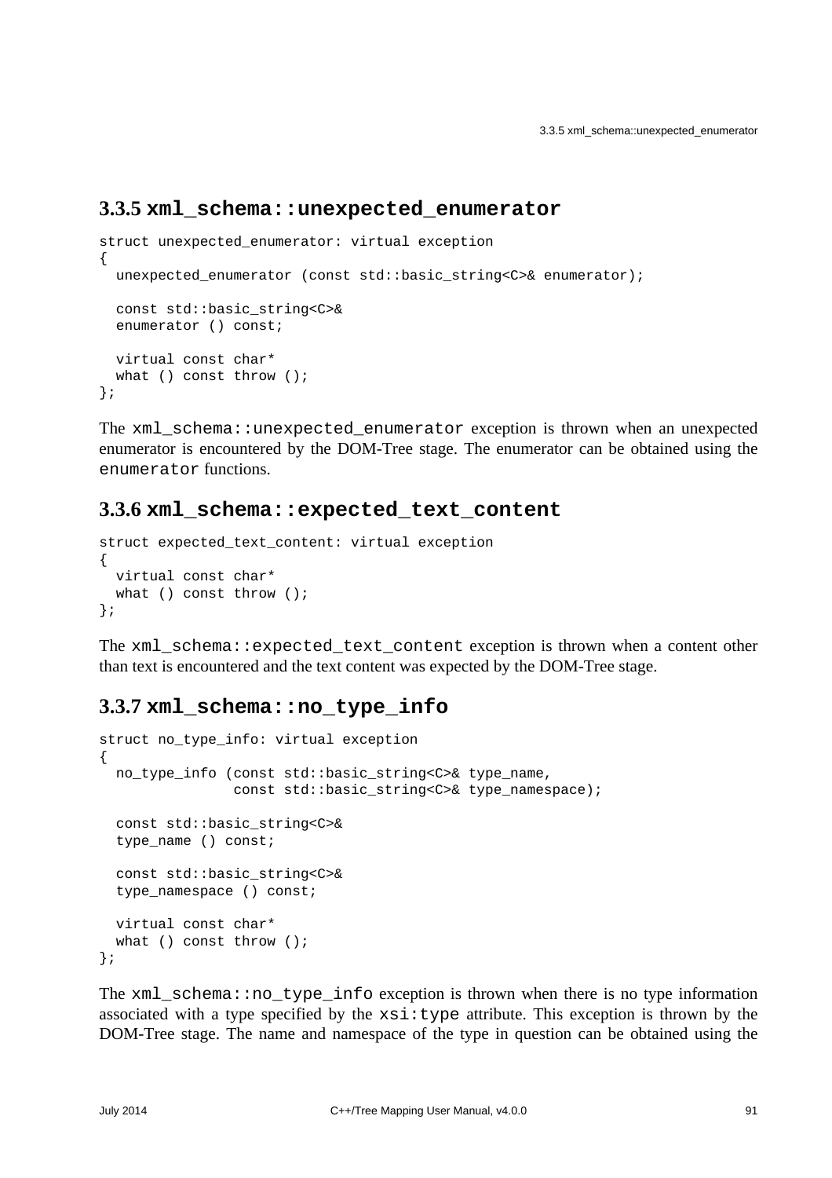### 3.3.5 `xml_schema::unexpected_enumerator`

```
struct unexpected_enumerator: virtual exception
{
  unexpected_enumerator (const std::basic_string<C>& enumerator);

  const std::basic_string<C>&
  enumerator () const;

  virtual const char*
  what () const throw ();
};
```

The `xml_schema::unexpected_enumerator` exception is thrown when an unexpected enumerator is encountered by the DOM-Tree stage. The enumerator can be obtained using the `enumerator` functions.

### 3.3.6 `xml_schema::expected_text_content`

```
struct expected_text_content: virtual exception
{
  virtual const char*
  what () const throw ();
};
```

The `xml_schema::expected_text_content` exception is thrown when a content other than text is encountered and the text content was expected by the DOM-Tree stage.

### 3.3.7 `xml_schema::no_type_info`

```
struct no_type_info: virtual exception
{
  no_type_info (const std::basic_string<C>& type_name,
                const std::basic_string<C>& type_namespace);

  const std::basic_string<C>&
  type_name () const;

  const std::basic_string<C>&
  type_namespace () const;

  virtual const char*
  what () const throw ();
};
```

The `xml_schema::no_type_info` exception is thrown when there is no type information associated with a type specified by the `xsi:type` attribute. This exception is thrown by the DOM-Tree stage. The name and namespace of the type in question can be obtained using the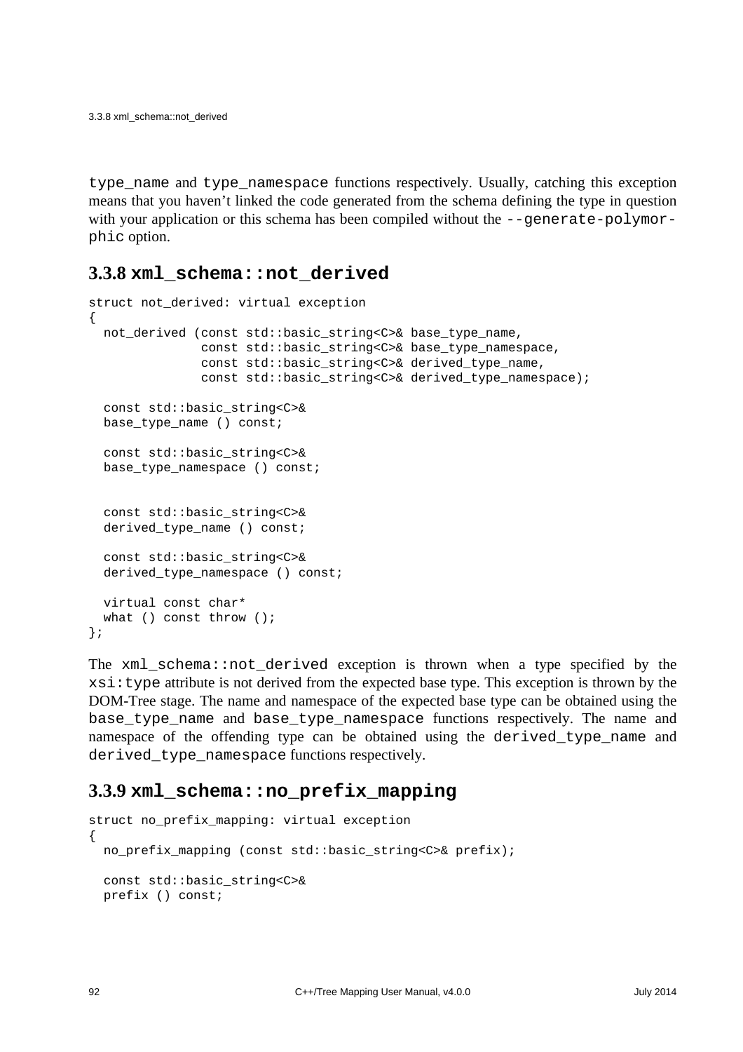`type_name` and `type_namespace` functions respectively. Usually, catching this exception means that you haven't linked the code generated from the schema defining the type in question with your application or this schema has been compiled without the `--generate-polymorphic` option.

### 3.3.8 `xml_schema::not_derived`

```
struct not_derived: virtual exception
{
  not_derived (const std::basic_string<C>& base_type_name,
               const std::basic_string<C>& base_type_namespace,
               const std::basic_string<C>& derived_type_name,
               const std::basic_string<C>& derived_type_namespace);

  const std::basic_string<C>&
  base_type_name () const;

  const std::basic_string<C>&
  base_type_namespace () const;


  const std::basic_string<C>&
  derived_type_name () const;

  const std::basic_string<C>&
  derived_type_namespace () const;

  virtual const char*
  what () const throw ();
};
```

The `xml_schema::not_derived` exception is thrown when a type specified by the `xsi:type` attribute is not derived from the expected base type. This exception is thrown by the DOM-Tree stage. The name and namespace of the expected base type can be obtained using the `base_type_name` and `base_type_namespace` functions respectively. The name and namespace of the offending type can be obtained using the `derived_type_name` and `derived_type_namespace` functions respectively.

### 3.3.9 `xml_schema::no_prefix_mapping`

```
struct no_prefix_mapping: virtual exception
{
  no_prefix_mapping (const std::basic_string<C>& prefix);

  const std::basic_string<C>&
  prefix () const;
```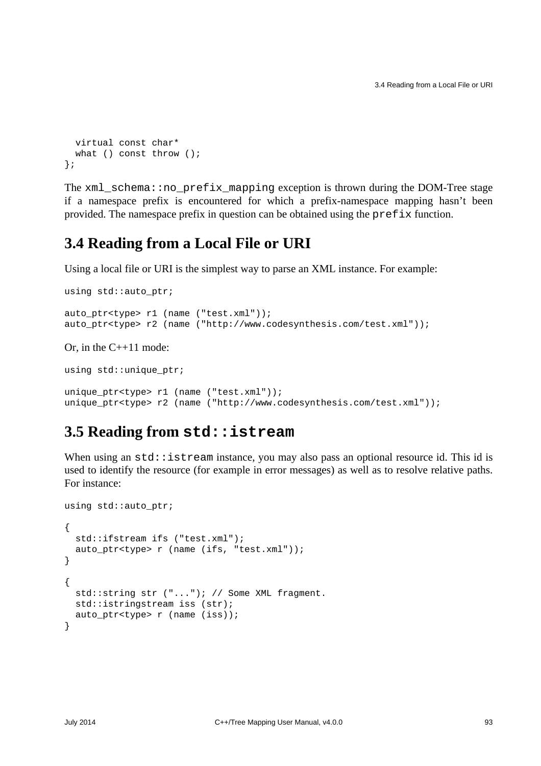```
  virtual const char*
  what () const throw ();
};
```

The `xml_schema::no_prefix_mapping` exception is thrown during the DOM-Tree stage if a namespace prefix is encountered for which a prefix-namespace mapping hasn't been provided. The namespace prefix in question can be obtained using the `prefix` function.

## 3.4 Reading from a Local File or URI

Using a local file or URI is the simplest way to parse an XML instance. For example:

```
using std::auto_ptr;

auto_ptr<type> r1 (name ("test.xml"));
auto_ptr<type> r2 (name ("http://www.codesynthesis.com/test.xml"));
```

Or, in the C++11 mode:

```
using std::unique_ptr;

unique_ptr<type> r1 (name ("test.xml"));
unique_ptr<type> r2 (name ("http://www.codesynthesis.com/test.xml"));
```

## 3.5 Reading from `std::istream`

When using an `std::istream` instance, you may also pass an optional resource id. This id is used to identify the resource (for example in error messages) as well as to resolve relative paths. For instance:

```
using std::auto_ptr;

{
  std::ifstream ifs ("test.xml");
  auto_ptr<type> r (name (ifs, "test.xml"));
}

{
  std::string str ("..."); // Some XML fragment.
  std::istringstream iss (str);
  auto_ptr<type> r (name (iss));
}
```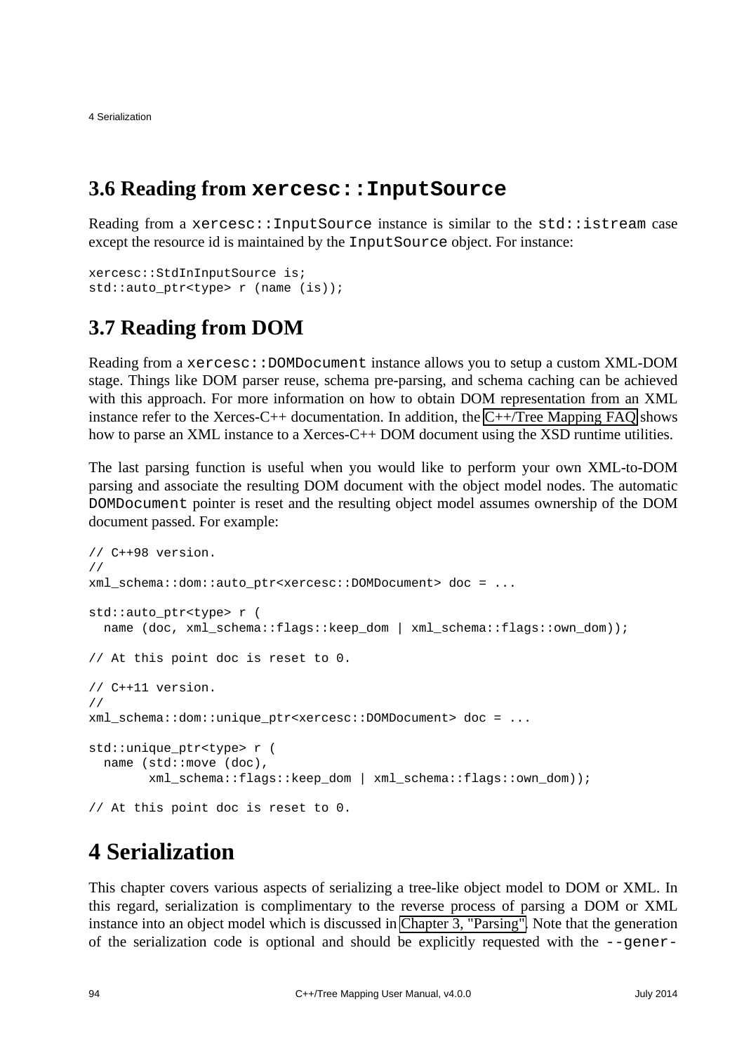## 3.6 Reading from `xercesc::InputSource`

Reading from a `xercesc::InputSource` instance is similar to the `std::istream` case except the resource id is maintained by the `InputSource` object. For instance:

```
xercesc::StdInInputSource is;
std::auto_ptr<type> r (name (is));
```

## 3.7 Reading from DOM

Reading from a `xercesc::DOMDocument` instance allows you to setup a custom XML-DOM stage. Things like DOM parser reuse, schema pre-parsing, and schema caching can be achieved with this approach. For more information on how to obtain DOM representation from an XML instance refer to the Xerces-C++ documentation. In addition, the C++/Tree Mapping FAQ shows how to parse an XML instance to a Xerces-C++ DOM document using the XSD runtime utilities.

The last parsing function is useful when you would like to perform your own XML-to-DOM parsing and associate the resulting DOM document with the object model nodes. The automatic `DOMDocument` pointer is reset and the resulting object model assumes ownership of the DOM document passed. For example:

```
// C++98 version.
//
xml_schema::dom::auto_ptr<xercesc::DOMDocument> doc = ...

std::auto_ptr<type> r (
  name (doc, xml_schema::flags::keep_dom | xml_schema::flags::own_dom));

// At this point doc is reset to 0.

// C++11 version.
//
xml_schema::dom::unique_ptr<xercesc::DOMDocument> doc = ...

std::unique_ptr<type> r (
  name (std::move (doc),
        xml_schema::flags::keep_dom | xml_schema::flags::own_dom));

// At this point doc is reset to 0.
```

# 4 Serialization

This chapter covers various aspects of serializing a tree-like object model to DOM or XML. In this regard, serialization is complimentary to the reverse process of parsing a DOM or XML instance into an object model which is discussed in Chapter 3, "Parsing". Note that the generation of the serialization code is optional and should be explicitly requested with the `--gener-`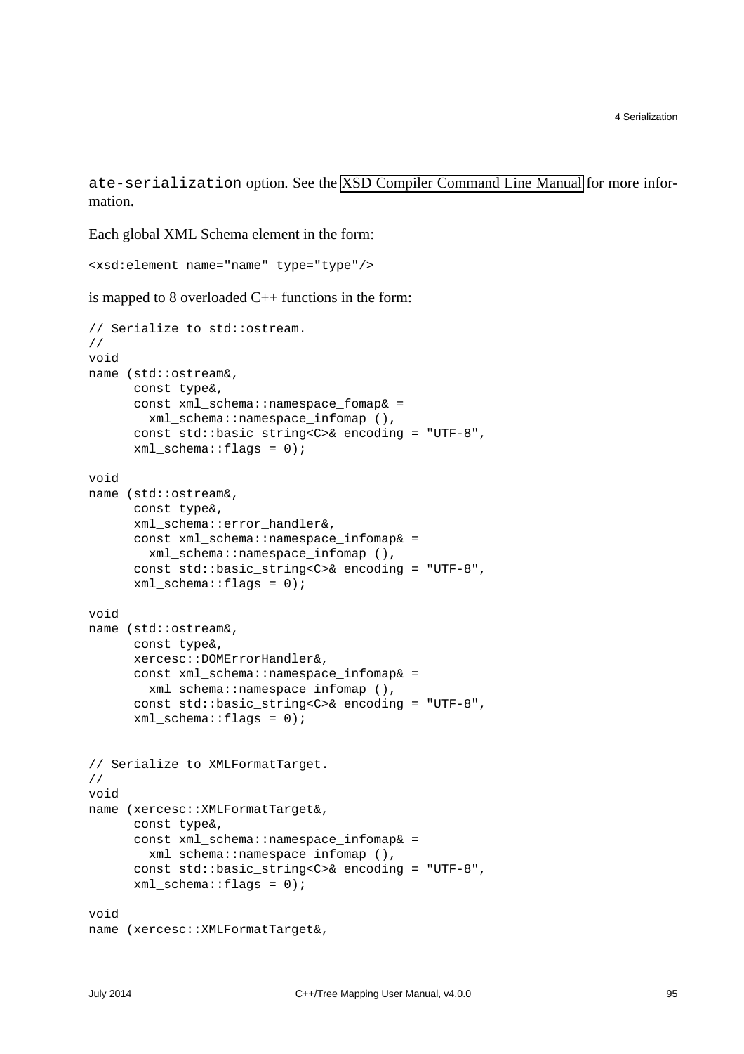ate-serialization option. See the XSD Compiler Command Line Manual for more information.

Each global XML Schema element in the form:

```
<xsd:element name="name" type="type"/>
```

is mapped to 8 overloaded C++ functions in the form:

```
// Serialize to std::ostream.
//
void
name (std::ostream&,
      const type&,
      const xml_schema::namespace_fomap& =
        xml_schema::namespace_infomap (),
      const std::basic_string<C>& encoding = "UTF-8",
      xml_schema::flags = 0);

void
name (std::ostream&,
      const type&,
      xml_schema::error_handler&,
      const xml_schema::namespace_infomap& =
        xml_schema::namespace_infomap (),
      const std::basic_string<C>& encoding = "UTF-8",
      xml_schema::flags = 0);

void
name (std::ostream&,
      const type&,
      xercesc::DOMErrorHandler&,
      const xml_schema::namespace_infomap& =
        xml_schema::namespace_infomap (),
      const std::basic_string<C>& encoding = "UTF-8",
      xml_schema::flags = 0);


// Serialize to XMLFormatTarget.
//
void
name (xercesc::XMLFormatTarget&,
      const type&,
      const xml_schema::namespace_infomap& =
        xml_schema::namespace_infomap (),
      const std::basic_string<C>& encoding = "UTF-8",
      xml_schema::flags = 0);

void
name (xercesc::XMLFormatTarget&,
```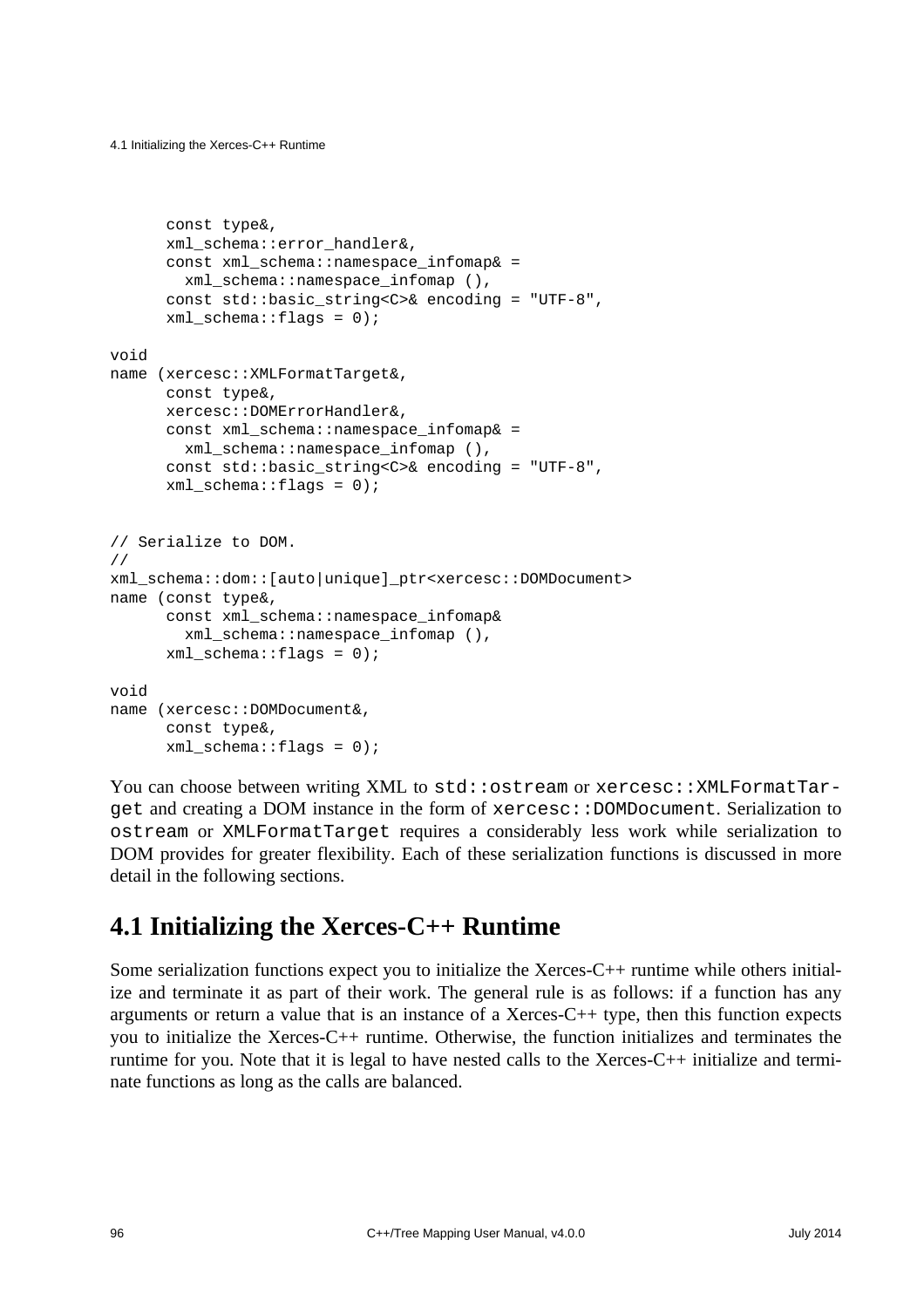```
      const type&,
      xml_schema::error_handler&,
      const xml_schema::namespace_infomap& =
        xml_schema::namespace_infomap (),
      const std::basic_string<C>& encoding = "UTF-8",
      xml_schema::flags = 0);

void
name (xercesc::XMLFormatTarget&,
      const type&,
      xercesc::DOMErrorHandler&,
      const xml_schema::namespace_infomap& =
        xml_schema::namespace_infomap (),
      const std::basic_string<C>& encoding = "UTF-8",
      xml_schema::flags = 0);


// Serialize to DOM.
//
xml_schema::dom::[auto|unique]_ptr<xercesc::DOMDocument>
name (const type&,
      const xml_schema::namespace_infomap&
        xml_schema::namespace_infomap (),
      xml_schema::flags = 0);

void
name (xercesc::DOMDocument&,
      const type&,
      xml_schema::flags = 0);
```

You can choose between writing XML to `std::ostream` or `xercesc::XMLFormatTarget` and creating a DOM instance in the form of `xercesc::DOMDocument`. Serialization to `ostream` or `XMLFormatTarget` requires a considerably less work while serialization to DOM provides for greater flexibility. Each of these serialization functions is discussed in more detail in the following sections.

## 4.1 Initializing the Xerces-C++ Runtime

Some serialization functions expect you to initialize the Xerces-C++ runtime while others initialize and terminate it as part of their work. The general rule is as follows: if a function has any arguments or return a value that is an instance of a Xerces-C++ type, then this function expects you to initialize the Xerces-C++ runtime. Otherwise, the function initializes and terminates the runtime for you. Note that it is legal to have nested calls to the Xerces-C++ initialize and terminate functions as long as the calls are balanced.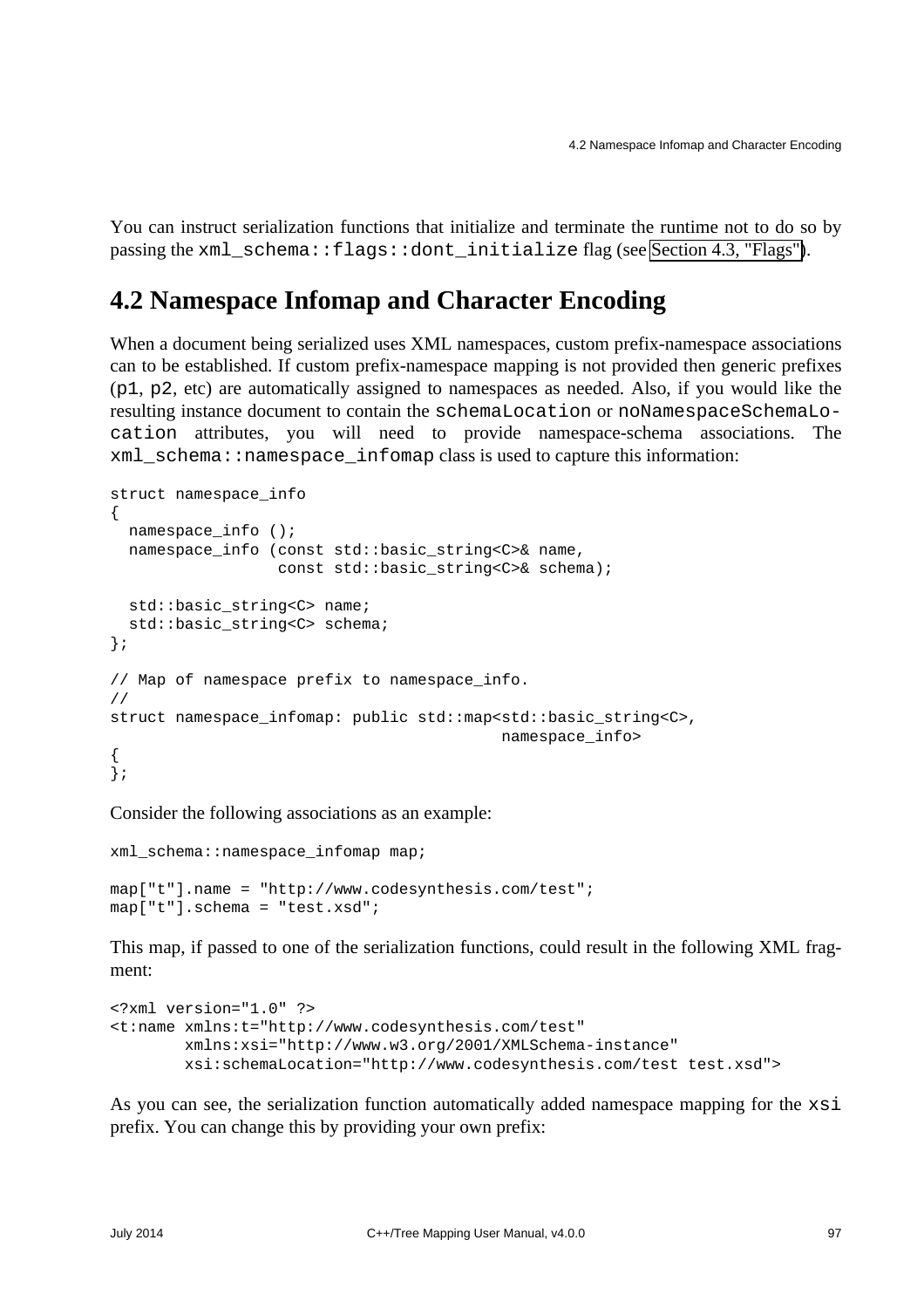You can instruct serialization functions that initialize and terminate the runtime not to do so by passing the `xml_schema::flags::dont_initialize` flag (see Section 4.3, "Flags").

## 4.2 Namespace Infomap and Character Encoding

When a document being serialized uses XML namespaces, custom prefix-namespace associations can to be established. If custom prefix-namespace mapping is not provided then generic prefixes (`p1`, `p2`, etc) are automatically assigned to namespaces as needed. Also, if you would like the resulting instance document to contain the `schemaLocation` or `noNamespaceSchemaLocation` attributes, you will need to provide namespace-schema associations. The `xml_schema::namespace_infomap` class is used to capture this information:

```
struct namespace_info
{
  namespace_info ();
  namespace_info (const std::basic_string<C>& name,
                  const std::basic_string<C>& schema);

  std::basic_string<C> name;
  std::basic_string<C> schema;
};

// Map of namespace prefix to namespace_info.
//
struct namespace_infomap: public std::map<std::basic_string<C>,
                                          namespace_info>
{
};
```

Consider the following associations as an example:

```
xml_schema::namespace_infomap map;

map["t"].name = "http://www.codesynthesis.com/test";
map["t"].schema = "test.xsd";
```

This map, if passed to one of the serialization functions, could result in the following XML fragment:

```
<?xml version="1.0" ?>
<t:name xmlns:t="http://www.codesynthesis.com/test"
        xmlns:xsi="http://www.w3.org/2001/XMLSchema-instance"
        xsi:schemaLocation="http://www.codesynthesis.com/test test.xsd">
```

As you can see, the serialization function automatically added namespace mapping for the `xsi` prefix. You can change this by providing your own prefix: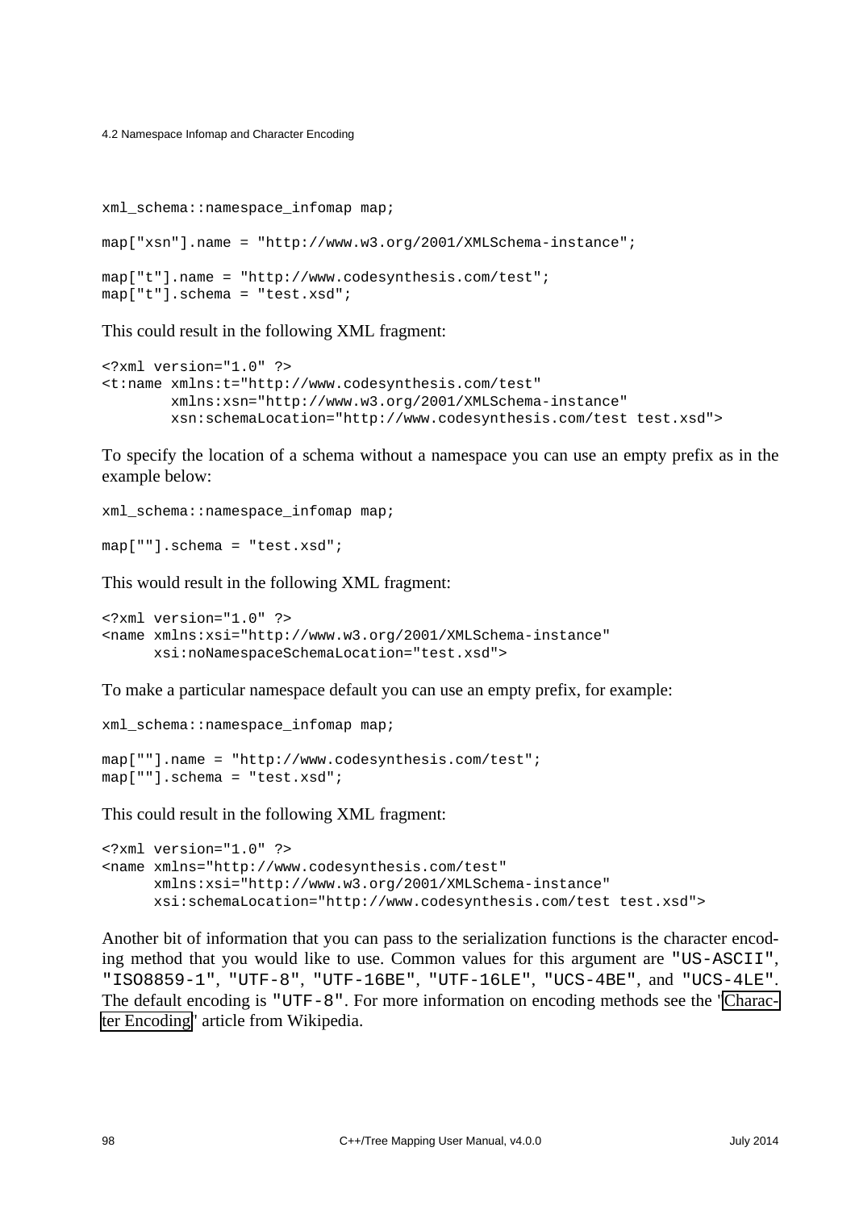```
xml_schema::namespace_infomap map;

map["xsn"].name = "http://www.w3.org/2001/XMLSchema-instance";

map["t"].name = "http://www.codesynthesis.com/test";
map["t"].schema = "test.xsd";
```

This could result in the following XML fragment:

```
<?xml version="1.0" ?>
<t:name xmlns:t="http://www.codesynthesis.com/test"
        xmlns:xsn="http://www.w3.org/2001/XMLSchema-instance"
        xsn:schemaLocation="http://www.codesynthesis.com/test test.xsd">
```

To specify the location of a schema without a namespace you can use an empty prefix as in the example below:

```
xml_schema::namespace_infomap map;

map[""].schema = "test.xsd";
```

This would result in the following XML fragment:

```
<?xml version="1.0" ?>
<name xmlns:xsi="http://www.w3.org/2001/XMLSchema-instance"
      xsi:noNamespaceSchemaLocation="test.xsd">
```

To make a particular namespace default you can use an empty prefix, for example:

```
xml_schema::namespace_infomap map;

map[""].name = "http://www.codesynthesis.com/test";
map[""].schema = "test.xsd";
```

This could result in the following XML fragment:

```
<?xml version="1.0" ?>
<name xmlns="http://www.codesynthesis.com/test"
      xmlns:xsi="http://www.w3.org/2001/XMLSchema-instance"
      xsi:schemaLocation="http://www.codesynthesis.com/test test.xsd">
```

Another bit of information that you can pass to the serialization functions is the character encoding method that you would like to use. Common values for this argument are `"US-ASCII"`, `"ISO8859-1"`, `"UTF-8"`, `"UTF-16BE"`, `"UTF-16LE"`, `"UCS-4BE"`, and `"UCS-4LE"`. The default encoding is `"UTF-8"`. For more information on encoding methods see the 'Character Encoding' article from Wikipedia.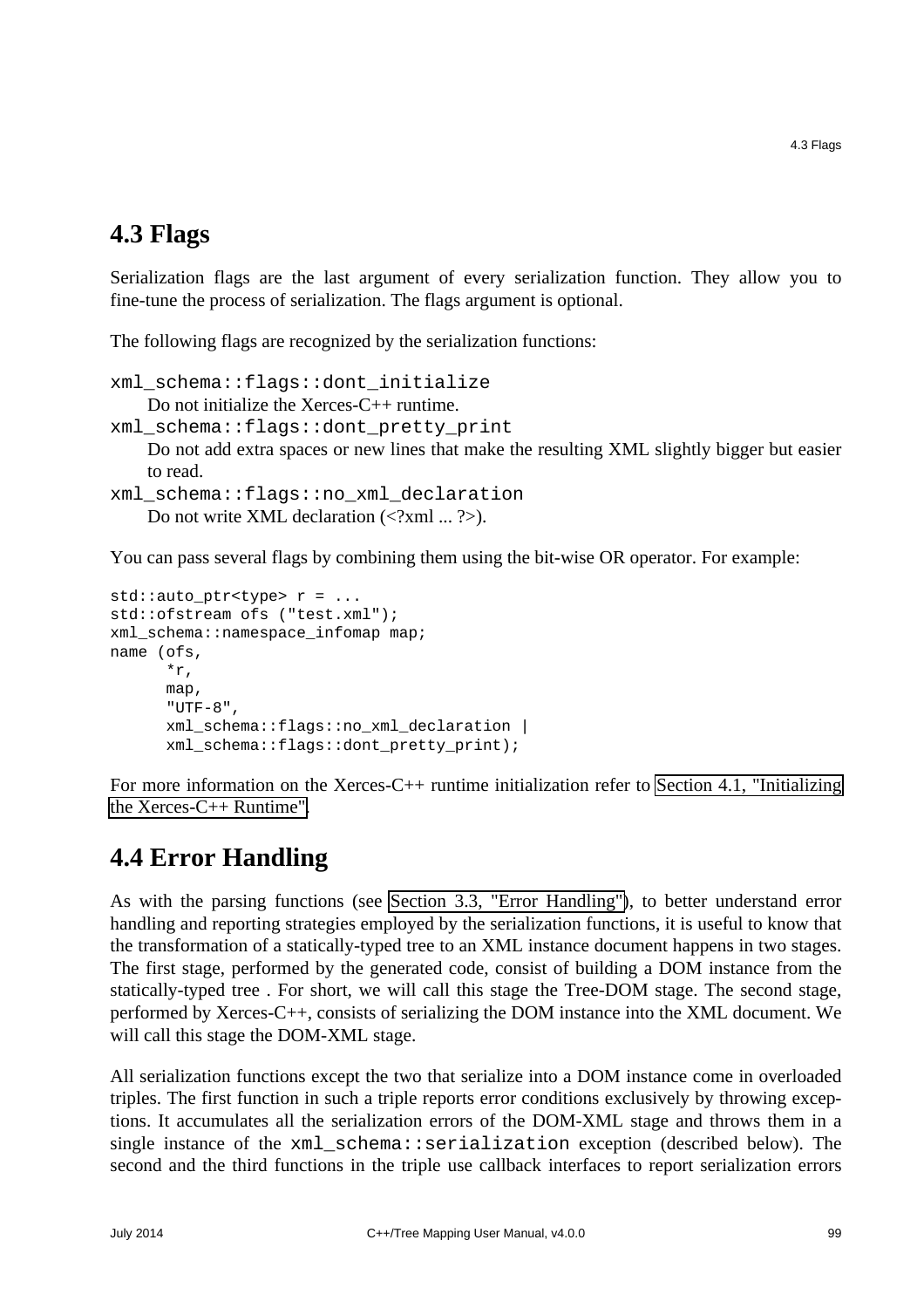## 4.3 Flags

Serialization flags are the last argument of every serialization function. They allow you to fine-tune the process of serialization. The flags argument is optional.

The following flags are recognized by the serialization functions:

`xml_schema::flags::dont_initialize`
: Do not initialize the Xerces-C++ runtime.

`xml_schema::flags::dont_pretty_print`
: Do not add extra spaces or new lines that make the resulting XML slightly bigger but easier to read.

`xml_schema::flags::no_xml_declaration`
: Do not write XML declaration (<?xml ... ?>).

You can pass several flags by combining them using the bit-wise OR operator. For example:

```
std::auto_ptr<type> r = ...
std::ofstream ofs ("test.xml");
xml_schema::namespace_infomap map;
name (ofs,
      *r,
      map,
      "UTF-8",
      xml_schema::flags::no_xml_declaration |
      xml_schema::flags::dont_pretty_print);
```

For more information on the Xerces-C++ runtime initialization refer to Section 4.1, "Initializing the Xerces-C++ Runtime".

## 4.4 Error Handling

As with the parsing functions (see Section 3.3, "Error Handling"), to better understand error handling and reporting strategies employed by the serialization functions, it is useful to know that the transformation of a statically-typed tree to an XML instance document happens in two stages. The first stage, performed by the generated code, consist of building a DOM instance from the statically-typed tree . For short, we will call this stage the Tree-DOM stage. The second stage, performed by Xerces-C++, consists of serializing the DOM instance into the XML document. We will call this stage the DOM-XML stage.

All serialization functions except the two that serialize into a DOM instance come in overloaded triples. The first function in such a triple reports error conditions exclusively by throwing exceptions. It accumulates all the serialization errors of the DOM-XML stage and throws them in a single instance of the `xml_schema::serialization` exception (described below). The second and the third functions in the triple use callback interfaces to report serialization errors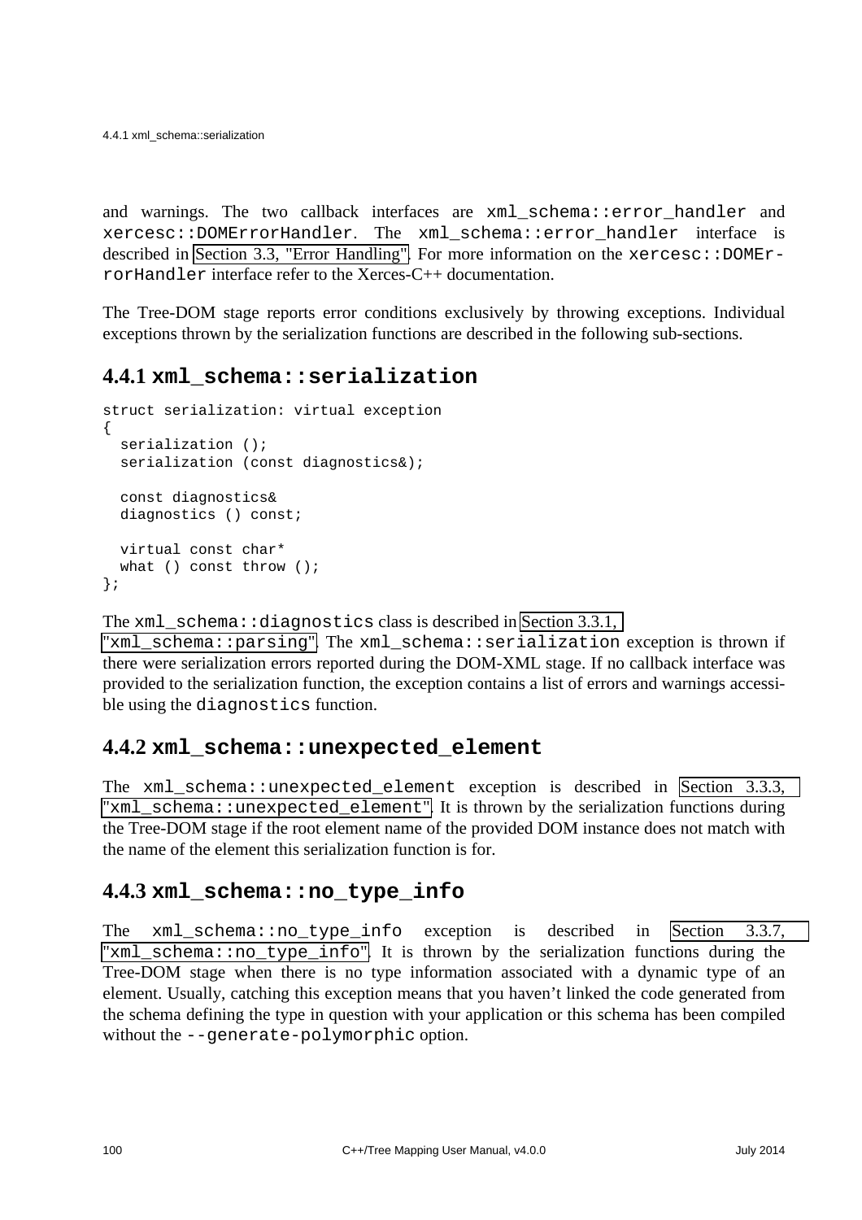and warnings. The two callback interfaces are `xml_schema::error_handler` and `xercesc::DOMErrorHandler`. The `xml_schema::error_handler` interface is described in Section 3.3, "Error Handling". For more information on the `xercesc::DOMErrorHandler` interface refer to the Xerces-C++ documentation.

The Tree-DOM stage reports error conditions exclusively by throwing exceptions. Individual exceptions thrown by the serialization functions are described in the following sub-sections.

### 4.4.1 `xml_schema::serialization`

```
struct serialization: virtual exception
{
  serialization ();
  serialization (const diagnostics&);

  const diagnostics&
  diagnostics () const;

  virtual const char*
  what () const throw ();
};
```

The `xml_schema::diagnostics` class is described in Section 3.3.1, "`xml_schema::parsing`". The `xml_schema::serialization` exception is thrown if there were serialization errors reported during the DOM-XML stage. If no callback interface was provided to the serialization function, the exception contains a list of errors and warnings accessible using the `diagnostics` function.

### 4.4.2 `xml_schema::unexpected_element`

The `xml_schema::unexpected_element` exception is described in Section 3.3.3, "`xml_schema::unexpected_element`". It is thrown by the serialization functions during the Tree-DOM stage if the root element name of the provided DOM instance does not match with the name of the element this serialization function is for.

### 4.4.3 `xml_schema::no_type_info`

The `xml_schema::no_type_info` exception is described in Section 3.3.7, "`xml_schema::no_type_info`". It is thrown by the serialization functions during the Tree-DOM stage when there is no type information associated with a dynamic type of an element. Usually, catching this exception means that you haven't linked the code generated from the schema defining the type in question with your application or this schema has been compiled without the `--generate-polymorphic` option.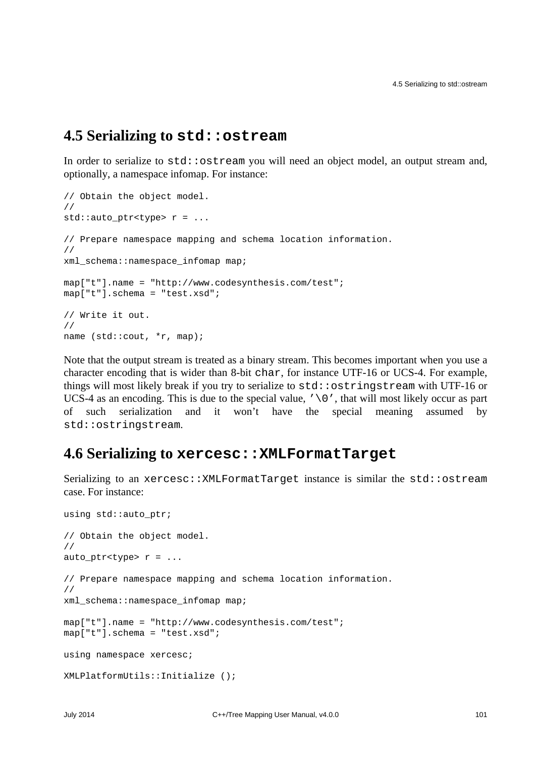## 4.5 Serializing to `std::ostream`

In order to serialize to `std::ostream` you will need an object model, an output stream and, optionally, a namespace infomap. For instance:

```
// Obtain the object model.
//
std::auto_ptr<type> r = ...

// Prepare namespace mapping and schema location information.
//
xml_schema::namespace_infomap map;

map["t"].name = "http://www.codesynthesis.com/test";
map["t"].schema = "test.xsd";

// Write it out.
//
name (std::cout, *r, map);
```

Note that the output stream is treated as a binary stream. This becomes important when you use a character encoding that is wider than 8-bit `char`, for instance UTF-16 or UCS-4. For example, things will most likely break if you try to serialize to `std::ostringstream` with UTF-16 or UCS-4 as an encoding. This is due to the special value, `'\0'`, that will most likely occur as part of such serialization and it won't have the special meaning assumed by `std::ostringstream`.

## 4.6 Serializing to `xercesc::XMLFormatTarget`

Serializing to an `xercesc::XMLFormatTarget` instance is similar the `std::ostream` case. For instance:

```
using std::auto_ptr;

// Obtain the object model.
//
auto_ptr<type> r = ...

// Prepare namespace mapping and schema location information.
//
xml_schema::namespace_infomap map;

map["t"].name = "http://www.codesynthesis.com/test";
map["t"].schema = "test.xsd";

using namespace xercesc;

XMLPlatformUtils::Initialize ();
```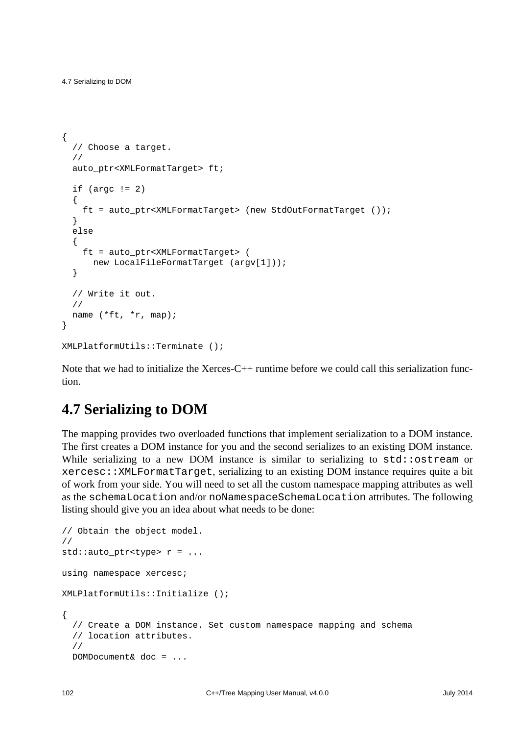```
{
  // Choose a target.
  //
  auto_ptr<XMLFormatTarget> ft;

  if (argc != 2)
  {
    ft = auto_ptr<XMLFormatTarget> (new StdOutFormatTarget ());
  }
  else
  {
    ft = auto_ptr<XMLFormatTarget> (
      new LocalFileFormatTarget (argv[1]));
  }

  // Write it out.
  //
  name (*ft, *r, map);
}

XMLPlatformUtils::Terminate ();
```

Note that we had to initialize the Xerces-C++ runtime before we could call this serialization function.

## 4.7 Serializing to DOM

The mapping provides two overloaded functions that implement serialization to a DOM instance. The first creates a DOM instance for you and the second serializes to an existing DOM instance. While serializing to a new DOM instance is similar to serializing to `std::ostream` or `xercesc::XMLFormatTarget`, serializing to an existing DOM instance requires quite a bit of work from your side. You will need to set all the custom namespace mapping attributes as well as the `schemaLocation` and/or `noNamespaceSchemaLocation` attributes. The following listing should give you an idea about what needs to be done:

```
// Obtain the object model.
//
std::auto_ptr<type> r = ...

using namespace xercesc;

XMLPlatformUtils::Initialize ();

{
  // Create a DOM instance. Set custom namespace mapping and schema
  // location attributes.
  //
  DOMDocument& doc = ...
```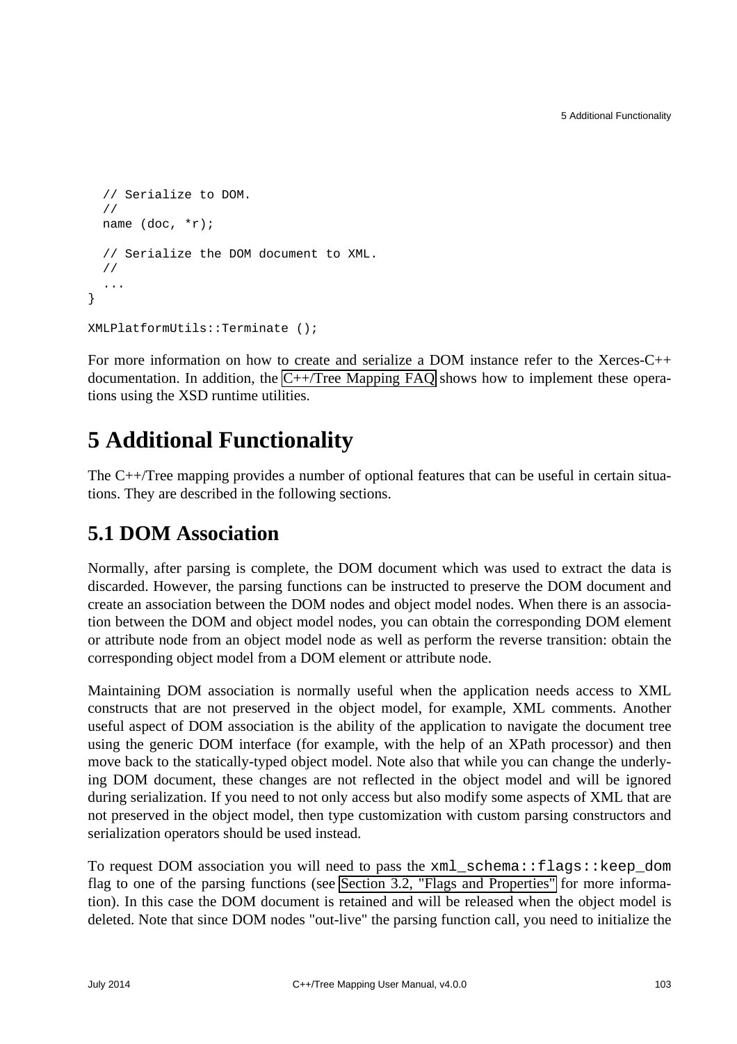```
    // Serialize to DOM.
    //
    name (doc, *r);

    // Serialize the DOM document to XML.
    //
    ...
}

XMLPlatformUtils::Terminate ();
```

For more information on how to create and serialize a DOM instance refer to the Xerces-C++ documentation. In addition, the C++/Tree Mapping FAQ shows how to implement these operations using the XSD runtime utilities.

# 5 Additional Functionality

The C++/Tree mapping provides a number of optional features that can be useful in certain situations. They are described in the following sections.

## 5.1 DOM Association

Normally, after parsing is complete, the DOM document which was used to extract the data is discarded. However, the parsing functions can be instructed to preserve the DOM document and create an association between the DOM nodes and object model nodes. When there is an association between the DOM and object model nodes, you can obtain the corresponding DOM element or attribute node from an object model node as well as perform the reverse transition: obtain the corresponding object model from a DOM element or attribute node.

Maintaining DOM association is normally useful when the application needs access to XML constructs that are not preserved in the object model, for example, XML comments. Another useful aspect of DOM association is the ability of the application to navigate the document tree using the generic DOM interface (for example, with the help of an XPath processor) and then move back to the statically-typed object model. Note also that while you can change the underlying DOM document, these changes are not reflected in the object model and will be ignored during serialization. If you need to not only access but also modify some aspects of XML that are not preserved in the object model, then type customization with custom parsing constructors and serialization operators should be used instead.

To request DOM association you will need to pass the `xml_schema::flags::keep_dom` flag to one of the parsing functions (see Section 3.2, "Flags and Properties" for more information). In this case the DOM document is retained and will be released when the object model is deleted. Note that since DOM nodes "out-live" the parsing function call, you need to initialize the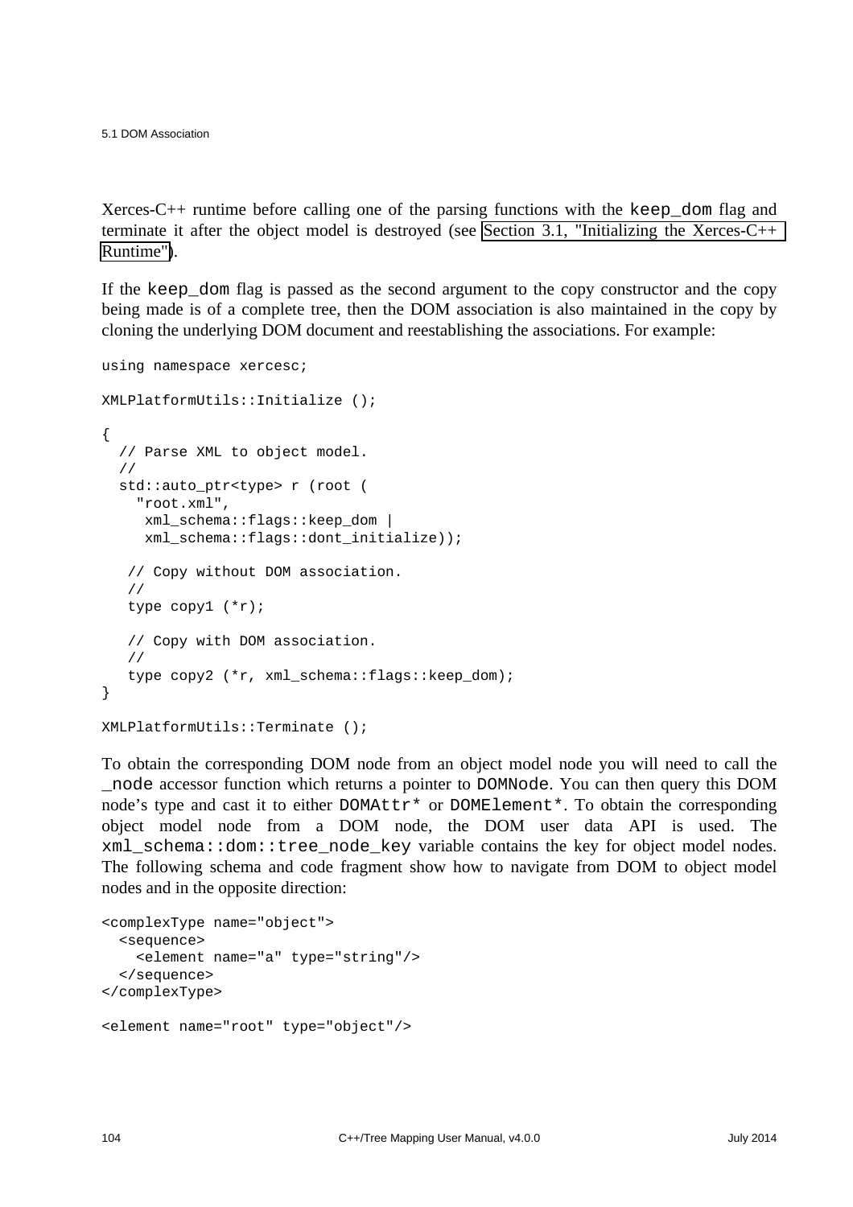Xerces-C++ runtime before calling one of the parsing functions with the `keep_dom` flag and terminate it after the object model is destroyed (see Section 3.1, "Initializing the Xerces-C++ Runtime").

If the `keep_dom` flag is passed as the second argument to the copy constructor and the copy being made is of a complete tree, then the DOM association is also maintained in the copy by cloning the underlying DOM document and reestablishing the associations. For example:

```
using namespace xercesc;

XMLPlatformUtils::Initialize ();

{
  // Parse XML to object model.
  //
  std::auto_ptr<type> r (root (
    "root.xml",
     xml_schema::flags::keep_dom |
     xml_schema::flags::dont_initialize));

   // Copy without DOM association.
   //
   type copy1 (*r);

   // Copy with DOM association.
   //
   type copy2 (*r, xml_schema::flags::keep_dom);
}

XMLPlatformUtils::Terminate ();
```

To obtain the corresponding DOM node from an object model node you will need to call the `_node` accessor function which returns a pointer to `DOMNode`. You can then query this DOM node's type and cast it to either `DOMAttr*` or `DOMElement*`. To obtain the corresponding object model node from a DOM node, the DOM user data API is used. The `xml_schema::dom::tree_node_key` variable contains the key for object model nodes. The following schema and code fragment show how to navigate from DOM to object model nodes and in the opposite direction:

```
<complexType name="object">
  <sequence>
    <element name="a" type="string"/>
  </sequence>
</complexType>

<element name="root" type="object"/>
```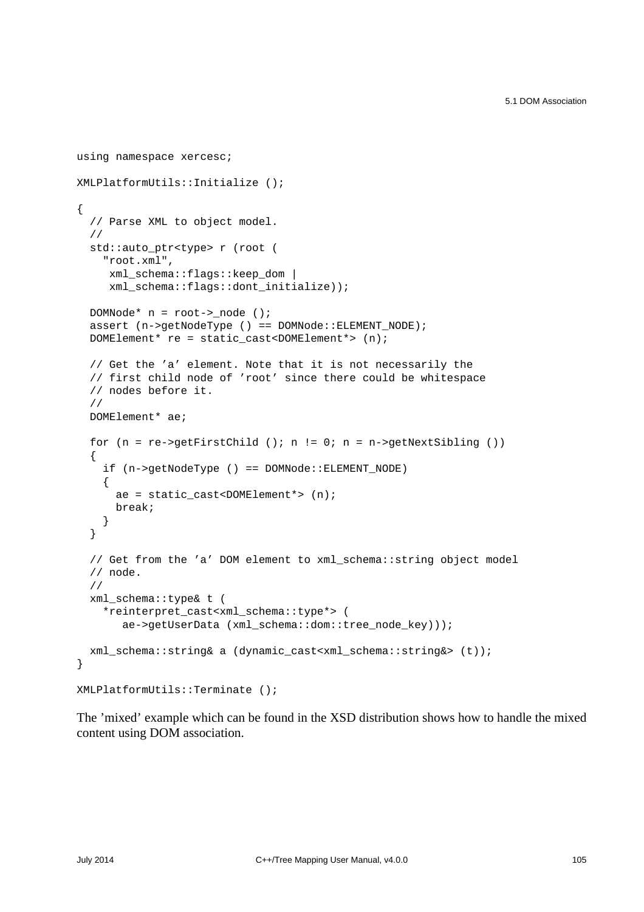```
using namespace xercesc;

XMLPlatformUtils::Initialize ();

{
  // Parse XML to object model.
  //
  std::auto_ptr<type> r (root (
    "root.xml",
     xml_schema::flags::keep_dom |
     xml_schema::flags::dont_initialize));

  DOMNode* n = root->_node ();
  assert (n->getNodeType () == DOMNode::ELEMENT_NODE);
  DOMElement* re = static_cast<DOMElement*> (n);

  // Get the 'a' element. Note that it is not necessarily the
  // first child node of 'root' since there could be whitespace
  // nodes before it.
  //
  DOMElement* ae;

  for (n = re->getFirstChild (); n != 0; n = n->getNextSibling ())
  {
    if (n->getNodeType () == DOMNode::ELEMENT_NODE)
    {
      ae = static_cast<DOMElement*> (n);
      break;
    }
  }

  // Get from the 'a' DOM element to xml_schema::string object model
  // node.
  //
  xml_schema::type& t (
    *reinterpret_cast<xml_schema::type*> (
       ae->getUserData (xml_schema::dom::tree_node_key)));

  xml_schema::string& a (dynamic_cast<xml_schema::string&> (t));
}

XMLPlatformUtils::Terminate ();
```

The 'mixed' example which can be found in the XSD distribution shows how to handle the mixed content using DOM association.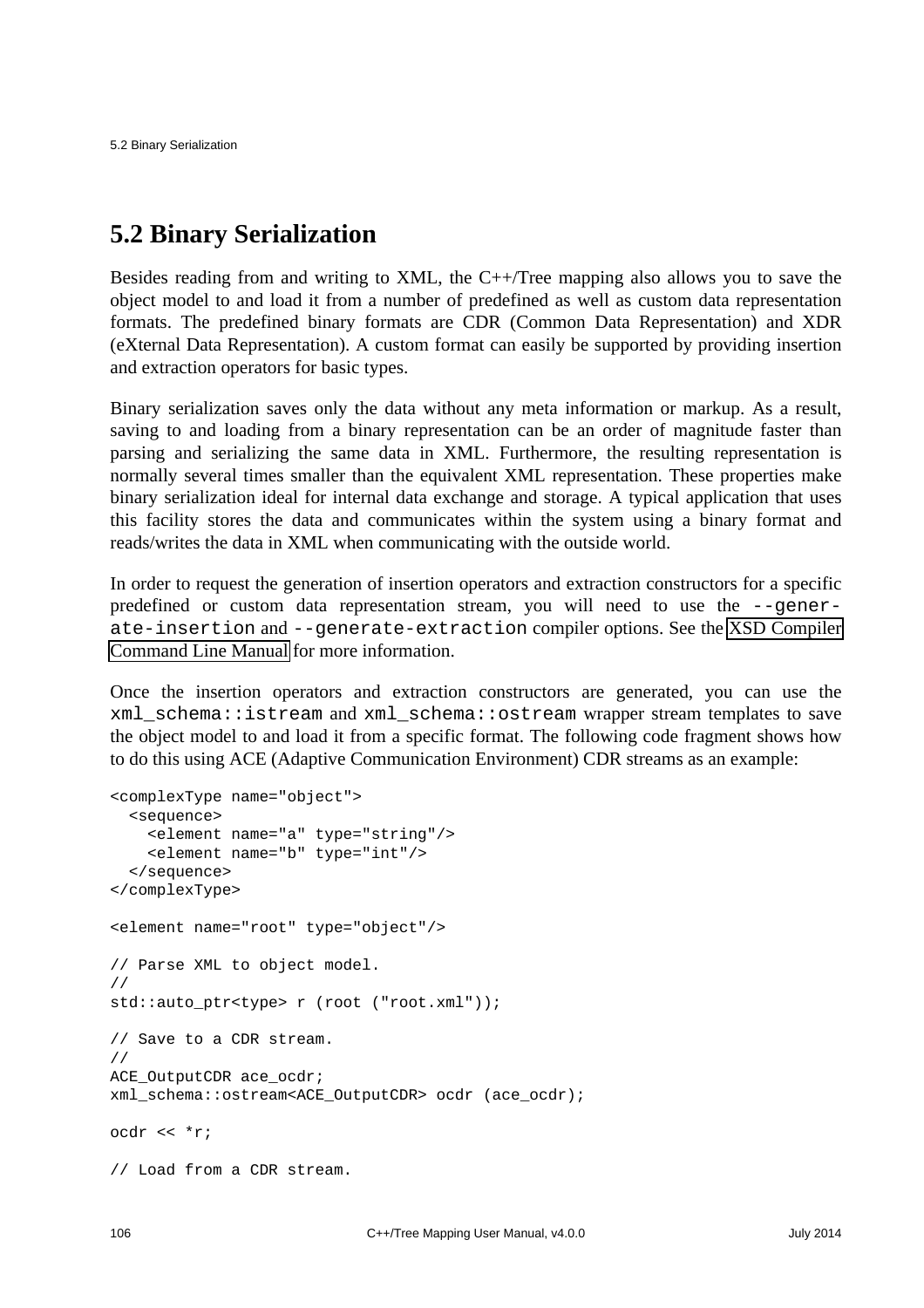## 5.2 Binary Serialization

Besides reading from and writing to XML, the C++/Tree mapping also allows you to save the object model to and load it from a number of predefined as well as custom data representation formats. The predefined binary formats are CDR (Common Data Representation) and XDR (eXternal Data Representation). A custom format can easily be supported by providing insertion and extraction operators for basic types.

Binary serialization saves only the data without any meta information or markup. As a result, saving to and loading from a binary representation can be an order of magnitude faster than parsing and serializing the same data in XML. Furthermore, the resulting representation is normally several times smaller than the equivalent XML representation. These properties make binary serialization ideal for internal data exchange and storage. A typical application that uses this facility stores the data and communicates within the system using a binary format and reads/writes the data in XML when communicating with the outside world.

In order to request the generation of insertion operators and extraction constructors for a specific predefined or custom data representation stream, you will need to use the `--generate-insertion` and `--generate-extraction` compiler options. See the XSD Compiler Command Line Manual for more information.

Once the insertion operators and extraction constructors are generated, you can use the `xml_schema::istream` and `xml_schema::ostream` wrapper stream templates to save the object model to and load it from a specific format. The following code fragment shows how to do this using ACE (Adaptive Communication Environment) CDR streams as an example:

```
<complexType name="object">
  <sequence>
    <element name="a" type="string"/>
    <element name="b" type="int"/>
  </sequence>
</complexType>

<element name="root" type="object"/>

// Parse XML to object model.
//
std::auto_ptr<type> r (root ("root.xml"));

// Save to a CDR stream.
//
ACE_OutputCDR ace_ocdr;
xml_schema::ostream<ACE_OutputCDR> ocdr (ace_ocdr);

ocdr << *r;

// Load from a CDR stream.
```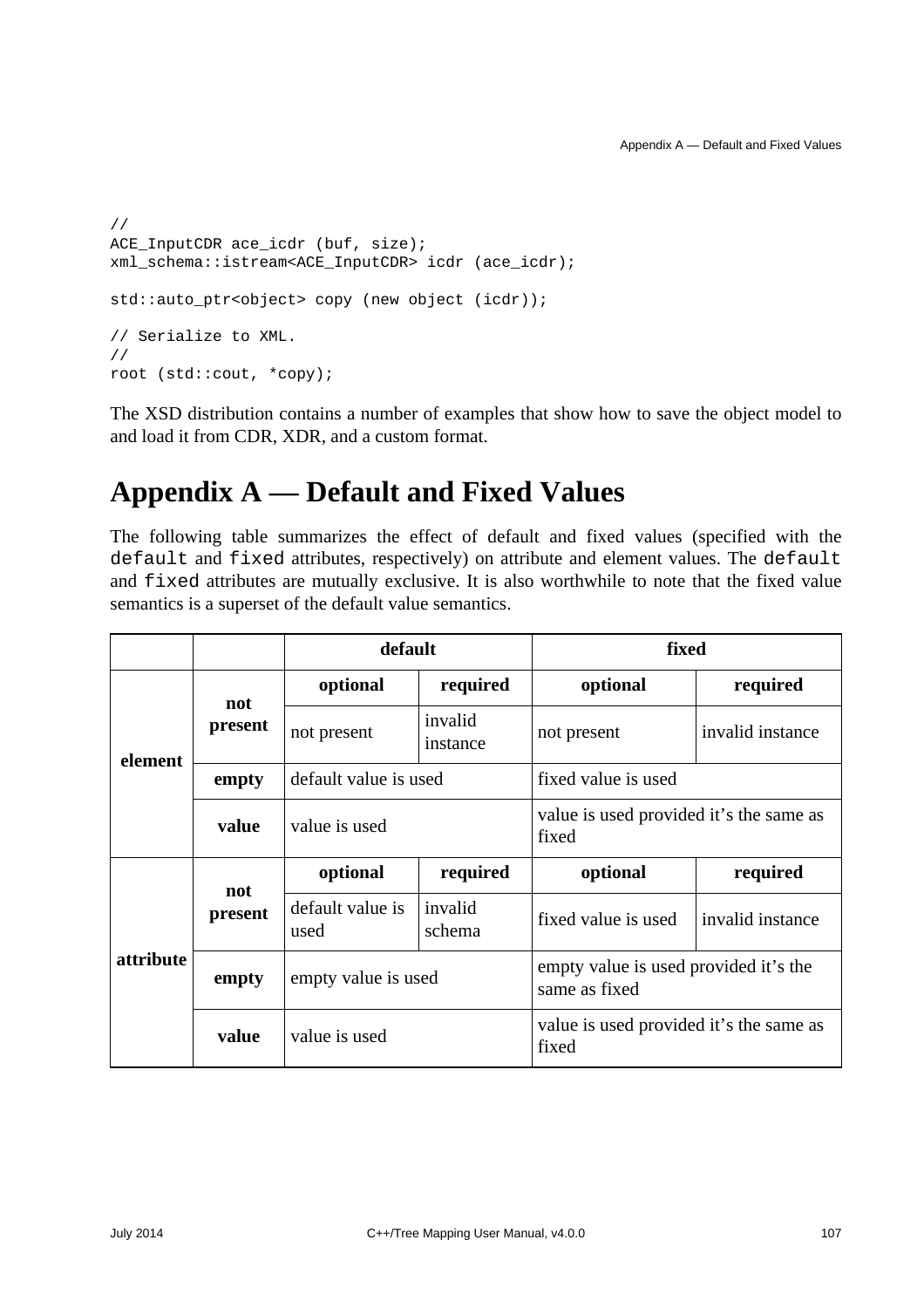```
//
ACE_InputCDR ace_icdr (buf, size);
xml_schema::istream<ACE_InputCDR> icdr (ace_icdr);

std::auto_ptr<object> copy (new object (icdr));

// Serialize to XML.
//
root (std::cout, *copy);
```

The XSD distribution contains a number of examples that show how to save the object model to and load it from CDR, XDR, and a custom format.

# Appendix A — Default and Fixed Values

The following table summarizes the effect of default and fixed values (specified with the `default` and `fixed` attributes, respectively) on attribute and element values. The `default` and `fixed` attributes are mutually exclusive. It is also worthwhile to note that the fixed value semantics is a superset of the default value semantics.

| | | **default** | | **fixed** | |
|---|---|---|---|---|---|
| | | **optional** | **required** | **optional** | **required** |
| **element** | **not present** | not present | invalid instance | not present | invalid instance |
| | **empty** | default value is used | | fixed value is used | |
| | **value** | value is used | | value is used provided it's the same as fixed | |
| | | **optional** | **required** | **optional** | **required** |
| **attribute** | **not present** | default value is used | invalid schema | fixed value is used | invalid instance |
| | **empty** | empty value is used | | empty value is used provided it's the same as fixed | |
| | **value** | value is used | | value is used provided it's the same as fixed | |